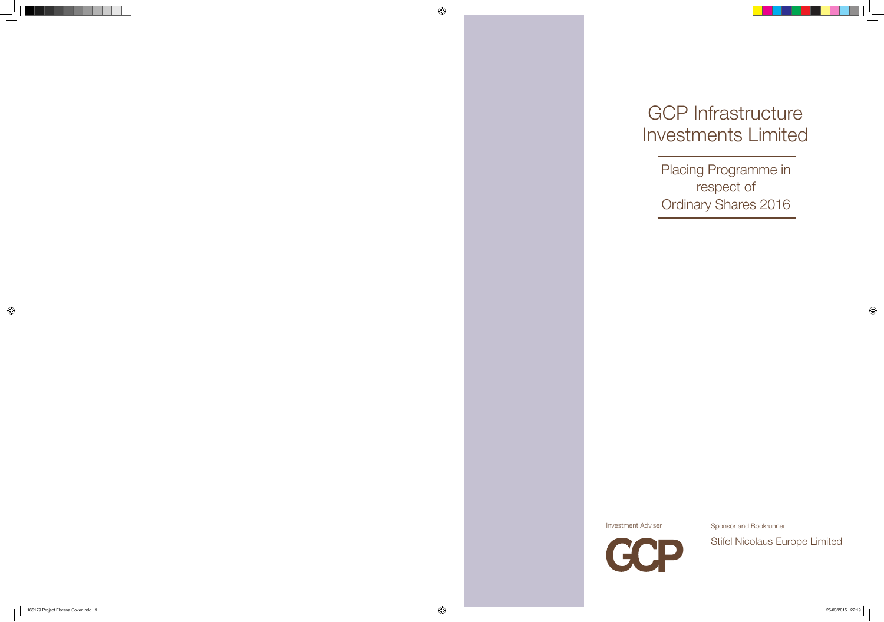# GCP Infrastructure Investments Limited

## Placing Programme in respect of Ordinary Shares 2016

Investment Adviser

GCP

Sponsor and Bookrunner

Stifel Nicolaus Europe Limited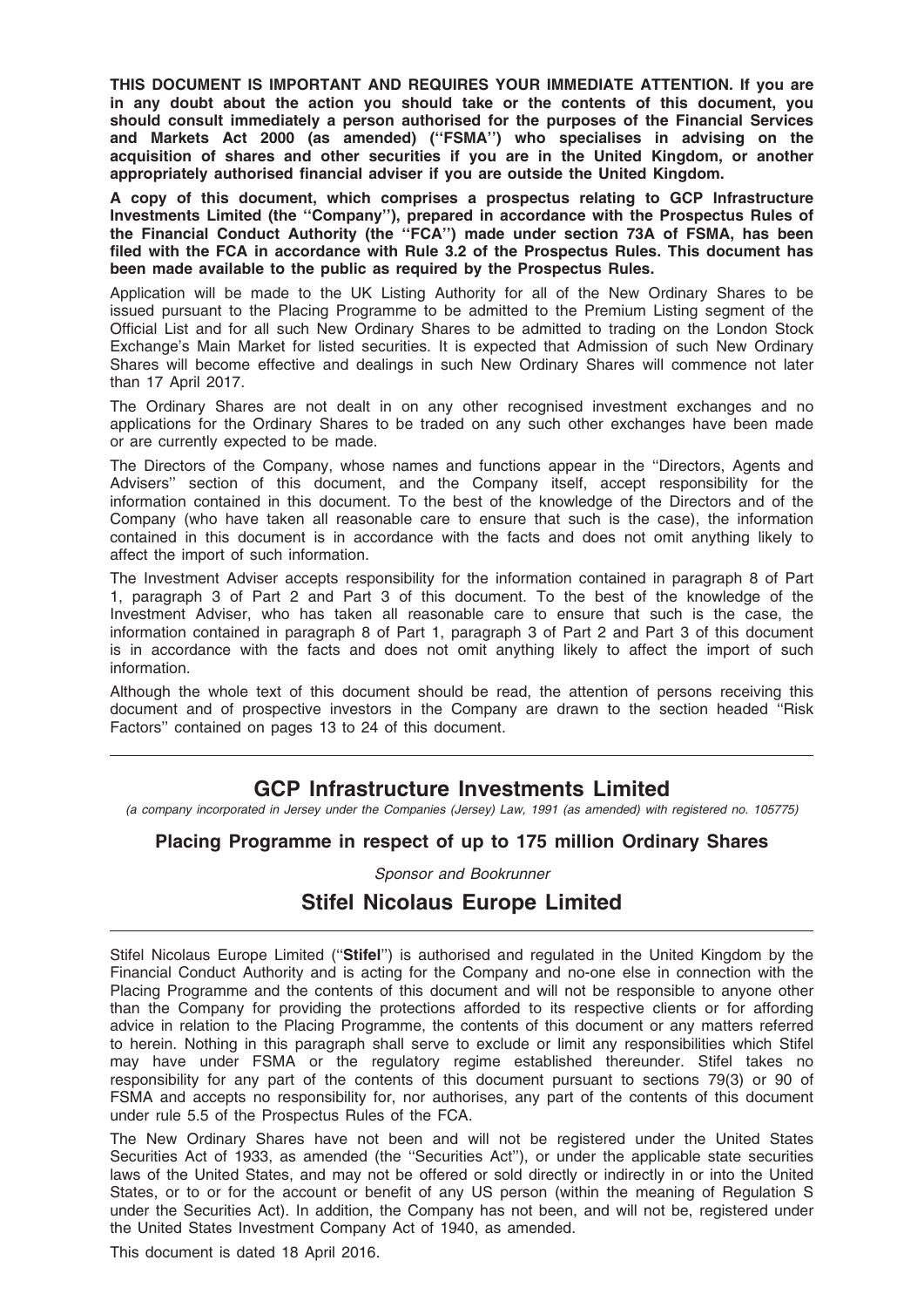**THIS DOCUMENT IS IMPORTANT AND REQUIRES YOUR IMMEDIATE ATTENTION. If you are in any doubt about the action you should take or the contents of this document, you should consult immediately a person authorised for the purposes of the Financial Services and Markets Act 2000 (as amended) (''FSMA'') who specialises in advising on the acquisition of shares and other securities if you are in the United Kingdom, or another appropriately authorised financial adviser if you are outside the United Kingdom.**

**A copy of this document, which comprises a prospectus relating to GCP Infrastructure Investments Limited (the ''Company''), prepared in accordance with the Prospectus Rules of the Financial Conduct Authority (the ''FCA'') made under section 73A of FSMA, has been filed with the FCA in accordance with Rule 3.2 of the Prospectus Rules. This document has been made available to the public as required by the Prospectus Rules.**

Application will be made to the UK Listing Authority for all of the New Ordinary Shares to be issued pursuant to the Placing Programme to be admitted to the Premium Listing segment of the Official List and for all such New Ordinary Shares to be admitted to trading on the London Stock Exchange's Main Market for listed securities. It is expected that Admission of such New Ordinary Shares will become effective and dealings in such New Ordinary Shares will commence not later than 17 April 2017.

The Ordinary Shares are not dealt in on any other recognised investment exchanges and no applications for the Ordinary Shares to be traded on any such other exchanges have been made or are currently expected to be made.

The Directors of the Company, whose names and functions appear in the ''Directors, Agents and Advisers'' section of this document, and the Company itself, accept responsibility for the information contained in this document. To the best of the knowledge of the Directors and of the Company (who have taken all reasonable care to ensure that such is the case), the information contained in this document is in accordance with the facts and does not omit anything likely to affect the import of such information.

The Investment Adviser accepts responsibility for the information contained in paragraph 8 of Part 1, paragraph 3 of Part 2 and Part 3 of this document. To the best of the knowledge of the Investment Adviser, who has taken all reasonable care to ensure that such is the case, the information contained in paragraph 8 of Part 1, paragraph 3 of Part 2 and Part 3 of this document is in accordance with the facts and does not omit anything likely to affect the import of such information.

Although the whole text of this document should be read, the attention of persons receiving this document and of prospective investors in the Company are drawn to the section headed ''Risk Factors'' contained on pages 13 to 24 of this document.

---

# GCP Infrastructure Investments Limited

*(a company incorporated in Jersey under the Companies (Jersey) Law, 1991 (as amended) with registered no. 105775)*

## Placing Programme in respect of up to 175 million Ordinary Shares

*Sponsor and Bookrunner*

## Stifel Nicolaus Europe Limited

---

Stifel Nicolaus Europe Limited (''**Stifel**'') is authorised and regulated in the United Kingdom by the Financial Conduct Authority and is acting for the Company and no-one else in connection with the Placing Programme and the contents of this document and will not be responsible to anyone other than the Company for providing the protections afforded to its respective clients or for affording advice in relation to the Placing Programme, the contents of this document or any matters referred to herein. Nothing in this paragraph shall serve to exclude or limit any responsibilities which Stifel may have under FSMA or the regulatory regime established thereunder. Stifel takes no responsibility for any part of the contents of this document pursuant to sections 79(3) or 90 of FSMA and accepts no responsibility for, nor authorises, any part of the contents of this document under rule 5.5 of the Prospectus Rules of the FCA.

The New Ordinary Shares have not been and will not be registered under the United States Securities Act of 1933, as amended (the ''Securities Act''), or under the applicable state securities laws of the United States, and may not be offered or sold directly or indirectly in or into the United States, or to or for the account or benefit of any US person (within the meaning of Regulation S under the Securities Act). In addition, the Company has not been, and will not be, registered under the United States Investment Company Act of 1940, as amended.

This document is dated 18 April 2016.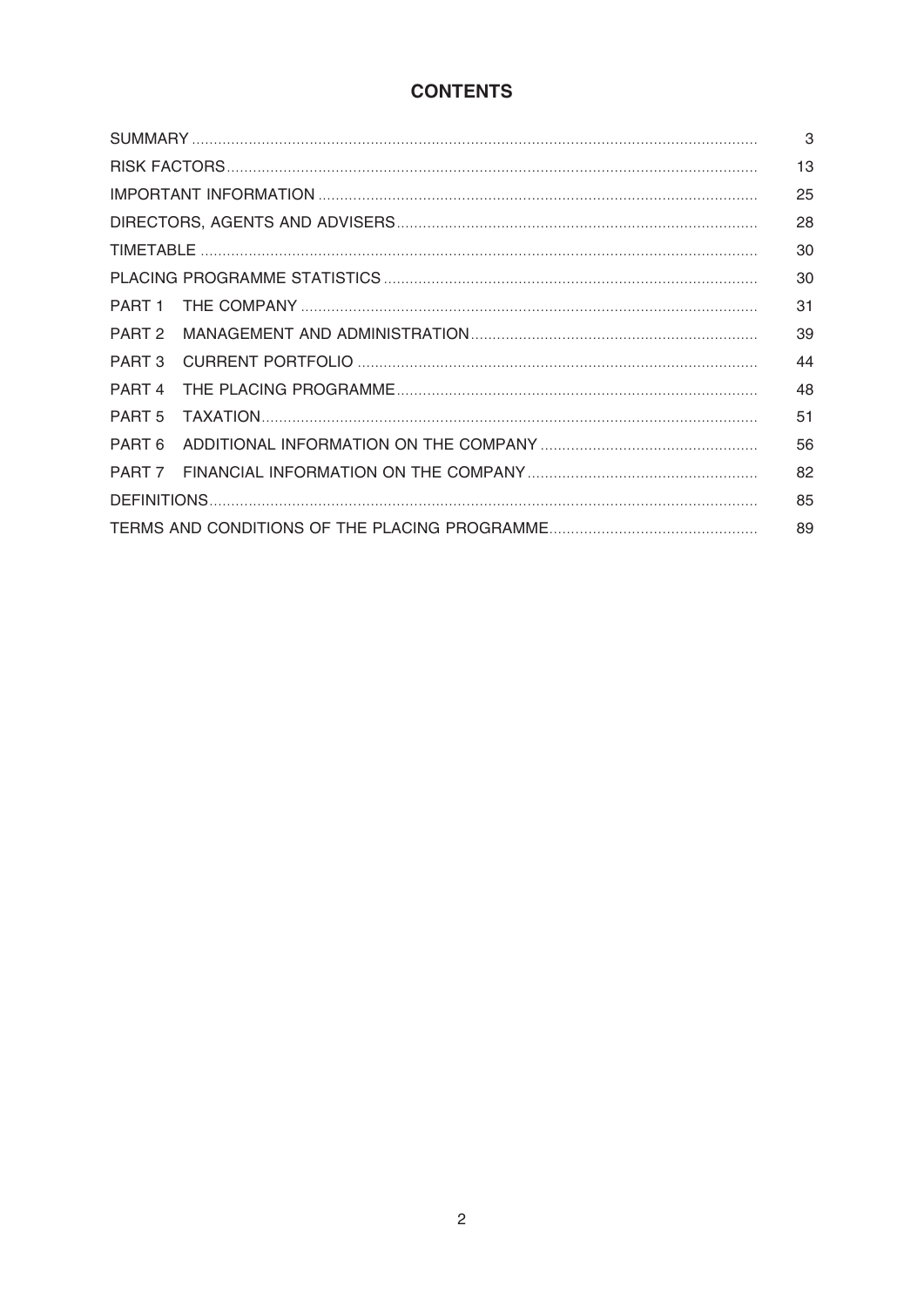# CONTENTS

| | |
|---|---|
| SUMMARY | 3 |
| RISK FACTORS | 13 |
| IMPORTANT INFORMATION | 25 |
| DIRECTORS, AGENTS AND ADVISERS | 28 |
| TIMETABLE | 30 |
| PLACING PROGRAMME STATISTICS | 30 |
| PART 1 THE COMPANY | 31 |
| PART 2 MANAGEMENT AND ADMINISTRATION | 39 |
| PART 3 CURRENT PORTFOLIO | 44 |
| PART 4 THE PLACING PROGRAMME | 48 |
| PART 5 TAXATION | 51 |
| PART 6 ADDITIONAL INFORMATION ON THE COMPANY | 56 |
| PART 7 FINANCIAL INFORMATION ON THE COMPANY | 82 |
| DEFINITIONS | 85 |
| TERMS AND CONDITIONS OF THE PLACING PROGRAMME | 89 |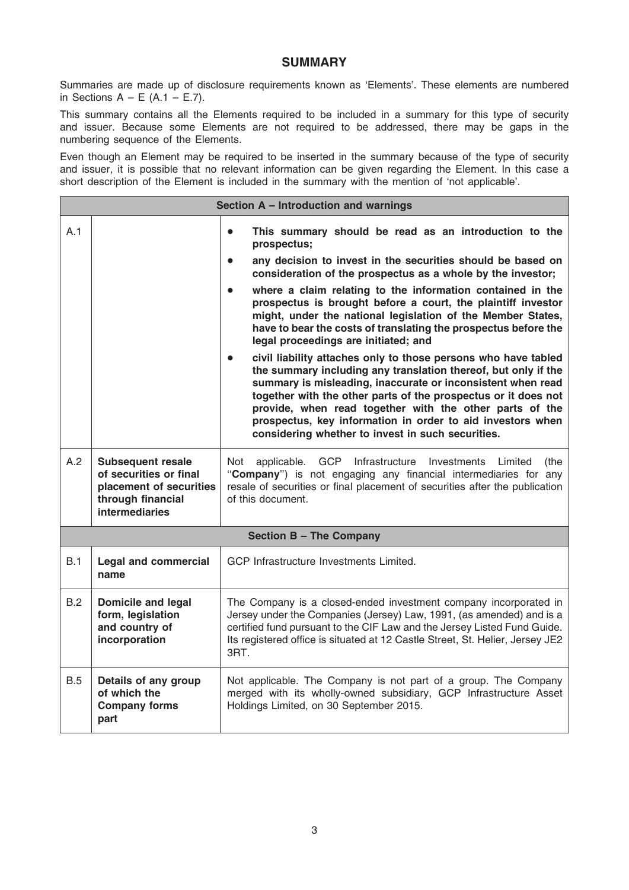# SUMMARY

Summaries are made up of disclosure requirements known as 'Elements'. These elements are numbered in Sections A – E (A.1 – E.7).

This summary contains all the Elements required to be included in a summary for this type of security and issuer. Because some Elements are not required to be addressed, there may be gaps in the numbering sequence of the Elements.

Even though an Element may be required to be inserted in the summary because of the type of security and issuer, it is possible that no relevant information can be given regarding the Element. In this case a short description of the Element is included in the summary with the mention of 'not applicable'.

| **Section A – Introduction and warnings** | | |
|---|---|---|
| A.1 | | • **This summary should be read as an introduction to the prospectus;**<br>• **any decision to invest in the securities should be based on consideration of the prospectus as a whole by the investor;**<br>• **where a claim relating to the information contained in the prospectus is brought before a court, the plaintiff investor might, under the national legislation of the Member States, have to bear the costs of translating the prospectus before the legal proceedings are initiated; and**<br>• **civil liability attaches only to those persons who have tabled the summary including any translation thereof, but only if the summary is misleading, inaccurate or inconsistent when read together with the other parts of the prospectus or it does not provide, when read together with the other parts of the prospectus, key information in order to aid investors when considering whether to invest in such securities.** |
| A.2 | **Subsequent resale of securities or final placement of securities through financial intermediaries** | Not applicable. GCP Infrastructure Investments Limited (the "**Company**") is not engaging any financial intermediaries for any resale of securities or final placement of securities after the publication of this document. |
| **Section B – The Company** | | |
| B.1 | **Legal and commercial name** | GCP Infrastructure Investments Limited. |
| B.2 | **Domicile and legal form, legislation and country of incorporation** | The Company is a closed-ended investment company incorporated in Jersey under the Companies (Jersey) Law, 1991, (as amended) and is a certified fund pursuant to the CIF Law and the Jersey Listed Fund Guide. Its registered office is situated at 12 Castle Street, St. Helier, Jersey JE2 3RT. |
| B.5 | **Details of any group of which the Company forms part** | Not applicable. The Company is not part of a group. The Company merged with its wholly-owned subsidiary, GCP Infrastructure Asset Holdings Limited, on 30 September 2015. |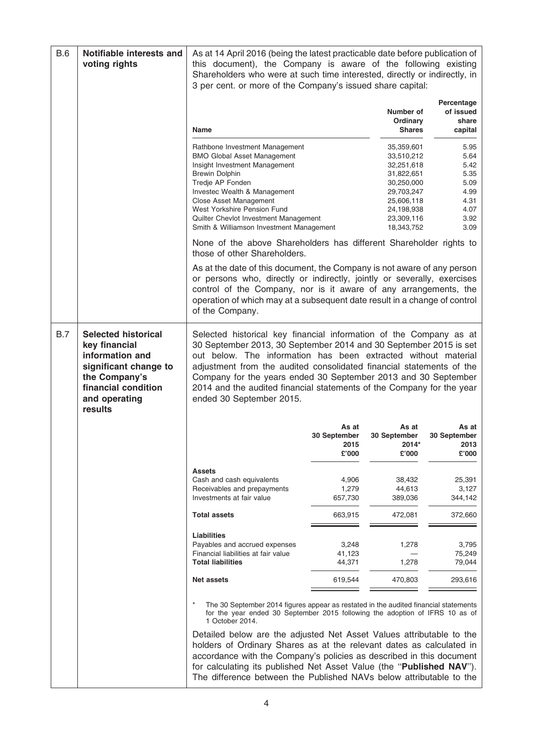| | | |
|---|---|---|
| B.6 | **Notifiable interests and voting rights** | As at 14 April 2016 (being the latest practicable date before publication of this document), the Company is aware of the following existing Shareholders who were at such time interested, directly or indirectly, in 3 per cent. or more of the Company's issued share capital: |

| Name | Number of Ordinary Shares | Percentage of issued share capital |
|---|---|---|
| Rathbone Investment Management | 35,359,601 | 5.95 |
| BMO Global Asset Management | 33,510,212 | 5.64 |
| Insight Investment Management | 32,251,618 | 5.42 |
| Brewin Dolphin | 31,822,651 | 5.35 |
| Tredje AP Fonden | 30,250,000 | 5.09 |
| Investec Wealth & Management | 29,703,247 | 4.99 |
| Close Asset Management | 25,606,118 | 4.31 |
| West Yorkshire Pension Fund | 24,198,938 | 4.07 |
| Quilter Chevlot Investment Management | 23,309,116 | 3.92 |
| Smith & Williamson Investment Management | 18,343,752 | 3.09 |

None of the above Shareholders has different Shareholder rights to those of other Shareholders.

As at the date of this document, the Company is not aware of any person or persons who, directly or indirectly, jointly or severally, exercises control of the Company, nor is it aware of any arrangements, the operation of which may at a subsequent date result in a change of control of the Company.

| | | |
|---|---|---|
| B.7 | **Selected historical key financial information and significant change to the Company's financial condition and operating results** | Selected historical key financial information of the Company as at 30 September 2013, 30 September 2014 and 30 September 2015 is set out below. The information has been extracted without material adjustment from the audited consolidated financial statements of the Company for the years ended 30 September 2013 and 30 September 2014 and the audited financial statements of the Company for the year ended 30 September 2015. |

| | As at 30 September 2015 £'000 | As at 30 September 2014* £'000 | As at 30 September 2013 £'000 |
|---|---|---|---|
| **Assets** | | | |
| Cash and cash equivalents | 4,906 | 38,432 | 25,391 |
| Receivables and prepayments | 1,279 | 44,613 | 3,127 |
| Investments at fair value | 657,730 | 389,036 | 344,142 |
| **Total assets** | 663,915 | 472,081 | 372,660 |
| **Liabilities** | | | |
| Payables and accrued expenses | 3,248 | 1,278 | 3,795 |
| Financial liabilities at fair value | 41,123 | — | 75,249 |
| **Total liabilities** | 44,371 | 1,278 | 79,044 |
| **Net assets** | 619,544 | 470,803 | 293,616 |

\* The 30 September 2014 figures appear as restated in the audited financial statements for the year ended 30 September 2015 following the adoption of IFRS 10 as of 1 October 2014.

Detailed below are the adjusted Net Asset Values attributable to the holders of Ordinary Shares as at the relevant dates as calculated in accordance with the Company's policies as described in this document for calculating its published Net Asset Value (the "**Published NAV**"). The difference between the Published NAVs below attributable to the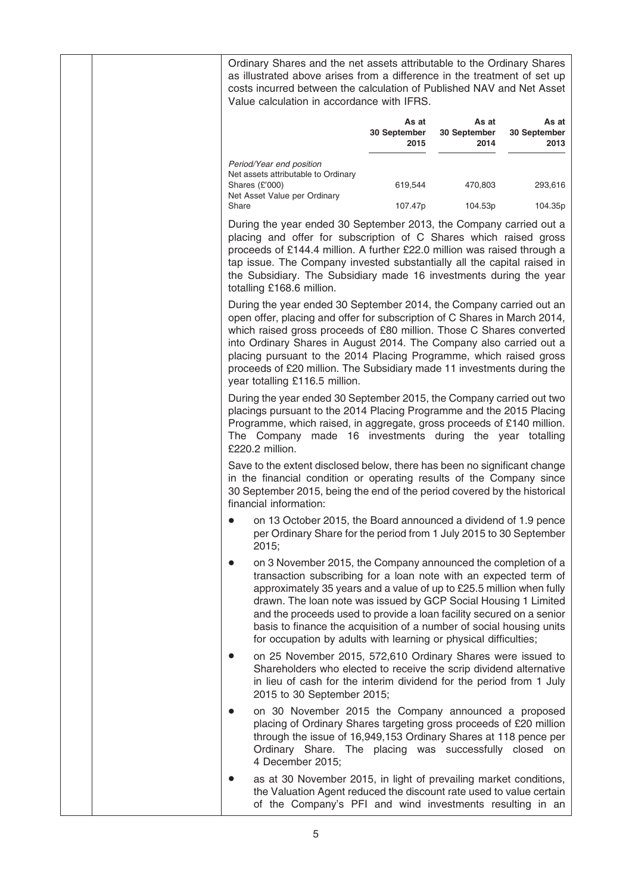Ordinary Shares and the net assets attributable to the Ordinary Shares as illustrated above arises from a difference in the treatment of set up costs incurred between the calculation of Published NAV and Net Asset Value calculation in accordance with IFRS.

| | As at 30 September 2015 | As at 30 September 2014 | As at 30 September 2013 |
|---|---|---|---|
| *Period/Year end position* | | | |
| Net assets attributable to Ordinary Shares (£'000) | 619,544 | 470,803 | 293,616 |
| Net Asset Value per Ordinary Share | 107.47p | 104.53p | 104.35p |

During the year ended 30 September 2013, the Company carried out a placing and offer for subscription of C Shares which raised gross proceeds of £144.4 million. A further £22.0 million was raised through a tap issue. The Company invested substantially all the capital raised in the Subsidiary. The Subsidiary made 16 investments during the year totalling £168.6 million.

During the year ended 30 September 2014, the Company carried out an open offer, placing and offer for subscription of C Shares in March 2014, which raised gross proceeds of £80 million. Those C Shares converted into Ordinary Shares in August 2014. The Company also carried out a placing pursuant to the 2014 Placing Programme, which raised gross proceeds of £20 million. The Subsidiary made 11 investments during the year totalling £116.5 million.

During the year ended 30 September 2015, the Company carried out two placings pursuant to the 2014 Placing Programme and the 2015 Placing Programme, which raised, in aggregate, gross proceeds of £140 million. The Company made 16 investments during the year totalling £220.2 million.

Save to the extent disclosed below, there has been no significant change in the financial condition or operating results of the Company since 30 September 2015, being the end of the period covered by the historical financial information:

- on 13 October 2015, the Board announced a dividend of 1.9 pence per Ordinary Share for the period from 1 July 2015 to 30 September 2015;
- on 3 November 2015, the Company announced the completion of a transaction subscribing for a loan note with an expected term of approximately 35 years and a value of up to £25.5 million when fully drawn. The loan note was issued by GCP Social Housing 1 Limited and the proceeds used to provide a loan facility secured on a senior basis to finance the acquisition of a number of social housing units for occupation by adults with learning or physical difficulties;
- on 25 November 2015, 572,610 Ordinary Shares were issued to Shareholders who elected to receive the scrip dividend alternative in lieu of cash for the interim dividend for the period from 1 July 2015 to 30 September 2015;
- on 30 November 2015 the Company announced a proposed placing of Ordinary Shares targeting gross proceeds of £20 million through the issue of 16,949,153 Ordinary Shares at 118 pence per Ordinary Share. The placing was successfully closed on 4 December 2015;
- as at 30 November 2015, in light of prevailing market conditions, the Valuation Agent reduced the discount rate used to value certain of the Company's PFI and wind investments resulting in an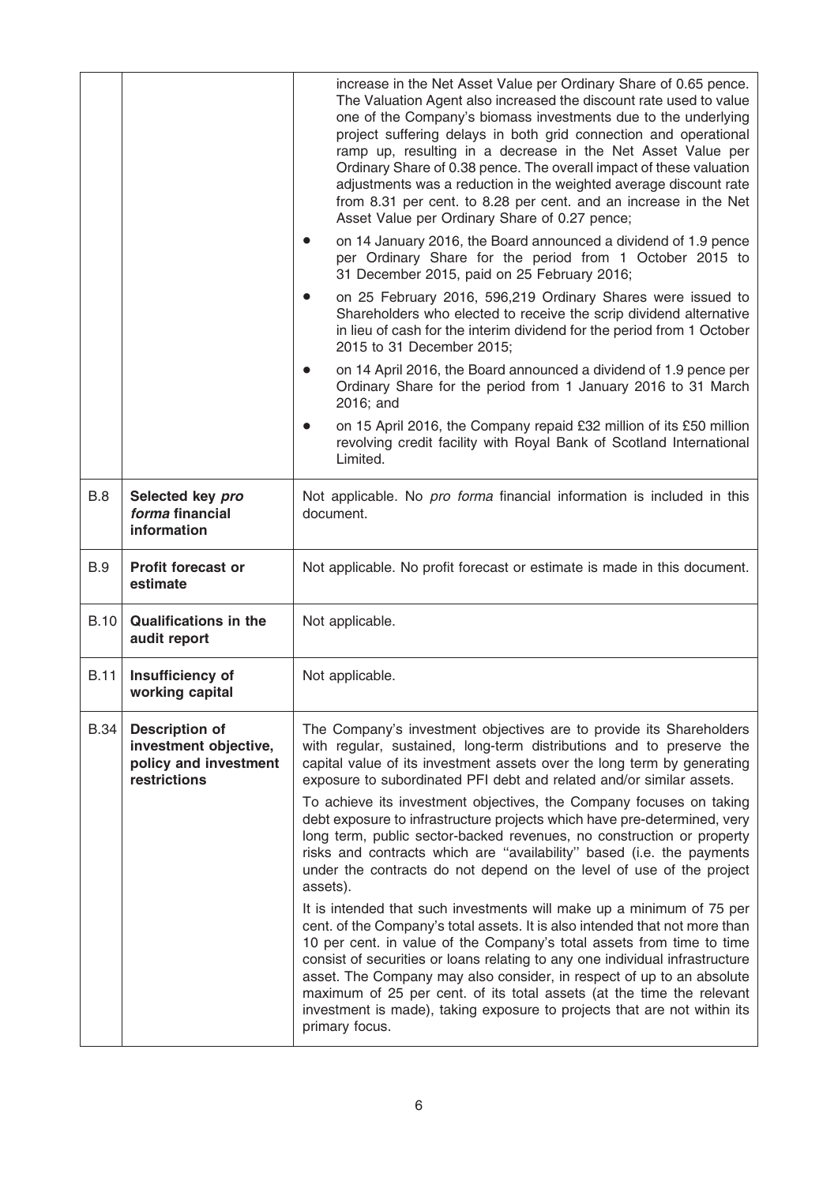| | | |
|---|---|---|
| | | increase in the Net Asset Value per Ordinary Share of 0.65 pence. The Valuation Agent also increased the discount rate used to value one of the Company's biomass investments due to the underlying project suffering delays in both grid connection and operational ramp up, resulting in a decrease in the Net Asset Value per Ordinary Share of 0.38 pence. The overall impact of these valuation adjustments was a reduction in the weighted average discount rate from 8.31 per cent. to 8.28 per cent. and an increase in the Net Asset Value per Ordinary Share of 0.27 pence;<br>• on 14 January 2016, the Board announced a dividend of 1.9 pence per Ordinary Share for the period from 1 October 2015 to 31 December 2015, paid on 25 February 2016;<br>• on 25 February 2016, 596,219 Ordinary Shares were issued to Shareholders who elected to receive the scrip dividend alternative in lieu of cash for the interim dividend for the period from 1 October 2015 to 31 December 2015;<br>• on 14 April 2016, the Board announced a dividend of 1.9 pence per Ordinary Share for the period from 1 January 2016 to 31 March 2016; and<br>• on 15 April 2016, the Company repaid £32 million of its £50 million revolving credit facility with Royal Bank of Scotland International Limited. |
| B.8 | **Selected key *pro forma* financial information** | Not applicable. No *pro forma* financial information is included in this document. |
| B.9 | **Profit forecast or estimate** | Not applicable. No profit forecast or estimate is made in this document. |
| B.10 | **Qualifications in the audit report** | Not applicable. |
| B.11 | **Insufficiency of working capital** | Not applicable. |
| B.34 | **Description of investment objective, policy and investment restrictions** | The Company's investment objectives are to provide its Shareholders with regular, sustained, long-term distributions and to preserve the capital value of its investment assets over the long term by generating exposure to subordinated PFI debt and related and/or similar assets.<br>To achieve its investment objectives, the Company focuses on taking debt exposure to infrastructure projects which have pre-determined, very long term, public sector-backed revenues, no construction or property risks and contracts which are "availability" based (i.e. the payments under the contracts do not depend on the level of use of the project assets).<br>It is intended that such investments will make up a minimum of 75 per cent. of the Company's total assets. It is also intended that not more than 10 per cent. in value of the Company's total assets from time to time consist of securities or loans relating to any one individual infrastructure asset. The Company may also consider, in respect of up to an absolute maximum of 25 per cent. of its total assets (at the time the relevant investment is made), taking exposure to projects that are not within its primary focus. |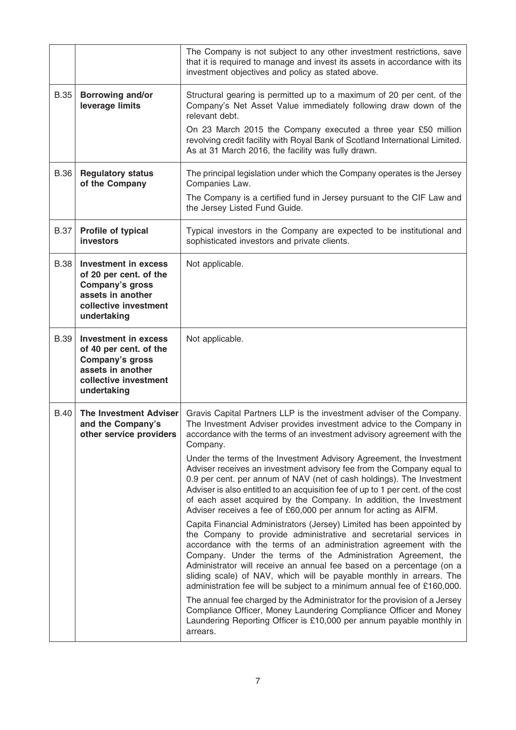| | | |
|---|---|---|
| | | The Company is not subject to any other investment restrictions, save that it is required to manage and invest its assets in accordance with its investment objectives and policy as stated above. |
| B.35 | **Borrowing and/or leverage limits** | Structural gearing is permitted up to a maximum of 20 per cent. of the Company's Net Asset Value immediately following draw down of the relevant debt.<br><br>On 23 March 2015 the Company executed a three year £50 million revolving credit facility with Royal Bank of Scotland International Limited. As at 31 March 2016, the facility was fully drawn. |
| B.36 | **Regulatory status of the Company** | The principal legislation under which the Company operates is the Jersey Companies Law.<br><br>The Company is a certified fund in Jersey pursuant to the CIF Law and the Jersey Listed Fund Guide. |
| B.37 | **Profile of typical investors** | Typical investors in the Company are expected to be institutional and sophisticated investors and private clients. |
| B.38 | **Investment in excess of 20 per cent. of the Company's gross assets in another collective investment undertaking** | Not applicable. |
| B.39 | **Investment in excess of 40 per cent. of the Company's gross assets in another collective investment undertaking** | Not applicable. |
| B.40 | **The Investment Adviser and the Company's other service providers** | Gravis Capital Partners LLP is the investment adviser of the Company. The Investment Adviser provides investment advice to the Company in accordance with the terms of an investment advisory agreement with the Company.<br><br>Under the terms of the Investment Advisory Agreement, the Investment Adviser receives an investment advisory fee from the Company equal to 0.9 per cent. per annum of NAV (net of cash holdings). The Investment Adviser is also entitled to an acquisition fee of up to 1 per cent. of the cost of each asset acquired by the Company. In addition, the Investment Adviser receives a fee of £60,000 per annum for acting as AIFM.<br><br>Capita Financial Administrators (Jersey) Limited has been appointed by the Company to provide administrative and secretarial services in accordance with the terms of an administration agreement with the Company. Under the terms of the Administration Agreement, the Administrator will receive an annual fee based on a percentage (on a sliding scale) of NAV, which will be payable monthly in arrears. The administration fee will be subject to a minimum annual fee of £160,000.<br><br>The annual fee charged by the Administrator for the provision of a Jersey Compliance Officer, Money Laundering Compliance Officer and Money Laundering Reporting Officer is £10,000 per annum payable monthly in arrears. |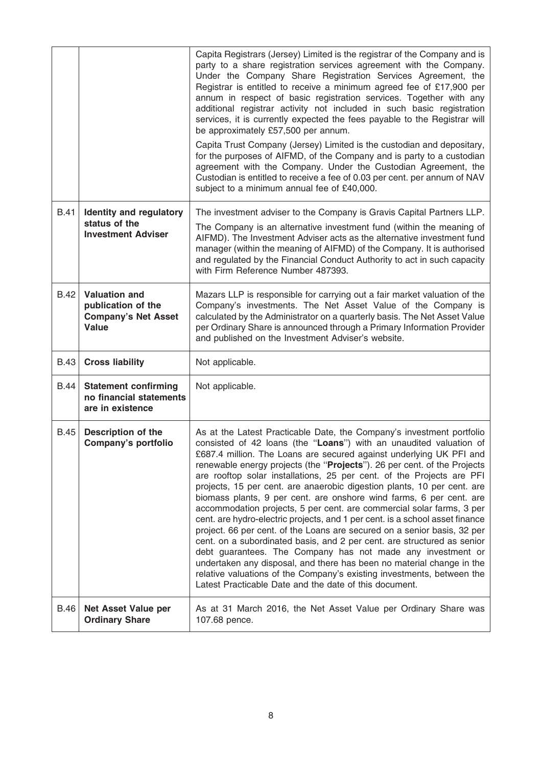| | | |
|---|---|---|
| | | Capita Registrars (Jersey) Limited is the registrar of the Company and is party to a share registration services agreement with the Company. Under the Company Share Registration Services Agreement, the Registrar is entitled to receive a minimum agreed fee of £17,900 per annum in respect of basic registration services. Together with any additional registrar activity not included in such basic registration services, it is currently expected the fees payable to the Registrar will be approximately £57,500 per annum.<br><br>Capita Trust Company (Jersey) Limited is the custodian and depositary, for the purposes of AIFMD, of the Company and is party to a custodian agreement with the Company. Under the Custodian Agreement, the Custodian is entitled to receive a fee of 0.03 per cent. per annum of NAV subject to a minimum annual fee of £40,000. |
| B.41 | **Identity and regulatory status of the Investment Adviser** | The investment adviser to the Company is Gravis Capital Partners LLP.<br><br>The Company is an alternative investment fund (within the meaning of AIFMD). The Investment Adviser acts as the alternative investment fund manager (within the meaning of AIFMD) of the Company. It is authorised and regulated by the Financial Conduct Authority to act in such capacity with Firm Reference Number 487393. |
| B.42 | **Valuation and publication of the Company's Net Asset Value** | Mazars LLP is responsible for carrying out a fair market valuation of the Company's investments. The Net Asset Value of the Company is calculated by the Administrator on a quarterly basis. The Net Asset Value per Ordinary Share is announced through a Primary Information Provider and published on the Investment Adviser's website. |
| B.43 | **Cross liability** | Not applicable. |
| B.44 | **Statement confirming no financial statements are in existence** | Not applicable. |
| B.45 | **Description of the Company's portfolio** | As at the Latest Practicable Date, the Company's investment portfolio consisted of 42 loans (the "**Loans**") with an unaudited valuation of £687.4 million. The Loans are secured against underlying UK PFI and renewable energy projects (the "**Projects**"). 26 per cent. of the Projects are rooftop solar installations, 25 per cent. of the Projects are PFI projects, 15 per cent. are anaerobic digestion plants, 10 per cent. are biomass plants, 9 per cent. are onshore wind farms, 6 per cent. are accommodation projects, 5 per cent. are commercial solar farms, 3 per cent. are hydro-electric projects, and 1 per cent. is a school asset finance project. 66 per cent. of the Loans are secured on a senior basis, 32 per cent. on a subordinated basis, and 2 per cent. are structured as senior debt guarantees. The Company has not made any investment or undertaken any disposal, and there has been no material change in the relative valuations of the Company's existing investments, between the Latest Practicable Date and the date of this document. |
| B.46 | **Net Asset Value per Ordinary Share** | As at 31 March 2016, the Net Asset Value per Ordinary Share was 107.68 pence. |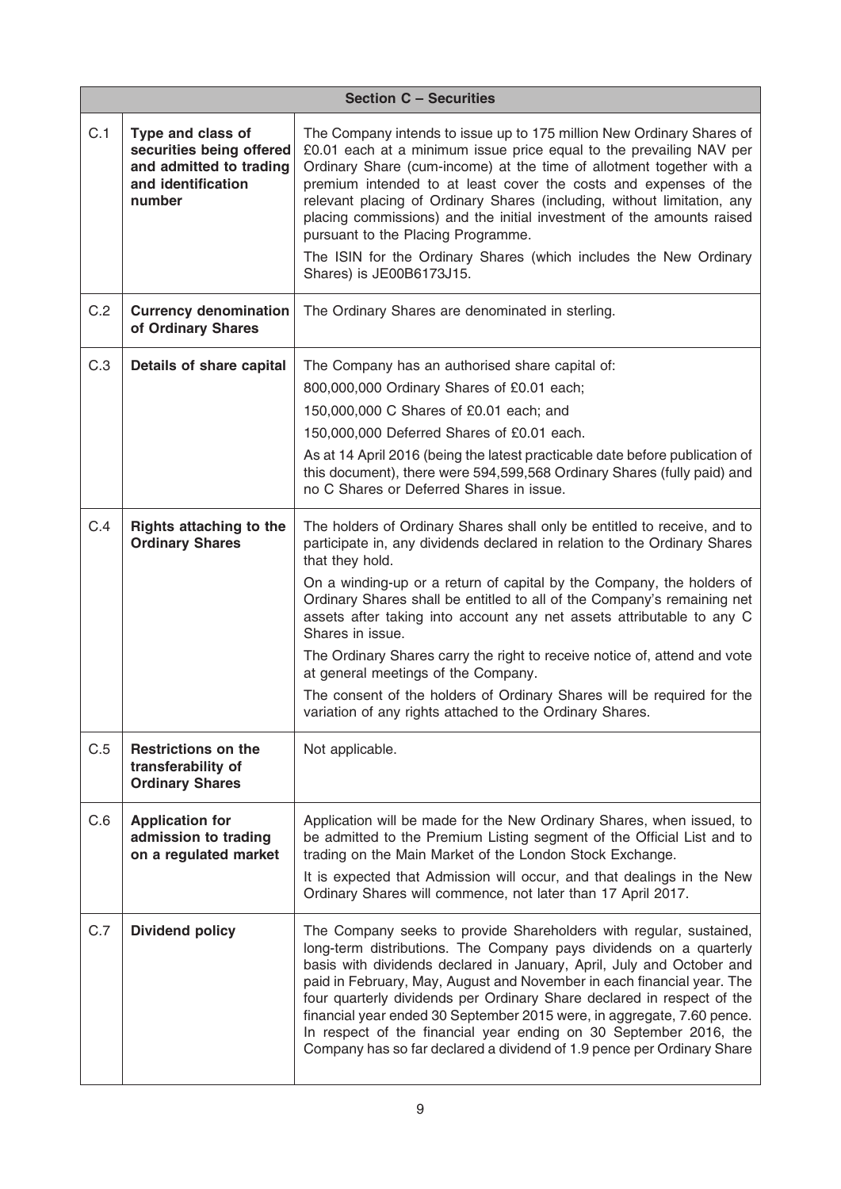| Section C – Securities | | |
|---|---|---|
| C.1 | **Type and class of securities being offered and admitted to trading and identification number** | The Company intends to issue up to 175 million New Ordinary Shares of £0.01 each at a minimum issue price equal to the prevailing NAV per Ordinary Share (cum-income) at the time of allotment together with a premium intended to at least cover the costs and expenses of the relevant placing of Ordinary Shares (including, without limitation, any placing commissions) and the initial investment of the amounts raised pursuant to the Placing Programme.<br><br>The ISIN for the Ordinary Shares (which includes the New Ordinary Shares) is JE00B6173J15. |
| C.2 | **Currency denomination of Ordinary Shares** | The Ordinary Shares are denominated in sterling. |
| C.3 | **Details of share capital** | The Company has an authorised share capital of:<br><br>800,000,000 Ordinary Shares of £0.01 each;<br><br>150,000,000 C Shares of £0.01 each; and<br><br>150,000,000 Deferred Shares of £0.01 each.<br><br>As at 14 April 2016 (being the latest practicable date before publication of this document), there were 594,599,568 Ordinary Shares (fully paid) and no C Shares or Deferred Shares in issue. |
| C.4 | **Rights attaching to the Ordinary Shares** | The holders of Ordinary Shares shall only be entitled to receive, and to participate in, any dividends declared in relation to the Ordinary Shares that they hold.<br><br>On a winding-up or a return of capital by the Company, the holders of Ordinary Shares shall be entitled to all of the Company's remaining net assets after taking into account any net assets attributable to any C Shares in issue.<br><br>The Ordinary Shares carry the right to receive notice of, attend and vote at general meetings of the Company.<br><br>The consent of the holders of Ordinary Shares will be required for the variation of any rights attached to the Ordinary Shares. |
| C.5 | **Restrictions on the transferability of Ordinary Shares** | Not applicable. |
| C.6 | **Application for admission to trading on a regulated market** | Application will be made for the New Ordinary Shares, when issued, to be admitted to the Premium Listing segment of the Official List and to trading on the Main Market of the London Stock Exchange.<br><br>It is expected that Admission will occur, and that dealings in the New Ordinary Shares will commence, not later than 17 April 2017. |
| C.7 | **Dividend policy** | The Company seeks to provide Shareholders with regular, sustained, long-term distributions. The Company pays dividends on a quarterly basis with dividends declared in January, April, July and October and paid in February, May, August and November in each financial year. The four quarterly dividends per Ordinary Share declared in respect of the financial year ended 30 September 2015 were, in aggregate, 7.60 pence. In respect of the financial year ending on 30 September 2016, the Company has so far declared a dividend of 1.9 pence per Ordinary Share |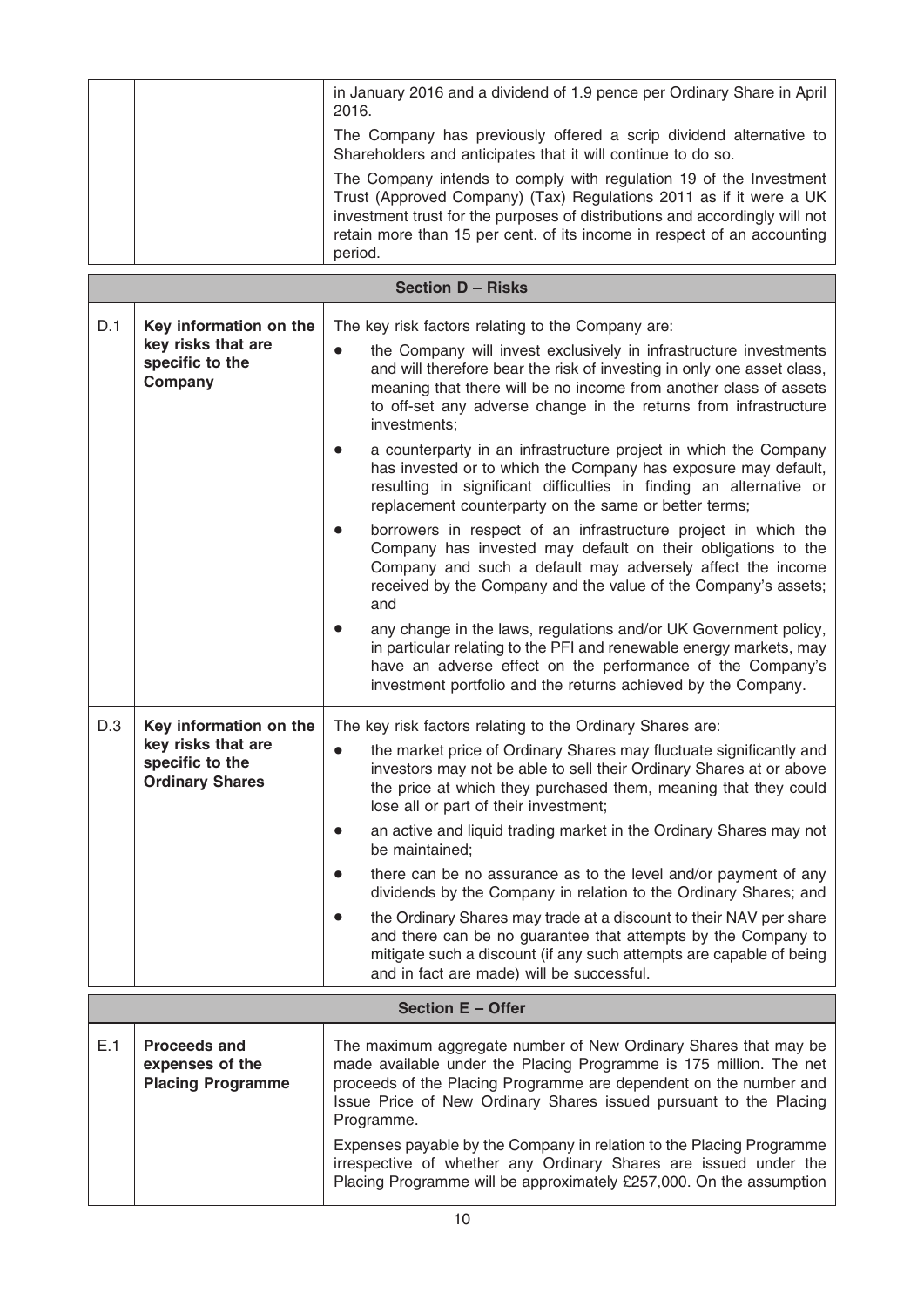| | | |
|---|---|---|
| | | in January 2016 and a dividend of 1.9 pence per Ordinary Share in April 2016.<br><br>The Company has previously offered a scrip dividend alternative to Shareholders and anticipates that it will continue to do so.<br><br>The Company intends to comply with regulation 19 of the Investment Trust (Approved Company) (Tax) Regulations 2011 as if it were a UK investment trust for the purposes of distributions and accordingly will not retain more than 15 per cent. of its income in respect of an accounting period. |

| **Section D – Risks** | | |
|---|---|---|
| D.1 | **Key information on the key risks that are specific to the Company** | The key risk factors relating to the Company are:<br><br>• the Company will invest exclusively in infrastructure investments and will therefore bear the risk of investing in only one asset class, meaning that there will be no income from another class of assets to off-set any adverse change in the returns from infrastructure investments;<br><br>• a counterparty in an infrastructure project in which the Company has invested or to which the Company has exposure may default, resulting in significant difficulties in finding an alternative or replacement counterparty on the same or better terms;<br><br>• borrowers in respect of an infrastructure project in which the Company has invested may default on their obligations to the Company and such a default may adversely affect the income received by the Company and the value of the Company's assets; and<br><br>• any change in the laws, regulations and/or UK Government policy, in particular relating to the PFI and renewable energy markets, may have an adverse effect on the performance of the Company's investment portfolio and the returns achieved by the Company. |
| D.3 | **Key information on the key risks that are specific to the Ordinary Shares** | The key risk factors relating to the Ordinary Shares are:<br><br>• the market price of Ordinary Shares may fluctuate significantly and investors may not be able to sell their Ordinary Shares at or above the price at which they purchased them, meaning that they could lose all or part of their investment;<br><br>• an active and liquid trading market in the Ordinary Shares may not be maintained;<br><br>• there can be no assurance as to the level and/or payment of any dividends by the Company in relation to the Ordinary Shares; and<br><br>• the Ordinary Shares may trade at a discount to their NAV per share and there can be no guarantee that attempts by the Company to mitigate such a discount (if any such attempts are capable of being and in fact are made) will be successful. |

| **Section E – Offer** | | |
|---|---|---|
| E.1 | **Proceeds and expenses of the Placing Programme** | The maximum aggregate number of New Ordinary Shares that may be made available under the Placing Programme is 175 million. The net proceeds of the Placing Programme are dependent on the number and Issue Price of New Ordinary Shares issued pursuant to the Placing Programme.<br><br>Expenses payable by the Company in relation to the Placing Programme irrespective of whether any Ordinary Shares are issued under the Placing Programme will be approximately £257,000. On the assumption |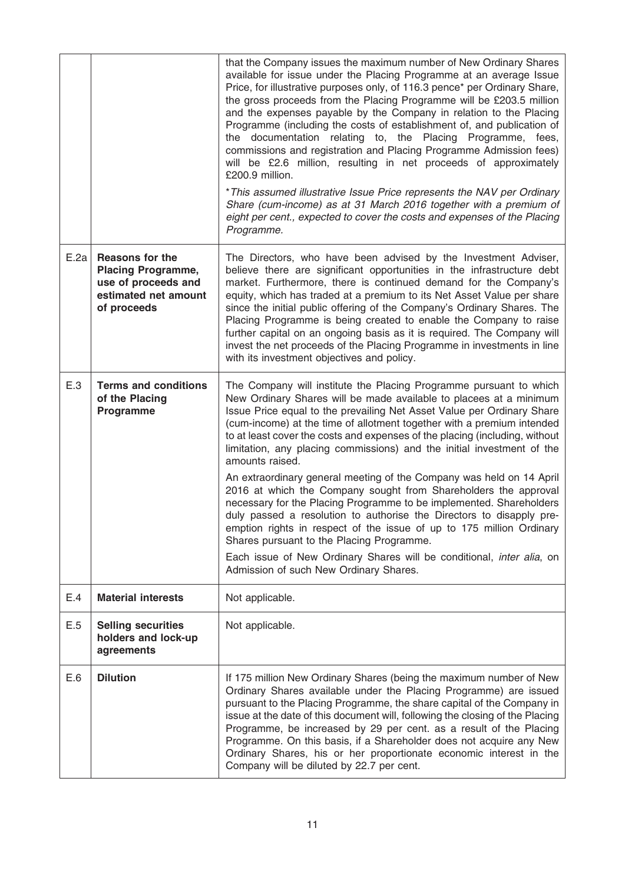| | | |
|---|---|---|
| | | that the Company issues the maximum number of New Ordinary Shares available for issue under the Placing Programme at an average Issue Price, for illustrative purposes only, of 116.3 pence* per Ordinary Share, the gross proceeds from the Placing Programme will be £203.5 million and the expenses payable by the Company in relation to the Placing Programme (including the costs of establishment of, and publication of the documentation relating to, the Placing Programme, fees, commissions and registration and Placing Programme Admission fees) will be £2.6 million, resulting in net proceeds of approximately £200.9 million.<br><br>*\*This assumed illustrative Issue Price represents the NAV per Ordinary Share (cum-income) as at 31 March 2016 together with a premium of eight per cent., expected to cover the costs and expenses of the Placing Programme.* |
| E.2a | **Reasons for the Placing Programme, use of proceeds and estimated net amount of proceeds** | The Directors, who have been advised by the Investment Adviser, believe there are significant opportunities in the infrastructure debt market. Furthermore, there is continued demand for the Company's equity, which has traded at a premium to its Net Asset Value per share since the initial public offering of the Company's Ordinary Shares. The Placing Programme is being created to enable the Company to raise further capital on an ongoing basis as it is required. The Company will invest the net proceeds of the Placing Programme in investments in line with its investment objectives and policy. |
| E.3 | **Terms and conditions of the Placing Programme** | The Company will institute the Placing Programme pursuant to which New Ordinary Shares will be made available to placees at a minimum Issue Price equal to the prevailing Net Asset Value per Ordinary Share (cum-income) at the time of allotment together with a premium intended to at least cover the costs and expenses of the placing (including, without limitation, any placing commissions) and the initial investment of the amounts raised.<br><br>An extraordinary general meeting of the Company was held on 14 April 2016 at which the Company sought from Shareholders the approval necessary for the Placing Programme to be implemented. Shareholders duly passed a resolution to authorise the Directors to disapply pre-emption rights in respect of the issue of up to 175 million Ordinary Shares pursuant to the Placing Programme.<br><br>Each issue of New Ordinary Shares will be conditional, *inter alia*, on Admission of such New Ordinary Shares. |
| E.4 | **Material interests** | Not applicable. |
| E.5 | **Selling securities holders and lock-up agreements** | Not applicable. |
| E.6 | **Dilution** | If 175 million New Ordinary Shares (being the maximum number of New Ordinary Shares available under the Placing Programme) are issued pursuant to the Placing Programme, the share capital of the Company in issue at the date of this document will, following the closing of the Placing Programme, be increased by 29 per cent. as a result of the Placing Programme. On this basis, if a Shareholder does not acquire any New Ordinary Shares, his or her proportionate economic interest in the Company will be diluted by 22.7 per cent. |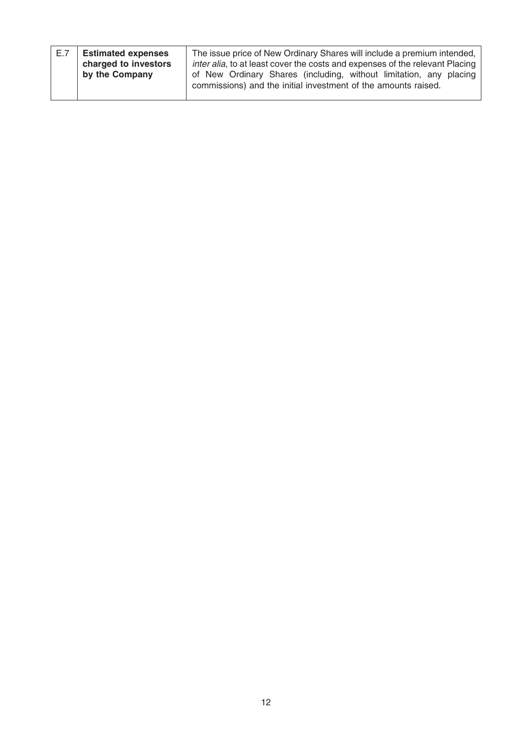| | | |
|---|---|---|
| E.7 | **Estimated expenses charged to investors by the Company** | The issue price of New Ordinary Shares will include a premium intended, *inter alia*, to at least cover the costs and expenses of the relevant Placing of New Ordinary Shares (including, without limitation, any placing commissions) and the initial investment of the amounts raised. |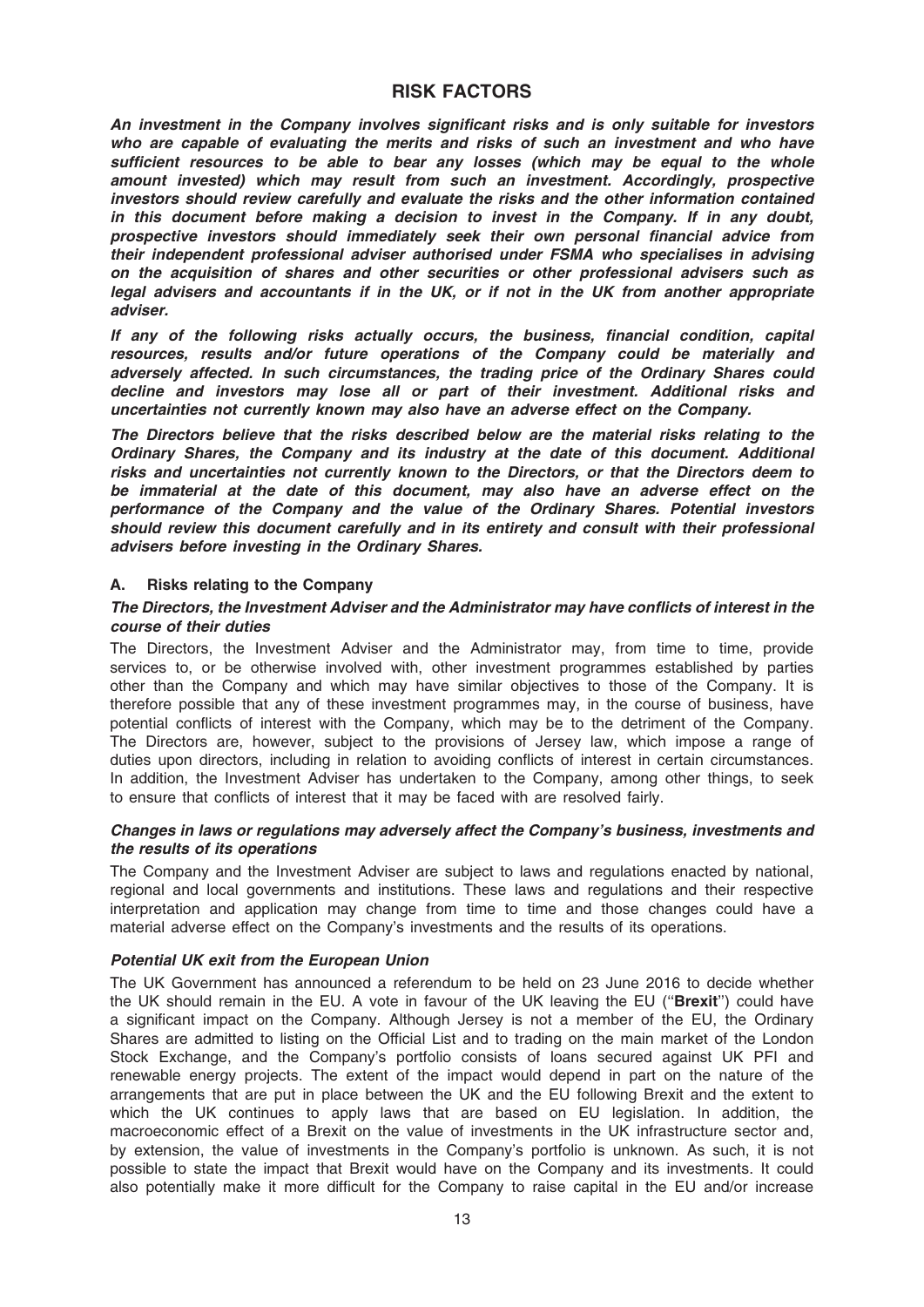# RISK FACTORS

***An investment in the Company involves significant risks and is only suitable for investors who are capable of evaluating the merits and risks of such an investment and who have sufficient resources to be able to bear any losses (which may be equal to the whole amount invested) which may result from such an investment. Accordingly, prospective investors should review carefully and evaluate the risks and the other information contained in this document before making a decision to invest in the Company. If in any doubt, prospective investors should immediately seek their own personal financial advice from their independent professional adviser authorised under FSMA who specialises in advising on the acquisition of shares and other securities or other professional advisers such as legal advisers and accountants if in the UK, or if not in the UK from another appropriate adviser.***

***If any of the following risks actually occurs, the business, financial condition, capital resources, results and/or future operations of the Company could be materially and adversely affected. In such circumstances, the trading price of the Ordinary Shares could decline and investors may lose all or part of their investment. Additional risks and uncertainties not currently known may also have an adverse effect on the Company.***

***The Directors believe that the risks described below are the material risks relating to the Ordinary Shares, the Company and its industry at the date of this document. Additional risks and uncertainties not currently known to the Directors, or that the Directors deem to be immaterial at the date of this document, may also have an adverse effect on the performance of the Company and the value of the Ordinary Shares. Potential investors should review this document carefully and in its entirety and consult with their professional advisers before investing in the Ordinary Shares.***

## A. Risks relating to the Company

***The Directors, the Investment Adviser and the Administrator may have conflicts of interest in the course of their duties***

The Directors, the Investment Adviser and the Administrator may, from time to time, provide services to, or be otherwise involved with, other investment programmes established by parties other than the Company and which may have similar objectives to those of the Company. It is therefore possible that any of these investment programmes may, in the course of business, have potential conflicts of interest with the Company, which may be to the detriment of the Company. The Directors are, however, subject to the provisions of Jersey law, which impose a range of duties upon directors, including in relation to avoiding conflicts of interest in certain circumstances. In addition, the Investment Adviser has undertaken to the Company, among other things, to seek to ensure that conflicts of interest that it may be faced with are resolved fairly.

***Changes in laws or regulations may adversely affect the Company's business, investments and the results of its operations***

The Company and the Investment Adviser are subject to laws and regulations enacted by national, regional and local governments and institutions. These laws and regulations and their respective interpretation and application may change from time to time and those changes could have a material adverse effect on the Company's investments and the results of its operations.

***Potential UK exit from the European Union***

The UK Government has announced a referendum to be held on 23 June 2016 to decide whether the UK should remain in the EU. A vote in favour of the UK leaving the EU ("**Brexit**") could have a significant impact on the Company. Although Jersey is not a member of the EU, the Ordinary Shares are admitted to listing on the Official List and to trading on the main market of the London Stock Exchange, and the Company's portfolio consists of loans secured against UK PFI and renewable energy projects. The extent of the impact would depend in part on the nature of the arrangements that are put in place between the UK and the EU following Brexit and the extent to which the UK continues to apply laws that are based on EU legislation. In addition, the macroeconomic effect of a Brexit on the value of investments in the UK infrastructure sector and, by extension, the value of investments in the Company's portfolio is unknown. As such, it is not possible to state the impact that Brexit would have on the Company and its investments. It could also potentially make it more difficult for the Company to raise capital in the EU and/or increase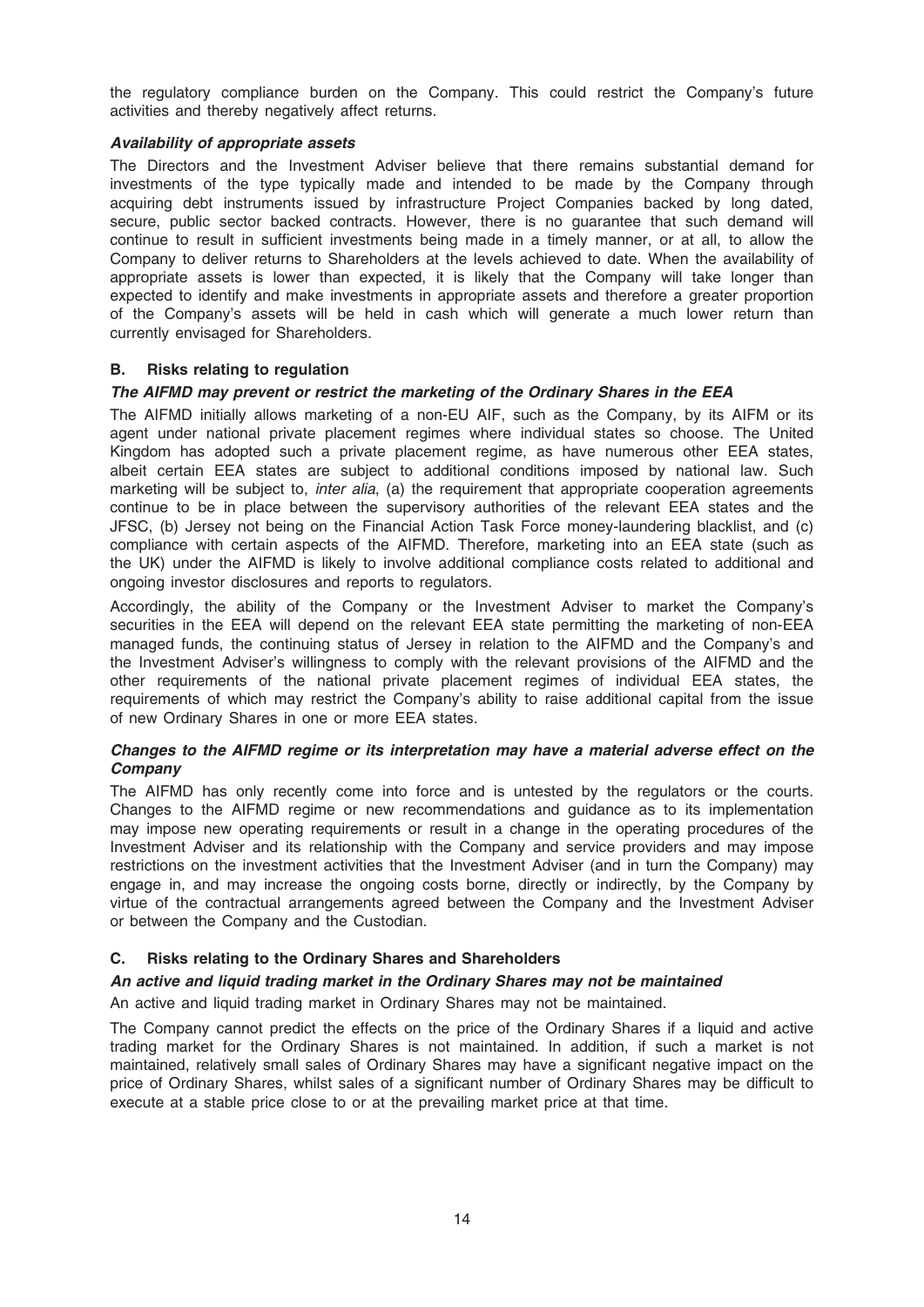the regulatory compliance burden on the Company. This could restrict the Company's future activities and thereby negatively affect returns.

***Availability of appropriate assets***

The Directors and the Investment Adviser believe that there remains substantial demand for investments of the type typically made and intended to be made by the Company through acquiring debt instruments issued by infrastructure Project Companies backed by long dated, secure, public sector backed contracts. However, there is no guarantee that such demand will continue to result in sufficient investments being made in a timely manner, or at all, to allow the Company to deliver returns to Shareholders at the levels achieved to date. When the availability of appropriate assets is lower than expected, it is likely that the Company will take longer than expected to identify and make investments in appropriate assets and therefore a greater proportion of the Company's assets will be held in cash which will generate a much lower return than currently envisaged for Shareholders.

## B. Risks relating to regulation

***The AIFMD may prevent or restrict the marketing of the Ordinary Shares in the EEA***

The AIFMD initially allows marketing of a non-EU AIF, such as the Company, by its AIFM or its agent under national private placement regimes where individual states so choose. The United Kingdom has adopted such a private placement regime, as have numerous other EEA states, albeit certain EEA states are subject to additional conditions imposed by national law. Such marketing will be subject to, *inter alia*, (a) the requirement that appropriate cooperation agreements continue to be in place between the supervisory authorities of the relevant EEA states and the JFSC, (b) Jersey not being on the Financial Action Task Force money-laundering blacklist, and (c) compliance with certain aspects of the AIFMD. Therefore, marketing into an EEA state (such as the UK) under the AIFMD is likely to involve additional compliance costs related to additional and ongoing investor disclosures and reports to regulators.

Accordingly, the ability of the Company or the Investment Adviser to market the Company's securities in the EEA will depend on the relevant EEA state permitting the marketing of non-EEA managed funds, the continuing status of Jersey in relation to the AIFMD and the Company's and the Investment Adviser's willingness to comply with the relevant provisions of the AIFMD and the other requirements of the national private placement regimes of individual EEA states, the requirements of which may restrict the Company's ability to raise additional capital from the issue of new Ordinary Shares in one or more EEA states.

***Changes to the AIFMD regime or its interpretation may have a material adverse effect on the Company***

The AIFMD has only recently come into force and is untested by the regulators or the courts. Changes to the AIFMD regime or new recommendations and guidance as to its implementation may impose new operating requirements or result in a change in the operating procedures of the Investment Adviser and its relationship with the Company and service providers and may impose restrictions on the investment activities that the Investment Adviser (and in turn the Company) may engage in, and may increase the ongoing costs borne, directly or indirectly, by the Company by virtue of the contractual arrangements agreed between the Company and the Investment Adviser or between the Company and the Custodian.

## C. Risks relating to the Ordinary Shares and Shareholders

***An active and liquid trading market in the Ordinary Shares may not be maintained***

An active and liquid trading market in Ordinary Shares may not be maintained.

The Company cannot predict the effects on the price of the Ordinary Shares if a liquid and active trading market for the Ordinary Shares is not maintained. In addition, if such a market is not maintained, relatively small sales of Ordinary Shares may have a significant negative impact on the price of Ordinary Shares, whilst sales of a significant number of Ordinary Shares may be difficult to execute at a stable price close to or at the prevailing market price at that time.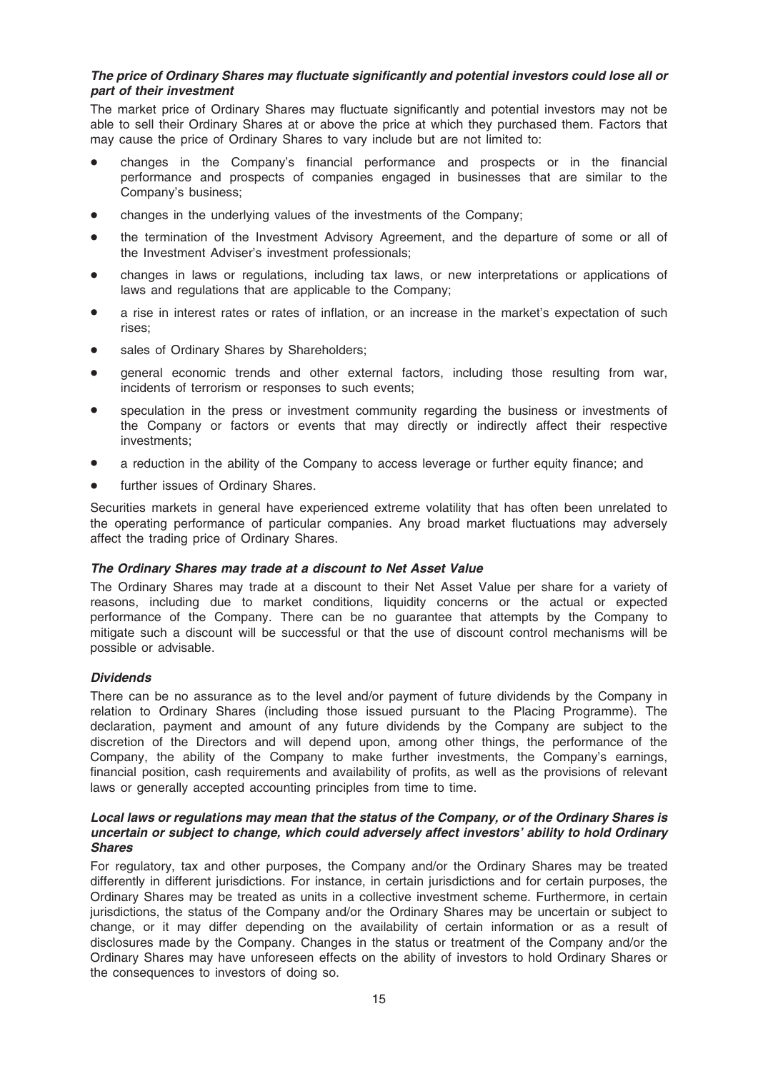***The price of Ordinary Shares may fluctuate significantly and potential investors could lose all or part of their investment***

The market price of Ordinary Shares may fluctuate significantly and potential investors may not be able to sell their Ordinary Shares at or above the price at which they purchased them. Factors that may cause the price of Ordinary Shares to vary include but are not limited to:

- changes in the Company's financial performance and prospects or in the financial performance and prospects of companies engaged in businesses that are similar to the Company's business;
- changes in the underlying values of the investments of the Company;
- the termination of the Investment Advisory Agreement, and the departure of some or all of the Investment Adviser's investment professionals;
- changes in laws or regulations, including tax laws, or new interpretations or applications of laws and regulations that are applicable to the Company;
- a rise in interest rates or rates of inflation, or an increase in the market's expectation of such rises;
- sales of Ordinary Shares by Shareholders;
- general economic trends and other external factors, including those resulting from war, incidents of terrorism or responses to such events;
- speculation in the press or investment community regarding the business or investments of the Company or factors or events that may directly or indirectly affect their respective investments;
- a reduction in the ability of the Company to access leverage or further equity finance; and
- further issues of Ordinary Shares.

Securities markets in general have experienced extreme volatility that has often been unrelated to the operating performance of particular companies. Any broad market fluctuations may adversely affect the trading price of Ordinary Shares.

***The Ordinary Shares may trade at a discount to Net Asset Value***

The Ordinary Shares may trade at a discount to their Net Asset Value per share for a variety of reasons, including due to market conditions, liquidity concerns or the actual or expected performance of the Company. There can be no guarantee that attempts by the Company to mitigate such a discount will be successful or that the use of discount control mechanisms will be possible or advisable.

***Dividends***

There can be no assurance as to the level and/or payment of future dividends by the Company in relation to Ordinary Shares (including those issued pursuant to the Placing Programme). The declaration, payment and amount of any future dividends by the Company are subject to the discretion of the Directors and will depend upon, among other things, the performance of the Company, the ability of the Company to make further investments, the Company's earnings, financial position, cash requirements and availability of profits, as well as the provisions of relevant laws or generally accepted accounting principles from time to time.

***Local laws or regulations may mean that the status of the Company, or of the Ordinary Shares is uncertain or subject to change, which could adversely affect investors' ability to hold Ordinary Shares***

For regulatory, tax and other purposes, the Company and/or the Ordinary Shares may be treated differently in different jurisdictions. For instance, in certain jurisdictions and for certain purposes, the Ordinary Shares may be treated as units in a collective investment scheme. Furthermore, in certain jurisdictions, the status of the Company and/or the Ordinary Shares may be uncertain or subject to change, or it may differ depending on the availability of certain information or as a result of disclosures made by the Company. Changes in the status or treatment of the Company and/or the Ordinary Shares may have unforeseen effects on the ability of investors to hold Ordinary Shares or the consequences to investors of doing so.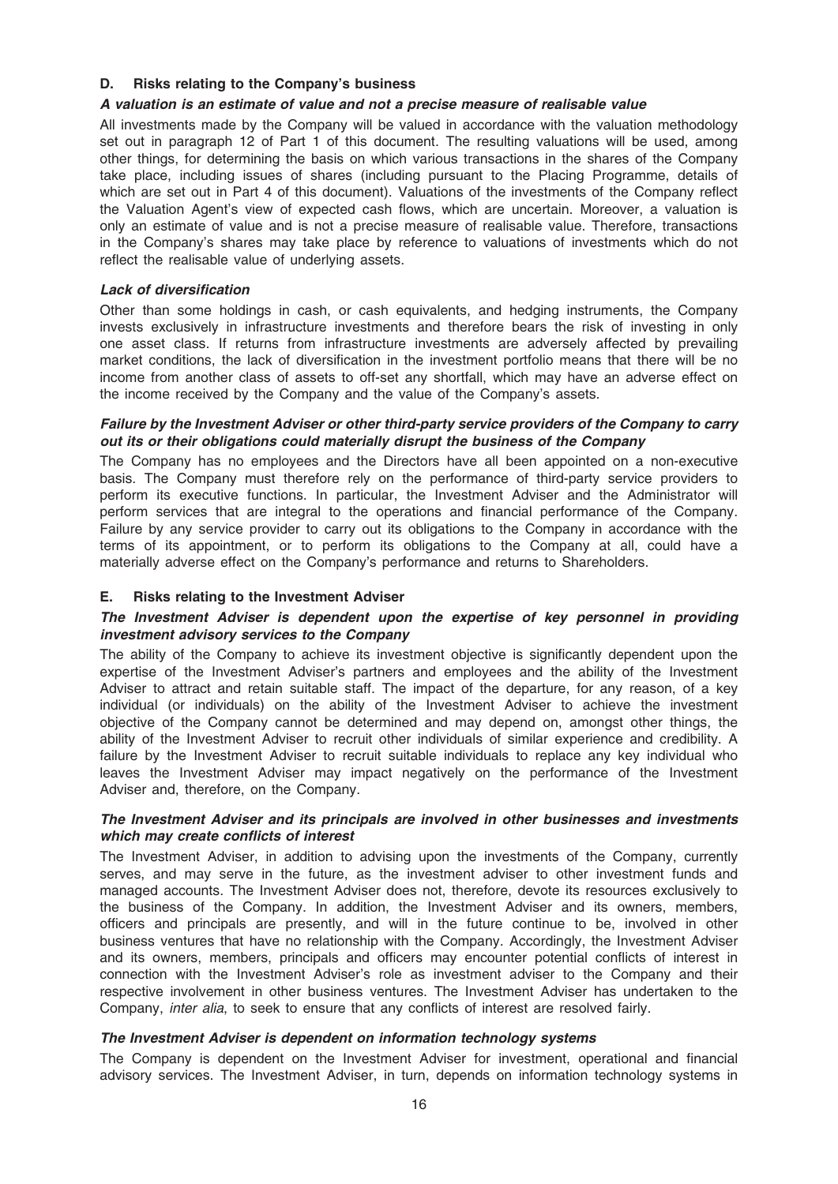## D. Risks relating to the Company's business

***A valuation is an estimate of value and not a precise measure of realisable value***

All investments made by the Company will be valued in accordance with the valuation methodology set out in paragraph 12 of Part 1 of this document. The resulting valuations will be used, among other things, for determining the basis on which various transactions in the shares of the Company take place, including issues of shares (including pursuant to the Placing Programme, details of which are set out in Part 4 of this document). Valuations of the investments of the Company reflect the Valuation Agent's view of expected cash flows, which are uncertain. Moreover, a valuation is only an estimate of value and is not a precise measure of realisable value. Therefore, transactions in the Company's shares may take place by reference to valuations of investments which do not reflect the realisable value of underlying assets.

***Lack of diversification***

Other than some holdings in cash, or cash equivalents, and hedging instruments, the Company invests exclusively in infrastructure investments and therefore bears the risk of investing in only one asset class. If returns from infrastructure investments are adversely affected by prevailing market conditions, the lack of diversification in the investment portfolio means that there will be no income from another class of assets to off-set any shortfall, which may have an adverse effect on the income received by the Company and the value of the Company's assets.

***Failure by the Investment Adviser or other third-party service providers of the Company to carry out its or their obligations could materially disrupt the business of the Company***

The Company has no employees and the Directors have all been appointed on a non-executive basis. The Company must therefore rely on the performance of third-party service providers to perform its executive functions. In particular, the Investment Adviser and the Administrator will perform services that are integral to the operations and financial performance of the Company. Failure by any service provider to carry out its obligations to the Company in accordance with the terms of its appointment, or to perform its obligations to the Company at all, could have a materially adverse effect on the Company's performance and returns to Shareholders.

## E. Risks relating to the Investment Adviser

***The Investment Adviser is dependent upon the expertise of key personnel in providing investment advisory services to the Company***

The ability of the Company to achieve its investment objective is significantly dependent upon the expertise of the Investment Adviser's partners and employees and the ability of the Investment Adviser to attract and retain suitable staff. The impact of the departure, for any reason, of a key individual (or individuals) on the ability of the Investment Adviser to achieve the investment objective of the Company cannot be determined and may depend on, amongst other things, the ability of the Investment Adviser to recruit other individuals of similar experience and credibility. A failure by the Investment Adviser to recruit suitable individuals to replace any key individual who leaves the Investment Adviser may impact negatively on the performance of the Investment Adviser and, therefore, on the Company.

***The Investment Adviser and its principals are involved in other businesses and investments which may create conflicts of interest***

The Investment Adviser, in addition to advising upon the investments of the Company, currently serves, and may serve in the future, as the investment adviser to other investment funds and managed accounts. The Investment Adviser does not, therefore, devote its resources exclusively to the business of the Company. In addition, the Investment Adviser and its owners, members, officers and principals are presently, and will in the future continue to be, involved in other business ventures that have no relationship with the Company. Accordingly, the Investment Adviser and its owners, members, principals and officers may encounter potential conflicts of interest in connection with the Investment Adviser's role as investment adviser to the Company and their respective involvement in other business ventures. The Investment Adviser has undertaken to the Company, *inter alia*, to seek to ensure that any conflicts of interest are resolved fairly.

***The Investment Adviser is dependent on information technology systems***

The Company is dependent on the Investment Adviser for investment, operational and financial advisory services. The Investment Adviser, in turn, depends on information technology systems in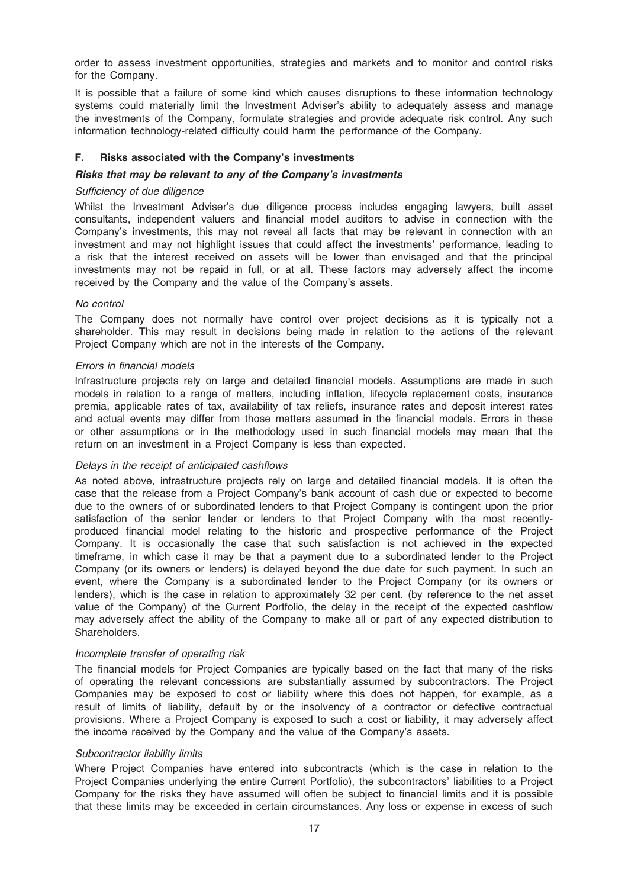order to assess investment opportunities, strategies and markets and to monitor and control risks for the Company.

It is possible that a failure of some kind which causes disruptions to these information technology systems could materially limit the Investment Adviser's ability to adequately assess and manage the investments of the Company, formulate strategies and provide adequate risk control. Any such information technology-related difficulty could harm the performance of the Company.

### F. Risks associated with the Company's investments

#### *Risks that may be relevant to any of the Company's investments*

*Sufficiency of due diligence*

Whilst the Investment Adviser's due diligence process includes engaging lawyers, built asset consultants, independent valuers and financial model auditors to advise in connection with the Company's investments, this may not reveal all facts that may be relevant in connection with an investment and may not highlight issues that could affect the investments' performance, leading to a risk that the interest received on assets will be lower than envisaged and that the principal investments may not be repaid in full, or at all. These factors may adversely affect the income received by the Company and the value of the Company's assets.

*No control*

The Company does not normally have control over project decisions as it is typically not a shareholder. This may result in decisions being made in relation to the actions of the relevant Project Company which are not in the interests of the Company.

*Errors in financial models*

Infrastructure projects rely on large and detailed financial models. Assumptions are made in such models in relation to a range of matters, including inflation, lifecycle replacement costs, insurance premia, applicable rates of tax, availability of tax reliefs, insurance rates and deposit interest rates and actual events may differ from those matters assumed in the financial models. Errors in these or other assumptions or in the methodology used in such financial models may mean that the return on an investment in a Project Company is less than expected.

*Delays in the receipt of anticipated cashflows*

As noted above, infrastructure projects rely on large and detailed financial models. It is often the case that the release from a Project Company's bank account of cash due or expected to become due to the owners of or subordinated lenders to that Project Company is contingent upon the prior satisfaction of the senior lender or lenders to that Project Company with the most recently-produced financial model relating to the historic and prospective performance of the Project Company. It is occasionally the case that such satisfaction is not achieved in the expected timeframe, in which case it may be that a payment due to a subordinated lender to the Project Company (or its owners or lenders) is delayed beyond the due date for such payment. In such an event, where the Company is a subordinated lender to the Project Company (or its owners or lenders), which is the case in relation to approximately 32 per cent. (by reference to the net asset value of the Company) of the Current Portfolio, the delay in the receipt of the expected cashflow may adversely affect the ability of the Company to make all or part of any expected distribution to Shareholders.

*Incomplete transfer of operating risk*

The financial models for Project Companies are typically based on the fact that many of the risks of operating the relevant concessions are substantially assumed by subcontractors. The Project Companies may be exposed to cost or liability where this does not happen, for example, as a result of limits of liability, default by or the insolvency of a contractor or defective contractual provisions. Where a Project Company is exposed to such a cost or liability, it may adversely affect the income received by the Company and the value of the Company's assets.

*Subcontractor liability limits*

Where Project Companies have entered into subcontracts (which is the case in relation to the Project Companies underlying the entire Current Portfolio), the subcontractors' liabilities to a Project Company for the risks they have assumed will often be subject to financial limits and it is possible that these limits may be exceeded in certain circumstances. Any loss or expense in excess of such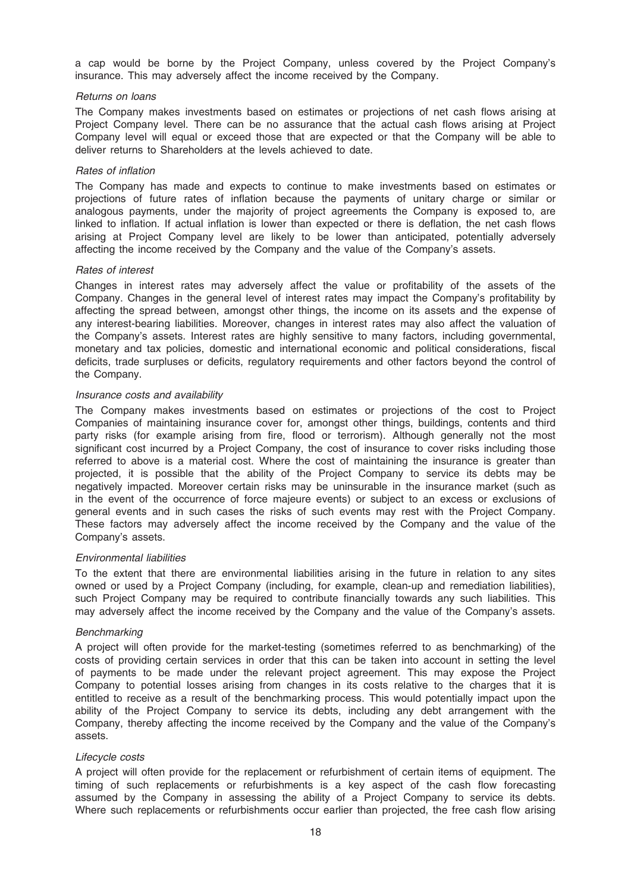a cap would be borne by the Project Company, unless covered by the Project Company's insurance. This may adversely affect the income received by the Company.

*Returns on loans*

The Company makes investments based on estimates or projections of net cash flows arising at Project Company level. There can be no assurance that the actual cash flows arising at Project Company level will equal or exceed those that are expected or that the Company will be able to deliver returns to Shareholders at the levels achieved to date.

*Rates of inflation*

The Company has made and expects to continue to make investments based on estimates or projections of future rates of inflation because the payments of unitary charge or similar or analogous payments, under the majority of project agreements the Company is exposed to, are linked to inflation. If actual inflation is lower than expected or there is deflation, the net cash flows arising at Project Company level are likely to be lower than anticipated, potentially adversely affecting the income received by the Company and the value of the Company's assets.

*Rates of interest*

Changes in interest rates may adversely affect the value or profitability of the assets of the Company. Changes in the general level of interest rates may impact the Company's profitability by affecting the spread between, amongst other things, the income on its assets and the expense of any interest-bearing liabilities. Moreover, changes in interest rates may also affect the valuation of the Company's assets. Interest rates are highly sensitive to many factors, including governmental, monetary and tax policies, domestic and international economic and political considerations, fiscal deficits, trade surpluses or deficits, regulatory requirements and other factors beyond the control of the Company.

*Insurance costs and availability*

The Company makes investments based on estimates or projections of the cost to Project Companies of maintaining insurance cover for, amongst other things, buildings, contents and third party risks (for example arising from fire, flood or terrorism). Although generally not the most significant cost incurred by a Project Company, the cost of insurance to cover risks including those referred to above is a material cost. Where the cost of maintaining the insurance is greater than projected, it is possible that the ability of the Project Company to service its debts may be negatively impacted. Moreover certain risks may be uninsurable in the insurance market (such as in the event of the occurrence of force majeure events) or subject to an excess or exclusions of general events and in such cases the risks of such events may rest with the Project Company. These factors may adversely affect the income received by the Company and the value of the Company's assets.

*Environmental liabilities*

To the extent that there are environmental liabilities arising in the future in relation to any sites owned or used by a Project Company (including, for example, clean-up and remediation liabilities), such Project Company may be required to contribute financially towards any such liabilities. This may adversely affect the income received by the Company and the value of the Company's assets.

*Benchmarking*

A project will often provide for the market-testing (sometimes referred to as benchmarking) of the costs of providing certain services in order that this can be taken into account in setting the level of payments to be made under the relevant project agreement. This may expose the Project Company to potential losses arising from changes in its costs relative to the charges that it is entitled to receive as a result of the benchmarking process. This would potentially impact upon the ability of the Project Company to service its debts, including any debt arrangement with the Company, thereby affecting the income received by the Company and the value of the Company's assets.

*Lifecycle costs*

A project will often provide for the replacement or refurbishment of certain items of equipment. The timing of such replacements or refurbishments is a key aspect of the cash flow forecasting assumed by the Company in assessing the ability of a Project Company to service its debts. Where such replacements or refurbishments occur earlier than projected, the free cash flow arising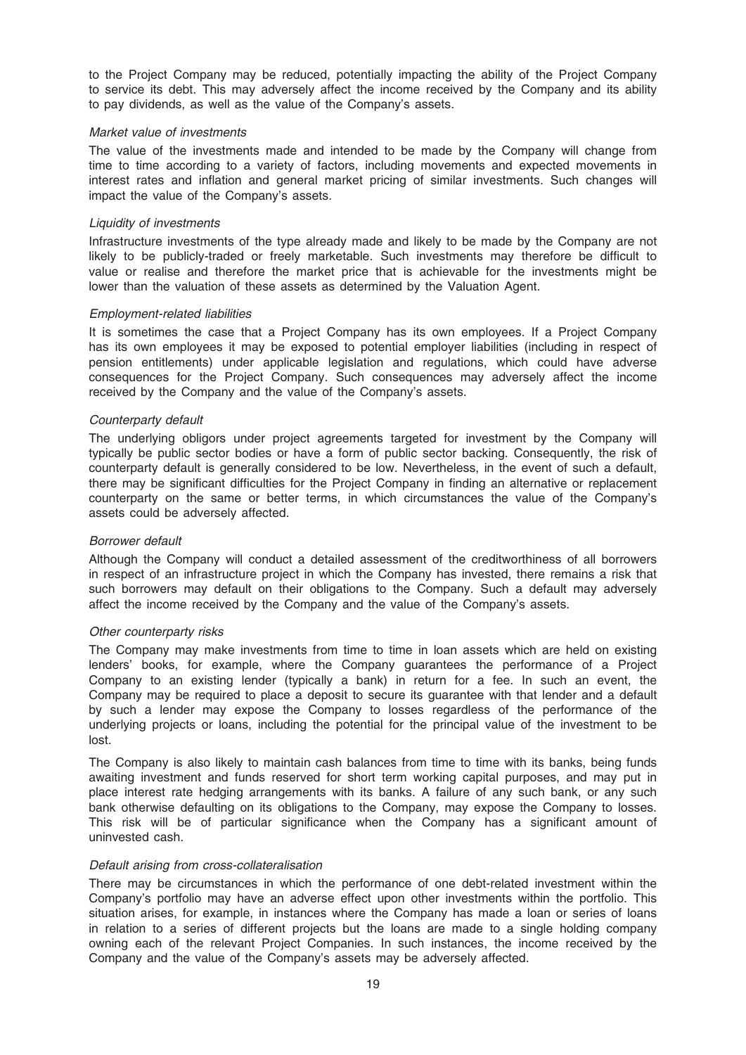to the Project Company may be reduced, potentially impacting the ability of the Project Company to service its debt. This may adversely affect the income received by the Company and its ability to pay dividends, as well as the value of the Company's assets.

*Market value of investments*

The value of the investments made and intended to be made by the Company will change from time to time according to a variety of factors, including movements and expected movements in interest rates and inflation and general market pricing of similar investments. Such changes will impact the value of the Company's assets.

*Liquidity of investments*

Infrastructure investments of the type already made and likely to be made by the Company are not likely to be publicly-traded or freely marketable. Such investments may therefore be difficult to value or realise and therefore the market price that is achievable for the investments might be lower than the valuation of these assets as determined by the Valuation Agent.

*Employment-related liabilities*

It is sometimes the case that a Project Company has its own employees. If a Project Company has its own employees it may be exposed to potential employer liabilities (including in respect of pension entitlements) under applicable legislation and regulations, which could have adverse consequences for the Project Company. Such consequences may adversely affect the income received by the Company and the value of the Company's assets.

*Counterparty default*

The underlying obligors under project agreements targeted for investment by the Company will typically be public sector bodies or have a form of public sector backing. Consequently, the risk of counterparty default is generally considered to be low. Nevertheless, in the event of such a default, there may be significant difficulties for the Project Company in finding an alternative or replacement counterparty on the same or better terms, in which circumstances the value of the Company's assets could be adversely affected.

*Borrower default*

Although the Company will conduct a detailed assessment of the creditworthiness of all borrowers in respect of an infrastructure project in which the Company has invested, there remains a risk that such borrowers may default on their obligations to the Company. Such a default may adversely affect the income received by the Company and the value of the Company's assets.

*Other counterparty risks*

The Company may make investments from time to time in loan assets which are held on existing lenders' books, for example, where the Company guarantees the performance of a Project Company to an existing lender (typically a bank) in return for a fee. In such an event, the Company may be required to place a deposit to secure its guarantee with that lender and a default by such a lender may expose the Company to losses regardless of the performance of the underlying projects or loans, including the potential for the principal value of the investment to be lost.

The Company is also likely to maintain cash balances from time to time with its banks, being funds awaiting investment and funds reserved for short term working capital purposes, and may put in place interest rate hedging arrangements with its banks. A failure of any such bank, or any such bank otherwise defaulting on its obligations to the Company, may expose the Company to losses. This risk will be of particular significance when the Company has a significant amount of uninvested cash.

*Default arising from cross-collateralisation*

There may be circumstances in which the performance of one debt-related investment within the Company's portfolio may have an adverse effect upon other investments within the portfolio. This situation arises, for example, in instances where the Company has made a loan or series of loans in relation to a series of different projects but the loans are made to a single holding company owning each of the relevant Project Companies. In such instances, the income received by the Company and the value of the Company's assets may be adversely affected.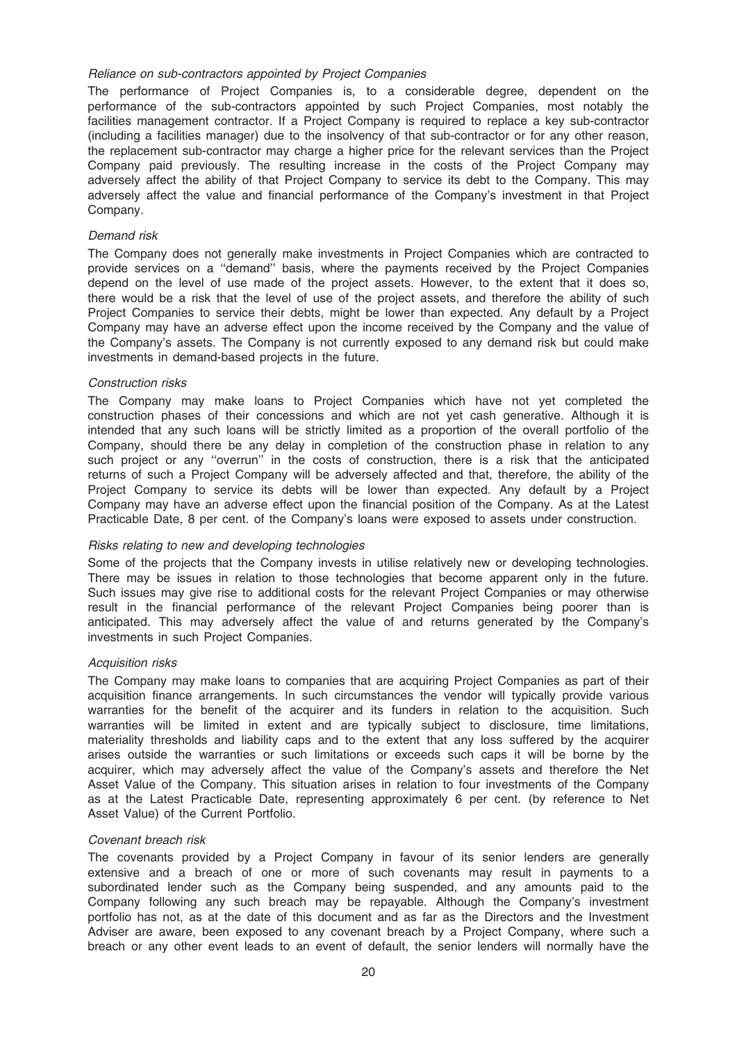*Reliance on sub-contractors appointed by Project Companies*

The performance of Project Companies is, to a considerable degree, dependent on the performance of the sub-contractors appointed by such Project Companies, most notably the facilities management contractor. If a Project Company is required to replace a key sub-contractor (including a facilities manager) due to the insolvency of that sub-contractor or for any other reason, the replacement sub-contractor may charge a higher price for the relevant services than the Project Company paid previously. The resulting increase in the costs of the Project Company may adversely affect the ability of that Project Company to service its debt to the Company. This may adversely affect the value and financial performance of the Company's investment in that Project Company.

*Demand risk*

The Company does not generally make investments in Project Companies which are contracted to provide services on a ''demand'' basis, where the payments received by the Project Companies depend on the level of use made of the project assets. However, to the extent that it does so, there would be a risk that the level of use of the project assets, and therefore the ability of such Project Companies to service their debts, might be lower than expected. Any default by a Project Company may have an adverse effect upon the income received by the Company and the value of the Company's assets. The Company is not currently exposed to any demand risk but could make investments in demand-based projects in the future.

*Construction risks*

The Company may make loans to Project Companies which have not yet completed the construction phases of their concessions and which are not yet cash generative. Although it is intended that any such loans will be strictly limited as a proportion of the overall portfolio of the Company, should there be any delay in completion of the construction phase in relation to any such project or any ''overrun'' in the costs of construction, there is a risk that the anticipated returns of such a Project Company will be adversely affected and that, therefore, the ability of the Project Company to service its debts will be lower than expected. Any default by a Project Company may have an adverse effect upon the financial position of the Company. As at the Latest Practicable Date, 8 per cent. of the Company's loans were exposed to assets under construction.

*Risks relating to new and developing technologies*

Some of the projects that the Company invests in utilise relatively new or developing technologies. There may be issues in relation to those technologies that become apparent only in the future. Such issues may give rise to additional costs for the relevant Project Companies or may otherwise result in the financial performance of the relevant Project Companies being poorer than is anticipated. This may adversely affect the value of and returns generated by the Company's investments in such Project Companies.

*Acquisition risks*

The Company may make loans to companies that are acquiring Project Companies as part of their acquisition finance arrangements. In such circumstances the vendor will typically provide various warranties for the benefit of the acquirer and its funders in relation to the acquisition. Such warranties will be limited in extent and are typically subject to disclosure, time limitations, materiality thresholds and liability caps and to the extent that any loss suffered by the acquirer arises outside the warranties or such limitations or exceeds such caps it will be borne by the acquirer, which may adversely affect the value of the Company's assets and therefore the Net Asset Value of the Company. This situation arises in relation to four investments of the Company as at the Latest Practicable Date, representing approximately 6 per cent. (by reference to Net Asset Value) of the Current Portfolio.

*Covenant breach risk*

The covenants provided by a Project Company in favour of its senior lenders are generally extensive and a breach of one or more of such covenants may result in payments to a subordinated lender such as the Company being suspended, and any amounts paid to the Company following any such breach may be repayable. Although the Company's investment portfolio has not, as at the date of this document and as far as the Directors and the Investment Adviser are aware, been exposed to any covenant breach by a Project Company, where such a breach or any other event leads to an event of default, the senior lenders will normally have the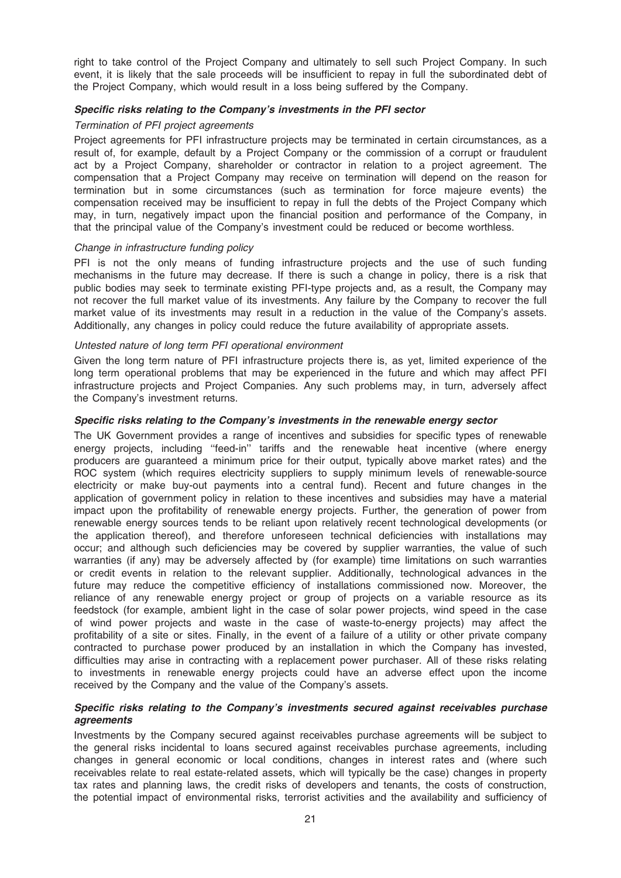right to take control of the Project Company and ultimately to sell such Project Company. In such event, it is likely that the sale proceeds will be insufficient to repay in full the subordinated debt of the Project Company, which would result in a loss being suffered by the Company.

***Specific risks relating to the Company's investments in the PFI sector***

*Termination of PFI project agreements*

Project agreements for PFI infrastructure projects may be terminated in certain circumstances, as a result of, for example, default by a Project Company or the commission of a corrupt or fraudulent act by a Project Company, shareholder or contractor in relation to a project agreement. The compensation that a Project Company may receive on termination will depend on the reason for termination but in some circumstances (such as termination for force majeure events) the compensation received may be insufficient to repay in full the debts of the Project Company which may, in turn, negatively impact upon the financial position and performance of the Company, in that the principal value of the Company's investment could be reduced or become worthless.

*Change in infrastructure funding policy*

PFI is not the only means of funding infrastructure projects and the use of such funding mechanisms in the future may decrease. If there is such a change in policy, there is a risk that public bodies may seek to terminate existing PFI-type projects and, as a result, the Company may not recover the full market value of its investments. Any failure by the Company to recover the full market value of its investments may result in a reduction in the value of the Company's assets. Additionally, any changes in policy could reduce the future availability of appropriate assets.

*Untested nature of long term PFI operational environment*

Given the long term nature of PFI infrastructure projects there is, as yet, limited experience of the long term operational problems that may be experienced in the future and which may affect PFI infrastructure projects and Project Companies. Any such problems may, in turn, adversely affect the Company's investment returns.

***Specific risks relating to the Company's investments in the renewable energy sector***

The UK Government provides a range of incentives and subsidies for specific types of renewable energy projects, including ''feed-in'' tariffs and the renewable heat incentive (where energy producers are guaranteed a minimum price for their output, typically above market rates) and the ROC system (which requires electricity suppliers to supply minimum levels of renewable-source electricity or make buy-out payments into a central fund). Recent and future changes in the application of government policy in relation to these incentives and subsidies may have a material impact upon the profitability of renewable energy projects. Further, the generation of power from renewable energy sources tends to be reliant upon relatively recent technological developments (or the application thereof), and therefore unforeseen technical deficiencies with installations may occur; and although such deficiencies may be covered by supplier warranties, the value of such warranties (if any) may be adversely affected by (for example) time limitations on such warranties or credit events in relation to the relevant supplier. Additionally, technological advances in the future may reduce the competitive efficiency of installations commissioned now. Moreover, the reliance of any renewable energy project or group of projects on a variable resource as its feedstock (for example, ambient light in the case of solar power projects, wind speed in the case of wind power projects and waste in the case of waste-to-energy projects) may affect the profitability of a site or sites. Finally, in the event of a failure of a utility or other private company contracted to purchase power produced by an installation in which the Company has invested, difficulties may arise in contracting with a replacement power purchaser. All of these risks relating to investments in renewable energy projects could have an adverse effect upon the income received by the Company and the value of the Company's assets.

***Specific risks relating to the Company's investments secured against receivables purchase agreements***

Investments by the Company secured against receivables purchase agreements will be subject to the general risks incidental to loans secured against receivables purchase agreements, including changes in general economic or local conditions, changes in interest rates and (where such receivables relate to real estate-related assets, which will typically be the case) changes in property tax rates and planning laws, the credit risks of developers and tenants, the costs of construction, the potential impact of environmental risks, terrorist activities and the availability and sufficiency of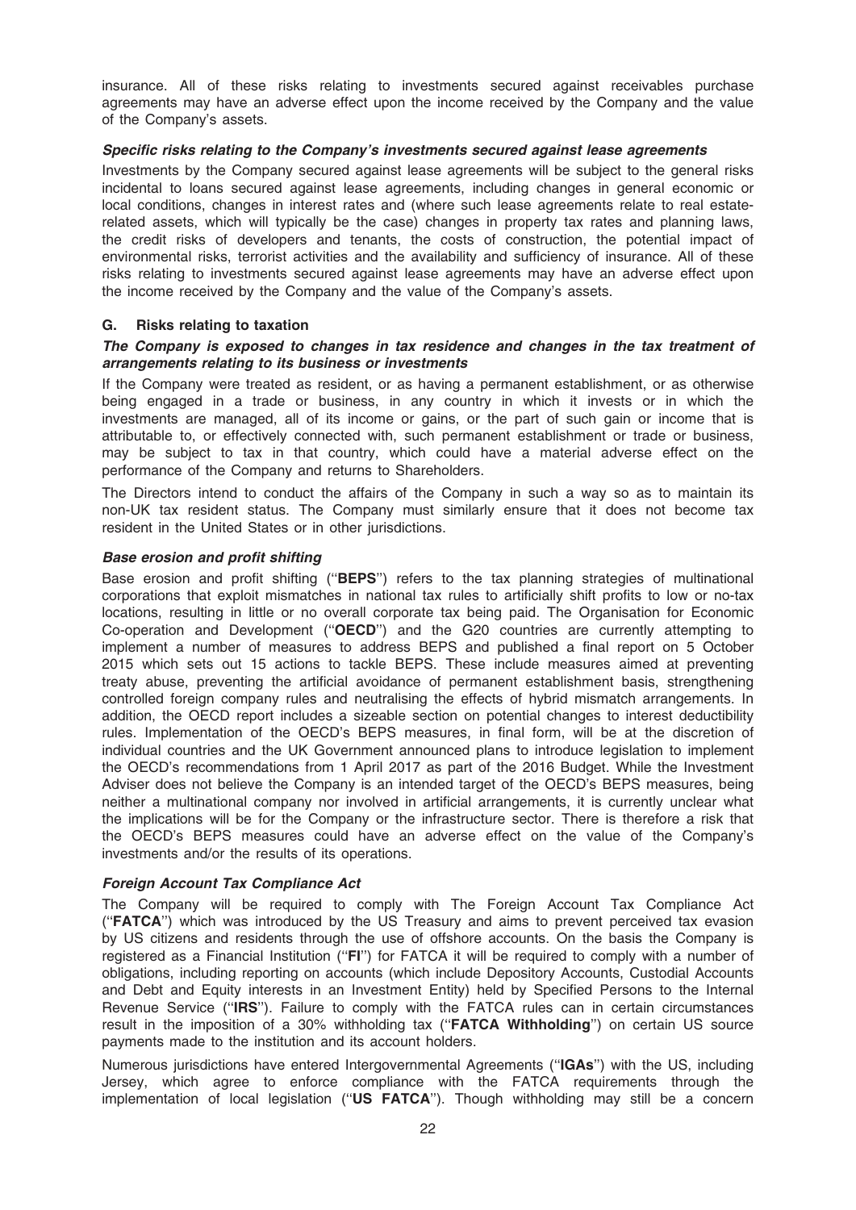insurance. All of these risks relating to investments secured against receivables purchase agreements may have an adverse effect upon the income received by the Company and the value of the Company's assets.

***Specific risks relating to the Company's investments secured against lease agreements***

Investments by the Company secured against lease agreements will be subject to the general risks incidental to loans secured against lease agreements, including changes in general economic or local conditions, changes in interest rates and (where such lease agreements relate to real estate-related assets, which will typically be the case) changes in property tax rates and planning laws, the credit risks of developers and tenants, the costs of construction, the potential impact of environmental risks, terrorist activities and the availability and sufficiency of insurance. All of these risks relating to investments secured against lease agreements may have an adverse effect upon the income received by the Company and the value of the Company's assets.

## G. Risks relating to taxation

***The Company is exposed to changes in tax residence and changes in the tax treatment of arrangements relating to its business or investments***

If the Company were treated as resident, or as having a permanent establishment, or as otherwise being engaged in a trade or business, in any country in which it invests or in which the investments are managed, all of its income or gains, or the part of such gain or income that is attributable to, or effectively connected with, such permanent establishment or trade or business, may be subject to tax in that country, which could have a material adverse effect on the performance of the Company and returns to Shareholders.

The Directors intend to conduct the affairs of the Company in such a way so as to maintain its non-UK tax resident status. The Company must similarly ensure that it does not become tax resident in the United States or in other jurisdictions.

***Base erosion and profit shifting***

Base erosion and profit shifting (''**BEPS**'') refers to the tax planning strategies of multinational corporations that exploit mismatches in national tax rules to artificially shift profits to low or no-tax locations, resulting in little or no overall corporate tax being paid. The Organisation for Economic Co-operation and Development (''**OECD**'') and the G20 countries are currently attempting to implement a number of measures to address BEPS and published a final report on 5 October 2015 which sets out 15 actions to tackle BEPS. These include measures aimed at preventing treaty abuse, preventing the artificial avoidance of permanent establishment basis, strengthening controlled foreign company rules and neutralising the effects of hybrid mismatch arrangements. In addition, the OECD report includes a sizeable section on potential changes to interest deductibility rules. Implementation of the OECD's BEPS measures, in final form, will be at the discretion of individual countries and the UK Government announced plans to introduce legislation to implement the OECD's recommendations from 1 April 2017 as part of the 2016 Budget. While the Investment Adviser does not believe the Company is an intended target of the OECD's BEPS measures, being neither a multinational company nor involved in artificial arrangements, it is currently unclear what the implications will be for the Company or the infrastructure sector. There is therefore a risk that the OECD's BEPS measures could have an adverse effect on the value of the Company's investments and/or the results of its operations.

***Foreign Account Tax Compliance Act***

The Company will be required to comply with The Foreign Account Tax Compliance Act (''**FATCA**'') which was introduced by the US Treasury and aims to prevent perceived tax evasion by US citizens and residents through the use of offshore accounts. On the basis the Company is registered as a Financial Institution (''**FI**'') for FATCA it will be required to comply with a number of obligations, including reporting on accounts (which include Depository Accounts, Custodial Accounts and Debt and Equity interests in an Investment Entity) held by Specified Persons to the Internal Revenue Service (''**IRS**''). Failure to comply with the FATCA rules can in certain circumstances result in the imposition of a 30% withholding tax (''**FATCA Withholding**'') on certain US source payments made to the institution and its account holders.

Numerous jurisdictions have entered Intergovernmental Agreements (''**IGAs**'') with the US, including Jersey, which agree to enforce compliance with the FATCA requirements through the implementation of local legislation (''**US FATCA**''). Though withholding may still be a concern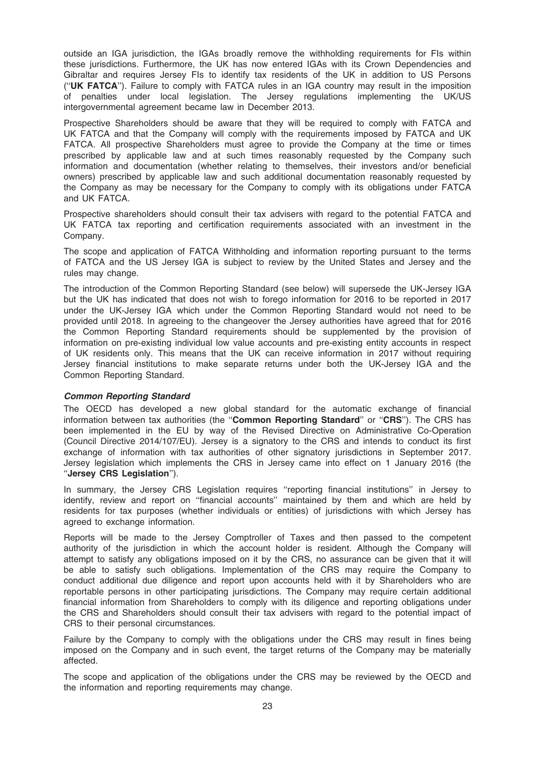outside an IGA jurisdiction, the IGAs broadly remove the withholding requirements for FIs within these jurisdictions. Furthermore, the UK has now entered IGAs with its Crown Dependencies and Gibraltar and requires Jersey FIs to identify tax residents of the UK in addition to US Persons (''**UK FATCA**''). Failure to comply with FATCA rules in an IGA country may result in the imposition of penalties under local legislation. The Jersey regulations implementing the UK/US intergovernmental agreement became law in December 2013.

Prospective Shareholders should be aware that they will be required to comply with FATCA and UK FATCA and that the Company will comply with the requirements imposed by FATCA and UK FATCA. All prospective Shareholders must agree to provide the Company at the time or times prescribed by applicable law and at such times reasonably requested by the Company such information and documentation (whether relating to themselves, their investors and/or beneficial owners) prescribed by applicable law and such additional documentation reasonably requested by the Company as may be necessary for the Company to comply with its obligations under FATCA and UK FATCA.

Prospective shareholders should consult their tax advisers with regard to the potential FATCA and UK FATCA tax reporting and certification requirements associated with an investment in the Company.

The scope and application of FATCA Withholding and information reporting pursuant to the terms of FATCA and the US Jersey IGA is subject to review by the United States and Jersey and the rules may change.

The introduction of the Common Reporting Standard (see below) will supersede the UK-Jersey IGA but the UK has indicated that does not wish to forego information for 2016 to be reported in 2017 under the UK-Jersey IGA which under the Common Reporting Standard would not need to be provided until 2018. In agreeing to the changeover the Jersey authorities have agreed that for 2016 the Common Reporting Standard requirements should be supplemented by the provision of information on pre-existing individual low value accounts and pre-existing entity accounts in respect of UK residents only. This means that the UK can receive information in 2017 without requiring Jersey financial institutions to make separate returns under both the UK-Jersey IGA and the Common Reporting Standard.

***Common Reporting Standard***

The OECD has developed a new global standard for the automatic exchange of financial information between tax authorities (the ''**Common Reporting Standard**'' or ''**CRS**''). The CRS has been implemented in the EU by way of the Revised Directive on Administrative Co-Operation (Council Directive 2014/107/EU). Jersey is a signatory to the CRS and intends to conduct its first exchange of information with tax authorities of other signatory jurisdictions in September 2017. Jersey legislation which implements the CRS in Jersey came into effect on 1 January 2016 (the ''**Jersey CRS Legislation**'').

In summary, the Jersey CRS Legislation requires ''reporting financial institutions'' in Jersey to identify, review and report on ''financial accounts'' maintained by them and which are held by residents for tax purposes (whether individuals or entities) of jurisdictions with which Jersey has agreed to exchange information.

Reports will be made to the Jersey Comptroller of Taxes and then passed to the competent authority of the jurisdiction in which the account holder is resident. Although the Company will attempt to satisfy any obligations imposed on it by the CRS, no assurance can be given that it will be able to satisfy such obligations. Implementation of the CRS may require the Company to conduct additional due diligence and report upon accounts held with it by Shareholders who are reportable persons in other participating jurisdictions. The Company may require certain additional financial information from Shareholders to comply with its diligence and reporting obligations under the CRS and Shareholders should consult their tax advisers with regard to the potential impact of CRS to their personal circumstances.

Failure by the Company to comply with the obligations under the CRS may result in fines being imposed on the Company and in such event, the target returns of the Company may be materially affected.

The scope and application of the obligations under the CRS may be reviewed by the OECD and the information and reporting requirements may change.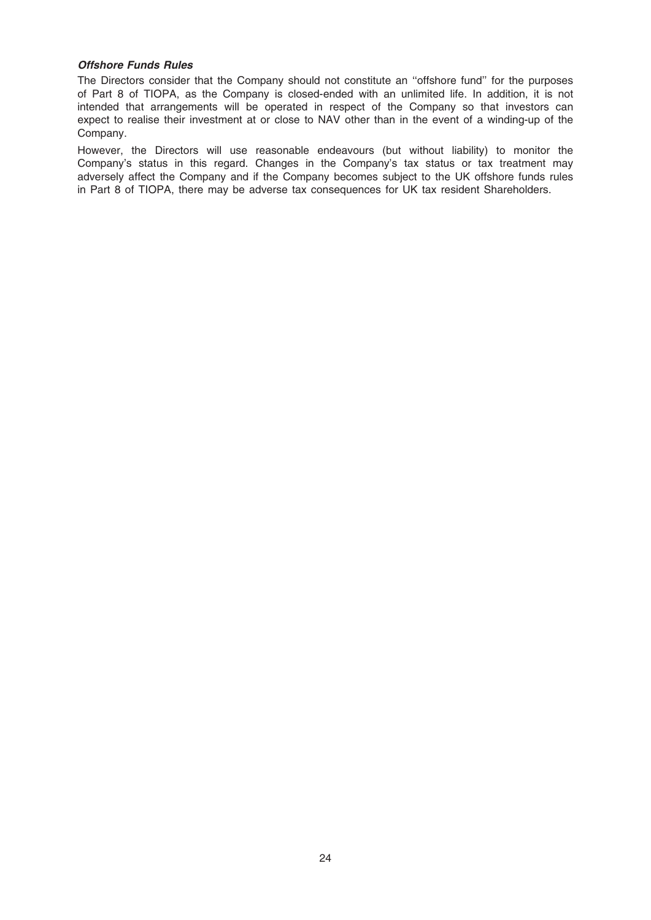***Offshore Funds Rules***

The Directors consider that the Company should not constitute an "offshore fund" for the purposes of Part 8 of TIOPA, as the Company is closed-ended with an unlimited life. In addition, it is not intended that arrangements will be operated in respect of the Company so that investors can expect to realise their investment at or close to NAV other than in the event of a winding-up of the Company.

However, the Directors will use reasonable endeavours (but without liability) to monitor the Company's status in this regard. Changes in the Company's tax status or tax treatment may adversely affect the Company and if the Company becomes subject to the UK offshore funds rules in Part 8 of TIOPA, there may be adverse tax consequences for UK tax resident Shareholders.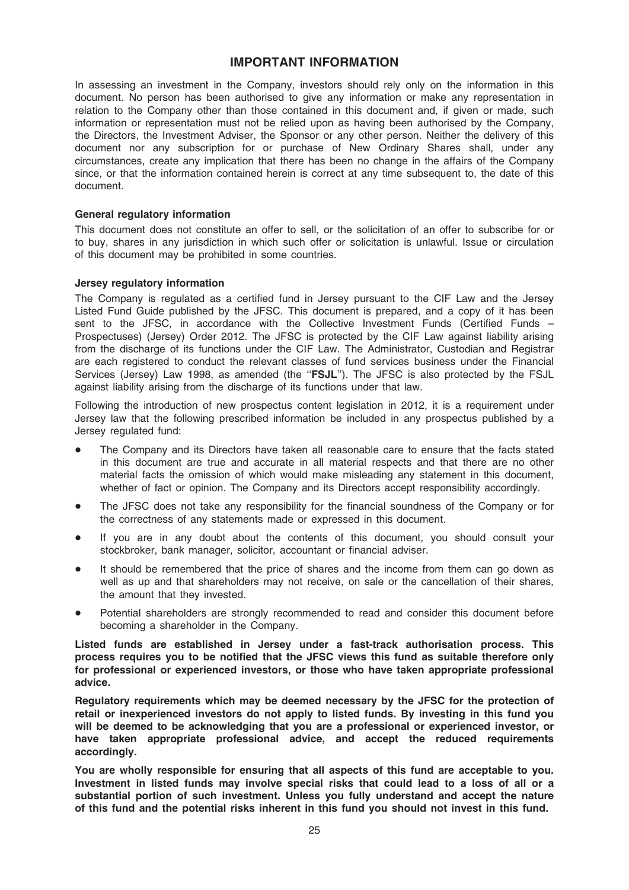# IMPORTANT INFORMATION

In assessing an investment in the Company, investors should rely only on the information in this document. No person has been authorised to give any information or make any representation in relation to the Company other than those contained in this document and, if given or made, such information or representation must not be relied upon as having been authorised by the Company, the Directors, the Investment Adviser, the Sponsor or any other person. Neither the delivery of this document nor any subscription for or purchase of New Ordinary Shares shall, under any circumstances, create any implication that there has been no change in the affairs of the Company since, or that the information contained herein is correct at any time subsequent to, the date of this document.

### General regulatory information

This document does not constitute an offer to sell, or the solicitation of an offer to subscribe for or to buy, shares in any jurisdiction in which such offer or solicitation is unlawful. Issue or circulation of this document may be prohibited in some countries.

### Jersey regulatory information

The Company is regulated as a certified fund in Jersey pursuant to the CIF Law and the Jersey Listed Fund Guide published by the JFSC. This document is prepared, and a copy of it has been sent to the JFSC, in accordance with the Collective Investment Funds (Certified Funds – Prospectuses) (Jersey) Order 2012. The JFSC is protected by the CIF Law against liability arising from the discharge of its functions under the CIF Law. The Administrator, Custodian and Registrar are each registered to conduct the relevant classes of fund services business under the Financial Services (Jersey) Law 1998, as amended (the "**FSJL**"). The JFSC is also protected by the FSJL against liability arising from the discharge of its functions under that law.

Following the introduction of new prospectus content legislation in 2012, it is a requirement under Jersey law that the following prescribed information be included in any prospectus published by a Jersey regulated fund:

- The Company and its Directors have taken all reasonable care to ensure that the facts stated in this document are true and accurate in all material respects and that there are no other material facts the omission of which would make misleading any statement in this document, whether of fact or opinion. The Company and its Directors accept responsibility accordingly.
- The JFSC does not take any responsibility for the financial soundness of the Company or for the correctness of any statements made or expressed in this document.
- If you are in any doubt about the contents of this document, you should consult your stockbroker, bank manager, solicitor, accountant or financial adviser.
- It should be remembered that the price of shares and the income from them can go down as well as up and that shareholders may not receive, on sale or the cancellation of their shares, the amount that they invested.
- Potential shareholders are strongly recommended to read and consider this document before becoming a shareholder in the Company.

**Listed funds are established in Jersey under a fast-track authorisation process. This process requires you to be notified that the JFSC views this fund as suitable therefore only for professional or experienced investors, or those who have taken appropriate professional advice.**

**Regulatory requirements which may be deemed necessary by the JFSC for the protection of retail or inexperienced investors do not apply to listed funds. By investing in this fund you will be deemed to be acknowledging that you are a professional or experienced investor, or have taken appropriate professional advice, and accept the reduced requirements accordingly.**

**You are wholly responsible for ensuring that all aspects of this fund are acceptable to you. Investment in listed funds may involve special risks that could lead to a loss of all or a substantial portion of such investment. Unless you fully understand and accept the nature of this fund and the potential risks inherent in this fund you should not invest in this fund.**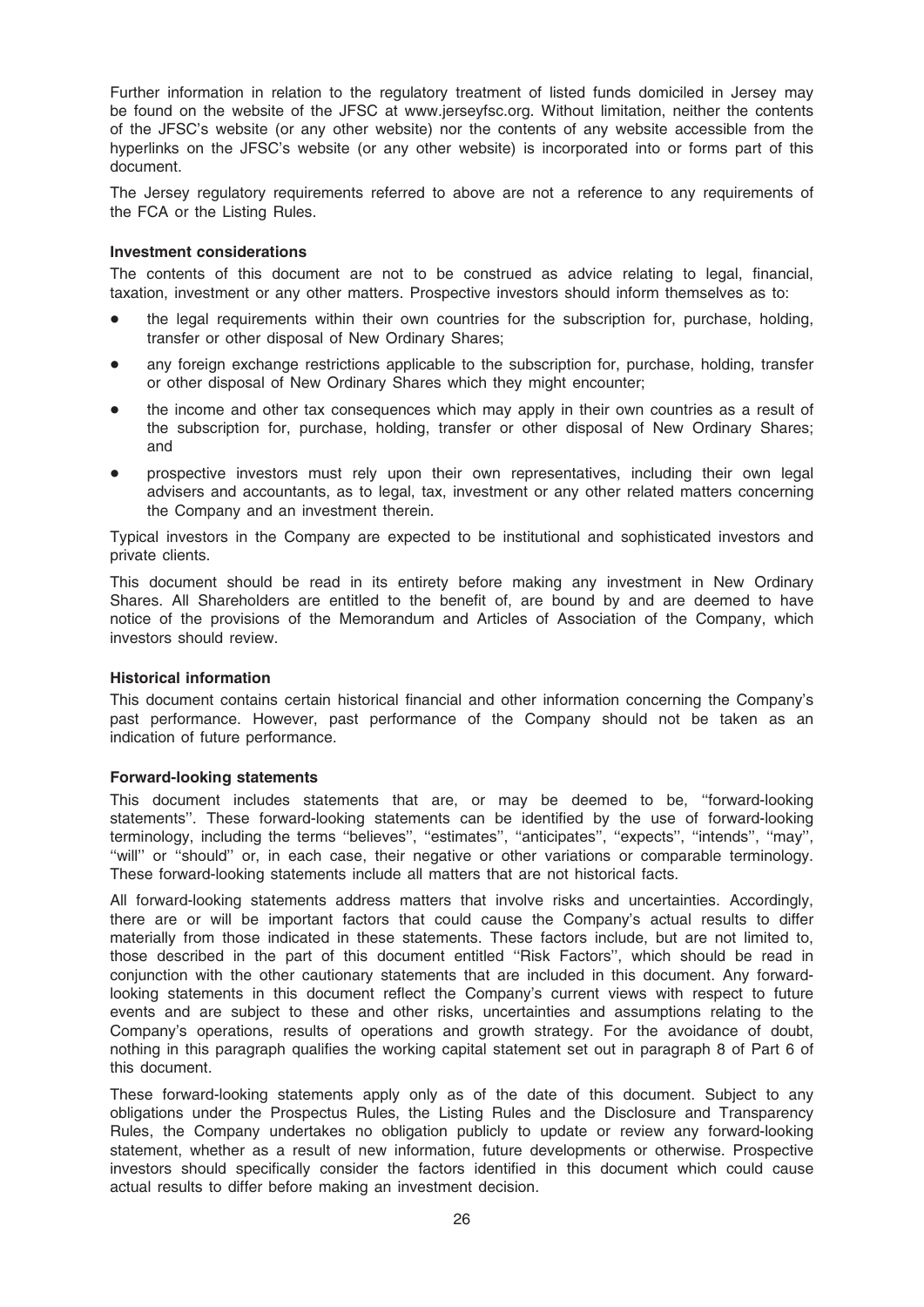Further information in relation to the regulatory treatment of listed funds domiciled in Jersey may be found on the website of the JFSC at www.jerseyfsc.org. Without limitation, neither the contents of the JFSC's website (or any other website) nor the contents of any website accessible from the hyperlinks on the JFSC's website (or any other website) is incorporated into or forms part of this document.

The Jersey regulatory requirements referred to above are not a reference to any requirements of the FCA or the Listing Rules.

**Investment considerations**

The contents of this document are not to be construed as advice relating to legal, financial, taxation, investment or any other matters. Prospective investors should inform themselves as to:

- the legal requirements within their own countries for the subscription for, purchase, holding, transfer or other disposal of New Ordinary Shares;
- any foreign exchange restrictions applicable to the subscription for, purchase, holding, transfer or other disposal of New Ordinary Shares which they might encounter;
- the income and other tax consequences which may apply in their own countries as a result of the subscription for, purchase, holding, transfer or other disposal of New Ordinary Shares; and
- prospective investors must rely upon their own representatives, including their own legal advisers and accountants, as to legal, tax, investment or any other related matters concerning the Company and an investment therein.

Typical investors in the Company are expected to be institutional and sophisticated investors and private clients.

This document should be read in its entirety before making any investment in New Ordinary Shares. All Shareholders are entitled to the benefit of, are bound by and are deemed to have notice of the provisions of the Memorandum and Articles of Association of the Company, which investors should review.

**Historical information**

This document contains certain historical financial and other information concerning the Company's past performance. However, past performance of the Company should not be taken as an indication of future performance.

**Forward-looking statements**

This document includes statements that are, or may be deemed to be, "forward-looking statements". These forward-looking statements can be identified by the use of forward-looking terminology, including the terms "believes", "estimates", "anticipates", "expects", "intends", "may", "will" or "should" or, in each case, their negative or other variations or comparable terminology. These forward-looking statements include all matters that are not historical facts.

All forward-looking statements address matters that involve risks and uncertainties. Accordingly, there are or will be important factors that could cause the Company's actual results to differ materially from those indicated in these statements. These factors include, but are not limited to, those described in the part of this document entitled "Risk Factors", which should be read in conjunction with the other cautionary statements that are included in this document. Any forward-looking statements in this document reflect the Company's current views with respect to future events and are subject to these and other risks, uncertainties and assumptions relating to the Company's operations, results of operations and growth strategy. For the avoidance of doubt, nothing in this paragraph qualifies the working capital statement set out in paragraph 8 of Part 6 of this document.

These forward-looking statements apply only as of the date of this document. Subject to any obligations under the Prospectus Rules, the Listing Rules and the Disclosure and Transparency Rules, the Company undertakes no obligation publicly to update or review any forward-looking statement, whether as a result of new information, future developments or otherwise. Prospective investors should specifically consider the factors identified in this document which could cause actual results to differ before making an investment decision.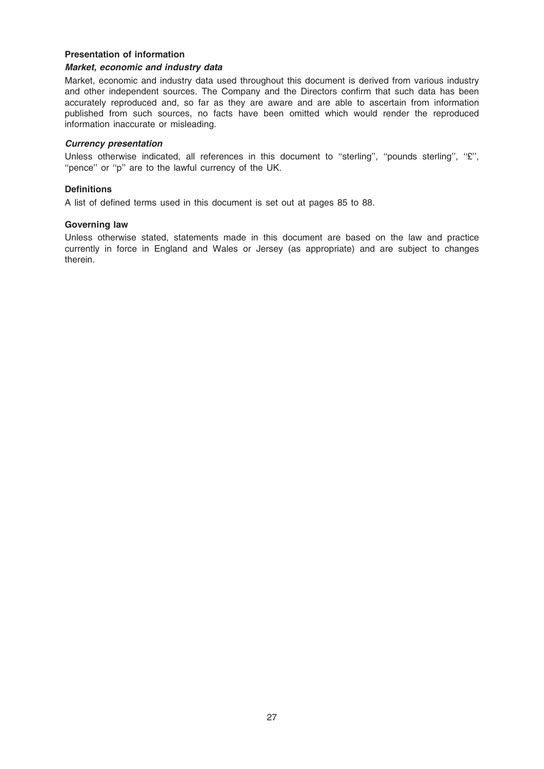## Presentation of information

### *Market, economic and industry data*

Market, economic and industry data used throughout this document is derived from various industry and other independent sources. The Company and the Directors confirm that such data has been accurately reproduced and, so far as they are aware and are able to ascertain from information published from such sources, no facts have been omitted which would render the reproduced information inaccurate or misleading.

### *Currency presentation*

Unless otherwise indicated, all references in this document to ''sterling'', ''pounds sterling'', ''£'', ''pence'' or ''p'' are to the lawful currency of the UK.

## Definitions

A list of defined terms used in this document is set out at pages 85 to 88.

## Governing law

Unless otherwise stated, statements made in this document are based on the law and practice currently in force in England and Wales or Jersey (as appropriate) and are subject to changes therein.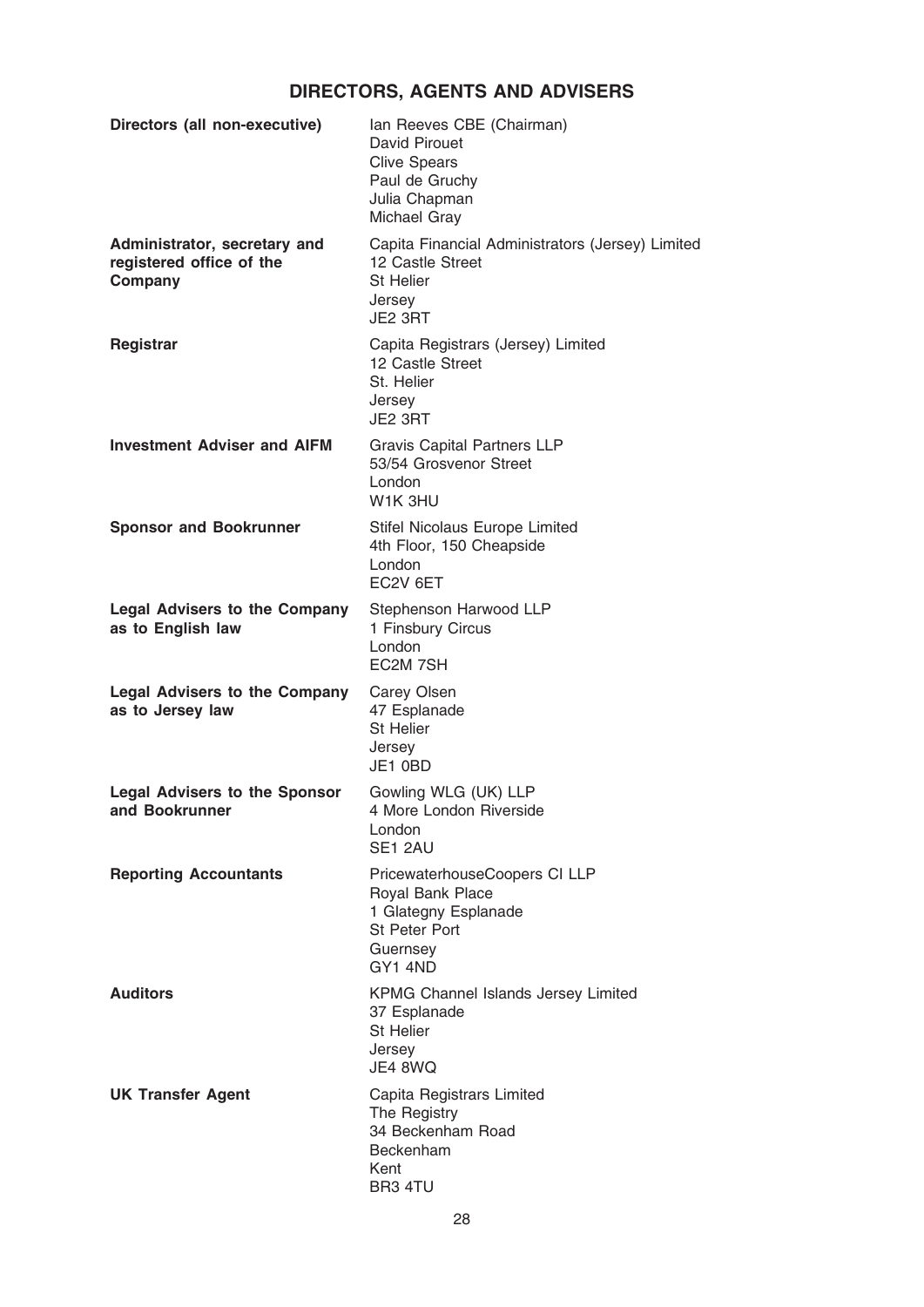# DIRECTORS, AGENTS AND ADVISERS

| | |
|---|---|
| **Directors (all non-executive)** | Ian Reeves CBE (Chairman)<br>David Pirouet<br>Clive Spears<br>Paul de Gruchy<br>Julia Chapman<br>Michael Gray |
| **Administrator, secretary and registered office of the Company** | Capita Financial Administrators (Jersey) Limited<br>12 Castle Street<br>St Helier<br>Jersey<br>JE2 3RT |
| **Registrar** | Capita Registrars (Jersey) Limited<br>12 Castle Street<br>St. Helier<br>Jersey<br>JE2 3RT |
| **Investment Adviser and AIFM** | Gravis Capital Partners LLP<br>53/54 Grosvenor Street<br>London<br>W1K 3HU |
| **Sponsor and Bookrunner** | Stifel Nicolaus Europe Limited<br>4th Floor, 150 Cheapside<br>London<br>EC2V 6ET |
| **Legal Advisers to the Company as to English law** | Stephenson Harwood LLP<br>1 Finsbury Circus<br>London<br>EC2M 7SH |
| **Legal Advisers to the Company as to Jersey law** | Carey Olsen<br>47 Esplanade<br>St Helier<br>Jersey<br>JE1 0BD |
| **Legal Advisers to the Sponsor and Bookrunner** | Gowling WLG (UK) LLP<br>4 More London Riverside<br>London<br>SE1 2AU |
| **Reporting Accountants** | PricewaterhouseCoopers CI LLP<br>Royal Bank Place<br>1 Glategny Esplanade<br>St Peter Port<br>Guernsey<br>GY1 4ND |
| **Auditors** | KPMG Channel Islands Jersey Limited<br>37 Esplanade<br>St Helier<br>Jersey<br>JE4 8WQ |
| **UK Transfer Agent** | Capita Registrars Limited<br>The Registry<br>34 Beckenham Road<br>Beckenham<br>Kent<br>BR3 4TU |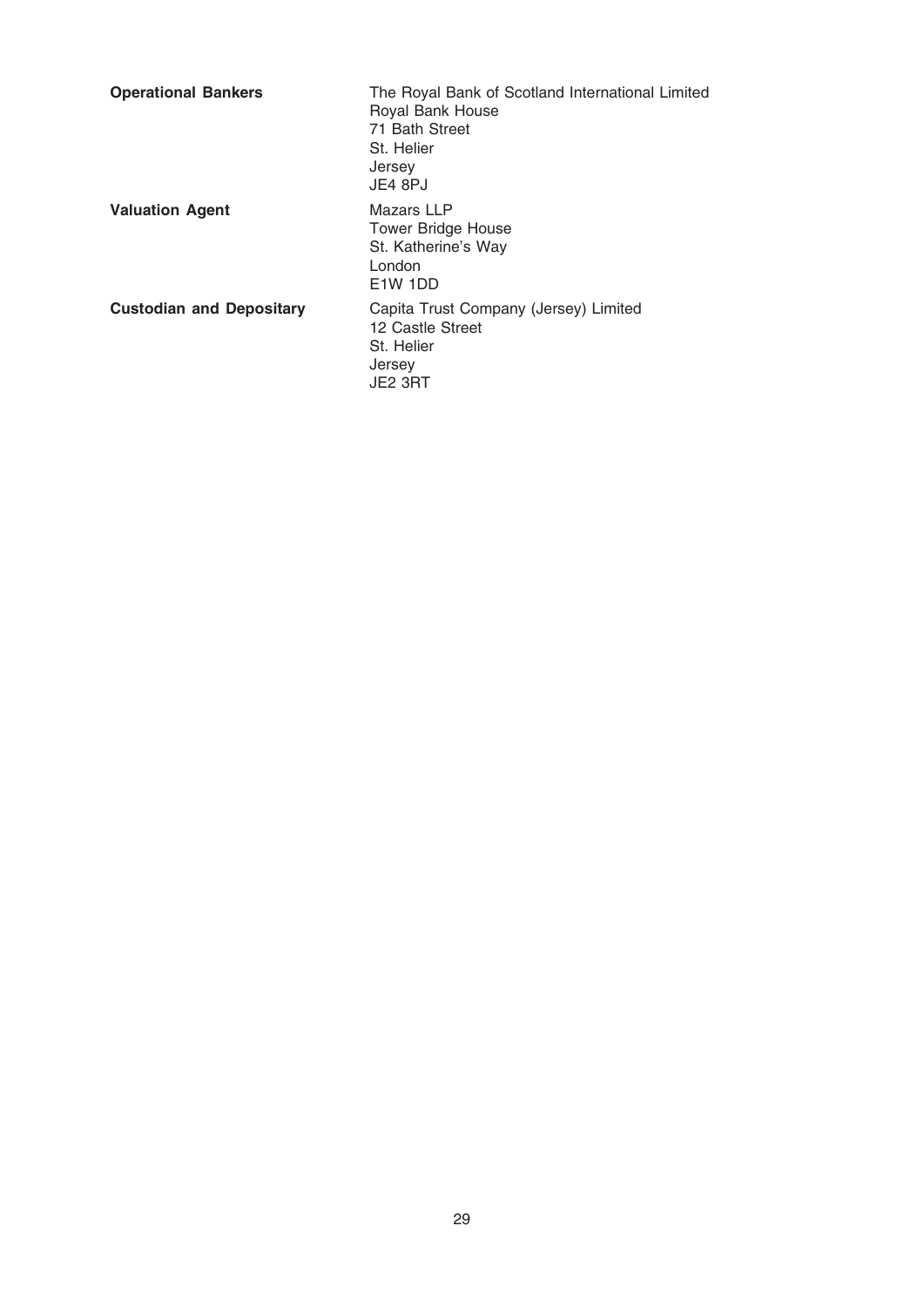| | |
|---|---|
| **Operational Bankers** | The Royal Bank of Scotland International Limited<br>Royal Bank House<br>71 Bath Street<br>St. Helier<br>Jersey<br>JE4 8PJ |
| **Valuation Agent** | Mazars LLP<br>Tower Bridge House<br>St. Katherine's Way<br>London<br>E1W 1DD |
| **Custodian and Depositary** | Capita Trust Company (Jersey) Limited<br>12 Castle Street<br>St. Helier<br>Jersey<br>JE2 3RT |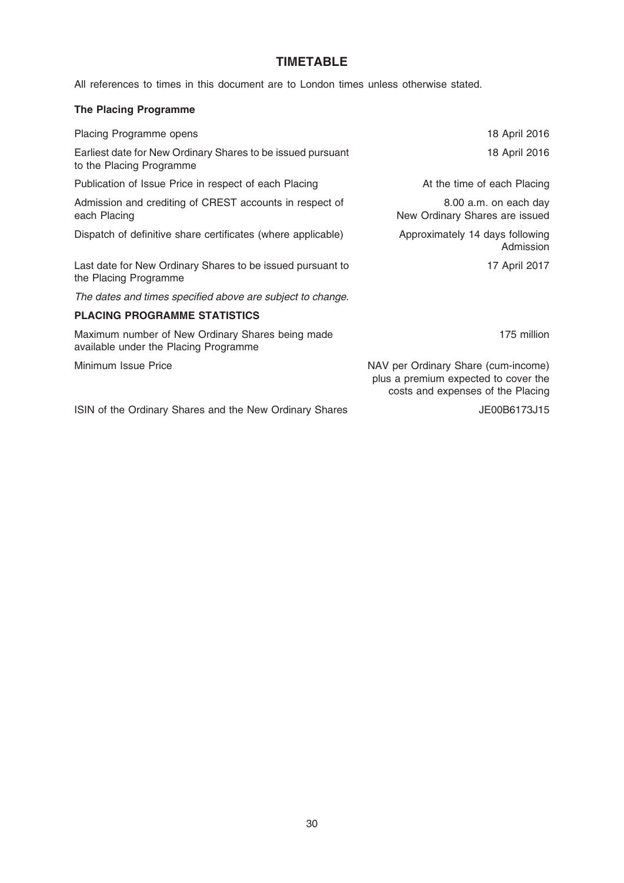# TIMETABLE

All references to times in this document are to London times unless otherwise stated.

**The Placing Programme**

| | |
|---|---|
| Placing Programme opens | 18 April 2016 |
| Earliest date for New Ordinary Shares to be issued pursuant to the Placing Programme | 18 April 2016 |
| Publication of Issue Price in respect of each Placing | At the time of each Placing |
| Admission and crediting of CREST accounts in respect of each Placing | 8.00 a.m. on each day New Ordinary Shares are issued |
| Dispatch of definitive share certificates (where applicable) | Approximately 14 days following Admission |
| Last date for New Ordinary Shares to be issued pursuant to the Placing Programme | 17 April 2017 |

*The dates and times specified above are subject to change.*

## PLACING PROGRAMME STATISTICS

| | |
|---|---|
| Maximum number of New Ordinary Shares being made available under the Placing Programme | 175 million |
| Minimum Issue Price | NAV per Ordinary Share (cum-income) plus a premium expected to cover the costs and expenses of the Placing |
| ISIN of the Ordinary Shares and the New Ordinary Shares | JE00B6173J15 |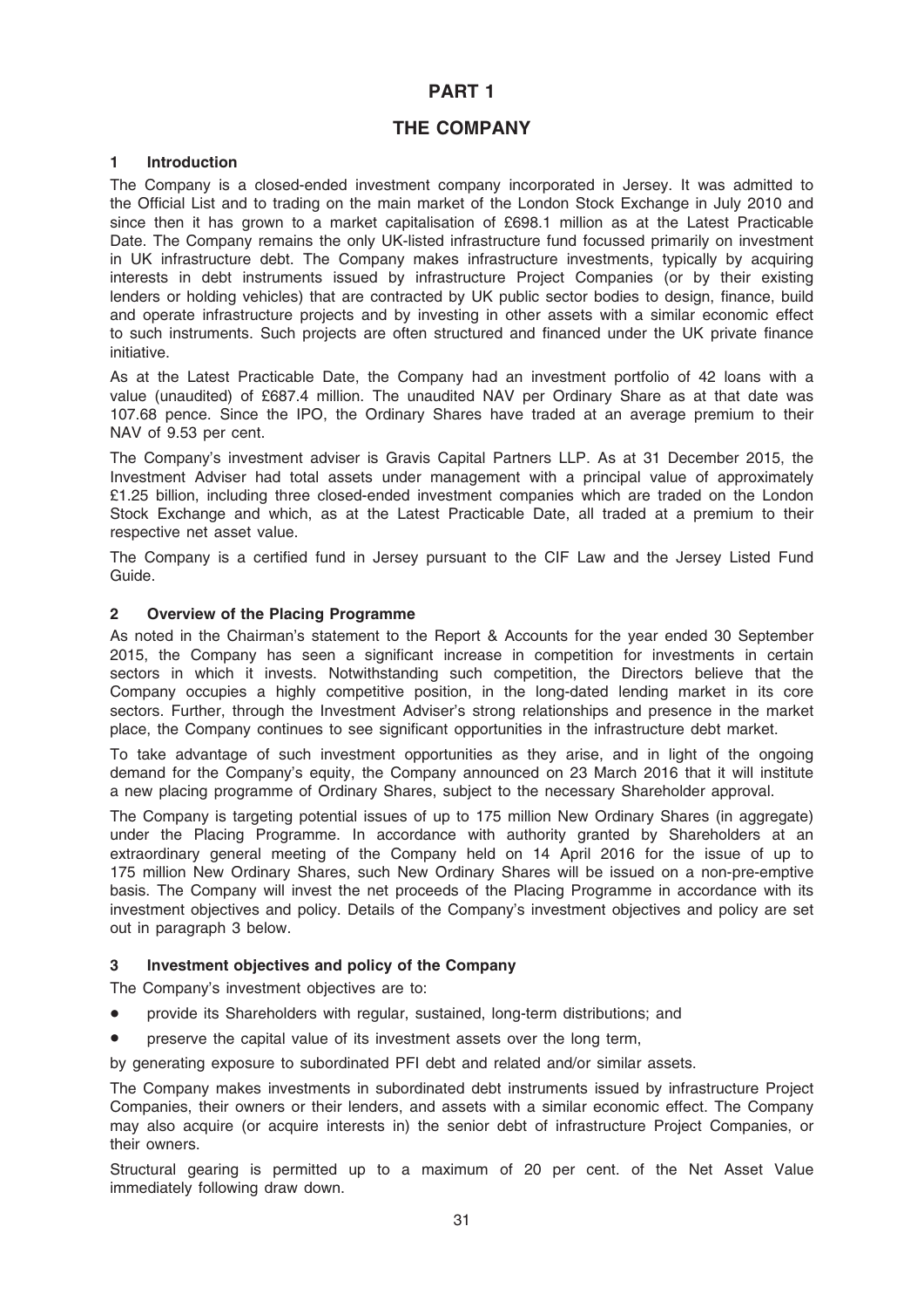# PART 1

# THE COMPANY

## 1 Introduction

The Company is a closed-ended investment company incorporated in Jersey. It was admitted to the Official List and to trading on the main market of the London Stock Exchange in July 2010 and since then it has grown to a market capitalisation of £698.1 million as at the Latest Practicable Date. The Company remains the only UK-listed infrastructure fund focussed primarily on investment in UK infrastructure debt. The Company makes infrastructure investments, typically by acquiring interests in debt instruments issued by infrastructure Project Companies (or by their existing lenders or holding vehicles) that are contracted by UK public sector bodies to design, finance, build and operate infrastructure projects and by investing in other assets with a similar economic effect to such instruments. Such projects are often structured and financed under the UK private finance initiative.

As at the Latest Practicable Date, the Company had an investment portfolio of 42 loans with a value (unaudited) of £687.4 million. The unaudited NAV per Ordinary Share as at that date was 107.68 pence. Since the IPO, the Ordinary Shares have traded at an average premium to their NAV of 9.53 per cent.

The Company's investment adviser is Gravis Capital Partners LLP. As at 31 December 2015, the Investment Adviser had total assets under management with a principal value of approximately £1.25 billion, including three closed-ended investment companies which are traded on the London Stock Exchange and which, as at the Latest Practicable Date, all traded at a premium to their respective net asset value.

The Company is a certified fund in Jersey pursuant to the CIF Law and the Jersey Listed Fund Guide.

## 2 Overview of the Placing Programme

As noted in the Chairman's statement to the Report & Accounts for the year ended 30 September 2015, the Company has seen a significant increase in competition for investments in certain sectors in which it invests. Notwithstanding such competition, the Directors believe that the Company occupies a highly competitive position, in the long-dated lending market in its core sectors. Further, through the Investment Adviser's strong relationships and presence in the market place, the Company continues to see significant opportunities in the infrastructure debt market.

To take advantage of such investment opportunities as they arise, and in light of the ongoing demand for the Company's equity, the Company announced on 23 March 2016 that it will institute a new placing programme of Ordinary Shares, subject to the necessary Shareholder approval.

The Company is targeting potential issues of up to 175 million New Ordinary Shares (in aggregate) under the Placing Programme. In accordance with authority granted by Shareholders at an extraordinary general meeting of the Company held on 14 April 2016 for the issue of up to 175 million New Ordinary Shares, such New Ordinary Shares will be issued on a non-pre-emptive basis. The Company will invest the net proceeds of the Placing Programme in accordance with its investment objectives and policy. Details of the Company's investment objectives and policy are set out in paragraph 3 below.

## 3 Investment objectives and policy of the Company

The Company's investment objectives are to:

- provide its Shareholders with regular, sustained, long-term distributions; and
- preserve the capital value of its investment assets over the long term,

by generating exposure to subordinated PFI debt and related and/or similar assets.

The Company makes investments in subordinated debt instruments issued by infrastructure Project Companies, their owners or their lenders, and assets with a similar economic effect. The Company may also acquire (or acquire interests in) the senior debt of infrastructure Project Companies, or their owners.

Structural gearing is permitted up to a maximum of 20 per cent. of the Net Asset Value immediately following draw down.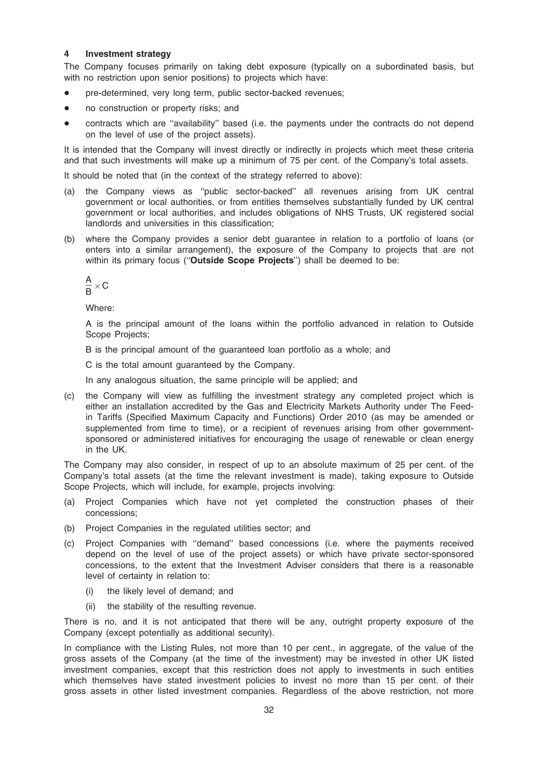## 4 Investment strategy

The Company focuses primarily on taking debt exposure (typically on a subordinated basis, but with no restriction upon senior positions) to projects which have:

- pre-determined, very long term, public sector-backed revenues;
- no construction or property risks; and
- contracts which are ''availability'' based (i.e. the payments under the contracts do not depend on the level of use of the project assets).

It is intended that the Company will invest directly or indirectly in projects which meet these criteria and that such investments will make up a minimum of 75 per cent. of the Company's total assets.

It should be noted that (in the context of the strategy referred to above):

(a) the Company views as ''public sector-backed'' all revenues arising from UK central government or local authorities, or from entities themselves substantially funded by UK central government or local authorities, and includes obligations of NHS Trusts, UK registered social landlords and universities in this classification;

(b) where the Company provides a senior debt guarantee in relation to a portfolio of loans (or enters into a similar arrangement), the exposure of the Company to projects that are not within its primary focus (''**Outside Scope Projects**'') shall be deemed to be:

$$\frac{A}{B} \times C$$

Where:

A is the principal amount of the loans within the portfolio advanced in relation to Outside Scope Projects;

B is the principal amount of the guaranteed loan portfolio as a whole; and

C is the total amount guaranteed by the Company.

In any analogous situation, the same principle will be applied; and

(c) the Company will view as fulfilling the investment strategy any completed project which is either an installation accredited by the Gas and Electricity Markets Authority under The Feed-in Tariffs (Specified Maximum Capacity and Functions) Order 2010 (as may be amended or supplemented from time to time), or a recipient of revenues arising from other government-sponsored or administered initiatives for encouraging the usage of renewable or clean energy in the UK.

The Company may also consider, in respect of up to an absolute maximum of 25 per cent. of the Company's total assets (at the time the relevant investment is made), taking exposure to Outside Scope Projects, which will include, for example, projects involving:

(a) Project Companies which have not yet completed the construction phases of their concessions;

(b) Project Companies in the regulated utilities sector; and

(c) Project Companies with ''demand'' based concessions (i.e. where the payments received depend on the level of use of the project assets) or which have private sector-sponsored concessions, to the extent that the Investment Adviser considers that there is a reasonable level of certainty in relation to:

  (i) the likely level of demand; and

  (ii) the stability of the resulting revenue.

There is no, and it is not anticipated that there will be any, outright property exposure of the Company (except potentially as additional security).

In compliance with the Listing Rules, not more than 10 per cent., in aggregate, of the value of the gross assets of the Company (at the time of the investment) may be invested in other UK listed investment companies, except that this restriction does not apply to investments in such entities which themselves have stated investment policies to invest no more than 15 per cent. of their gross assets in other listed investment companies. Regardless of the above restriction, not more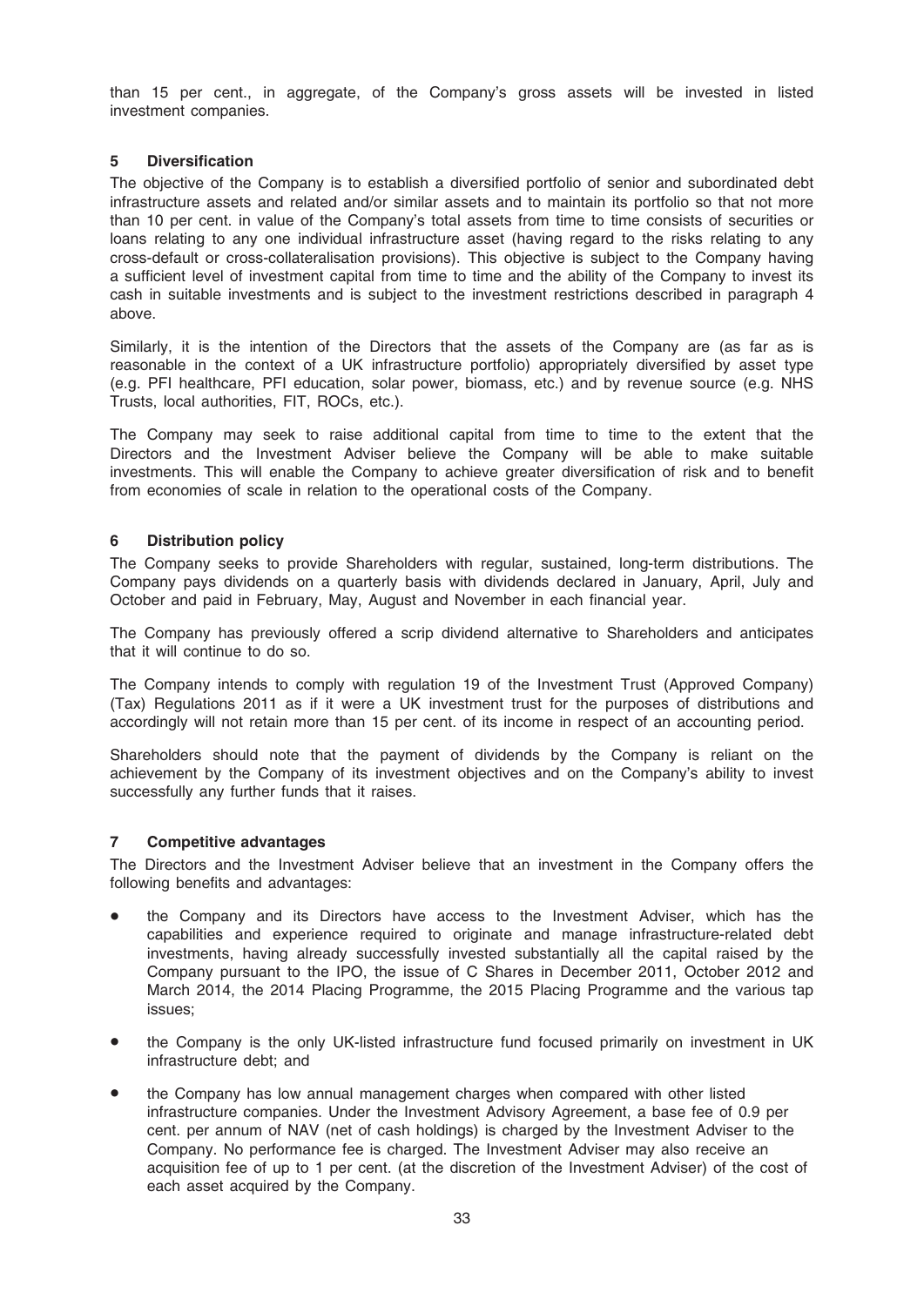than 15 per cent., in aggregate, of the Company's gross assets will be invested in listed investment companies.

## 5 Diversification

The objective of the Company is to establish a diversified portfolio of senior and subordinated debt infrastructure assets and related and/or similar assets and to maintain its portfolio so that not more than 10 per cent. in value of the Company's total assets from time to time consists of securities or loans relating to any one individual infrastructure asset (having regard to the risks relating to any cross-default or cross-collateralisation provisions). This objective is subject to the Company having a sufficient level of investment capital from time to time and the ability of the Company to invest its cash in suitable investments and is subject to the investment restrictions described in paragraph 4 above.

Similarly, it is the intention of the Directors that the assets of the Company are (as far as is reasonable in the context of a UK infrastructure portfolio) appropriately diversified by asset type (e.g. PFI healthcare, PFI education, solar power, biomass, etc.) and by revenue source (e.g. NHS Trusts, local authorities, FIT, ROCs, etc.).

The Company may seek to raise additional capital from time to time to the extent that the Directors and the Investment Adviser believe the Company will be able to make suitable investments. This will enable the Company to achieve greater diversification of risk and to benefit from economies of scale in relation to the operational costs of the Company.

## 6 Distribution policy

The Company seeks to provide Shareholders with regular, sustained, long-term distributions. The Company pays dividends on a quarterly basis with dividends declared in January, April, July and October and paid in February, May, August and November in each financial year.

The Company has previously offered a scrip dividend alternative to Shareholders and anticipates that it will continue to do so.

The Company intends to comply with regulation 19 of the Investment Trust (Approved Company) (Tax) Regulations 2011 as if it were a UK investment trust for the purposes of distributions and accordingly will not retain more than 15 per cent. of its income in respect of an accounting period.

Shareholders should note that the payment of dividends by the Company is reliant on the achievement by the Company of its investment objectives and on the Company's ability to invest successfully any further funds that it raises.

## 7 Competitive advantages

The Directors and the Investment Adviser believe that an investment in the Company offers the following benefits and advantages:

- the Company and its Directors have access to the Investment Adviser, which has the capabilities and experience required to originate and manage infrastructure-related debt investments, having already successfully invested substantially all the capital raised by the Company pursuant to the IPO, the issue of C Shares in December 2011, October 2012 and March 2014, the 2014 Placing Programme, the 2015 Placing Programme and the various tap issues;
- the Company is the only UK-listed infrastructure fund focused primarily on investment in UK infrastructure debt; and
- the Company has low annual management charges when compared with other listed infrastructure companies. Under the Investment Advisory Agreement, a base fee of 0.9 per cent. per annum of NAV (net of cash holdings) is charged by the Investment Adviser to the Company. No performance fee is charged. The Investment Adviser may also receive an acquisition fee of up to 1 per cent. (at the discretion of the Investment Adviser) of the cost of each asset acquired by the Company.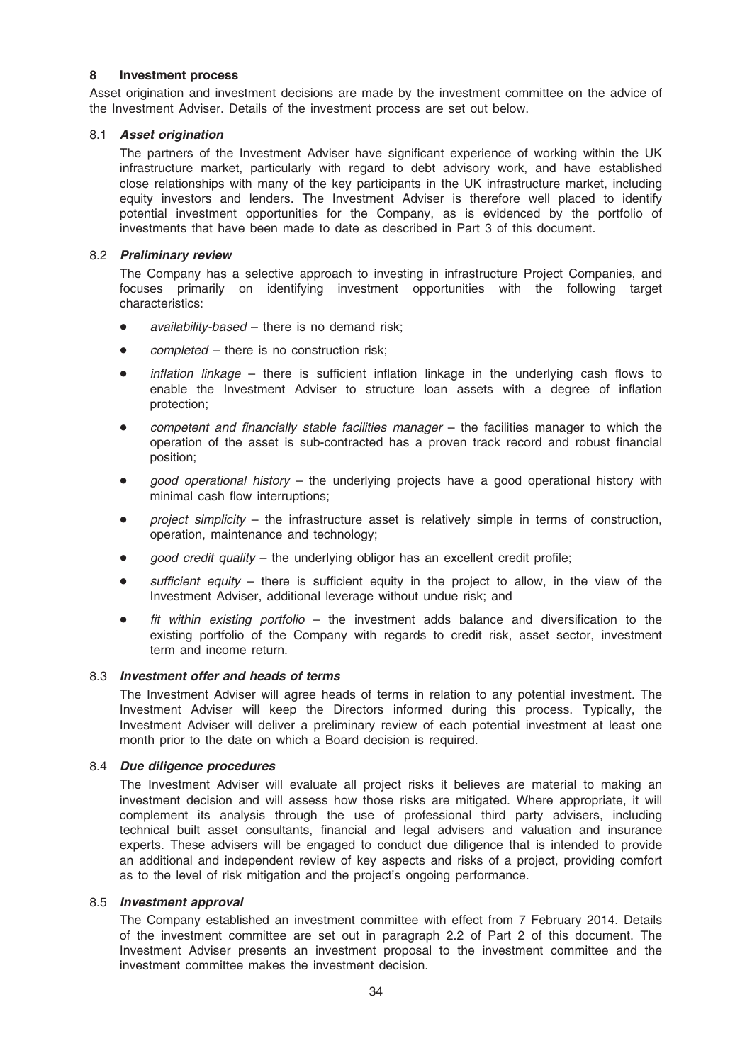## 8 Investment process

Asset origination and investment decisions are made by the investment committee on the advice of the Investment Adviser. Details of the investment process are set out below.

### 8.1 *Asset origination*

The partners of the Investment Adviser have significant experience of working within the UK infrastructure market, particularly with regard to debt advisory work, and have established close relationships with many of the key participants in the UK infrastructure market, including equity investors and lenders. The Investment Adviser is therefore well placed to identify potential investment opportunities for the Company, as is evidenced by the portfolio of investments that have been made to date as described in Part 3 of this document.

### 8.2 *Preliminary review*

The Company has a selective approach to investing in infrastructure Project Companies, and focuses primarily on identifying investment opportunities with the following target characteristics:

- *availability-based* – there is no demand risk;
- *completed* – there is no construction risk;
- *inflation linkage* – there is sufficient inflation linkage in the underlying cash flows to enable the Investment Adviser to structure loan assets with a degree of inflation protection;
- *competent and financially stable facilities manager* – the facilities manager to which the operation of the asset is sub-contracted has a proven track record and robust financial position;
- *good operational history* – the underlying projects have a good operational history with minimal cash flow interruptions;
- *project simplicity* – the infrastructure asset is relatively simple in terms of construction, operation, maintenance and technology;
- *good credit quality* – the underlying obligor has an excellent credit profile;
- *sufficient equity* – there is sufficient equity in the project to allow, in the view of the Investment Adviser, additional leverage without undue risk; and
- *fit within existing portfolio* – the investment adds balance and diversification to the existing portfolio of the Company with regards to credit risk, asset sector, investment term and income return.

### 8.3 *Investment offer and heads of terms*

The Investment Adviser will agree heads of terms in relation to any potential investment. The Investment Adviser will keep the Directors informed during this process. Typically, the Investment Adviser will deliver a preliminary review of each potential investment at least one month prior to the date on which a Board decision is required.

### 8.4 *Due diligence procedures*

The Investment Adviser will evaluate all project risks it believes are material to making an investment decision and will assess how those risks are mitigated. Where appropriate, it will complement its analysis through the use of professional third party advisers, including technical built asset consultants, financial and legal advisers and valuation and insurance experts. These advisers will be engaged to conduct due diligence that is intended to provide an additional and independent review of key aspects and risks of a project, providing comfort as to the level of risk mitigation and the project's ongoing performance.

### 8.5 *Investment approval*

The Company established an investment committee with effect from 7 February 2014. Details of the investment committee are set out in paragraph 2.2 of Part 2 of this document. The Investment Adviser presents an investment proposal to the investment committee and the investment committee makes the investment decision.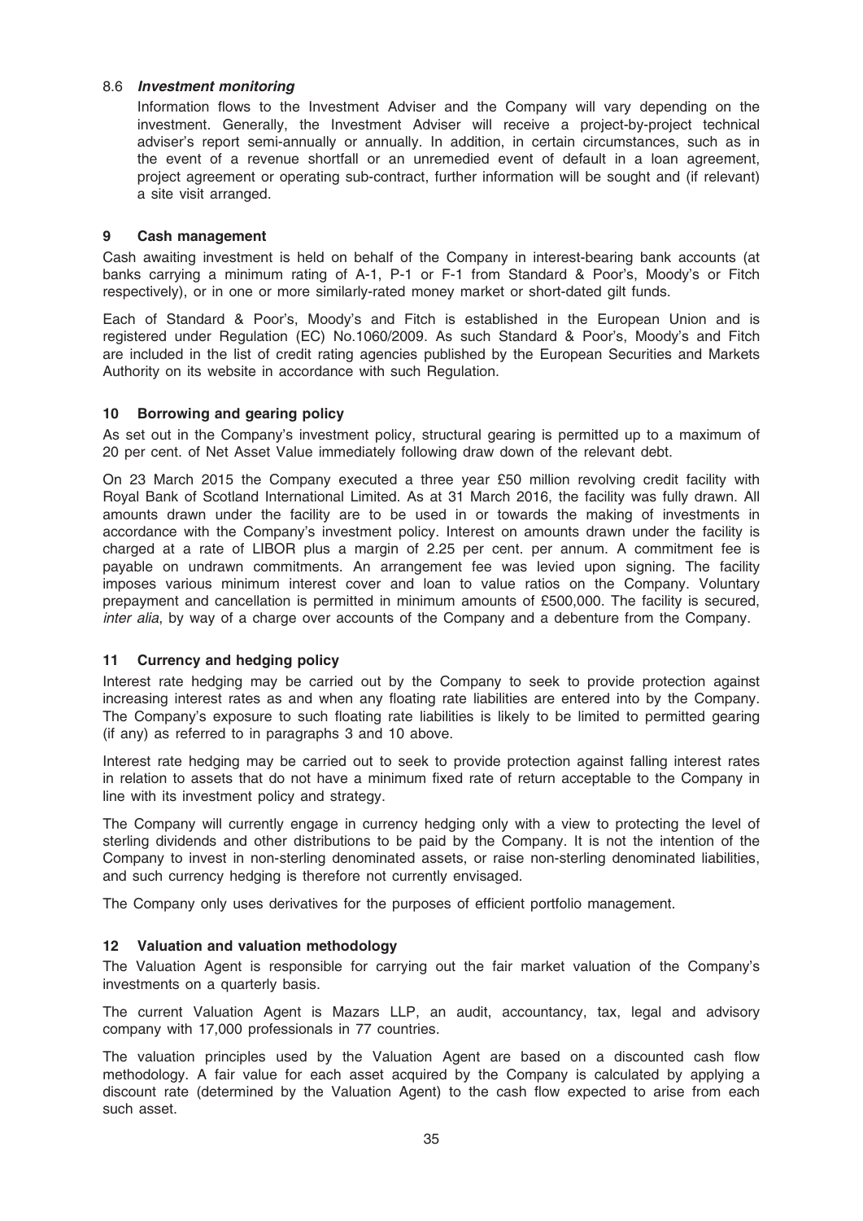### 8.6 *Investment monitoring*

Information flows to the Investment Adviser and the Company will vary depending on the investment. Generally, the Investment Adviser will receive a project-by-project technical adviser's report semi-annually or annually. In addition, in certain circumstances, such as in the event of a revenue shortfall or an unremedied event of default in a loan agreement, project agreement or operating sub-contract, further information will be sought and (if relevant) a site visit arranged.

## 9 Cash management

Cash awaiting investment is held on behalf of the Company in interest-bearing bank accounts (at banks carrying a minimum rating of A-1, P-1 or F-1 from Standard & Poor's, Moody's or Fitch respectively), or in one or more similarly-rated money market or short-dated gilt funds.

Each of Standard & Poor's, Moody's and Fitch is established in the European Union and is registered under Regulation (EC) No.1060/2009. As such Standard & Poor's, Moody's and Fitch are included in the list of credit rating agencies published by the European Securities and Markets Authority on its website in accordance with such Regulation.

## 10 Borrowing and gearing policy

As set out in the Company's investment policy, structural gearing is permitted up to a maximum of 20 per cent. of Net Asset Value immediately following draw down of the relevant debt.

On 23 March 2015 the Company executed a three year £50 million revolving credit facility with Royal Bank of Scotland International Limited. As at 31 March 2016, the facility was fully drawn. All amounts drawn under the facility are to be used in or towards the making of investments in accordance with the Company's investment policy. Interest on amounts drawn under the facility is charged at a rate of LIBOR plus a margin of 2.25 per cent. per annum. A commitment fee is payable on undrawn commitments. An arrangement fee was levied upon signing. The facility imposes various minimum interest cover and loan to value ratios on the Company. Voluntary prepayment and cancellation is permitted in minimum amounts of £500,000. The facility is secured, *inter alia*, by way of a charge over accounts of the Company and a debenture from the Company.

## 11 Currency and hedging policy

Interest rate hedging may be carried out by the Company to seek to provide protection against increasing interest rates as and when any floating rate liabilities are entered into by the Company. The Company's exposure to such floating rate liabilities is likely to be limited to permitted gearing (if any) as referred to in paragraphs 3 and 10 above.

Interest rate hedging may be carried out to seek to provide protection against falling interest rates in relation to assets that do not have a minimum fixed rate of return acceptable to the Company in line with its investment policy and strategy.

The Company will currently engage in currency hedging only with a view to protecting the level of sterling dividends and other distributions to be paid by the Company. It is not the intention of the Company to invest in non-sterling denominated assets, or raise non-sterling denominated liabilities, and such currency hedging is therefore not currently envisaged.

The Company only uses derivatives for the purposes of efficient portfolio management.

## 12 Valuation and valuation methodology

The Valuation Agent is responsible for carrying out the fair market valuation of the Company's investments on a quarterly basis.

The current Valuation Agent is Mazars LLP, an audit, accountancy, tax, legal and advisory company with 17,000 professionals in 77 countries.

The valuation principles used by the Valuation Agent are based on a discounted cash flow methodology. A fair value for each asset acquired by the Company is calculated by applying a discount rate (determined by the Valuation Agent) to the cash flow expected to arise from each such asset.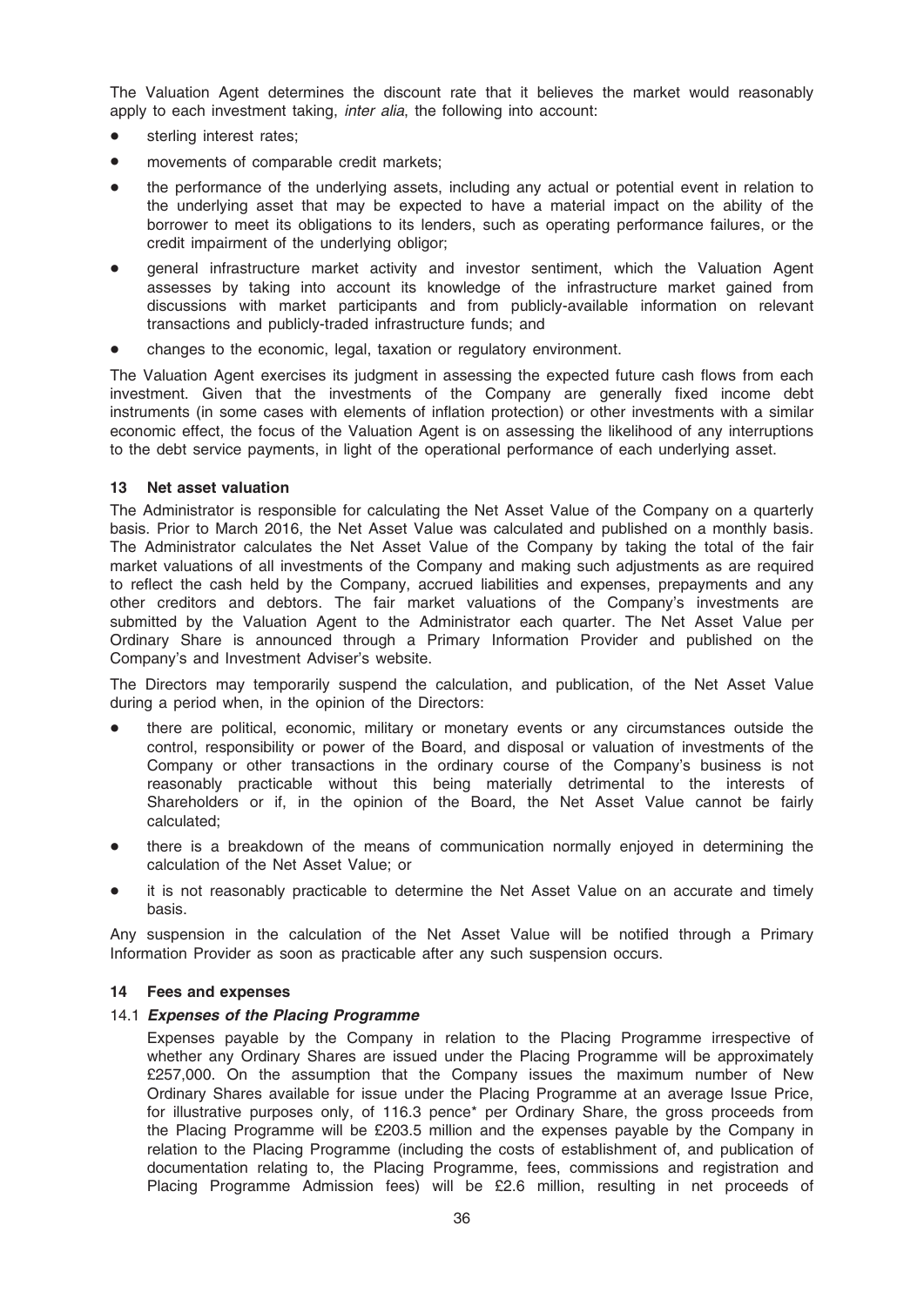The Valuation Agent determines the discount rate that it believes the market would reasonably apply to each investment taking, *inter alia*, the following into account:

- sterling interest rates;
- movements of comparable credit markets;
- the performance of the underlying assets, including any actual or potential event in relation to the underlying asset that may be expected to have a material impact on the ability of the borrower to meet its obligations to its lenders, such as operating performance failures, or the credit impairment of the underlying obligor;
- general infrastructure market activity and investor sentiment, which the Valuation Agent assesses by taking into account its knowledge of the infrastructure market gained from discussions with market participants and from publicly-available information on relevant transactions and publicly-traded infrastructure funds; and
- changes to the economic, legal, taxation or regulatory environment.

The Valuation Agent exercises its judgment in assessing the expected future cash flows from each investment. Given that the investments of the Company are generally fixed income debt instruments (in some cases with elements of inflation protection) or other investments with a similar economic effect, the focus of the Valuation Agent is on assessing the likelihood of any interruptions to the debt service payments, in light of the operational performance of each underlying asset.

## 13 Net asset valuation

The Administrator is responsible for calculating the Net Asset Value of the Company on a quarterly basis. Prior to March 2016, the Net Asset Value was calculated and published on a monthly basis. The Administrator calculates the Net Asset Value of the Company by taking the total of the fair market valuations of all investments of the Company and making such adjustments as are required to reflect the cash held by the Company, accrued liabilities and expenses, prepayments and any other creditors and debtors. The fair market valuations of the Company's investments are submitted by the Valuation Agent to the Administrator each quarter. The Net Asset Value per Ordinary Share is announced through a Primary Information Provider and published on the Company's and Investment Adviser's website.

The Directors may temporarily suspend the calculation, and publication, of the Net Asset Value during a period when, in the opinion of the Directors:

- there are political, economic, military or monetary events or any circumstances outside the control, responsibility or power of the Board, and disposal or valuation of investments of the Company or other transactions in the ordinary course of the Company's business is not reasonably practicable without this being materially detrimental to the interests of Shareholders or if, in the opinion of the Board, the Net Asset Value cannot be fairly calculated;
- there is a breakdown of the means of communication normally enjoyed in determining the calculation of the Net Asset Value; or
- it is not reasonably practicable to determine the Net Asset Value on an accurate and timely basis.

Any suspension in the calculation of the Net Asset Value will be notified through a Primary Information Provider as soon as practicable after any such suspension occurs.

## 14 Fees and expenses

### 14.1 *Expenses of the Placing Programme*

Expenses payable by the Company in relation to the Placing Programme irrespective of whether any Ordinary Shares are issued under the Placing Programme will be approximately £257,000. On the assumption that the Company issues the maximum number of New Ordinary Shares available for issue under the Placing Programme at an average Issue Price, for illustrative purposes only, of 116.3 pence* per Ordinary Share, the gross proceeds from the Placing Programme will be £203.5 million and the expenses payable by the Company in relation to the Placing Programme (including the costs of establishment of, and publication of documentation relating to, the Placing Programme, fees, commissions and registration and Placing Programme Admission fees) will be £2.6 million, resulting in net proceeds of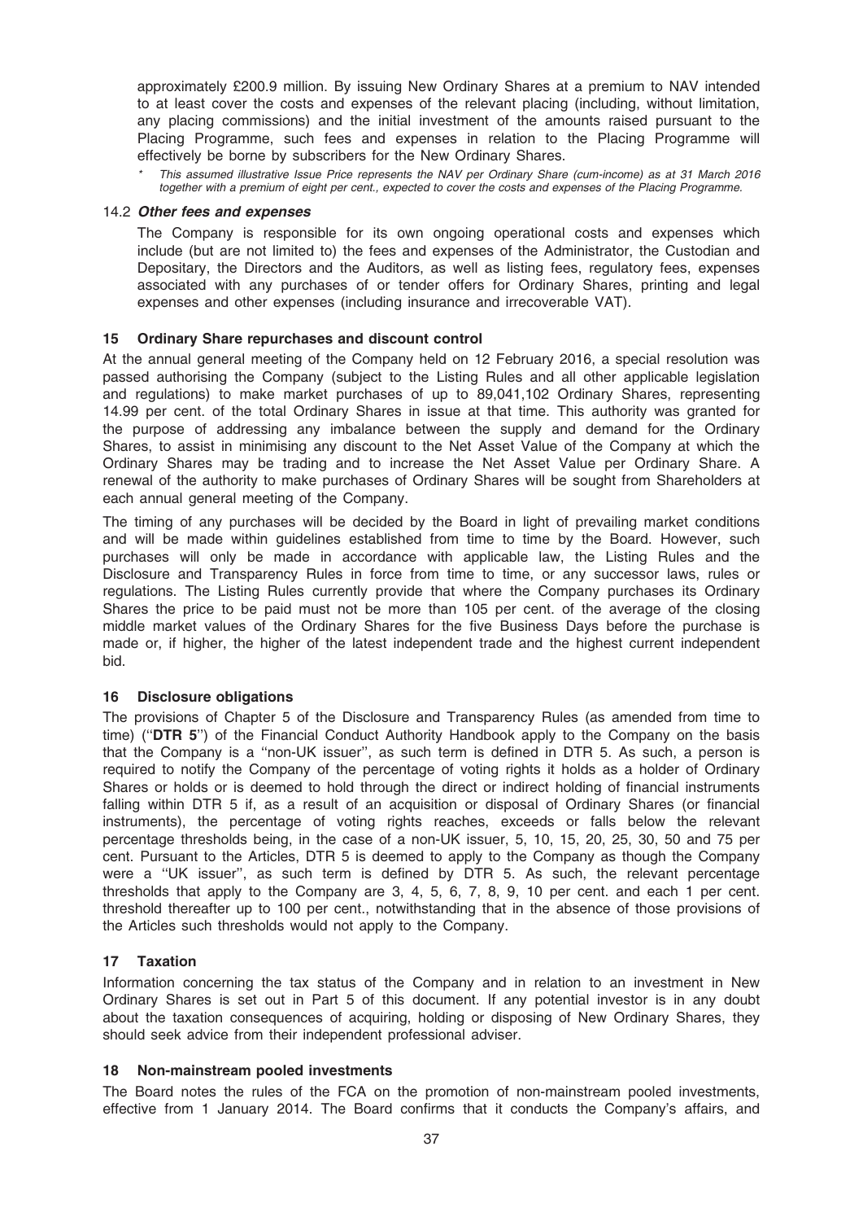approximately £200.9 million. By issuing New Ordinary Shares at a premium to NAV intended to at least cover the costs and expenses of the relevant placing (including, without limitation, any placing commissions) and the initial investment of the amounts raised pursuant to the Placing Programme, such fees and expenses in relation to the Placing Programme will effectively be borne by subscribers for the New Ordinary Shares.

\* *This assumed illustrative Issue Price represents the NAV per Ordinary Share (cum-income) as at 31 March 2016 together with a premium of eight per cent., expected to cover the costs and expenses of the Placing Programme.*

#### 14.2 *Other fees and expenses*

The Company is responsible for its own ongoing operational costs and expenses which include (but are not limited to) the fees and expenses of the Administrator, the Custodian and Depositary, the Directors and the Auditors, as well as listing fees, regulatory fees, expenses associated with any purchases of or tender offers for Ordinary Shares, printing and legal expenses and other expenses (including insurance and irrecoverable VAT).

### 15 Ordinary Share repurchases and discount control

At the annual general meeting of the Company held on 12 February 2016, a special resolution was passed authorising the Company (subject to the Listing Rules and all other applicable legislation and regulations) to make market purchases of up to 89,041,102 Ordinary Shares, representing 14.99 per cent. of the total Ordinary Shares in issue at that time. This authority was granted for the purpose of addressing any imbalance between the supply and demand for the Ordinary Shares, to assist in minimising any discount to the Net Asset Value of the Company at which the Ordinary Shares may be trading and to increase the Net Asset Value per Ordinary Share. A renewal of the authority to make purchases of Ordinary Shares will be sought from Shareholders at each annual general meeting of the Company.

The timing of any purchases will be decided by the Board in light of prevailing market conditions and will be made within guidelines established from time to time by the Board. However, such purchases will only be made in accordance with applicable law, the Listing Rules and the Disclosure and Transparency Rules in force from time to time, or any successor laws, rules or regulations. The Listing Rules currently provide that where the Company purchases its Ordinary Shares the price to be paid must not be more than 105 per cent. of the average of the closing middle market values of the Ordinary Shares for the five Business Days before the purchase is made or, if higher, the higher of the latest independent trade and the highest current independent bid.

### 16 Disclosure obligations

The provisions of Chapter 5 of the Disclosure and Transparency Rules (as amended from time to time) (''**DTR 5**'') of the Financial Conduct Authority Handbook apply to the Company on the basis that the Company is a ''non-UK issuer'', as such term is defined in DTR 5. As such, a person is required to notify the Company of the percentage of voting rights it holds as a holder of Ordinary Shares or holds or is deemed to hold through the direct or indirect holding of financial instruments falling within DTR 5 if, as a result of an acquisition or disposal of Ordinary Shares (or financial instruments), the percentage of voting rights reaches, exceeds or falls below the relevant percentage thresholds being, in the case of a non-UK issuer, 5, 10, 15, 20, 25, 30, 50 and 75 per cent. Pursuant to the Articles, DTR 5 is deemed to apply to the Company as though the Company were a ''UK issuer'', as such term is defined by DTR 5. As such, the relevant percentage thresholds that apply to the Company are 3, 4, 5, 6, 7, 8, 9, 10 per cent. and each 1 per cent. threshold thereafter up to 100 per cent., notwithstanding that in the absence of those provisions of the Articles such thresholds would not apply to the Company.

### 17 Taxation

Information concerning the tax status of the Company and in relation to an investment in New Ordinary Shares is set out in Part 5 of this document. If any potential investor is in any doubt about the taxation consequences of acquiring, holding or disposing of New Ordinary Shares, they should seek advice from their independent professional adviser.

### 18 Non-mainstream pooled investments

The Board notes the rules of the FCA on the promotion of non-mainstream pooled investments, effective from 1 January 2014. The Board confirms that it conducts the Company's affairs, and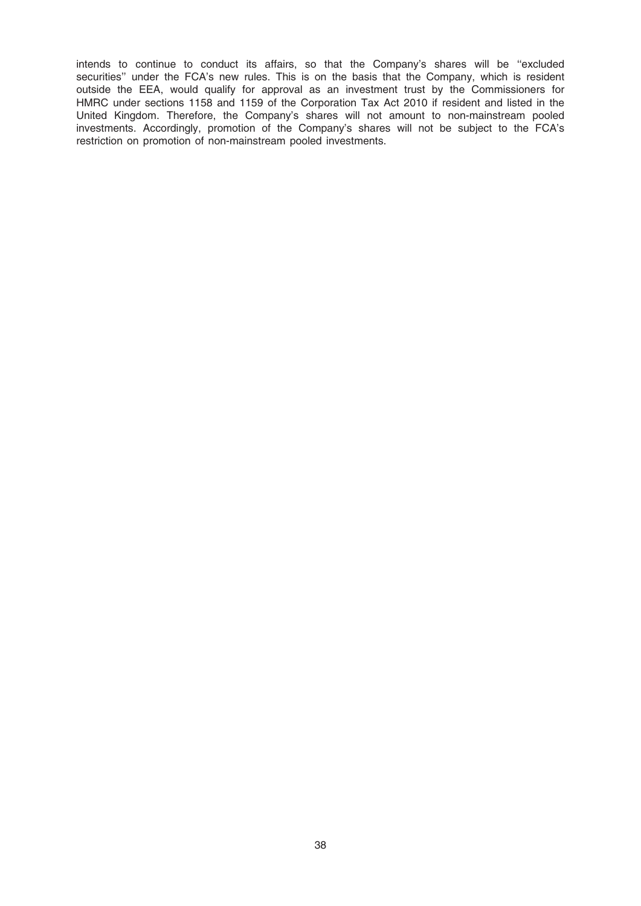intends to continue to conduct its affairs, so that the Company's shares will be "excluded securities" under the FCA's new rules. This is on the basis that the Company, which is resident outside the EEA, would qualify for approval as an investment trust by the Commissioners for HMRC under sections 1158 and 1159 of the Corporation Tax Act 2010 if resident and listed in the United Kingdom. Therefore, the Company's shares will not amount to non-mainstream pooled investments. Accordingly, promotion of the Company's shares will not be subject to the FCA's restriction on promotion of non-mainstream pooled investments.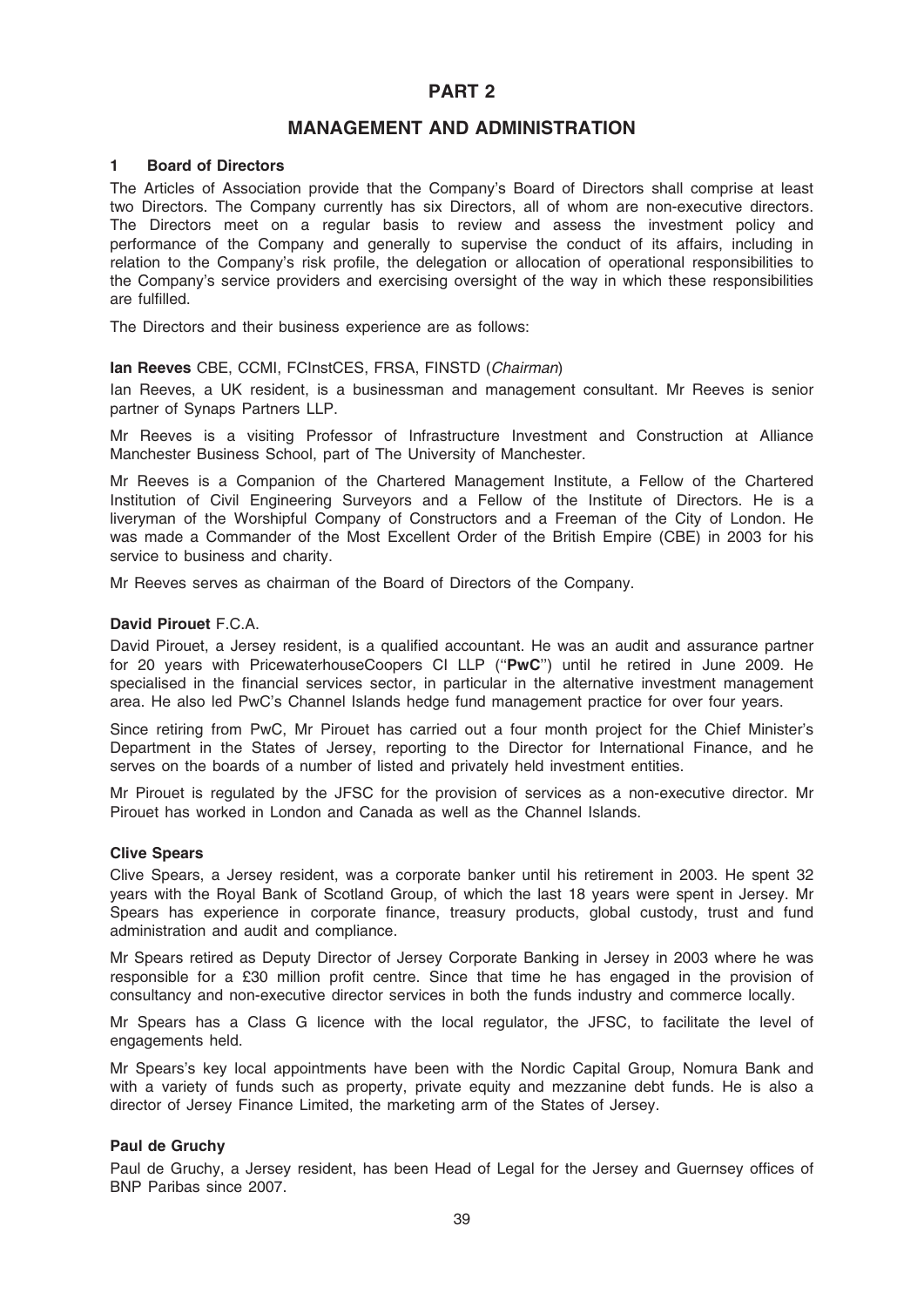# PART 2

## MANAGEMENT AND ADMINISTRATION

### 1 Board of Directors

The Articles of Association provide that the Company's Board of Directors shall comprise at least two Directors. The Company currently has six Directors, all of whom are non-executive directors. The Directors meet on a regular basis to review and assess the investment policy and performance of the Company and generally to supervise the conduct of its affairs, including in relation to the Company's risk profile, the delegation or allocation of operational responsibilities to the Company's service providers and exercising oversight of the way in which these responsibilities are fulfilled.

The Directors and their business experience are as follows:

**Ian Reeves** CBE, CCMI, FCInstCES, FRSA, FINSTD (*Chairman*)

Ian Reeves, a UK resident, is a businessman and management consultant. Mr Reeves is senior partner of Synaps Partners LLP.

Mr Reeves is a visiting Professor of Infrastructure Investment and Construction at Alliance Manchester Business School, part of The University of Manchester.

Mr Reeves is a Companion of the Chartered Management Institute, a Fellow of the Chartered Institution of Civil Engineering Surveyors and a Fellow of the Institute of Directors. He is a liveryman of the Worshipful Company of Constructors and a Freeman of the City of London. He was made a Commander of the Most Excellent Order of the British Empire (CBE) in 2003 for his service to business and charity.

Mr Reeves serves as chairman of the Board of Directors of the Company.

**David Pirouet** F.C.A.

David Pirouet, a Jersey resident, is a qualified accountant. He was an audit and assurance partner for 20 years with PricewaterhouseCoopers CI LLP ("**PwC**") until he retired in June 2009. He specialised in the financial services sector, in particular in the alternative investment management area. He also led PwC's Channel Islands hedge fund management practice for over four years.

Since retiring from PwC, Mr Pirouet has carried out a four month project for the Chief Minister's Department in the States of Jersey, reporting to the Director for International Finance, and he serves on the boards of a number of listed and privately held investment entities.

Mr Pirouet is regulated by the JFSC for the provision of services as a non-executive director. Mr Pirouet has worked in London and Canada as well as the Channel Islands.

**Clive Spears**

Clive Spears, a Jersey resident, was a corporate banker until his retirement in 2003. He spent 32 years with the Royal Bank of Scotland Group, of which the last 18 years were spent in Jersey. Mr Spears has experience in corporate finance, treasury products, global custody, trust and fund administration and audit and compliance.

Mr Spears retired as Deputy Director of Jersey Corporate Banking in Jersey in 2003 where he was responsible for a £30 million profit centre. Since that time he has engaged in the provision of consultancy and non-executive director services in both the funds industry and commerce locally.

Mr Spears has a Class G licence with the local regulator, the JFSC, to facilitate the level of engagements held.

Mr Spears's key local appointments have been with the Nordic Capital Group, Nomura Bank and with a variety of funds such as property, private equity and mezzanine debt funds. He is also a director of Jersey Finance Limited, the marketing arm of the States of Jersey.

**Paul de Gruchy**

Paul de Gruchy, a Jersey resident, has been Head of Legal for the Jersey and Guernsey offices of BNP Paribas since 2007.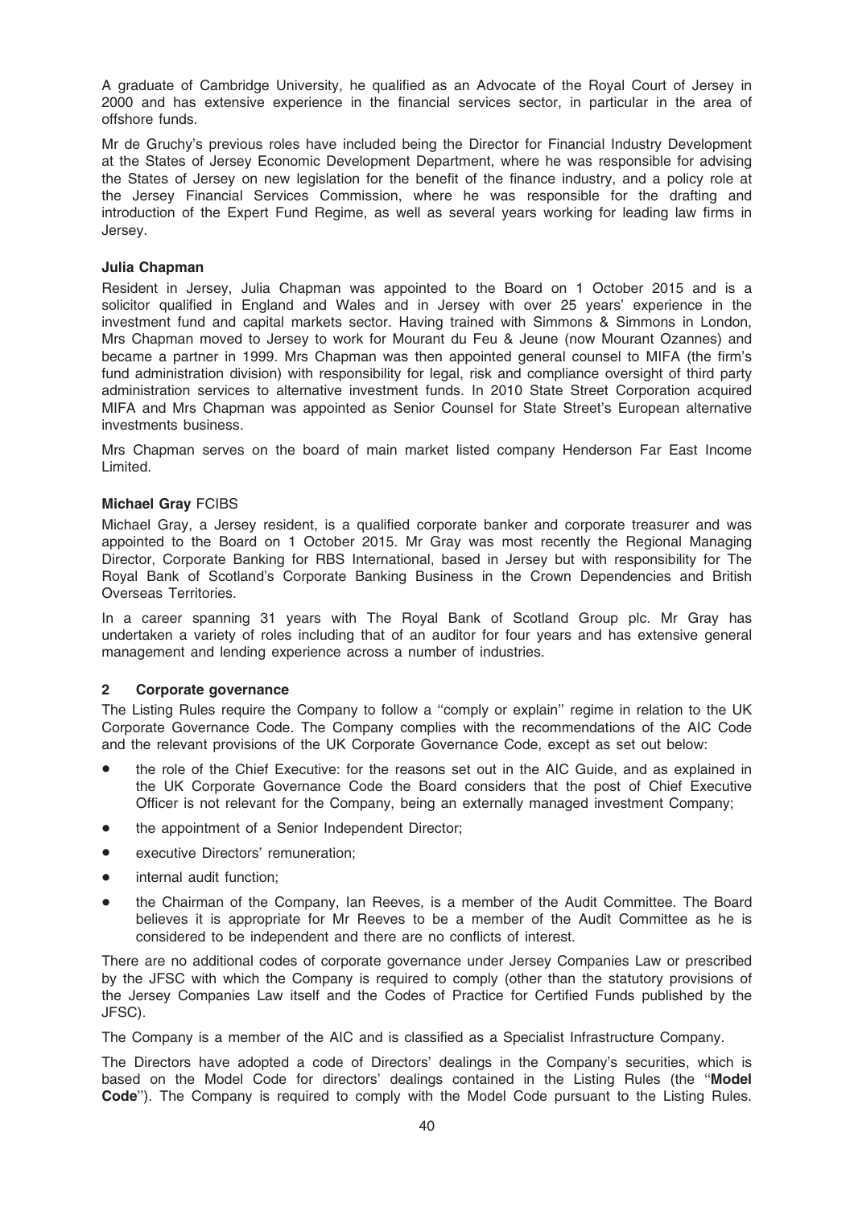A graduate of Cambridge University, he qualified as an Advocate of the Royal Court of Jersey in 2000 and has extensive experience in the financial services sector, in particular in the area of offshore funds.

Mr de Gruchy's previous roles have included being the Director for Financial Industry Development at the States of Jersey Economic Development Department, where he was responsible for advising the States of Jersey on new legislation for the benefit of the finance industry, and a policy role at the Jersey Financial Services Commission, where he was responsible for the drafting and introduction of the Expert Fund Regime, as well as several years working for leading law firms in Jersey.

**Julia Chapman**

Resident in Jersey, Julia Chapman was appointed to the Board on 1 October 2015 and is a solicitor qualified in England and Wales and in Jersey with over 25 years' experience in the investment fund and capital markets sector. Having trained with Simmons & Simmons in London, Mrs Chapman moved to Jersey to work for Mourant du Feu & Jeune (now Mourant Ozannes) and became a partner in 1999. Mrs Chapman was then appointed general counsel to MIFA (the firm's fund administration division) with responsibility for legal, risk and compliance oversight of third party administration services to alternative investment funds. In 2010 State Street Corporation acquired MIFA and Mrs Chapman was appointed as Senior Counsel for State Street's European alternative investments business.

Mrs Chapman serves on the board of main market listed company Henderson Far East Income Limited.

**Michael Gray** FCIBS

Michael Gray, a Jersey resident, is a qualified corporate banker and corporate treasurer and was appointed to the Board on 1 October 2015. Mr Gray was most recently the Regional Managing Director, Corporate Banking for RBS International, based in Jersey but with responsibility for The Royal Bank of Scotland's Corporate Banking Business in the Crown Dependencies and British Overseas Territories.

In a career spanning 31 years with The Royal Bank of Scotland Group plc. Mr Gray has undertaken a variety of roles including that of an auditor for four years and has extensive general management and lending experience across a number of industries.

## 2 Corporate governance

The Listing Rules require the Company to follow a "comply or explain" regime in relation to the UK Corporate Governance Code. The Company complies with the recommendations of the AIC Code and the relevant provisions of the UK Corporate Governance Code, except as set out below:

- the role of the Chief Executive: for the reasons set out in the AIC Guide, and as explained in the UK Corporate Governance Code the Board considers that the post of Chief Executive Officer is not relevant for the Company, being an externally managed investment Company;
- the appointment of a Senior Independent Director;
- executive Directors' remuneration;
- internal audit function;
- the Chairman of the Company, Ian Reeves, is a member of the Audit Committee. The Board believes it is appropriate for Mr Reeves to be a member of the Audit Committee as he is considered to be independent and there are no conflicts of interest.

There are no additional codes of corporate governance under Jersey Companies Law or prescribed by the JFSC with which the Company is required to comply (other than the statutory provisions of the Jersey Companies Law itself and the Codes of Practice for Certified Funds published by the JFSC).

The Company is a member of the AIC and is classified as a Specialist Infrastructure Company.

The Directors have adopted a code of Directors' dealings in the Company's securities, which is based on the Model Code for directors' dealings contained in the Listing Rules (the "**Model Code**"). The Company is required to comply with the Model Code pursuant to the Listing Rules.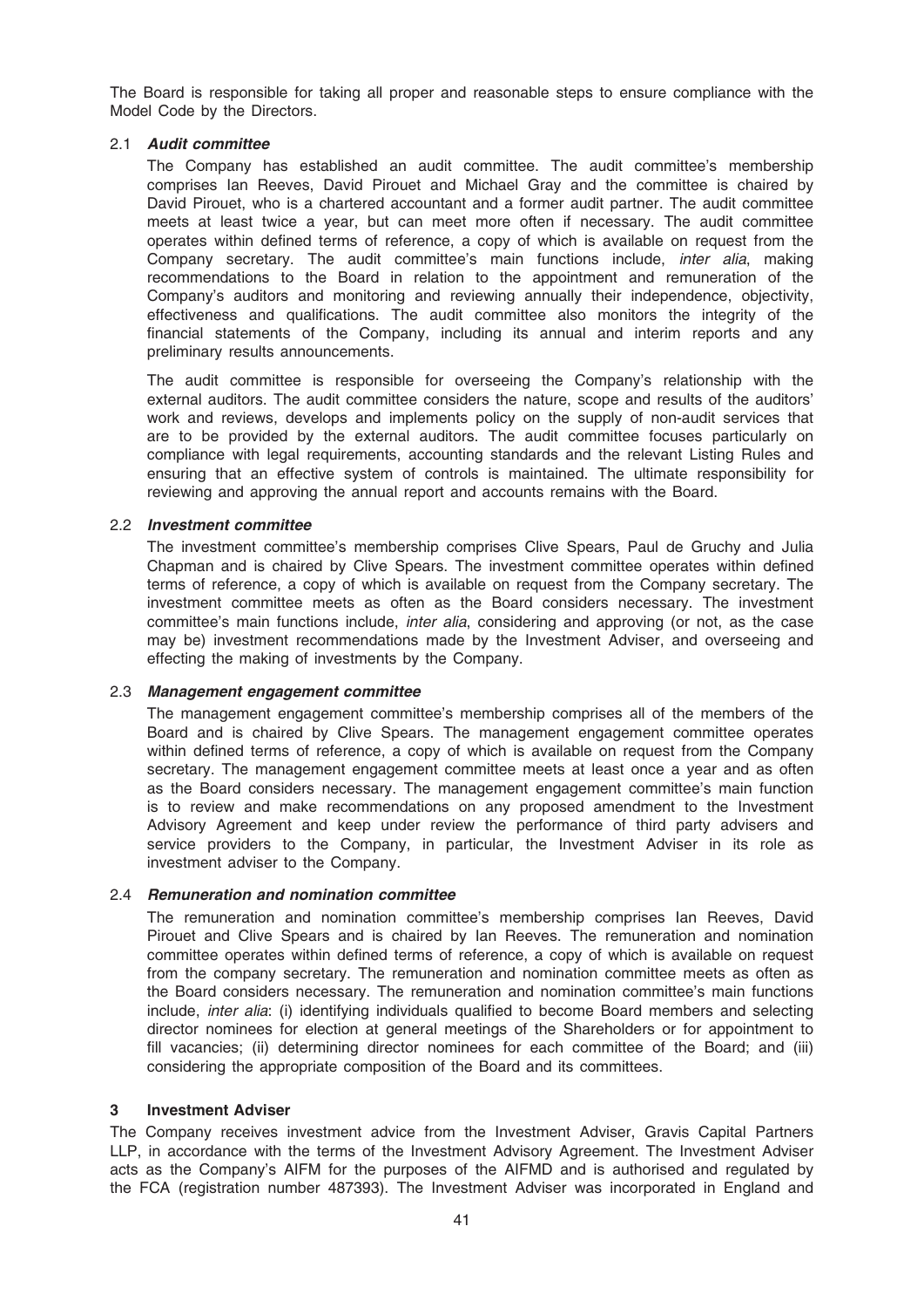The Board is responsible for taking all proper and reasonable steps to ensure compliance with the Model Code by the Directors.

### 2.1 *Audit committee*

The Company has established an audit committee. The audit committee's membership comprises Ian Reeves, David Pirouet and Michael Gray and the committee is chaired by David Pirouet, who is a chartered accountant and a former audit partner. The audit committee meets at least twice a year, but can meet more often if necessary. The audit committee operates within defined terms of reference, a copy of which is available on request from the Company secretary. The audit committee's main functions include, *inter alia*, making recommendations to the Board in relation to the appointment and remuneration of the Company's auditors and monitoring and reviewing annually their independence, objectivity, effectiveness and qualifications. The audit committee also monitors the integrity of the financial statements of the Company, including its annual and interim reports and any preliminary results announcements.

The audit committee is responsible for overseeing the Company's relationship with the external auditors. The audit committee considers the nature, scope and results of the auditors' work and reviews, develops and implements policy on the supply of non-audit services that are to be provided by the external auditors. The audit committee focuses particularly on compliance with legal requirements, accounting standards and the relevant Listing Rules and ensuring that an effective system of controls is maintained. The ultimate responsibility for reviewing and approving the annual report and accounts remains with the Board.

### 2.2 *Investment committee*

The investment committee's membership comprises Clive Spears, Paul de Gruchy and Julia Chapman and is chaired by Clive Spears. The investment committee operates within defined terms of reference, a copy of which is available on request from the Company secretary. The investment committee meets as often as the Board considers necessary. The investment committee's main functions include, *inter alia*, considering and approving (or not, as the case may be) investment recommendations made by the Investment Adviser, and overseeing and effecting the making of investments by the Company.

### 2.3 *Management engagement committee*

The management engagement committee's membership comprises all of the members of the Board and is chaired by Clive Spears. The management engagement committee operates within defined terms of reference, a copy of which is available on request from the Company secretary. The management engagement committee meets at least once a year and as often as the Board considers necessary. The management engagement committee's main function is to review and make recommendations on any proposed amendment to the Investment Advisory Agreement and keep under review the performance of third party advisers and service providers to the Company, in particular, the Investment Adviser in its role as investment adviser to the Company.

### 2.4 *Remuneration and nomination committee*

The remuneration and nomination committee's membership comprises Ian Reeves, David Pirouet and Clive Spears and is chaired by Ian Reeves. The remuneration and nomination committee operates within defined terms of reference, a copy of which is available on request from the company secretary. The remuneration and nomination committee meets as often as the Board considers necessary. The remuneration and nomination committee's main functions include, *inter alia*: (i) identifying individuals qualified to become Board members and selecting director nominees for election at general meetings of the Shareholders or for appointment to fill vacancies; (ii) determining director nominees for each committee of the Board; and (iii) considering the appropriate composition of the Board and its committees.

## 3 Investment Adviser

The Company receives investment advice from the Investment Adviser, Gravis Capital Partners LLP, in accordance with the terms of the Investment Advisory Agreement. The Investment Adviser acts as the Company's AIFM for the purposes of the AIFMD and is authorised and regulated by the FCA (registration number 487393). The Investment Adviser was incorporated in England and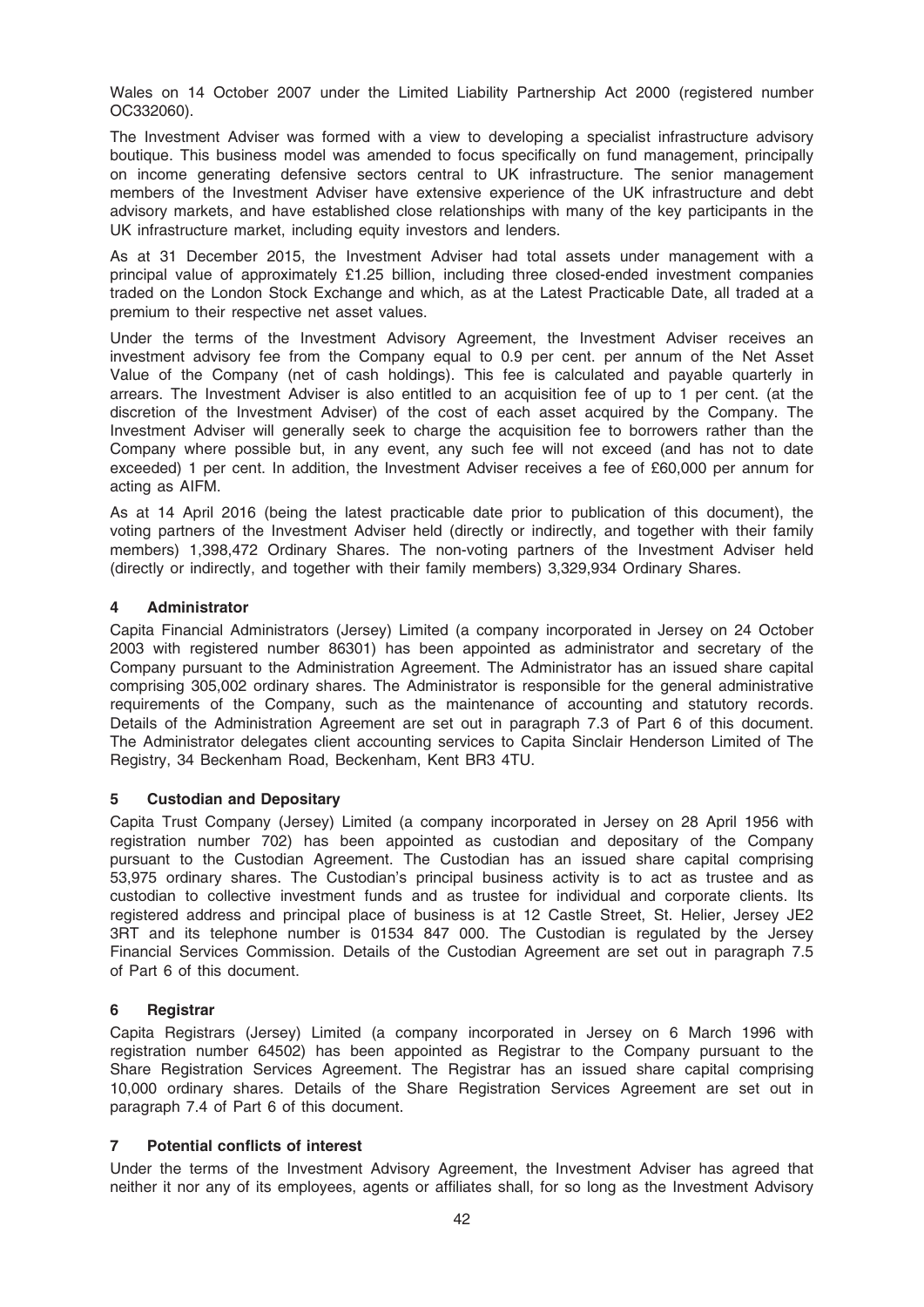Wales on 14 October 2007 under the Limited Liability Partnership Act 2000 (registered number OC332060).

The Investment Adviser was formed with a view to developing a specialist infrastructure advisory boutique. This business model was amended to focus specifically on fund management, principally on income generating defensive sectors central to UK infrastructure. The senior management members of the Investment Adviser have extensive experience of the UK infrastructure and debt advisory markets, and have established close relationships with many of the key participants in the UK infrastructure market, including equity investors and lenders.

As at 31 December 2015, the Investment Adviser had total assets under management with a principal value of approximately £1.25 billion, including three closed-ended investment companies traded on the London Stock Exchange and which, as at the Latest Practicable Date, all traded at a premium to their respective net asset values.

Under the terms of the Investment Advisory Agreement, the Investment Adviser receives an investment advisory fee from the Company equal to 0.9 per cent. per annum of the Net Asset Value of the Company (net of cash holdings). This fee is calculated and payable quarterly in arrears. The Investment Adviser is also entitled to an acquisition fee of up to 1 per cent. (at the discretion of the Investment Adviser) of the cost of each asset acquired by the Company. The Investment Adviser will generally seek to charge the acquisition fee to borrowers rather than the Company where possible but, in any event, any such fee will not exceed (and has not to date exceeded) 1 per cent. In addition, the Investment Adviser receives a fee of £60,000 per annum for acting as AIFM.

As at 14 April 2016 (being the latest practicable date prior to publication of this document), the voting partners of the Investment Adviser held (directly or indirectly, and together with their family members) 1,398,472 Ordinary Shares. The non-voting partners of the Investment Adviser held (directly or indirectly, and together with their family members) 3,329,934 Ordinary Shares.

## 4 Administrator

Capita Financial Administrators (Jersey) Limited (a company incorporated in Jersey on 24 October 2003 with registered number 86301) has been appointed as administrator and secretary of the Company pursuant to the Administration Agreement. The Administrator has an issued share capital comprising 305,002 ordinary shares. The Administrator is responsible for the general administrative requirements of the Company, such as the maintenance of accounting and statutory records. Details of the Administration Agreement are set out in paragraph 7.3 of Part 6 of this document. The Administrator delegates client accounting services to Capita Sinclair Henderson Limited of The Registry, 34 Beckenham Road, Beckenham, Kent BR3 4TU.

## 5 Custodian and Depositary

Capita Trust Company (Jersey) Limited (a company incorporated in Jersey on 28 April 1956 with registration number 702) has been appointed as custodian and depositary of the Company pursuant to the Custodian Agreement. The Custodian has an issued share capital comprising 53,975 ordinary shares. The Custodian's principal business activity is to act as trustee and as custodian to collective investment funds and as trustee for individual and corporate clients. Its registered address and principal place of business is at 12 Castle Street, St. Helier, Jersey JE2 3RT and its telephone number is 01534 847 000. The Custodian is regulated by the Jersey Financial Services Commission. Details of the Custodian Agreement are set out in paragraph 7.5 of Part 6 of this document.

## 6 Registrar

Capita Registrars (Jersey) Limited (a company incorporated in Jersey on 6 March 1996 with registration number 64502) has been appointed as Registrar to the Company pursuant to the Share Registration Services Agreement. The Registrar has an issued share capital comprising 10,000 ordinary shares. Details of the Share Registration Services Agreement are set out in paragraph 7.4 of Part 6 of this document.

## 7 Potential conflicts of interest

Under the terms of the Investment Advisory Agreement, the Investment Adviser has agreed that neither it nor any of its employees, agents or affiliates shall, for so long as the Investment Advisory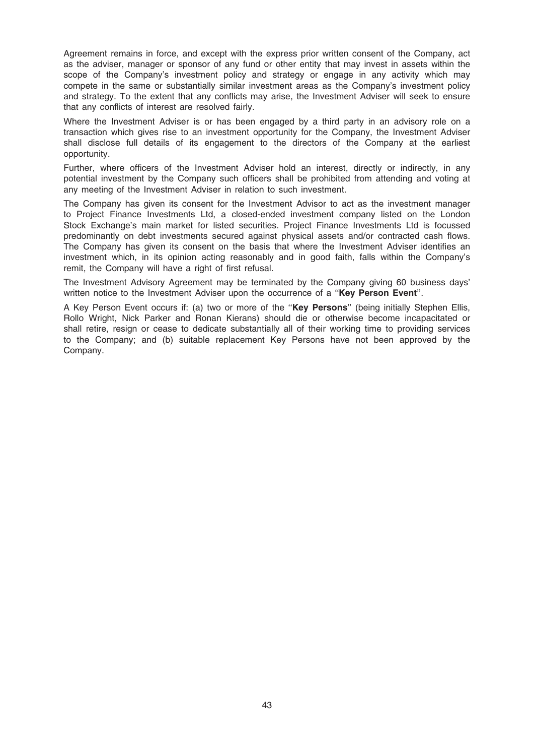Agreement remains in force, and except with the express prior written consent of the Company, act as the adviser, manager or sponsor of any fund or other entity that may invest in assets within the scope of the Company's investment policy and strategy or engage in any activity which may compete in the same or substantially similar investment areas as the Company's investment policy and strategy. To the extent that any conflicts may arise, the Investment Adviser will seek to ensure that any conflicts of interest are resolved fairly.

Where the Investment Adviser is or has been engaged by a third party in an advisory role on a transaction which gives rise to an investment opportunity for the Company, the Investment Adviser shall disclose full details of its engagement to the directors of the Company at the earliest opportunity.

Further, where officers of the Investment Adviser hold an interest, directly or indirectly, in any potential investment by the Company such officers shall be prohibited from attending and voting at any meeting of the Investment Adviser in relation to such investment.

The Company has given its consent for the Investment Advisor to act as the investment manager to Project Finance Investments Ltd, a closed-ended investment company listed on the London Stock Exchange's main market for listed securities. Project Finance Investments Ltd is focussed predominantly on debt investments secured against physical assets and/or contracted cash flows. The Company has given its consent on the basis that where the Investment Adviser identifies an investment which, in its opinion acting reasonably and in good faith, falls within the Company's remit, the Company will have a right of first refusal.

The Investment Advisory Agreement may be terminated by the Company giving 60 business days' written notice to the Investment Adviser upon the occurrence of a "**Key Person Event**".

A Key Person Event occurs if: (a) two or more of the "**Key Persons**" (being initially Stephen Ellis, Rollo Wright, Nick Parker and Ronan Kierans) should die or otherwise become incapacitated or shall retire, resign or cease to dedicate substantially all of their working time to providing services to the Company; and (b) suitable replacement Key Persons have not been approved by the Company.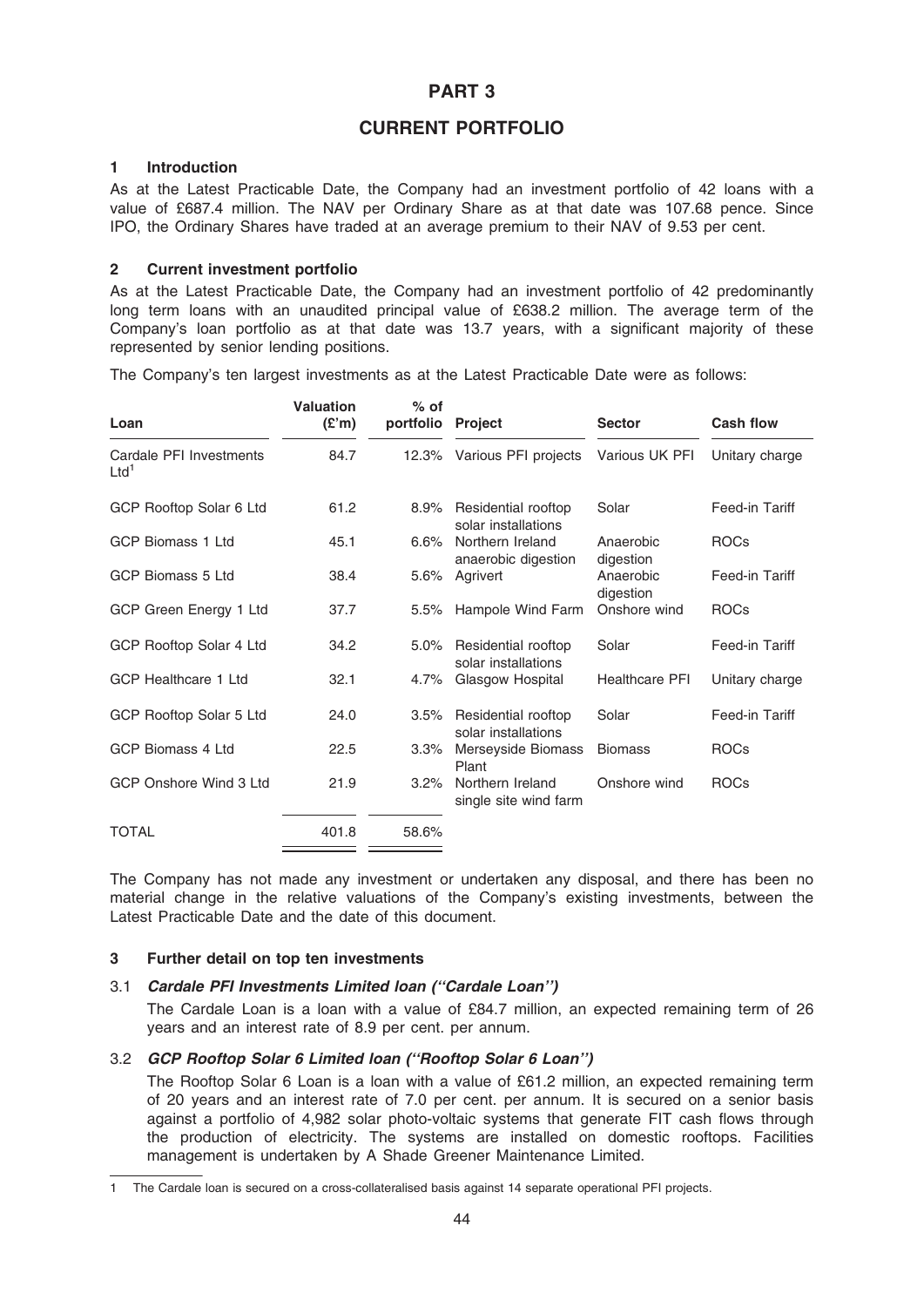# PART 3

## CURRENT PORTFOLIO

### 1 Introduction

As at the Latest Practicable Date, the Company had an investment portfolio of 42 loans with a value of £687.4 million. The NAV per Ordinary Share as at that date was 107.68 pence. Since IPO, the Ordinary Shares have traded at an average premium to their NAV of 9.53 per cent.

### 2 Current investment portfolio

As at the Latest Practicable Date, the Company had an investment portfolio of 42 predominantly long term loans with an unaudited principal value of £638.2 million. The average term of the Company's loan portfolio as at that date was 13.7 years, with a significant majority of these represented by senior lending positions.

The Company's ten largest investments as at the Latest Practicable Date were as follows:

| Loan | Valuation (£'m) | % of portfolio | Project | Sector | Cash flow |
|---|---|---|---|---|---|
| Cardale PFI Investments Ltd[1] | 84.7 | 12.3% | Various PFI projects | Various UK PFI | Unitary charge |
| GCP Rooftop Solar 6 Ltd | 61.2 | 8.9% | Residential rooftop solar installations | Solar | Feed-in Tariff |
| GCP Biomass 1 Ltd | 45.1 | 6.6% | Northern Ireland anaerobic digestion | Anaerobic digestion | ROCs |
| GCP Biomass 5 Ltd | 38.4 | 5.6% | Agrivert | Anaerobic digestion | Feed-in Tariff |
| GCP Green Energy 1 Ltd | 37.7 | 5.5% | Hampole Wind Farm | Onshore wind | ROCs |
| GCP Rooftop Solar 4 Ltd | 34.2 | 5.0% | Residential rooftop solar installations | Solar | Feed-in Tariff |
| GCP Healthcare 1 Ltd | 32.1 | 4.7% | Glasgow Hospital | Healthcare PFI | Unitary charge |
| GCP Rooftop Solar 5 Ltd | 24.0 | 3.5% | Residential rooftop solar installations | Solar | Feed-in Tariff |
| GCP Biomass 4 Ltd | 22.5 | 3.3% | Merseyside Biomass Plant | Biomass | ROCs |
| GCP Onshore Wind 3 Ltd | 21.9 | 3.2% | Northern Ireland single site wind farm | Onshore wind | ROCs |
| TOTAL | 401.8 | 58.6% | | | |

The Company has not made any investment or undertaken any disposal, and there has been no material change in the relative valuations of the Company's existing investments, between the Latest Practicable Date and the date of this document.

### 3 Further detail on top ten investments

#### 3.1 *Cardale PFI Investments Limited loan ("Cardale Loan")*

The Cardale Loan is a loan with a value of £84.7 million, an expected remaining term of 26 years and an interest rate of 8.9 per cent. per annum.

#### 3.2 *GCP Rooftop Solar 6 Limited loan ("Rooftop Solar 6 Loan")*

The Rooftop Solar 6 Loan is a loan with a value of £61.2 million, an expected remaining term of 20 years and an interest rate of 7.0 per cent. per annum. It is secured on a senior basis against a portfolio of 4,982 solar photo-voltaic systems that generate FIT cash flows through the production of electricity. The systems are installed on domestic rooftops. Facilities management is undertaken by A Shade Greener Maintenance Limited.

1 The Cardale loan is secured on a cross-collateralised basis against 14 separate operational PFI projects.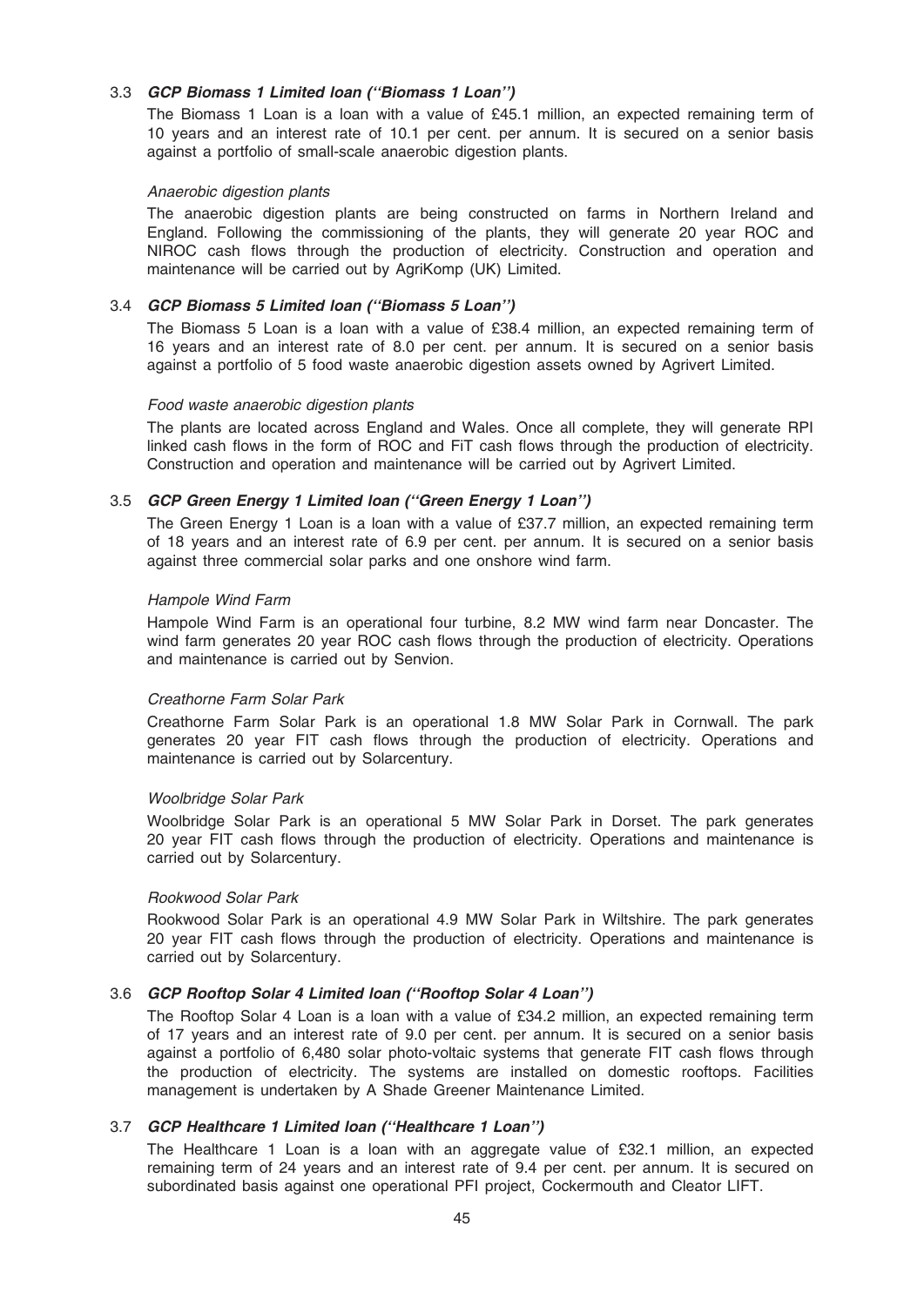### 3.3 ***GCP Biomass 1 Limited loan ("Biomass 1 Loan")***

The Biomass 1 Loan is a loan with a value of £45.1 million, an expected remaining term of 10 years and an interest rate of 10.1 per cent. per annum. It is secured on a senior basis against a portfolio of small-scale anaerobic digestion plants.

*Anaerobic digestion plants*

The anaerobic digestion plants are being constructed on farms in Northern Ireland and England. Following the commissioning of the plants, they will generate 20 year ROC and NIROC cash flows through the production of electricity. Construction and operation and maintenance will be carried out by AgriKomp (UK) Limited.

### 3.4 ***GCP Biomass 5 Limited loan ("Biomass 5 Loan")***

The Biomass 5 Loan is a loan with a value of £38.4 million, an expected remaining term of 16 years and an interest rate of 8.0 per cent. per annum. It is secured on a senior basis against a portfolio of 5 food waste anaerobic digestion assets owned by Agrivert Limited.

*Food waste anaerobic digestion plants*

The plants are located across England and Wales. Once all complete, they will generate RPI linked cash flows in the form of ROC and FiT cash flows through the production of electricity. Construction and operation and maintenance will be carried out by Agrivert Limited.

### 3.5 ***GCP Green Energy 1 Limited loan ("Green Energy 1 Loan")***

The Green Energy 1 Loan is a loan with a value of £37.7 million, an expected remaining term of 18 years and an interest rate of 6.9 per cent. per annum. It is secured on a senior basis against three commercial solar parks and one onshore wind farm.

*Hampole Wind Farm*

Hampole Wind Farm is an operational four turbine, 8.2 MW wind farm near Doncaster. The wind farm generates 20 year ROC cash flows through the production of electricity. Operations and maintenance is carried out by Senvion.

*Creathorne Farm Solar Park*

Creathorne Farm Solar Park is an operational 1.8 MW Solar Park in Cornwall. The park generates 20 year FIT cash flows through the production of electricity. Operations and maintenance is carried out by Solarcentury.

*Woolbridge Solar Park*

Woolbridge Solar Park is an operational 5 MW Solar Park in Dorset. The park generates 20 year FIT cash flows through the production of electricity. Operations and maintenance is carried out by Solarcentury.

*Rookwood Solar Park*

Rookwood Solar Park is an operational 4.9 MW Solar Park in Wiltshire. The park generates 20 year FIT cash flows through the production of electricity. Operations and maintenance is carried out by Solarcentury.

### 3.6 ***GCP Rooftop Solar 4 Limited loan ("Rooftop Solar 4 Loan")***

The Rooftop Solar 4 Loan is a loan with a value of £34.2 million, an expected remaining term of 17 years and an interest rate of 9.0 per cent. per annum. It is secured on a senior basis against a portfolio of 6,480 solar photo-voltaic systems that generate FIT cash flows through the production of electricity. The systems are installed on domestic rooftops. Facilities management is undertaken by A Shade Greener Maintenance Limited.

### 3.7 ***GCP Healthcare 1 Limited loan ("Healthcare 1 Loan")***

The Healthcare 1 Loan is a loan with an aggregate value of £32.1 million, an expected remaining term of 24 years and an interest rate of 9.4 per cent. per annum. It is secured on subordinated basis against one operational PFI project, Cockermouth and Cleator LIFT.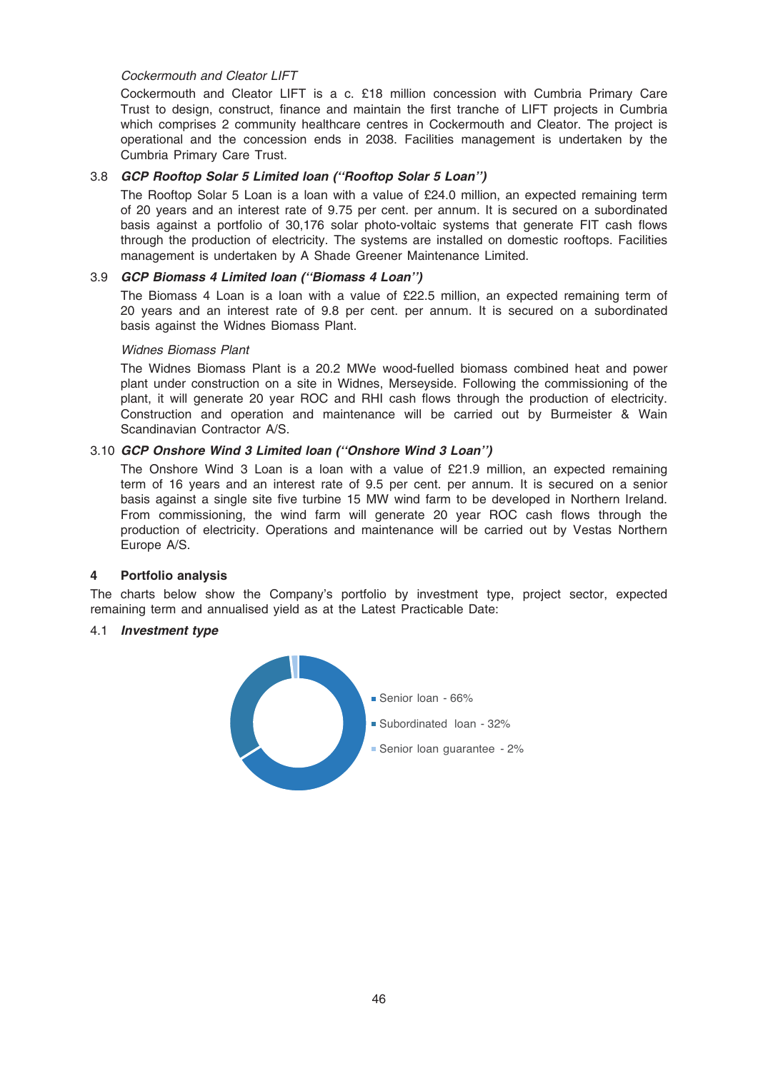*Cockermouth and Cleator LIFT*

Cockermouth and Cleator LIFT is a c. £18 million concession with Cumbria Primary Care Trust to design, construct, finance and maintain the first tranche of LIFT projects in Cumbria which comprises 2 community healthcare centres in Cockermouth and Cleator. The project is operational and the concession ends in 2038. Facilities management is undertaken by the Cumbria Primary Care Trust.

### 3.8 *GCP Rooftop Solar 5 Limited loan ("Rooftop Solar 5 Loan")*

The Rooftop Solar 5 Loan is a loan with a value of £24.0 million, an expected remaining term of 20 years and an interest rate of 9.75 per cent. per annum. It is secured on a subordinated basis against a portfolio of 30,176 solar photo-voltaic systems that generate FIT cash flows through the production of electricity. The systems are installed on domestic rooftops. Facilities management is undertaken by A Shade Greener Maintenance Limited.

### 3.9 *GCP Biomass 4 Limited loan ("Biomass 4 Loan")*

The Biomass 4 Loan is a loan with a value of £22.5 million, an expected remaining term of 20 years and an interest rate of 9.8 per cent. per annum. It is secured on a subordinated basis against the Widnes Biomass Plant.

*Widnes Biomass Plant*

The Widnes Biomass Plant is a 20.2 MWe wood-fuelled biomass combined heat and power plant under construction on a site in Widnes, Merseyside. Following the commissioning of the plant, it will generate 20 year ROC and RHI cash flows through the production of electricity. Construction and operation and maintenance will be carried out by Burmeister & Wain Scandinavian Contractor A/S.

### 3.10 *GCP Onshore Wind 3 Limited loan ("Onshore Wind 3 Loan")*

The Onshore Wind 3 Loan is a loan with a value of £21.9 million, an expected remaining term of 16 years and an interest rate of 9.5 per cent. per annum. It is secured on a senior basis against a single site five turbine 15 MW wind farm to be developed in Northern Ireland. From commissioning, the wind farm will generate 20 year ROC cash flows through the production of electricity. Operations and maintenance will be carried out by Vestas Northern Europe A/S.

## 4 Portfolio analysis

The charts below show the Company's portfolio by investment type, project sector, expected remaining term and annualised yield as at the Latest Practicable Date:

### 4.1 *Investment type*

- Senior loan - 66%
- Subordinated loan - 32%
- Senior loan guarantee - 2%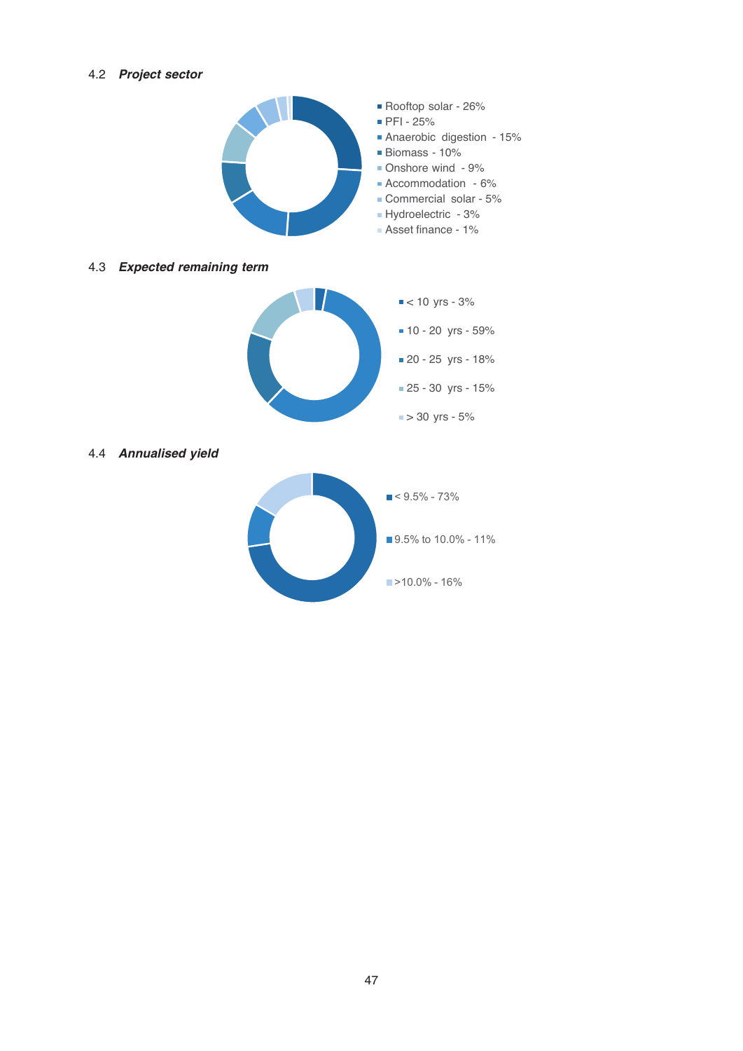4.2 ***Project sector***

- Rooftop solar - 26%
- PFI - 25%
- Anaerobic digestion - 15%
- Biomass - 10%
- Onshore wind - 9%
- Accommodation - 6%
- Commercial solar - 5%
- Hydroelectric - 3%
- Asset finance - 1%

4.3 ***Expected remaining term***

- < 10 yrs - 3%
- 10 - 20 yrs - 59%
- 20 - 25 yrs - 18%
- 25 - 30 yrs - 15%
- > 30 yrs - 5%

4.4 ***Annualised yield***

- < 9.5% - 73%
- 9.5% to 10.0% - 11%
- >10.0% - 16%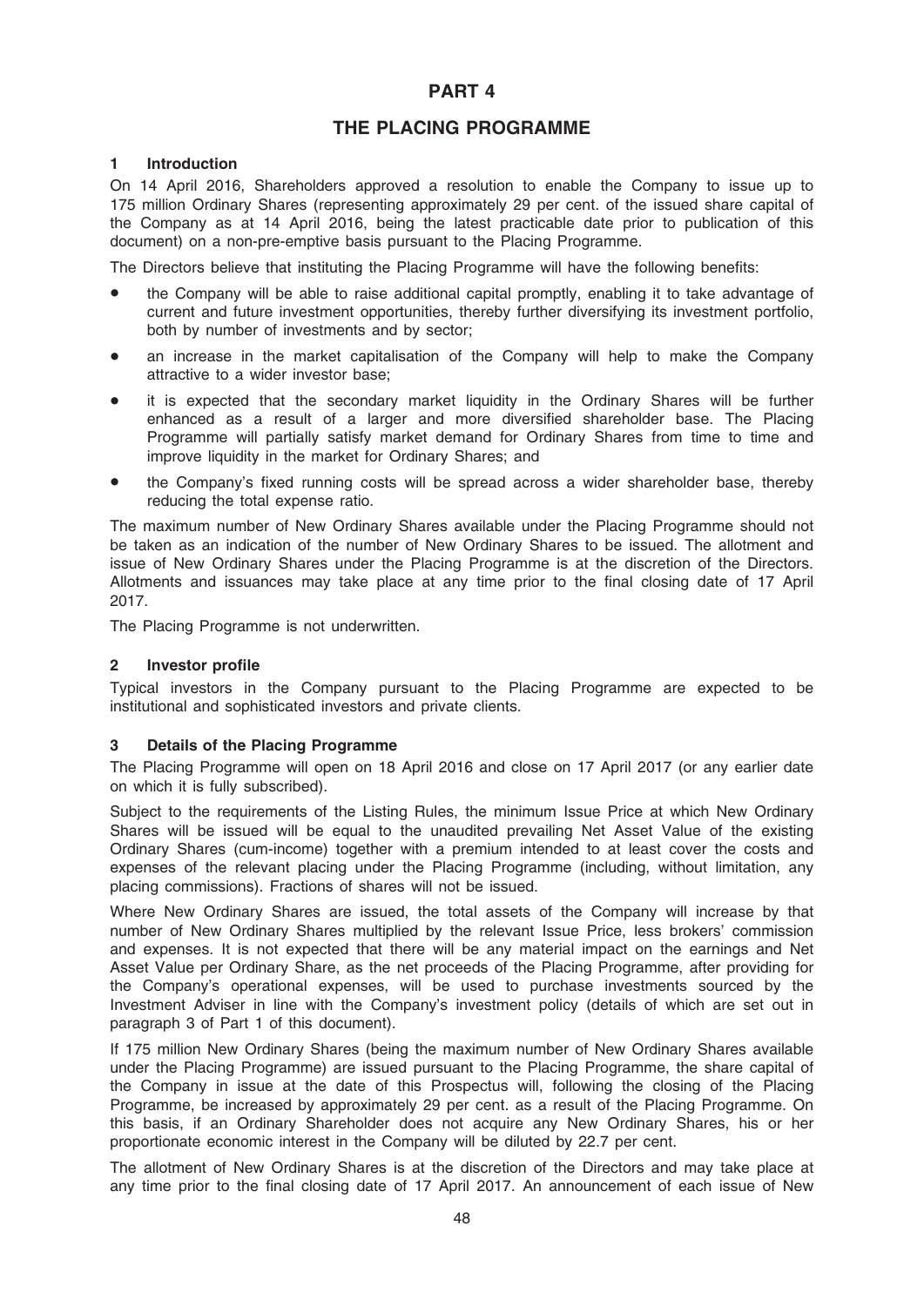# PART 4

# THE PLACING PROGRAMME

## 1 Introduction

On 14 April 2016, Shareholders approved a resolution to enable the Company to issue up to 175 million Ordinary Shares (representing approximately 29 per cent. of the issued share capital of the Company as at 14 April 2016, being the latest practicable date prior to publication of this document) on a non-pre-emptive basis pursuant to the Placing Programme.

The Directors believe that instituting the Placing Programme will have the following benefits:

- the Company will be able to raise additional capital promptly, enabling it to take advantage of current and future investment opportunities, thereby further diversifying its investment portfolio, both by number of investments and by sector;
- an increase in the market capitalisation of the Company will help to make the Company attractive to a wider investor base;
- it is expected that the secondary market liquidity in the Ordinary Shares will be further enhanced as a result of a larger and more diversified shareholder base. The Placing Programme will partially satisfy market demand for Ordinary Shares from time to time and improve liquidity in the market for Ordinary Shares; and
- the Company's fixed running costs will be spread across a wider shareholder base, thereby reducing the total expense ratio.

The maximum number of New Ordinary Shares available under the Placing Programme should not be taken as an indication of the number of New Ordinary Shares to be issued. The allotment and issue of New Ordinary Shares under the Placing Programme is at the discretion of the Directors. Allotments and issuances may take place at any time prior to the final closing date of 17 April 2017.

The Placing Programme is not underwritten.

## 2 Investor profile

Typical investors in the Company pursuant to the Placing Programme are expected to be institutional and sophisticated investors and private clients.

## 3 Details of the Placing Programme

The Placing Programme will open on 18 April 2016 and close on 17 April 2017 (or any earlier date on which it is fully subscribed).

Subject to the requirements of the Listing Rules, the minimum Issue Price at which New Ordinary Shares will be issued will be equal to the unaudited prevailing Net Asset Value of the existing Ordinary Shares (cum-income) together with a premium intended to at least cover the costs and expenses of the relevant placing under the Placing Programme (including, without limitation, any placing commissions). Fractions of shares will not be issued.

Where New Ordinary Shares are issued, the total assets of the Company will increase by that number of New Ordinary Shares multiplied by the relevant Issue Price, less brokers' commission and expenses. It is not expected that there will be any material impact on the earnings and Net Asset Value per Ordinary Share, as the net proceeds of the Placing Programme, after providing for the Company's operational expenses, will be used to purchase investments sourced by the Investment Adviser in line with the Company's investment policy (details of which are set out in paragraph 3 of Part 1 of this document).

If 175 million New Ordinary Shares (being the maximum number of New Ordinary Shares available under the Placing Programme) are issued pursuant to the Placing Programme, the share capital of the Company in issue at the date of this Prospectus will, following the closing of the Placing Programme, be increased by approximately 29 per cent. as a result of the Placing Programme. On this basis, if an Ordinary Shareholder does not acquire any New Ordinary Shares, his or her proportionate economic interest in the Company will be diluted by 22.7 per cent.

The allotment of New Ordinary Shares is at the discretion of the Directors and may take place at any time prior to the final closing date of 17 April 2017. An announcement of each issue of New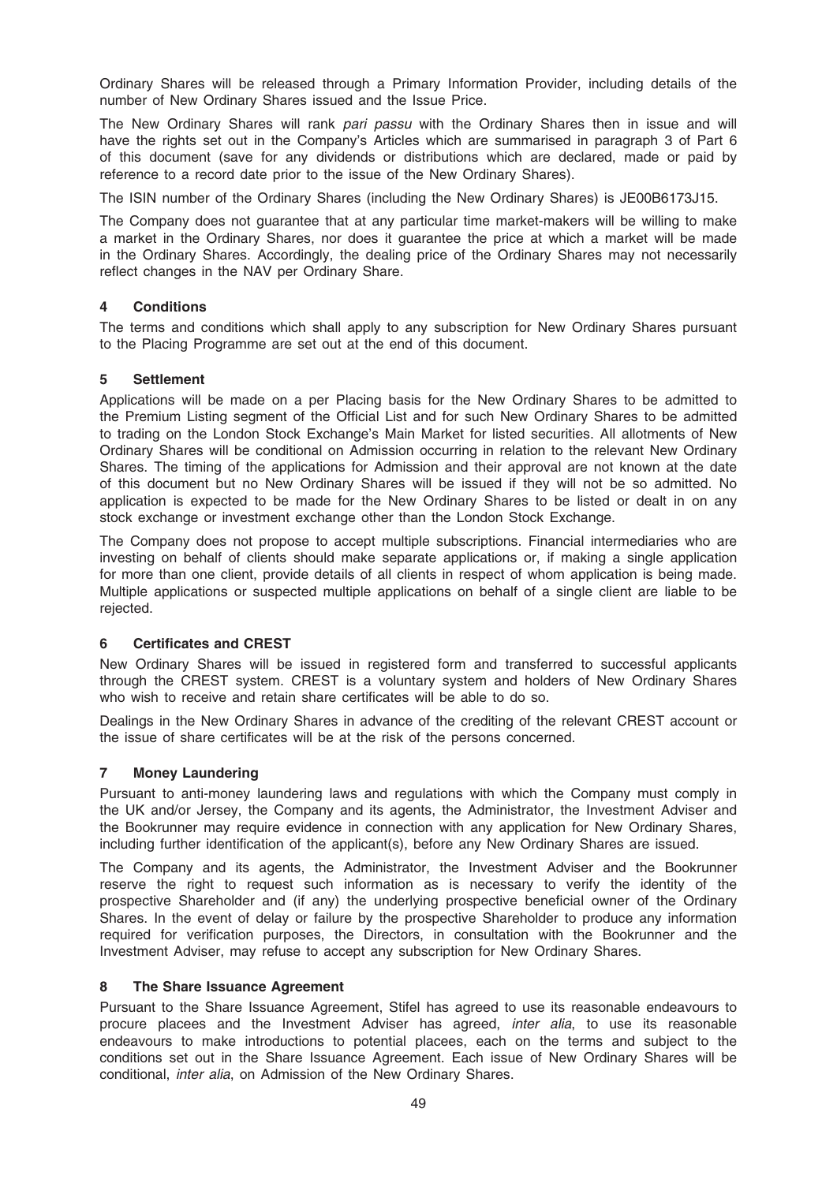Ordinary Shares will be released through a Primary Information Provider, including details of the number of New Ordinary Shares issued and the Issue Price.

The New Ordinary Shares will rank *pari passu* with the Ordinary Shares then in issue and will have the rights set out in the Company's Articles which are summarised in paragraph 3 of Part 6 of this document (save for any dividends or distributions which are declared, made or paid by reference to a record date prior to the issue of the New Ordinary Shares).

The ISIN number of the Ordinary Shares (including the New Ordinary Shares) is JE00B6173J15.

The Company does not guarantee that at any particular time market-makers will be willing to make a market in the Ordinary Shares, nor does it guarantee the price at which a market will be made in the Ordinary Shares. Accordingly, the dealing price of the Ordinary Shares may not necessarily reflect changes in the NAV per Ordinary Share.

## 4 Conditions

The terms and conditions which shall apply to any subscription for New Ordinary Shares pursuant to the Placing Programme are set out at the end of this document.

## 5 Settlement

Applications will be made on a per Placing basis for the New Ordinary Shares to be admitted to the Premium Listing segment of the Official List and for such New Ordinary Shares to be admitted to trading on the London Stock Exchange's Main Market for listed securities. All allotments of New Ordinary Shares will be conditional on Admission occurring in relation to the relevant New Ordinary Shares. The timing of the applications for Admission and their approval are not known at the date of this document but no New Ordinary Shares will be issued if they will not be so admitted. No application is expected to be made for the New Ordinary Shares to be listed or dealt in on any stock exchange or investment exchange other than the London Stock Exchange.

The Company does not propose to accept multiple subscriptions. Financial intermediaries who are investing on behalf of clients should make separate applications or, if making a single application for more than one client, provide details of all clients in respect of whom application is being made. Multiple applications or suspected multiple applications on behalf of a single client are liable to be rejected.

## 6 Certificates and CREST

New Ordinary Shares will be issued in registered form and transferred to successful applicants through the CREST system. CREST is a voluntary system and holders of New Ordinary Shares who wish to receive and retain share certificates will be able to do so.

Dealings in the New Ordinary Shares in advance of the crediting of the relevant CREST account or the issue of share certificates will be at the risk of the persons concerned.

## 7 Money Laundering

Pursuant to anti-money laundering laws and regulations with which the Company must comply in the UK and/or Jersey, the Company and its agents, the Administrator, the Investment Adviser and the Bookrunner may require evidence in connection with any application for New Ordinary Shares, including further identification of the applicant(s), before any New Ordinary Shares are issued.

The Company and its agents, the Administrator, the Investment Adviser and the Bookrunner reserve the right to request such information as is necessary to verify the identity of the prospective Shareholder and (if any) the underlying prospective beneficial owner of the Ordinary Shares. In the event of delay or failure by the prospective Shareholder to produce any information required for verification purposes, the Directors, in consultation with the Bookrunner and the Investment Adviser, may refuse to accept any subscription for New Ordinary Shares.

## 8 The Share Issuance Agreement

Pursuant to the Share Issuance Agreement, Stifel has agreed to use its reasonable endeavours to procure placees and the Investment Adviser has agreed, *inter alia*, to use its reasonable endeavours to make introductions to potential placees, each on the terms and subject to the conditions set out in the Share Issuance Agreement. Each issue of New Ordinary Shares will be conditional, *inter alia*, on Admission of the New Ordinary Shares.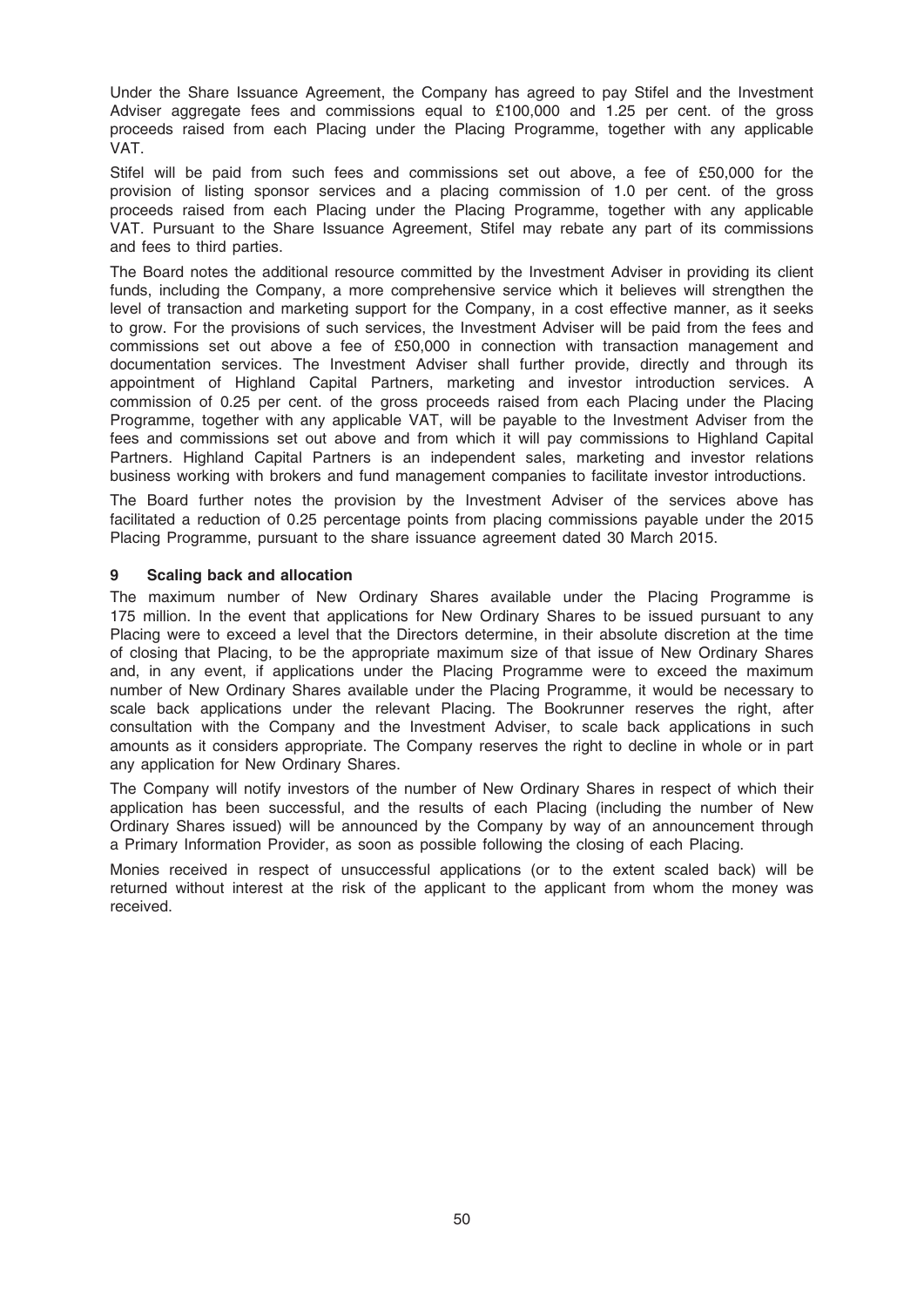Under the Share Issuance Agreement, the Company has agreed to pay Stifel and the Investment Adviser aggregate fees and commissions equal to £100,000 and 1.25 per cent. of the gross proceeds raised from each Placing under the Placing Programme, together with any applicable VAT.

Stifel will be paid from such fees and commissions set out above, a fee of £50,000 for the provision of listing sponsor services and a placing commission of 1.0 per cent. of the gross proceeds raised from each Placing under the Placing Programme, together with any applicable VAT. Pursuant to the Share Issuance Agreement, Stifel may rebate any part of its commissions and fees to third parties.

The Board notes the additional resource committed by the Investment Adviser in providing its client funds, including the Company, a more comprehensive service which it believes will strengthen the level of transaction and marketing support for the Company, in a cost effective manner, as it seeks to grow. For the provisions of such services, the Investment Adviser will be paid from the fees and commissions set out above a fee of £50,000 in connection with transaction management and documentation services. The Investment Adviser shall further provide, directly and through its appointment of Highland Capital Partners, marketing and investor introduction services. A commission of 0.25 per cent. of the gross proceeds raised from each Placing under the Placing Programme, together with any applicable VAT, will be payable to the Investment Adviser from the fees and commissions set out above and from which it will pay commissions to Highland Capital Partners. Highland Capital Partners is an independent sales, marketing and investor relations business working with brokers and fund management companies to facilitate investor introductions.

The Board further notes the provision by the Investment Adviser of the services above has facilitated a reduction of 0.25 percentage points from placing commissions payable under the 2015 Placing Programme, pursuant to the share issuance agreement dated 30 March 2015.

### 9 Scaling back and allocation

The maximum number of New Ordinary Shares available under the Placing Programme is 175 million. In the event that applications for New Ordinary Shares to be issued pursuant to any Placing were to exceed a level that the Directors determine, in their absolute discretion at the time of closing that Placing, to be the appropriate maximum size of that issue of New Ordinary Shares and, in any event, if applications under the Placing Programme were to exceed the maximum number of New Ordinary Shares available under the Placing Programme, it would be necessary to scale back applications under the relevant Placing. The Bookrunner reserves the right, after consultation with the Company and the Investment Adviser, to scale back applications in such amounts as it considers appropriate. The Company reserves the right to decline in whole or in part any application for New Ordinary Shares.

The Company will notify investors of the number of New Ordinary Shares in respect of which their application has been successful, and the results of each Placing (including the number of New Ordinary Shares issued) will be announced by the Company by way of an announcement through a Primary Information Provider, as soon as possible following the closing of each Placing.

Monies received in respect of unsuccessful applications (or to the extent scaled back) will be returned without interest at the risk of the applicant to the applicant from whom the money was received.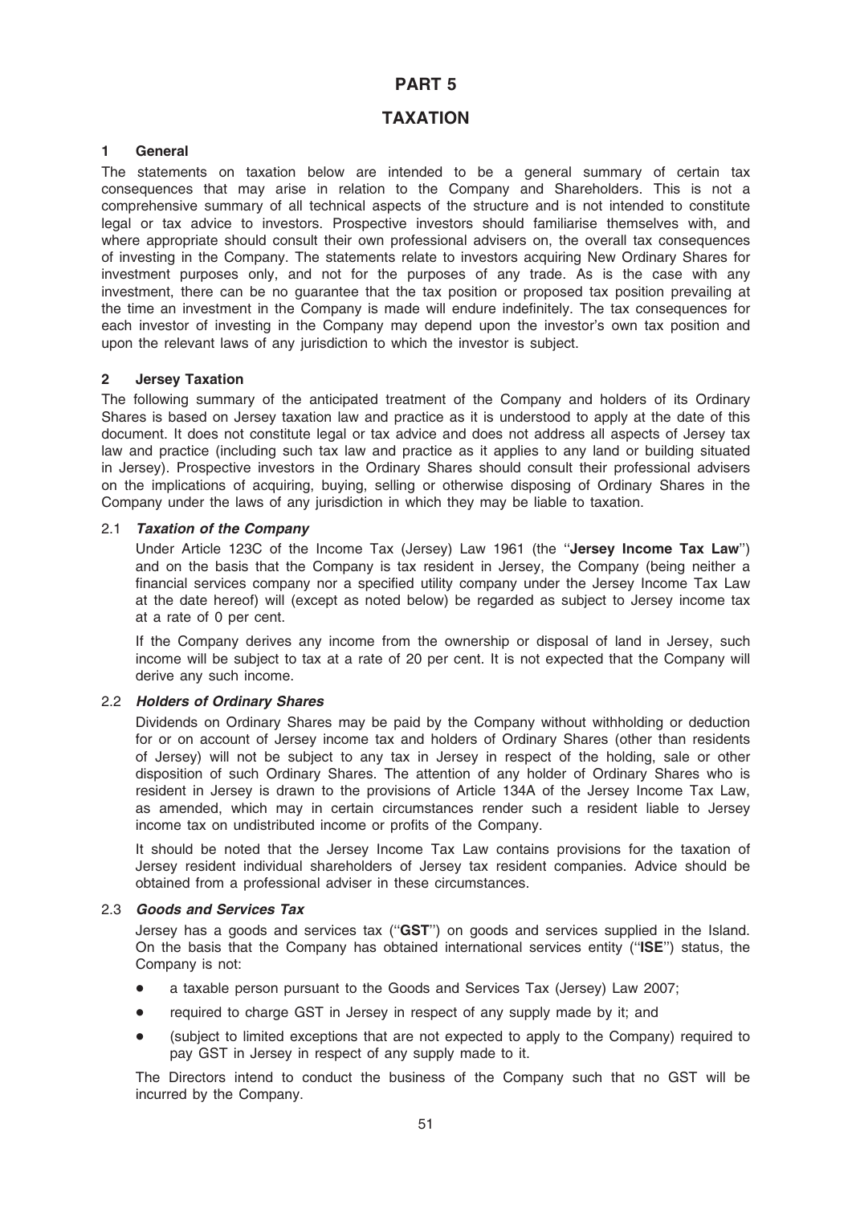# PART 5

# TAXATION

## 1 General

The statements on taxation below are intended to be a general summary of certain tax consequences that may arise in relation to the Company and Shareholders. This is not a comprehensive summary of all technical aspects of the structure and is not intended to constitute legal or tax advice to investors. Prospective investors should familiarise themselves with, and where appropriate should consult their own professional advisers on, the overall tax consequences of investing in the Company. The statements relate to investors acquiring New Ordinary Shares for investment purposes only, and not for the purposes of any trade. As is the case with any investment, there can be no guarantee that the tax position or proposed tax position prevailing at the time an investment in the Company is made will endure indefinitely. The tax consequences for each investor of investing in the Company may depend upon the investor's own tax position and upon the relevant laws of any jurisdiction to which the investor is subject.

## 2 Jersey Taxation

The following summary of the anticipated treatment of the Company and holders of its Ordinary Shares is based on Jersey taxation law and practice as it is understood to apply at the date of this document. It does not constitute legal or tax advice and does not address all aspects of Jersey tax law and practice (including such tax law and practice as it applies to any land or building situated in Jersey). Prospective investors in the Ordinary Shares should consult their professional advisers on the implications of acquiring, buying, selling or otherwise disposing of Ordinary Shares in the Company under the laws of any jurisdiction in which they may be liable to taxation.

### 2.1 *Taxation of the Company*

Under Article 123C of the Income Tax (Jersey) Law 1961 (the "**Jersey Income Tax Law**") and on the basis that the Company is tax resident in Jersey, the Company (being neither a financial services company nor a specified utility company under the Jersey Income Tax Law at the date hereof) will (except as noted below) be regarded as subject to Jersey income tax at a rate of 0 per cent.

If the Company derives any income from the ownership or disposal of land in Jersey, such income will be subject to tax at a rate of 20 per cent. It is not expected that the Company will derive any such income.

### 2.2 *Holders of Ordinary Shares*

Dividends on Ordinary Shares may be paid by the Company without withholding or deduction for or on account of Jersey income tax and holders of Ordinary Shares (other than residents of Jersey) will not be subject to any tax in Jersey in respect of the holding, sale or other disposition of such Ordinary Shares. The attention of any holder of Ordinary Shares who is resident in Jersey is drawn to the provisions of Article 134A of the Jersey Income Tax Law, as amended, which may in certain circumstances render such a resident liable to Jersey income tax on undistributed income or profits of the Company.

It should be noted that the Jersey Income Tax Law contains provisions for the taxation of Jersey resident individual shareholders of Jersey tax resident companies. Advice should be obtained from a professional adviser in these circumstances.

### 2.3 *Goods and Services Tax*

Jersey has a goods and services tax ("**GST**") on goods and services supplied in the Island. On the basis that the Company has obtained international services entity ("**ISE**") status, the Company is not:

- a taxable person pursuant to the Goods and Services Tax (Jersey) Law 2007;
- required to charge GST in Jersey in respect of any supply made by it; and
- (subject to limited exceptions that are not expected to apply to the Company) required to pay GST in Jersey in respect of any supply made to it.

The Directors intend to conduct the business of the Company such that no GST will be incurred by the Company.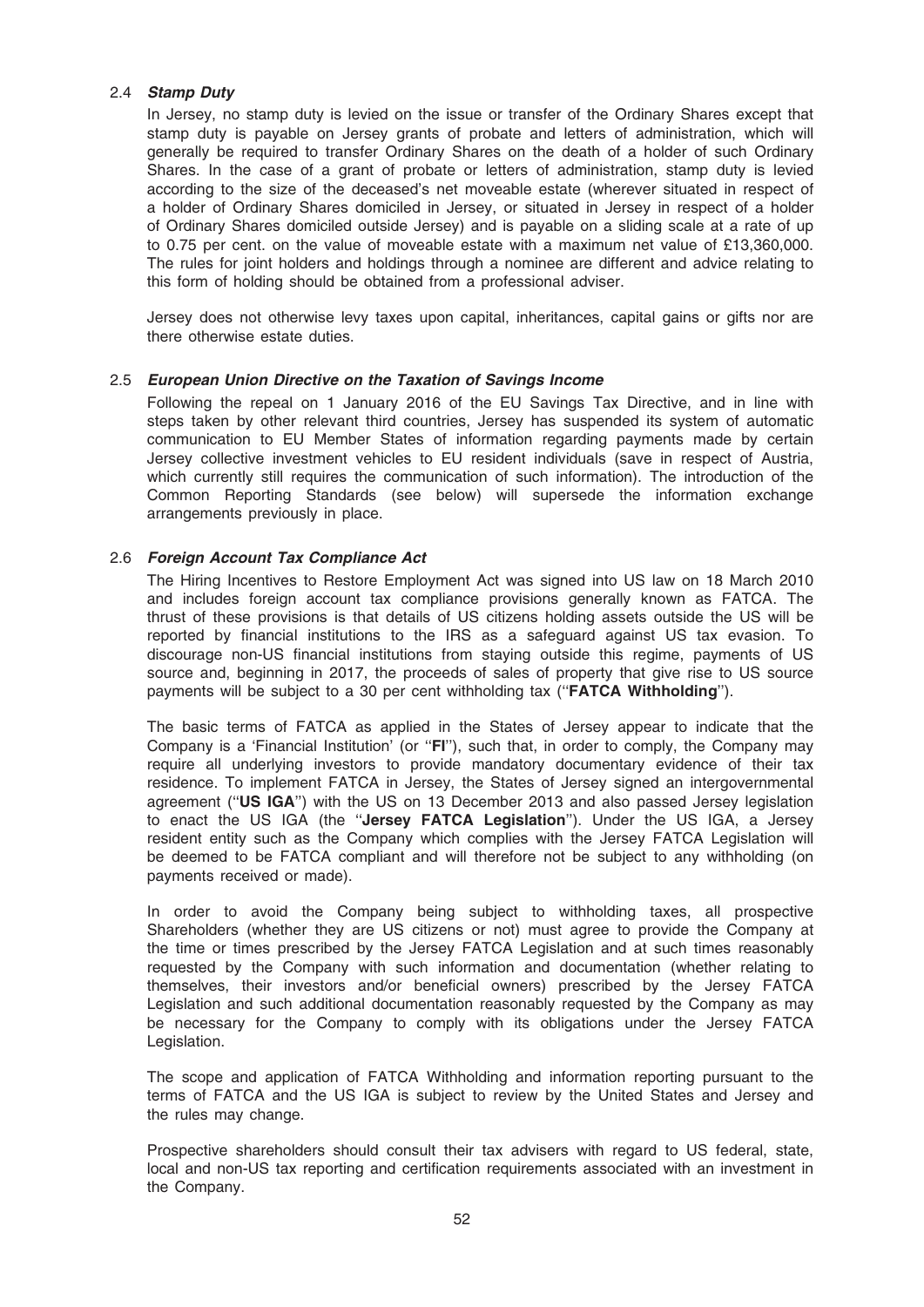### 2.4 *Stamp Duty*

In Jersey, no stamp duty is levied on the issue or transfer of the Ordinary Shares except that stamp duty is payable on Jersey grants of probate and letters of administration, which will generally be required to transfer Ordinary Shares on the death of a holder of such Ordinary Shares. In the case of a grant of probate or letters of administration, stamp duty is levied according to the size of the deceased's net moveable estate (wherever situated in respect of a holder of Ordinary Shares domiciled in Jersey, or situated in Jersey in respect of a holder of Ordinary Shares domiciled outside Jersey) and is payable on a sliding scale at a rate of up to 0.75 per cent. on the value of moveable estate with a maximum net value of £13,360,000. The rules for joint holders and holdings through a nominee are different and advice relating to this form of holding should be obtained from a professional adviser.

Jersey does not otherwise levy taxes upon capital, inheritances, capital gains or gifts nor are there otherwise estate duties.

### 2.5 *European Union Directive on the Taxation of Savings Income*

Following the repeal on 1 January 2016 of the EU Savings Tax Directive, and in line with steps taken by other relevant third countries, Jersey has suspended its system of automatic communication to EU Member States of information regarding payments made by certain Jersey collective investment vehicles to EU resident individuals (save in respect of Austria, which currently still requires the communication of such information). The introduction of the Common Reporting Standards (see below) will supersede the information exchange arrangements previously in place.

### 2.6 *Foreign Account Tax Compliance Act*

The Hiring Incentives to Restore Employment Act was signed into US law on 18 March 2010 and includes foreign account tax compliance provisions generally known as FATCA. The thrust of these provisions is that details of US citizens holding assets outside the US will be reported by financial institutions to the IRS as a safeguard against US tax evasion. To discourage non-US financial institutions from staying outside this regime, payments of US source and, beginning in 2017, the proceeds of sales of property that give rise to US source payments will be subject to a 30 per cent withholding tax (''**FATCA Withholding**'').

The basic terms of FATCA as applied in the States of Jersey appear to indicate that the Company is a 'Financial Institution' (or ''**FI**''), such that, in order to comply, the Company may require all underlying investors to provide mandatory documentary evidence of their tax residence. To implement FATCA in Jersey, the States of Jersey signed an intergovernmental agreement (''**US IGA**'') with the US on 13 December 2013 and also passed Jersey legislation to enact the US IGA (the ''**Jersey FATCA Legislation**''). Under the US IGA, a Jersey resident entity such as the Company which complies with the Jersey FATCA Legislation will be deemed to be FATCA compliant and will therefore not be subject to any withholding (on payments received or made).

In order to avoid the Company being subject to withholding taxes, all prospective Shareholders (whether they are US citizens or not) must agree to provide the Company at the time or times prescribed by the Jersey FATCA Legislation and at such times reasonably requested by the Company with such information and documentation (whether relating to themselves, their investors and/or beneficial owners) prescribed by the Jersey FATCA Legislation and such additional documentation reasonably requested by the Company as may be necessary for the Company to comply with its obligations under the Jersey FATCA Legislation.

The scope and application of FATCA Withholding and information reporting pursuant to the terms of FATCA and the US IGA is subject to review by the United States and Jersey and the rules may change.

Prospective shareholders should consult their tax advisers with regard to US federal, state, local and non-US tax reporting and certification requirements associated with an investment in the Company.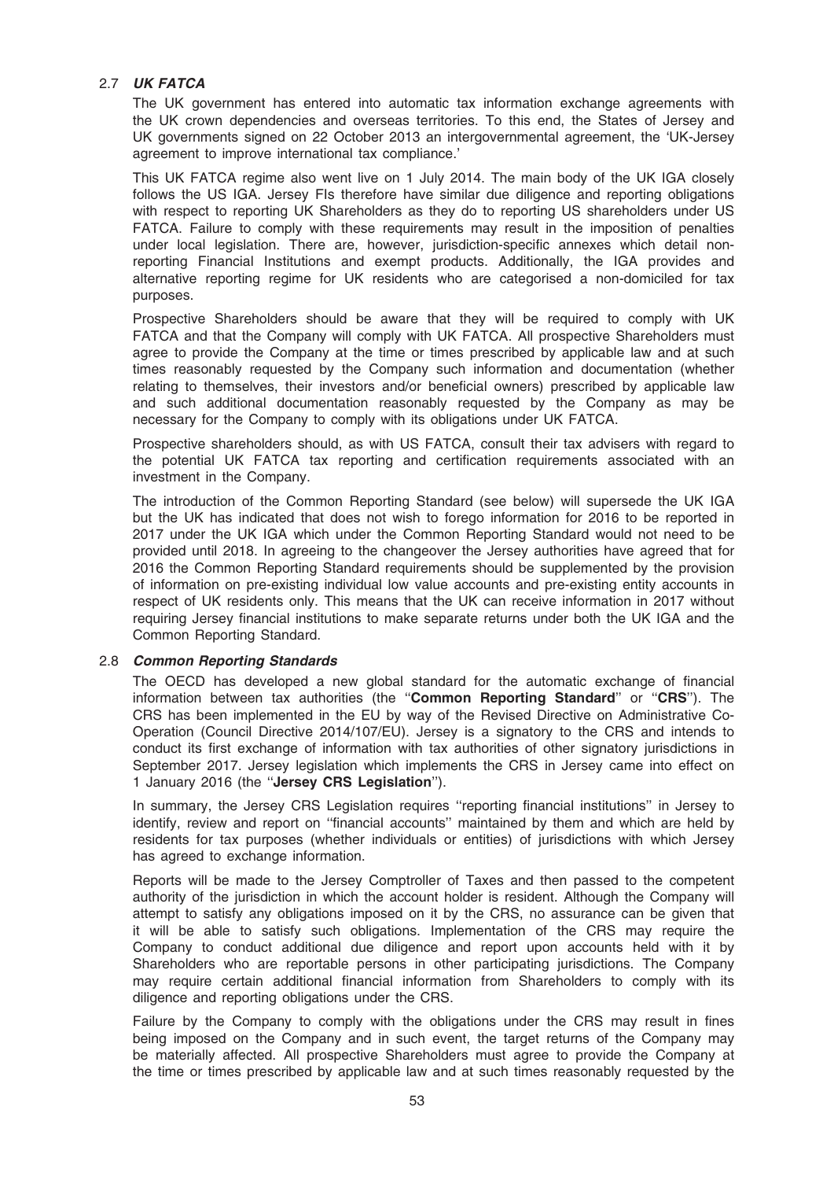### 2.7 *UK FATCA*

The UK government has entered into automatic tax information exchange agreements with the UK crown dependencies and overseas territories. To this end, the States of Jersey and UK governments signed on 22 October 2013 an intergovernmental agreement, the 'UK-Jersey agreement to improve international tax compliance.'

This UK FATCA regime also went live on 1 July 2014. The main body of the UK IGA closely follows the US IGA. Jersey FIs therefore have similar due diligence and reporting obligations with respect to reporting UK Shareholders as they do to reporting US shareholders under US FATCA. Failure to comply with these requirements may result in the imposition of penalties under local legislation. There are, however, jurisdiction-specific annexes which detail non-reporting Financial Institutions and exempt products. Additionally, the IGA provides and alternative reporting regime for UK residents who are categorised a non-domiciled for tax purposes.

Prospective Shareholders should be aware that they will be required to comply with UK FATCA and that the Company will comply with UK FATCA. All prospective Shareholders must agree to provide the Company at the time or times prescribed by applicable law and at such times reasonably requested by the Company such information and documentation (whether relating to themselves, their investors and/or beneficial owners) prescribed by applicable law and such additional documentation reasonably requested by the Company as may be necessary for the Company to comply with its obligations under UK FATCA.

Prospective shareholders should, as with US FATCA, consult their tax advisers with regard to the potential UK FATCA tax reporting and certification requirements associated with an investment in the Company.

The introduction of the Common Reporting Standard (see below) will supersede the UK IGA but the UK has indicated that does not wish to forego information for 2016 to be reported in 2017 under the UK IGA which under the Common Reporting Standard would not need to be provided until 2018. In agreeing to the changeover the Jersey authorities have agreed that for 2016 the Common Reporting Standard requirements should be supplemented by the provision of information on pre-existing individual low value accounts and pre-existing entity accounts in respect of UK residents only. This means that the UK can receive information in 2017 without requiring Jersey financial institutions to make separate returns under both the UK IGA and the Common Reporting Standard.

### 2.8 *Common Reporting Standards*

The OECD has developed a new global standard for the automatic exchange of financial information between tax authorities (the "**Common Reporting Standard**" or "**CRS**"). The CRS has been implemented in the EU by way of the Revised Directive on Administrative Co-Operation (Council Directive 2014/107/EU). Jersey is a signatory to the CRS and intends to conduct its first exchange of information with tax authorities of other signatory jurisdictions in September 2017. Jersey legislation which implements the CRS in Jersey came into effect on 1 January 2016 (the "**Jersey CRS Legislation**").

In summary, the Jersey CRS Legislation requires "reporting financial institutions" in Jersey to identify, review and report on "financial accounts" maintained by them and which are held by residents for tax purposes (whether individuals or entities) of jurisdictions with which Jersey has agreed to exchange information.

Reports will be made to the Jersey Comptroller of Taxes and then passed to the competent authority of the jurisdiction in which the account holder is resident. Although the Company will attempt to satisfy any obligations imposed on it by the CRS, no assurance can be given that it will be able to satisfy such obligations. Implementation of the CRS may require the Company to conduct additional due diligence and report upon accounts held with it by Shareholders who are reportable persons in other participating jurisdictions. The Company may require certain additional financial information from Shareholders to comply with its diligence and reporting obligations under the CRS.

Failure by the Company to comply with the obligations under the CRS may result in fines being imposed on the Company and in such event, the target returns of the Company may be materially affected. All prospective Shareholders must agree to provide the Company at the time or times prescribed by applicable law and at such times reasonably requested by the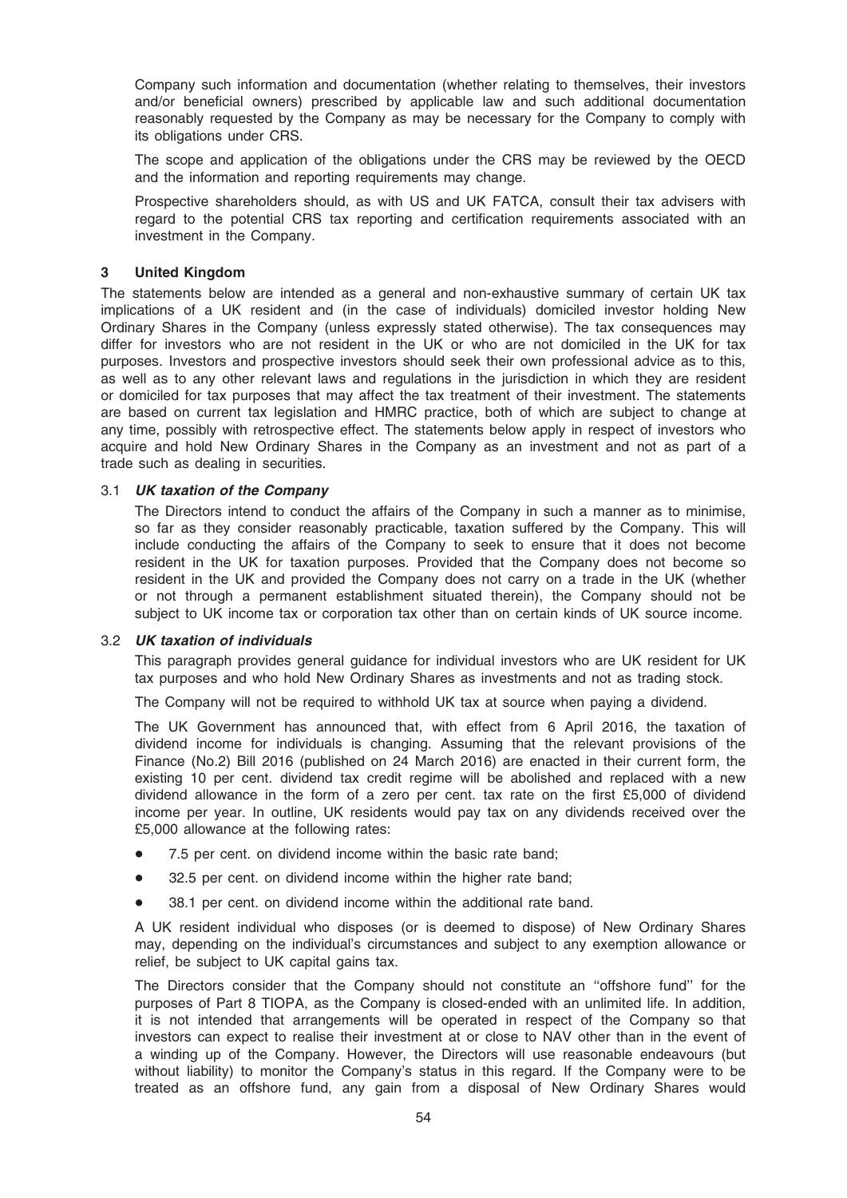Company such information and documentation (whether relating to themselves, their investors and/or beneficial owners) prescribed by applicable law and such additional documentation reasonably requested by the Company as may be necessary for the Company to comply with its obligations under CRS.

The scope and application of the obligations under the CRS may be reviewed by the OECD and the information and reporting requirements may change.

Prospective shareholders should, as with US and UK FATCA, consult their tax advisers with regard to the potential CRS tax reporting and certification requirements associated with an investment in the Company.

## 3 United Kingdom

The statements below are intended as a general and non-exhaustive summary of certain UK tax implications of a UK resident and (in the case of individuals) domiciled investor holding New Ordinary Shares in the Company (unless expressly stated otherwise). The tax consequences may differ for investors who are not resident in the UK or who are not domiciled in the UK for tax purposes. Investors and prospective investors should seek their own professional advice as to this, as well as to any other relevant laws and regulations in the jurisdiction in which they are resident or domiciled for tax purposes that may affect the tax treatment of their investment. The statements are based on current tax legislation and HMRC practice, both of which are subject to change at any time, possibly with retrospective effect. The statements below apply in respect of investors who acquire and hold New Ordinary Shares in the Company as an investment and not as part of a trade such as dealing in securities.

### 3.1 *UK taxation of the Company*

The Directors intend to conduct the affairs of the Company in such a manner as to minimise, so far as they consider reasonably practicable, taxation suffered by the Company. This will include conducting the affairs of the Company to seek to ensure that it does not become resident in the UK for taxation purposes. Provided that the Company does not become so resident in the UK and provided the Company does not carry on a trade in the UK (whether or not through a permanent establishment situated therein), the Company should not be subject to UK income tax or corporation tax other than on certain kinds of UK source income.

### 3.2 *UK taxation of individuals*

This paragraph provides general guidance for individual investors who are UK resident for UK tax purposes and who hold New Ordinary Shares as investments and not as trading stock.

The Company will not be required to withhold UK tax at source when paying a dividend.

The UK Government has announced that, with effect from 6 April 2016, the taxation of dividend income for individuals is changing. Assuming that the relevant provisions of the Finance (No.2) Bill 2016 (published on 24 March 2016) are enacted in their current form, the existing 10 per cent. dividend tax credit regime will be abolished and replaced with a new dividend allowance in the form of a zero per cent. tax rate on the first £5,000 of dividend income per year. In outline, UK residents would pay tax on any dividends received over the £5,000 allowance at the following rates:

- 7.5 per cent. on dividend income within the basic rate band;
- 32.5 per cent. on dividend income within the higher rate band;
- 38.1 per cent. on dividend income within the additional rate band.

A UK resident individual who disposes (or is deemed to dispose) of New Ordinary Shares may, depending on the individual's circumstances and subject to any exemption allowance or relief, be subject to UK capital gains tax.

The Directors consider that the Company should not constitute an "offshore fund" for the purposes of Part 8 TIOPA, as the Company is closed-ended with an unlimited life. In addition, it is not intended that arrangements will be operated in respect of the Company so that investors can expect to realise their investment at or close to NAV other than in the event of a winding up of the Company. However, the Directors will use reasonable endeavours (but without liability) to monitor the Company's status in this regard. If the Company were to be treated as an offshore fund, any gain from a disposal of New Ordinary Shares would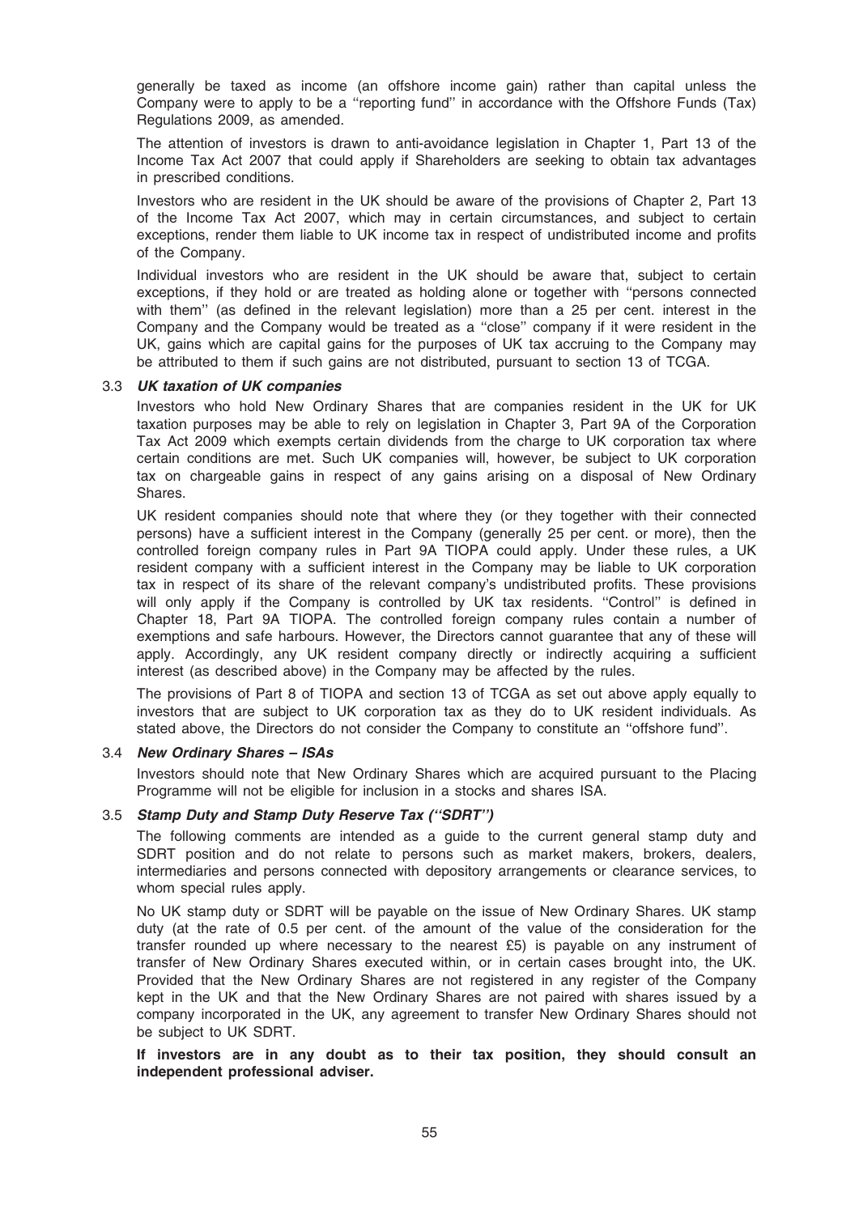generally be taxed as income (an offshore income gain) rather than capital unless the Company were to apply to be a ''reporting fund'' in accordance with the Offshore Funds (Tax) Regulations 2009, as amended.

The attention of investors is drawn to anti-avoidance legislation in Chapter 1, Part 13 of the Income Tax Act 2007 that could apply if Shareholders are seeking to obtain tax advantages in prescribed conditions.

Investors who are resident in the UK should be aware of the provisions of Chapter 2, Part 13 of the Income Tax Act 2007, which may in certain circumstances, and subject to certain exceptions, render them liable to UK income tax in respect of undistributed income and profits of the Company.

Individual investors who are resident in the UK should be aware that, subject to certain exceptions, if they hold or are treated as holding alone or together with ''persons connected with them'' (as defined in the relevant legislation) more than a 25 per cent. interest in the Company and the Company would be treated as a ''close'' company if it were resident in the UK, gains which are capital gains for the purposes of UK tax accruing to the Company may be attributed to them if such gains are not distributed, pursuant to section 13 of TCGA.

### 3.3 *UK taxation of UK companies*

Investors who hold New Ordinary Shares that are companies resident in the UK for UK taxation purposes may be able to rely on legislation in Chapter 3, Part 9A of the Corporation Tax Act 2009 which exempts certain dividends from the charge to UK corporation tax where certain conditions are met. Such UK companies will, however, be subject to UK corporation tax on chargeable gains in respect of any gains arising on a disposal of New Ordinary Shares.

UK resident companies should note that where they (or they together with their connected persons) have a sufficient interest in the Company (generally 25 per cent. or more), then the controlled foreign company rules in Part 9A TIOPA could apply. Under these rules, a UK resident company with a sufficient interest in the Company may be liable to UK corporation tax in respect of its share of the relevant company's undistributed profits. These provisions will only apply if the Company is controlled by UK tax residents. ''Control'' is defined in Chapter 18, Part 9A TIOPA. The controlled foreign company rules contain a number of exemptions and safe harbours. However, the Directors cannot guarantee that any of these will apply. Accordingly, any UK resident company directly or indirectly acquiring a sufficient interest (as described above) in the Company may be affected by the rules.

The provisions of Part 8 of TIOPA and section 13 of TCGA as set out above apply equally to investors that are subject to UK corporation tax as they do to UK resident individuals. As stated above, the Directors do not consider the Company to constitute an ''offshore fund''.

### 3.4 *New Ordinary Shares – ISAs*

Investors should note that New Ordinary Shares which are acquired pursuant to the Placing Programme will not be eligible for inclusion in a stocks and shares ISA.

### 3.5 *Stamp Duty and Stamp Duty Reserve Tax (''SDRT'')*

The following comments are intended as a guide to the current general stamp duty and SDRT position and do not relate to persons such as market makers, brokers, dealers, intermediaries and persons connected with depository arrangements or clearance services, to whom special rules apply.

No UK stamp duty or SDRT will be payable on the issue of New Ordinary Shares. UK stamp duty (at the rate of 0.5 per cent. of the amount of the value of the consideration for the transfer rounded up where necessary to the nearest £5) is payable on any instrument of transfer of New Ordinary Shares executed within, or in certain cases brought into, the UK. Provided that the New Ordinary Shares are not registered in any register of the Company kept in the UK and that the New Ordinary Shares are not paired with shares issued by a company incorporated in the UK, any agreement to transfer New Ordinary Shares should not be subject to UK SDRT.

**If investors are in any doubt as to their tax position, they should consult an independent professional adviser.**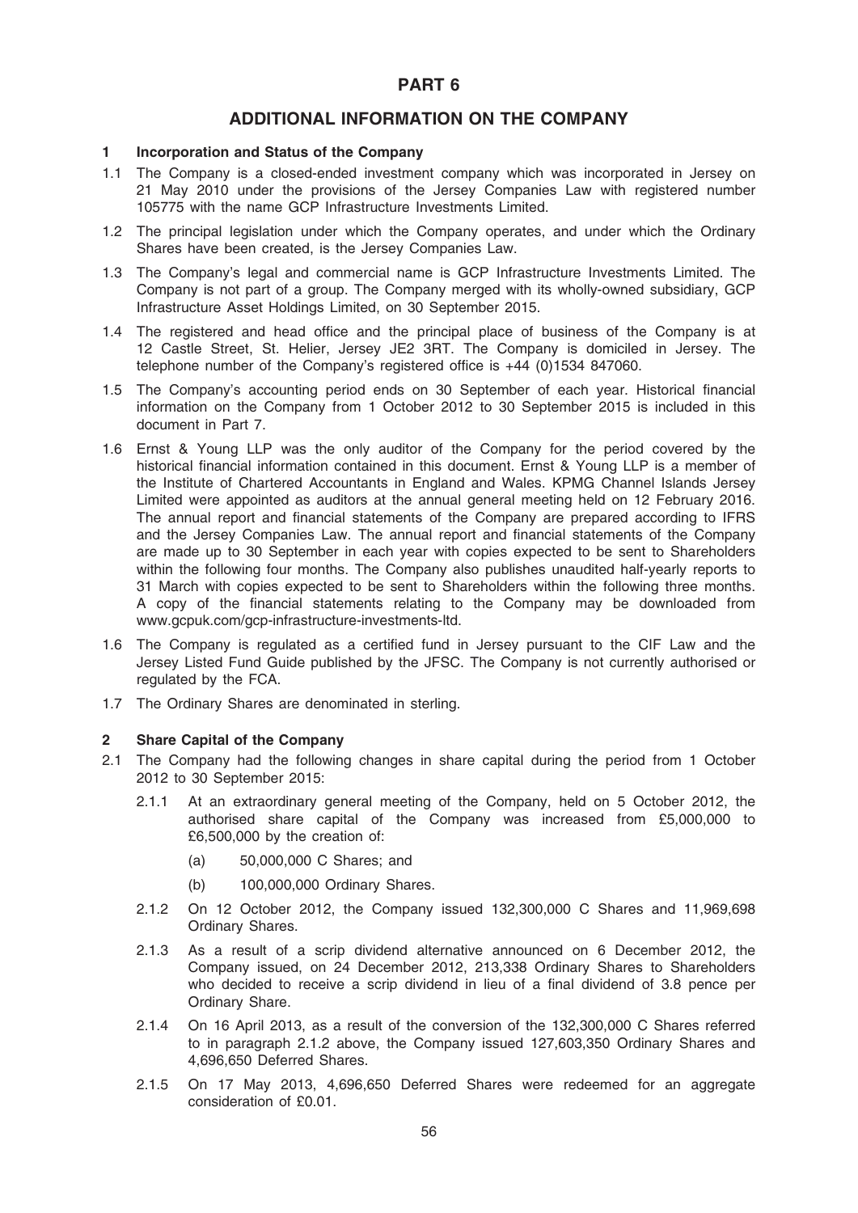# PART 6

## ADDITIONAL INFORMATION ON THE COMPANY

### 1 Incorporation and Status of the Company

1.1 The Company is a closed-ended investment company which was incorporated in Jersey on 21 May 2010 under the provisions of the Jersey Companies Law with registered number 105775 with the name GCP Infrastructure Investments Limited.

1.2 The principal legislation under which the Company operates, and under which the Ordinary Shares have been created, is the Jersey Companies Law.

1.3 The Company's legal and commercial name is GCP Infrastructure Investments Limited. The Company is not part of a group. The Company merged with its wholly-owned subsidiary, GCP Infrastructure Asset Holdings Limited, on 30 September 2015.

1.4 The registered and head office and the principal place of business of the Company is at 12 Castle Street, St. Helier, Jersey JE2 3RT. The Company is domiciled in Jersey. The telephone number of the Company's registered office is +44 (0)1534 847060.

1.5 The Company's accounting period ends on 30 September of each year. Historical financial information on the Company from 1 October 2012 to 30 September 2015 is included in this document in Part 7.

1.6 Ernst & Young LLP was the only auditor of the Company for the period covered by the historical financial information contained in this document. Ernst & Young LLP is a member of the Institute of Chartered Accountants in England and Wales. KPMG Channel Islands Jersey Limited were appointed as auditors at the annual general meeting held on 12 February 2016. The annual report and financial statements of the Company are prepared according to IFRS and the Jersey Companies Law. The annual report and financial statements of the Company are made up to 30 September in each year with copies expected to be sent to Shareholders within the following four months. The Company also publishes unaudited half-yearly reports to 31 March with copies expected to be sent to Shareholders within the following three months. A copy of the financial statements relating to the Company may be downloaded from www.gcpuk.com/gcp-infrastructure-investments-ltd.

1.6 The Company is regulated as a certified fund in Jersey pursuant to the CIF Law and the Jersey Listed Fund Guide published by the JFSC. The Company is not currently authorised or regulated by the FCA.

1.7 The Ordinary Shares are denominated in sterling.

### 2 Share Capital of the Company

2.1 The Company had the following changes in share capital during the period from 1 October 2012 to 30 September 2015:

2.1.1 At an extraordinary general meeting of the Company, held on 5 October 2012, the authorised share capital of the Company was increased from £5,000,000 to £6,500,000 by the creation of:

(a) 50,000,000 C Shares; and

(b) 100,000,000 Ordinary Shares.

2.1.2 On 12 October 2012, the Company issued 132,300,000 C Shares and 11,969,698 Ordinary Shares.

2.1.3 As a result of a scrip dividend alternative announced on 6 December 2012, the Company issued, on 24 December 2012, 213,338 Ordinary Shares to Shareholders who decided to receive a scrip dividend in lieu of a final dividend of 3.8 pence per Ordinary Share.

2.1.4 On 16 April 2013, as a result of the conversion of the 132,300,000 C Shares referred to in paragraph 2.1.2 above, the Company issued 127,603,350 Ordinary Shares and 4,696,650 Deferred Shares.

2.1.5 On 17 May 2013, 4,696,650 Deferred Shares were redeemed for an aggregate consideration of £0.01.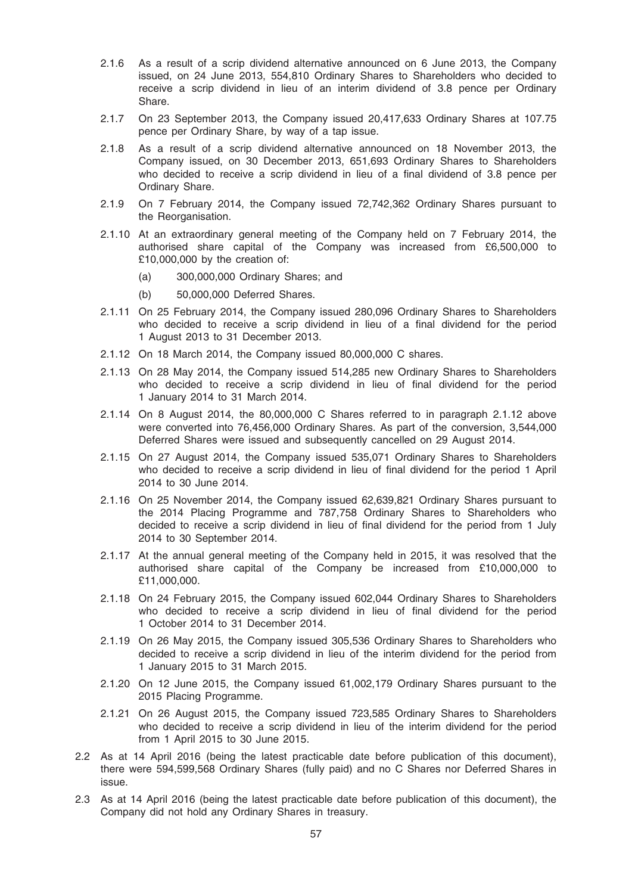2.1.6 As a result of a scrip dividend alternative announced on 6 June 2013, the Company issued, on 24 June 2013, 554,810 Ordinary Shares to Shareholders who decided to receive a scrip dividend in lieu of an interim dividend of 3.8 pence per Ordinary Share.

2.1.7 On 23 September 2013, the Company issued 20,417,633 Ordinary Shares at 107.75 pence per Ordinary Share, by way of a tap issue.

2.1.8 As a result of a scrip dividend alternative announced on 18 November 2013, the Company issued, on 30 December 2013, 651,693 Ordinary Shares to Shareholders who decided to receive a scrip dividend in lieu of a final dividend of 3.8 pence per Ordinary Share.

2.1.9 On 7 February 2014, the Company issued 72,742,362 Ordinary Shares pursuant to the Reorganisation.

2.1.10 At an extraordinary general meeting of the Company held on 7 February 2014, the authorised share capital of the Company was increased from £6,500,000 to £10,000,000 by the creation of:

(a) 300,000,000 Ordinary Shares; and

(b) 50,000,000 Deferred Shares.

2.1.11 On 25 February 2014, the Company issued 280,096 Ordinary Shares to Shareholders who decided to receive a scrip dividend in lieu of a final dividend for the period 1 August 2013 to 31 December 2013.

2.1.12 On 18 March 2014, the Company issued 80,000,000 C shares.

2.1.13 On 28 May 2014, the Company issued 514,285 new Ordinary Shares to Shareholders who decided to receive a scrip dividend in lieu of final dividend for the period 1 January 2014 to 31 March 2014.

2.1.14 On 8 August 2014, the 80,000,000 C Shares referred to in paragraph 2.1.12 above were converted into 76,456,000 Ordinary Shares. As part of the conversion, 3,544,000 Deferred Shares were issued and subsequently cancelled on 29 August 2014.

2.1.15 On 27 August 2014, the Company issued 535,071 Ordinary Shares to Shareholders who decided to receive a scrip dividend in lieu of final dividend for the period 1 April 2014 to 30 June 2014.

2.1.16 On 25 November 2014, the Company issued 62,639,821 Ordinary Shares pursuant to the 2014 Placing Programme and 787,758 Ordinary Shares to Shareholders who decided to receive a scrip dividend in lieu of final dividend for the period from 1 July 2014 to 30 September 2014.

2.1.17 At the annual general meeting of the Company held in 2015, it was resolved that the authorised share capital of the Company be increased from £10,000,000 to £11,000,000.

2.1.18 On 24 February 2015, the Company issued 602,044 Ordinary Shares to Shareholders who decided to receive a scrip dividend in lieu of final dividend for the period 1 October 2014 to 31 December 2014.

2.1.19 On 26 May 2015, the Company issued 305,536 Ordinary Shares to Shareholders who decided to receive a scrip dividend in lieu of the interim dividend for the period from 1 January 2015 to 31 March 2015.

2.1.20 On 12 June 2015, the Company issued 61,002,179 Ordinary Shares pursuant to the 2015 Placing Programme.

2.1.21 On 26 August 2015, the Company issued 723,585 Ordinary Shares to Shareholders who decided to receive a scrip dividend in lieu of the interim dividend for the period from 1 April 2015 to 30 June 2015.

2.2 As at 14 April 2016 (being the latest practicable date before publication of this document), there were 594,599,568 Ordinary Shares (fully paid) and no C Shares nor Deferred Shares in issue.

2.3 As at 14 April 2016 (being the latest practicable date before publication of this document), the Company did not hold any Ordinary Shares in treasury.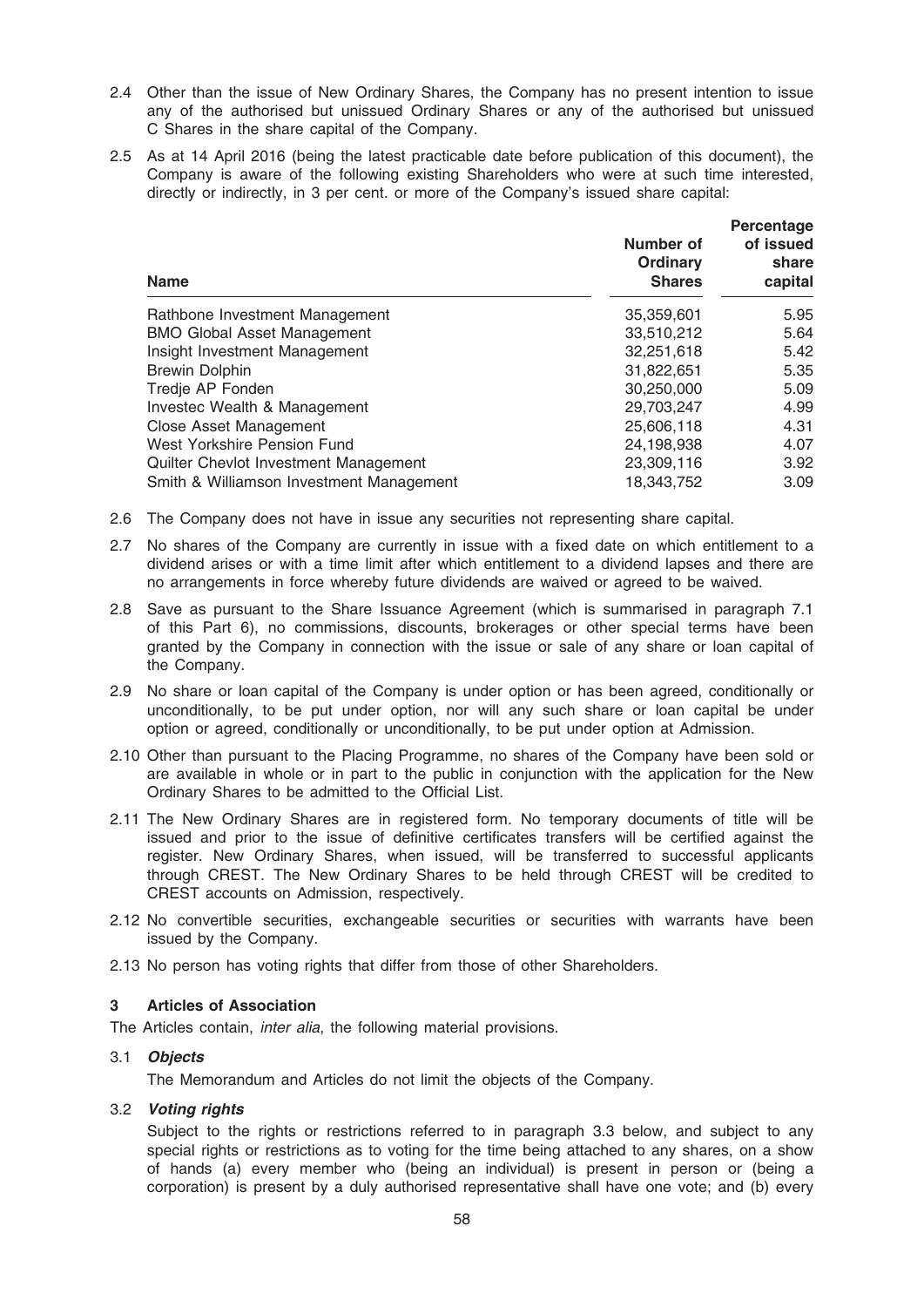2.4 Other than the issue of New Ordinary Shares, the Company has no present intention to issue any of the authorised but unissued Ordinary Shares or any of the authorised but unissued C Shares in the share capital of the Company.

2.5 As at 14 April 2016 (being the latest practicable date before publication of this document), the Company is aware of the following existing Shareholders who were at such time interested, directly or indirectly, in 3 per cent. or more of the Company's issued share capital:

| Name | Number of Ordinary Shares | Percentage of issued share capital |
|---|---|---|
| Rathbone Investment Management | 35,359,601 | 5.95 |
| BMO Global Asset Management | 33,510,212 | 5.64 |
| Insight Investment Management | 32,251,618 | 5.42 |
| Brewin Dolphin | 31,822,651 | 5.35 |
| Tredje AP Fonden | 30,250,000 | 5.09 |
| Investec Wealth & Management | 29,703,247 | 4.99 |
| Close Asset Management | 25,606,118 | 4.31 |
| West Yorkshire Pension Fund | 24,198,938 | 4.07 |
| Quilter Chevlot Investment Management | 23,309,116 | 3.92 |
| Smith & Williamson Investment Management | 18,343,752 | 3.09 |

2.6 The Company does not have in issue any securities not representing share capital.

2.7 No shares of the Company are currently in issue with a fixed date on which entitlement to a dividend arises or with a time limit after which entitlement to a dividend lapses and there are no arrangements in force whereby future dividends are waived or agreed to be waived.

2.8 Save as pursuant to the Share Issuance Agreement (which is summarised in paragraph 7.1 of this Part 6), no commissions, discounts, brokerages or other special terms have been granted by the Company in connection with the issue or sale of any share or loan capital of the Company.

2.9 No share or loan capital of the Company is under option or has been agreed, conditionally or unconditionally, to be put under option, nor will any such share or loan capital be under option or agreed, conditionally or unconditionally, to be put under option at Admission.

2.10 Other than pursuant to the Placing Programme, no shares of the Company have been sold or are available in whole or in part to the public in conjunction with the application for the New Ordinary Shares to be admitted to the Official List.

2.11 The New Ordinary Shares are in registered form. No temporary documents of title will be issued and prior to the issue of definitive certificates transfers will be certified against the register. New Ordinary Shares, when issued, will be transferred to successful applicants through CREST. The New Ordinary Shares to be held through CREST will be credited to CREST accounts on Admission, respectively.

2.12 No convertible securities, exchangeable securities or securities with warrants have been issued by the Company.

2.13 No person has voting rights that differ from those of other Shareholders.

## 3 Articles of Association

The Articles contain, *inter alia*, the following material provisions.

### 3.1 *Objects*

The Memorandum and Articles do not limit the objects of the Company.

### 3.2 *Voting rights*

Subject to the rights or restrictions referred to in paragraph 3.3 below, and subject to any special rights or restrictions as to voting for the time being attached to any shares, on a show of hands (a) every member who (being an individual) is present in person or (being a corporation) is present by a duly authorised representative shall have one vote; and (b) every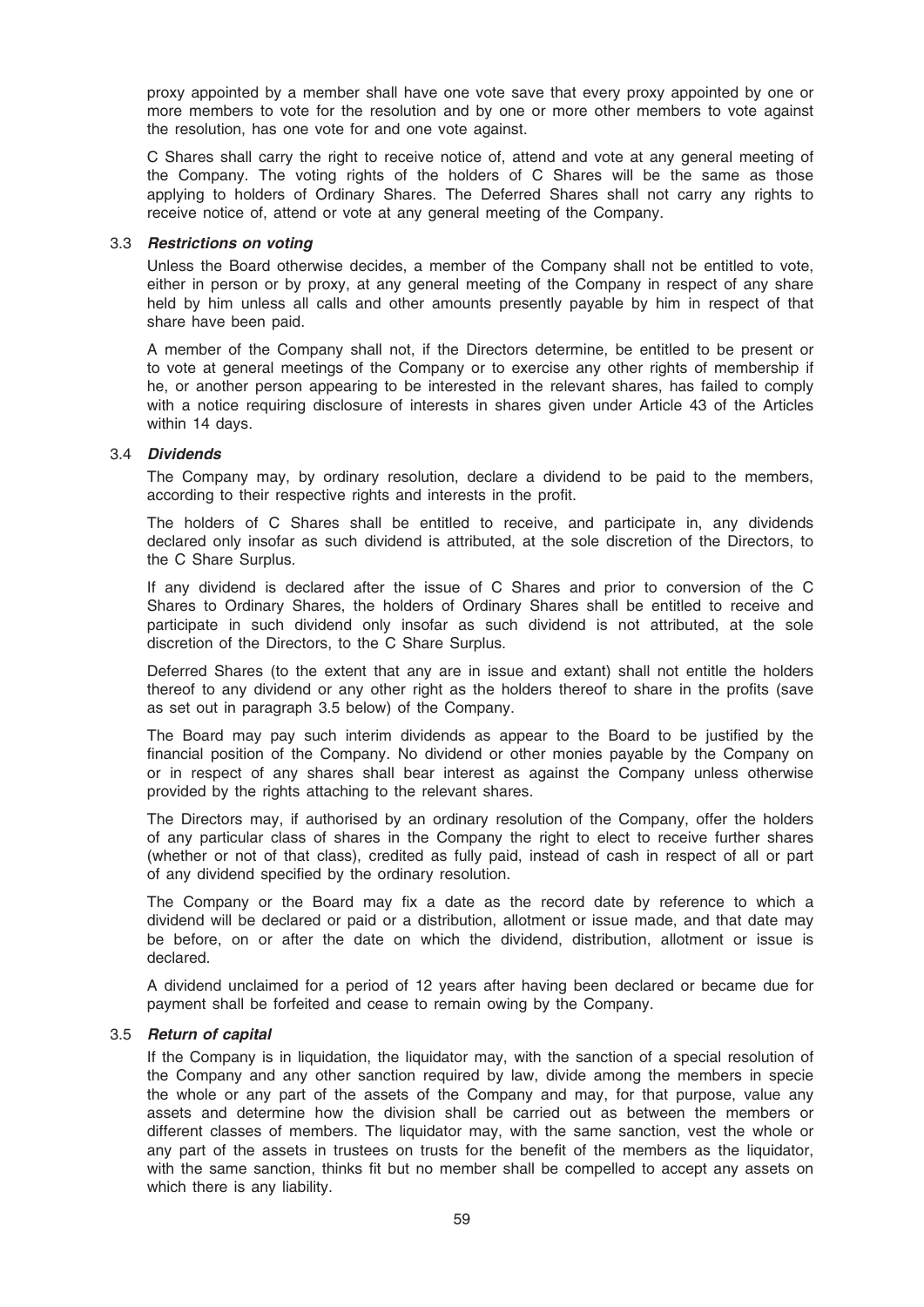proxy appointed by a member shall have one vote save that every proxy appointed by one or more members to vote for the resolution and by one or more other members to vote against the resolution, has one vote for and one vote against.

C Shares shall carry the right to receive notice of, attend and vote at any general meeting of the Company. The voting rights of the holders of C Shares will be the same as those applying to holders of Ordinary Shares. The Deferred Shares shall not carry any rights to receive notice of, attend or vote at any general meeting of the Company.

### 3.3 *Restrictions on voting*

Unless the Board otherwise decides, a member of the Company shall not be entitled to vote, either in person or by proxy, at any general meeting of the Company in respect of any share held by him unless all calls and other amounts presently payable by him in respect of that share have been paid.

A member of the Company shall not, if the Directors determine, be entitled to be present or to vote at general meetings of the Company or to exercise any other rights of membership if he, or another person appearing to be interested in the relevant shares, has failed to comply with a notice requiring disclosure of interests in shares given under Article 43 of the Articles within 14 days.

### 3.4 *Dividends*

The Company may, by ordinary resolution, declare a dividend to be paid to the members, according to their respective rights and interests in the profit.

The holders of C Shares shall be entitled to receive, and participate in, any dividends declared only insofar as such dividend is attributed, at the sole discretion of the Directors, to the C Share Surplus.

If any dividend is declared after the issue of C Shares and prior to conversion of the C Shares to Ordinary Shares, the holders of Ordinary Shares shall be entitled to receive and participate in such dividend only insofar as such dividend is not attributed, at the sole discretion of the Directors, to the C Share Surplus.

Deferred Shares (to the extent that any are in issue and extant) shall not entitle the holders thereof to any dividend or any other right as the holders thereof to share in the profits (save as set out in paragraph 3.5 below) of the Company.

The Board may pay such interim dividends as appear to the Board to be justified by the financial position of the Company. No dividend or other monies payable by the Company on or in respect of any shares shall bear interest as against the Company unless otherwise provided by the rights attaching to the relevant shares.

The Directors may, if authorised by an ordinary resolution of the Company, offer the holders of any particular class of shares in the Company the right to elect to receive further shares (whether or not of that class), credited as fully paid, instead of cash in respect of all or part of any dividend specified by the ordinary resolution.

The Company or the Board may fix a date as the record date by reference to which a dividend will be declared or paid or a distribution, allotment or issue made, and that date may be before, on or after the date on which the dividend, distribution, allotment or issue is declared.

A dividend unclaimed for a period of 12 years after having been declared or became due for payment shall be forfeited and cease to remain owing by the Company.

### 3.5 *Return of capital*

If the Company is in liquidation, the liquidator may, with the sanction of a special resolution of the Company and any other sanction required by law, divide among the members in specie the whole or any part of the assets of the Company and may, for that purpose, value any assets and determine how the division shall be carried out as between the members or different classes of members. The liquidator may, with the same sanction, vest the whole or any part of the assets in trustees on trusts for the benefit of the members as the liquidator, with the same sanction, thinks fit but no member shall be compelled to accept any assets on which there is any liability.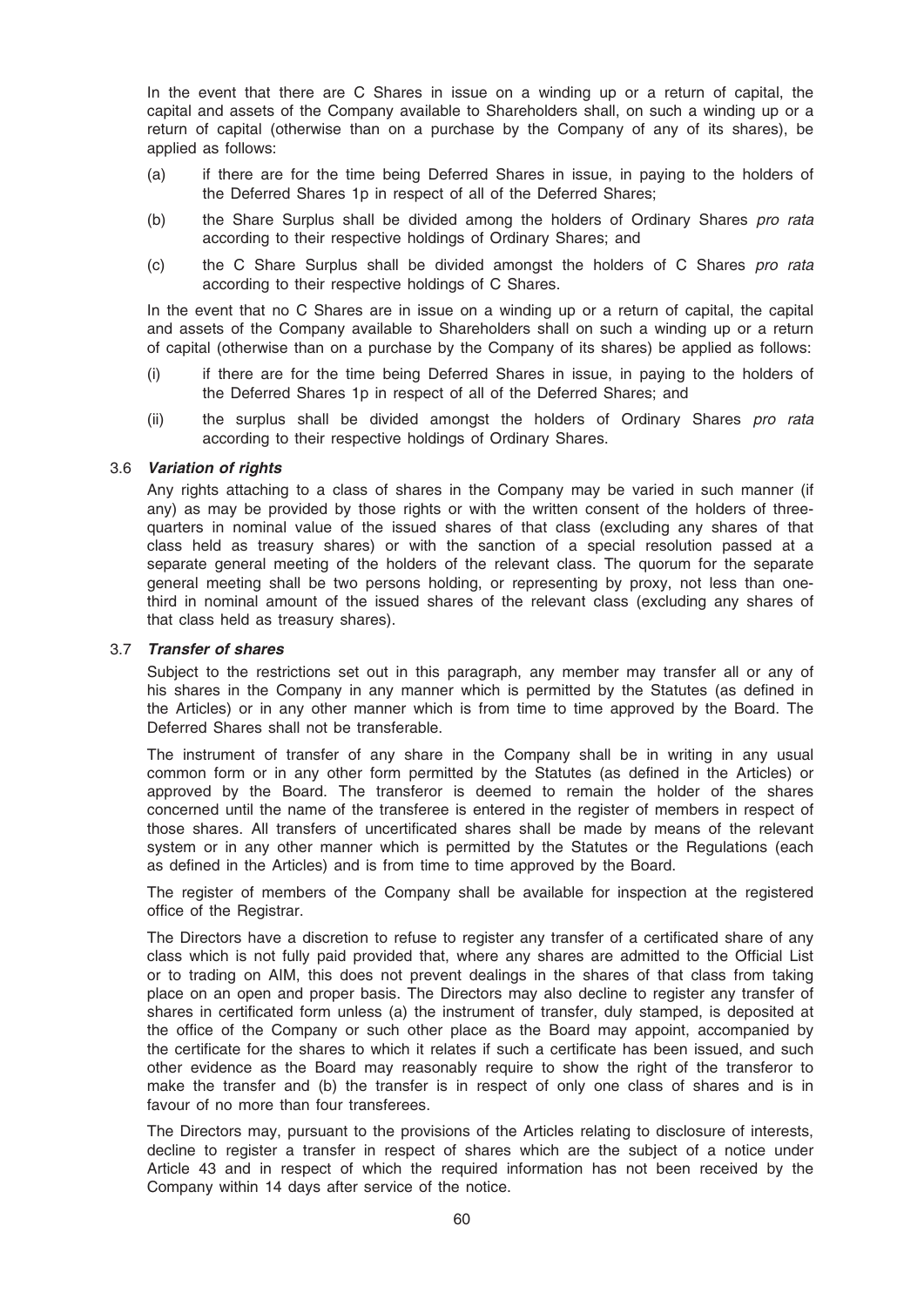In the event that there are C Shares in issue on a winding up or a return of capital, the capital and assets of the Company available to Shareholders shall, on such a winding up or a return of capital (otherwise than on a purchase by the Company of any of its shares), be applied as follows:

(a) if there are for the time being Deferred Shares in issue, in paying to the holders of the Deferred Shares 1p in respect of all of the Deferred Shares;

(b) the Share Surplus shall be divided among the holders of Ordinary Shares *pro rata* according to their respective holdings of Ordinary Shares; and

(c) the C Share Surplus shall be divided amongst the holders of C Shares *pro rata* according to their respective holdings of C Shares.

In the event that no C Shares are in issue on a winding up or a return of capital, the capital and assets of the Company available to Shareholders shall on such a winding up or a return of capital (otherwise than on a purchase by the Company of its shares) be applied as follows:

(i) if there are for the time being Deferred Shares in issue, in paying to the holders of the Deferred Shares 1p in respect of all of the Deferred Shares; and

(ii) the surplus shall be divided amongst the holders of Ordinary Shares *pro rata* according to their respective holdings of Ordinary Shares.

### 3.6 *Variation of rights*

Any rights attaching to a class of shares in the Company may be varied in such manner (if any) as may be provided by those rights or with the written consent of the holders of three-quarters in nominal value of the issued shares of that class (excluding any shares of that class held as treasury shares) or with the sanction of a special resolution passed at a separate general meeting of the holders of the relevant class. The quorum for the separate general meeting shall be two persons holding, or representing by proxy, not less than one-third in nominal amount of the issued shares of the relevant class (excluding any shares of that class held as treasury shares).

### 3.7 *Transfer of shares*

Subject to the restrictions set out in this paragraph, any member may transfer all or any of his shares in the Company in any manner which is permitted by the Statutes (as defined in the Articles) or in any other manner which is from time to time approved by the Board. The Deferred Shares shall not be transferable.

The instrument of transfer of any share in the Company shall be in writing in any usual common form or in any other form permitted by the Statutes (as defined in the Articles) or approved by the Board. The transferor is deemed to remain the holder of the shares concerned until the name of the transferee is entered in the register of members in respect of those shares. All transfers of uncertificated shares shall be made by means of the relevant system or in any other manner which is permitted by the Statutes or the Regulations (each as defined in the Articles) and is from time to time approved by the Board.

The register of members of the Company shall be available for inspection at the registered office of the Registrar.

The Directors have a discretion to refuse to register any transfer of a certificated share of any class which is not fully paid provided that, where any shares are admitted to the Official List or to trading on AIM, this does not prevent dealings in the shares of that class from taking place on an open and proper basis. The Directors may also decline to register any transfer of shares in certificated form unless (a) the instrument of transfer, duly stamped, is deposited at the office of the Company or such other place as the Board may appoint, accompanied by the certificate for the shares to which it relates if such a certificate has been issued, and such other evidence as the Board may reasonably require to show the right of the transferor to make the transfer and (b) the transfer is in respect of only one class of shares and is in favour of no more than four transferees.

The Directors may, pursuant to the provisions of the Articles relating to disclosure of interests, decline to register a transfer in respect of shares which are the subject of a notice under Article 43 and in respect of which the required information has not been received by the Company within 14 days after service of the notice.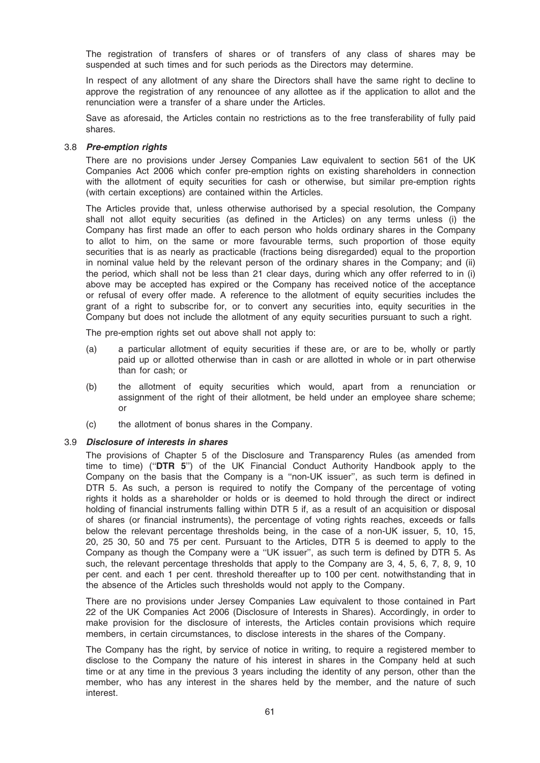The registration of transfers of shares or of transfers of any class of shares may be suspended at such times and for such periods as the Directors may determine.

In respect of any allotment of any share the Directors shall have the same right to decline to approve the registration of any renouncee of any allottee as if the application to allot and the renunciation were a transfer of a share under the Articles.

Save as aforesaid, the Articles contain no restrictions as to the free transferability of fully paid shares.

### 3.8 *Pre-emption rights*

There are no provisions under Jersey Companies Law equivalent to section 561 of the UK Companies Act 2006 which confer pre-emption rights on existing shareholders in connection with the allotment of equity securities for cash or otherwise, but similar pre-emption rights (with certain exceptions) are contained within the Articles.

The Articles provide that, unless otherwise authorised by a special resolution, the Company shall not allot equity securities (as defined in the Articles) on any terms unless (i) the Company has first made an offer to each person who holds ordinary shares in the Company to allot to him, on the same or more favourable terms, such proportion of those equity securities that is as nearly as practicable (fractions being disregarded) equal to the proportion in nominal value held by the relevant person of the ordinary shares in the Company; and (ii) the period, which shall not be less than 21 clear days, during which any offer referred to in (i) above may be accepted has expired or the Company has received notice of the acceptance or refusal of every offer made. A reference to the allotment of equity securities includes the grant of a right to subscribe for, or to convert any securities into, equity securities in the Company but does not include the allotment of any equity securities pursuant to such a right.

The pre-emption rights set out above shall not apply to:

(a) a particular allotment of equity securities if these are, or are to be, wholly or partly paid up or allotted otherwise than in cash or are allotted in whole or in part otherwise than for cash; or

(b) the allotment of equity securities which would, apart from a renunciation or assignment of the right of their allotment, be held under an employee share scheme; or

(c) the allotment of bonus shares in the Company.

### 3.9 *Disclosure of interests in shares*

The provisions of Chapter 5 of the Disclosure and Transparency Rules (as amended from time to time) (''**DTR 5**'') of the UK Financial Conduct Authority Handbook apply to the Company on the basis that the Company is a ''non-UK issuer'', as such term is defined in DTR 5. As such, a person is required to notify the Company of the percentage of voting rights it holds as a shareholder or holds or is deemed to hold through the direct or indirect holding of financial instruments falling within DTR 5 if, as a result of an acquisition or disposal of shares (or financial instruments), the percentage of voting rights reaches, exceeds or falls below the relevant percentage thresholds being, in the case of a non-UK issuer, 5, 10, 15, 20, 25 30, 50 and 75 per cent. Pursuant to the Articles, DTR 5 is deemed to apply to the Company as though the Company were a ''UK issuer'', as such term is defined by DTR 5. As such, the relevant percentage thresholds that apply to the Company are 3, 4, 5, 6, 7, 8, 9, 10 per cent. and each 1 per cent. threshold thereafter up to 100 per cent. notwithstanding that in the absence of the Articles such thresholds would not apply to the Company.

There are no provisions under Jersey Companies Law equivalent to those contained in Part 22 of the UK Companies Act 2006 (Disclosure of Interests in Shares). Accordingly, in order to make provision for the disclosure of interests, the Articles contain provisions which require members, in certain circumstances, to disclose interests in the shares of the Company.

The Company has the right, by service of notice in writing, to require a registered member to disclose to the Company the nature of his interest in shares in the Company held at such time or at any time in the previous 3 years including the identity of any person, other than the member, who has any interest in the shares held by the member, and the nature of such interest.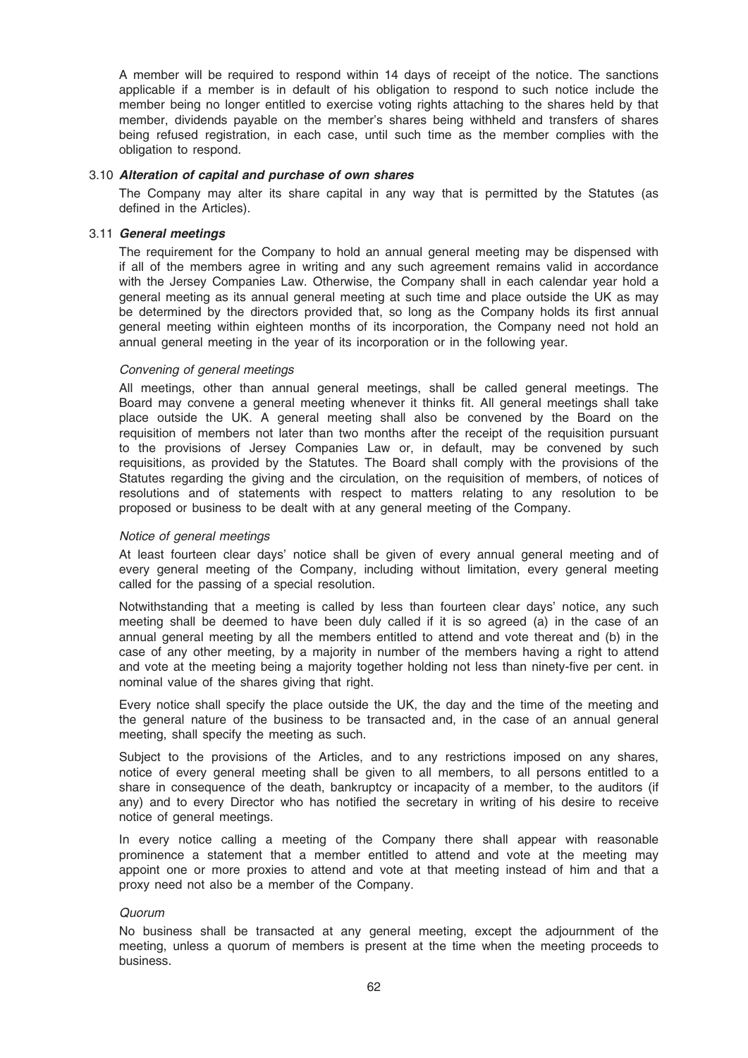A member will be required to respond within 14 days of receipt of the notice. The sanctions applicable if a member is in default of his obligation to respond to such notice include the member being no longer entitled to exercise voting rights attaching to the shares held by that member, dividends payable on the member's shares being withheld and transfers of shares being refused registration, in each case, until such time as the member complies with the obligation to respond.

### 3.10 *Alteration of capital and purchase of own shares*

The Company may alter its share capital in any way that is permitted by the Statutes (as defined in the Articles).

### 3.11 *General meetings*

The requirement for the Company to hold an annual general meeting may be dispensed with if all of the members agree in writing and any such agreement remains valid in accordance with the Jersey Companies Law. Otherwise, the Company shall in each calendar year hold a general meeting as its annual general meeting at such time and place outside the UK as may be determined by the directors provided that, so long as the Company holds its first annual general meeting within eighteen months of its incorporation, the Company need not hold an annual general meeting in the year of its incorporation or in the following year.

*Convening of general meetings*

All meetings, other than annual general meetings, shall be called general meetings. The Board may convene a general meeting whenever it thinks fit. All general meetings shall take place outside the UK. A general meeting shall also be convened by the Board on the requisition of members not later than two months after the receipt of the requisition pursuant to the provisions of Jersey Companies Law or, in default, may be convened by such requisitions, as provided by the Statutes. The Board shall comply with the provisions of the Statutes regarding the giving and the circulation, on the requisition of members, of notices of resolutions and of statements with respect to matters relating to any resolution to be proposed or business to be dealt with at any general meeting of the Company.

*Notice of general meetings*

At least fourteen clear days' notice shall be given of every annual general meeting and of every general meeting of the Company, including without limitation, every general meeting called for the passing of a special resolution.

Notwithstanding that a meeting is called by less than fourteen clear days' notice, any such meeting shall be deemed to have been duly called if it is so agreed (a) in the case of an annual general meeting by all the members entitled to attend and vote thereat and (b) in the case of any other meeting, by a majority in number of the members having a right to attend and vote at the meeting being a majority together holding not less than ninety-five per cent. in nominal value of the shares giving that right.

Every notice shall specify the place outside the UK, the day and the time of the meeting and the general nature of the business to be transacted and, in the case of an annual general meeting, shall specify the meeting as such.

Subject to the provisions of the Articles, and to any restrictions imposed on any shares, notice of every general meeting shall be given to all members, to all persons entitled to a share in consequence of the death, bankruptcy or incapacity of a member, to the auditors (if any) and to every Director who has notified the secretary in writing of his desire to receive notice of general meetings.

In every notice calling a meeting of the Company there shall appear with reasonable prominence a statement that a member entitled to attend and vote at the meeting may appoint one or more proxies to attend and vote at that meeting instead of him and that a proxy need not also be a member of the Company.

*Quorum*

No business shall be transacted at any general meeting, except the adjournment of the meeting, unless a quorum of members is present at the time when the meeting proceeds to business.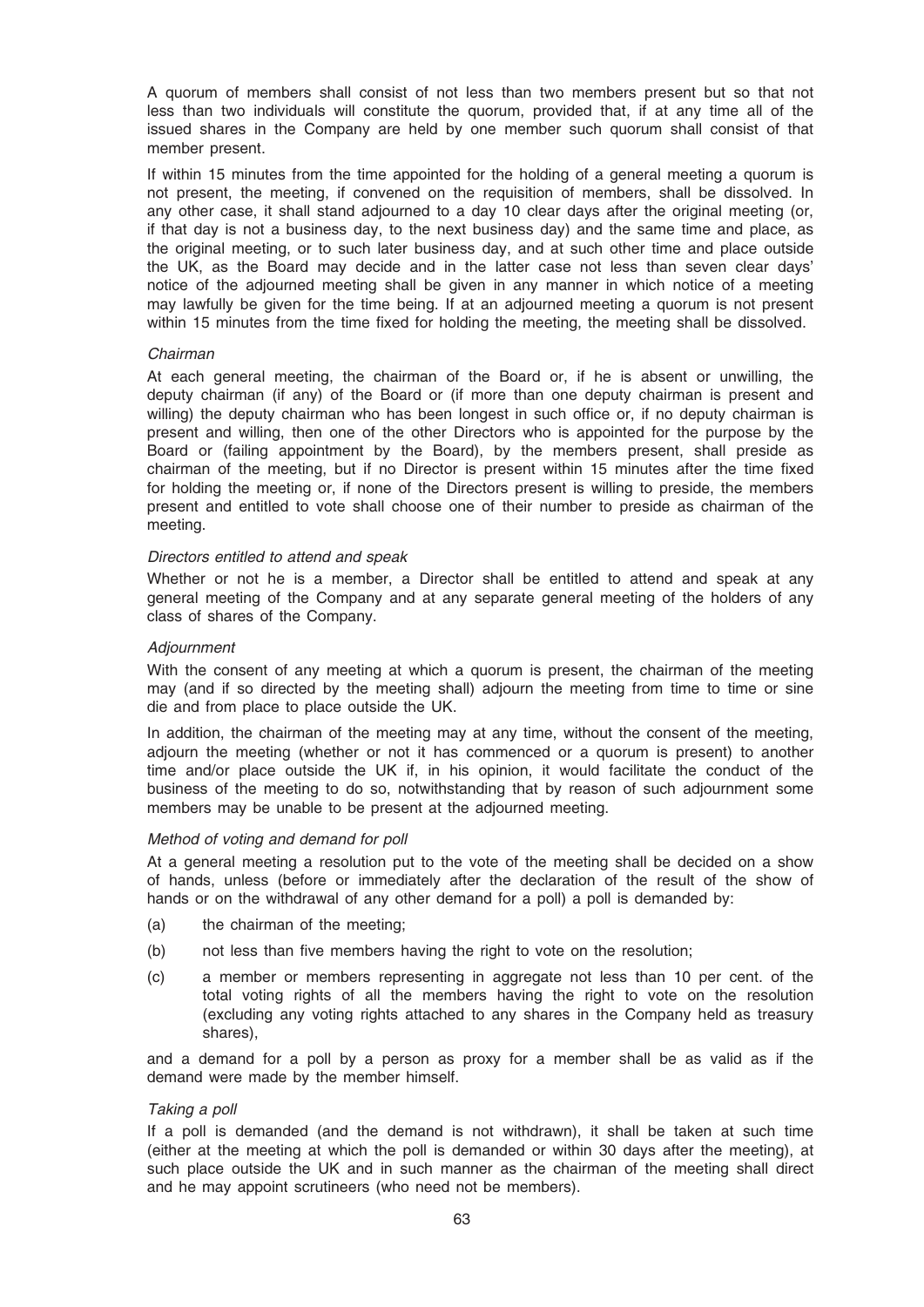A quorum of members shall consist of not less than two members present but so that not less than two individuals will constitute the quorum, provided that, if at any time all of the issued shares in the Company are held by one member such quorum shall consist of that member present.

If within 15 minutes from the time appointed for the holding of a general meeting a quorum is not present, the meeting, if convened on the requisition of members, shall be dissolved. In any other case, it shall stand adjourned to a day 10 clear days after the original meeting (or, if that day is not a business day, to the next business day) and the same time and place, as the original meeting, or to such later business day, and at such other time and place outside the UK, as the Board may decide and in the latter case not less than seven clear days' notice of the adjourned meeting shall be given in any manner in which notice of a meeting may lawfully be given for the time being. If at an adjourned meeting a quorum is not present within 15 minutes from the time fixed for holding the meeting, the meeting shall be dissolved.

*Chairman*

At each general meeting, the chairman of the Board or, if he is absent or unwilling, the deputy chairman (if any) of the Board or (if more than one deputy chairman is present and willing) the deputy chairman who has been longest in such office or, if no deputy chairman is present and willing, then one of the other Directors who is appointed for the purpose by the Board or (failing appointment by the Board), by the members present, shall preside as chairman of the meeting, but if no Director is present within 15 minutes after the time fixed for holding the meeting or, if none of the Directors present is willing to preside, the members present and entitled to vote shall choose one of their number to preside as chairman of the meeting.

*Directors entitled to attend and speak*

Whether or not he is a member, a Director shall be entitled to attend and speak at any general meeting of the Company and at any separate general meeting of the holders of any class of shares of the Company.

*Adjournment*

With the consent of any meeting at which a quorum is present, the chairman of the meeting may (and if so directed by the meeting shall) adjourn the meeting from time to time or sine die and from place to place outside the UK.

In addition, the chairman of the meeting may at any time, without the consent of the meeting, adjourn the meeting (whether or not it has commenced or a quorum is present) to another time and/or place outside the UK if, in his opinion, it would facilitate the conduct of the business of the meeting to do so, notwithstanding that by reason of such adjournment some members may be unable to be present at the adjourned meeting.

*Method of voting and demand for poll*

At a general meeting a resolution put to the vote of the meeting shall be decided on a show of hands, unless (before or immediately after the declaration of the result of the show of hands or on the withdrawal of any other demand for a poll) a poll is demanded by:

(a) the chairman of the meeting;

(b) not less than five members having the right to vote on the resolution;

(c) a member or members representing in aggregate not less than 10 per cent. of the total voting rights of all the members having the right to vote on the resolution (excluding any voting rights attached to any shares in the Company held as treasury shares),

and a demand for a poll by a person as proxy for a member shall be as valid as if the demand were made by the member himself.

*Taking a poll*

If a poll is demanded (and the demand is not withdrawn), it shall be taken at such time (either at the meeting at which the poll is demanded or within 30 days after the meeting), at such place outside the UK and in such manner as the chairman of the meeting shall direct and he may appoint scrutineers (who need not be members).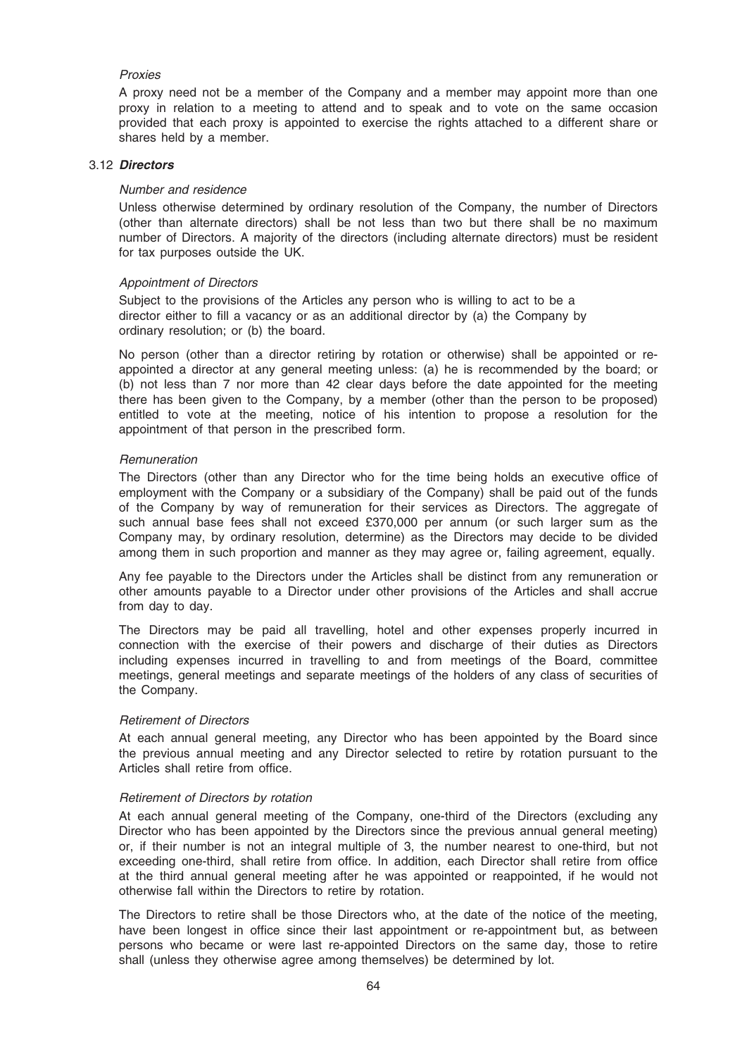*Proxies*

A proxy need not be a member of the Company and a member may appoint more than one proxy in relation to a meeting to attend and to speak and to vote on the same occasion provided that each proxy is appointed to exercise the rights attached to a different share or shares held by a member.

### 3.12 *Directors*

*Number and residence*

Unless otherwise determined by ordinary resolution of the Company, the number of Directors (other than alternate directors) shall be not less than two but there shall be no maximum number of Directors. A majority of the directors (including alternate directors) must be resident for tax purposes outside the UK.

*Appointment of Directors*

Subject to the provisions of the Articles any person who is willing to act to be a director either to fill a vacancy or as an additional director by (a) the Company by ordinary resolution; or (b) the board.

No person (other than a director retiring by rotation or otherwise) shall be appointed or re-appointed a director at any general meeting unless: (a) he is recommended by the board; or (b) not less than 7 nor more than 42 clear days before the date appointed for the meeting there has been given to the Company, by a member (other than the person to be proposed) entitled to vote at the meeting, notice of his intention to propose a resolution for the appointment of that person in the prescribed form.

*Remuneration*

The Directors (other than any Director who for the time being holds an executive office of employment with the Company or a subsidiary of the Company) shall be paid out of the funds of the Company by way of remuneration for their services as Directors. The aggregate of such annual base fees shall not exceed £370,000 per annum (or such larger sum as the Company may, by ordinary resolution, determine) as the Directors may decide to be divided among them in such proportion and manner as they may agree or, failing agreement, equally.

Any fee payable to the Directors under the Articles shall be distinct from any remuneration or other amounts payable to a Director under other provisions of the Articles and shall accrue from day to day.

The Directors may be paid all travelling, hotel and other expenses properly incurred in connection with the exercise of their powers and discharge of their duties as Directors including expenses incurred in travelling to and from meetings of the Board, committee meetings, general meetings and separate meetings of the holders of any class of securities of the Company.

*Retirement of Directors*

At each annual general meeting, any Director who has been appointed by the Board since the previous annual meeting and any Director selected to retire by rotation pursuant to the Articles shall retire from office.

*Retirement of Directors by rotation*

At each annual general meeting of the Company, one-third of the Directors (excluding any Director who has been appointed by the Directors since the previous annual general meeting) or, if their number is not an integral multiple of 3, the number nearest to one-third, but not exceeding one-third, shall retire from office. In addition, each Director shall retire from office at the third annual general meeting after he was appointed or reappointed, if he would not otherwise fall within the Directors to retire by rotation.

The Directors to retire shall be those Directors who, at the date of the notice of the meeting, have been longest in office since their last appointment or re-appointment but, as between persons who became or were last re-appointed Directors on the same day, those to retire shall (unless they otherwise agree among themselves) be determined by lot.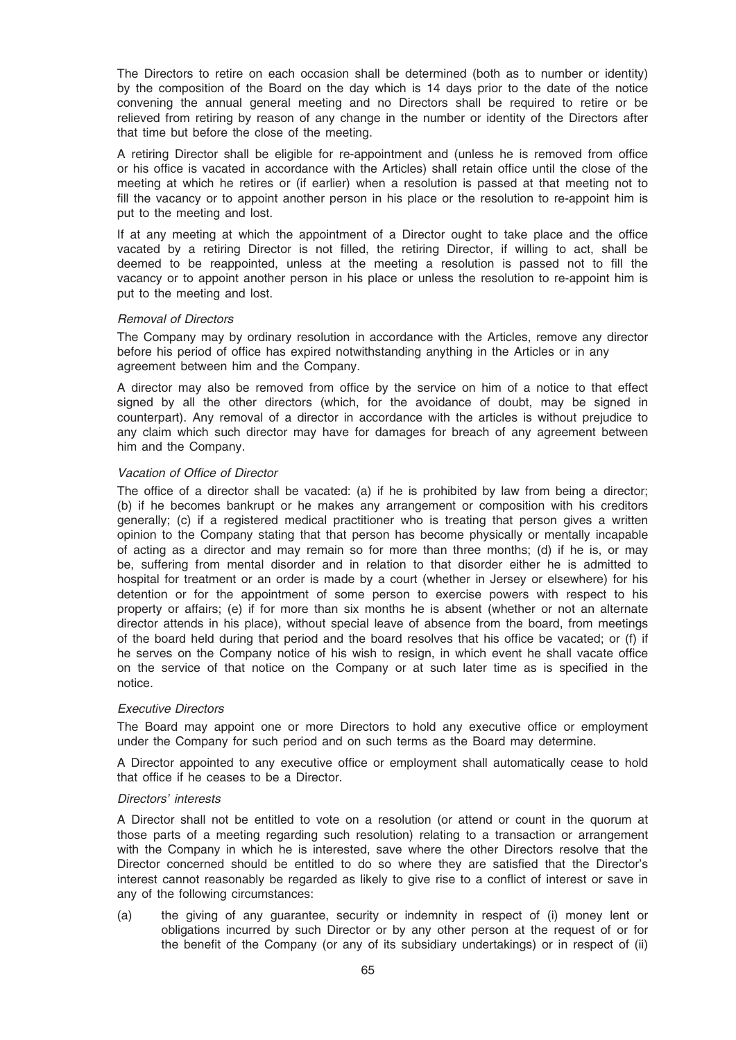The Directors to retire on each occasion shall be determined (both as to number or identity) by the composition of the Board on the day which is 14 days prior to the date of the notice convening the annual general meeting and no Directors shall be required to retire or be relieved from retiring by reason of any change in the number or identity of the Directors after that time but before the close of the meeting.

A retiring Director shall be eligible for re-appointment and (unless he is removed from office or his office is vacated in accordance with the Articles) shall retain office until the close of the meeting at which he retires or (if earlier) when a resolution is passed at that meeting not to fill the vacancy or to appoint another person in his place or the resolution to re-appoint him is put to the meeting and lost.

If at any meeting at which the appointment of a Director ought to take place and the office vacated by a retiring Director is not filled, the retiring Director, if willing to act, shall be deemed to be reappointed, unless at the meeting a resolution is passed not to fill the vacancy or to appoint another person in his place or unless the resolution to re-appoint him is put to the meeting and lost.

*Removal of Directors*

The Company may by ordinary resolution in accordance with the Articles, remove any director before his period of office has expired notwithstanding anything in the Articles or in any agreement between him and the Company.

A director may also be removed from office by the service on him of a notice to that effect signed by all the other directors (which, for the avoidance of doubt, may be signed in counterpart). Any removal of a director in accordance with the articles is without prejudice to any claim which such director may have for damages for breach of any agreement between him and the Company.

*Vacation of Office of Director*

The office of a director shall be vacated: (a) if he is prohibited by law from being a director; (b) if he becomes bankrupt or he makes any arrangement or composition with his creditors generally; (c) if a registered medical practitioner who is treating that person gives a written opinion to the Company stating that that person has become physically or mentally incapable of acting as a director and may remain so for more than three months; (d) if he is, or may be, suffering from mental disorder and in relation to that disorder either he is admitted to hospital for treatment or an order is made by a court (whether in Jersey or elsewhere) for his detention or for the appointment of some person to exercise powers with respect to his property or affairs; (e) if for more than six months he is absent (whether or not an alternate director attends in his place), without special leave of absence from the board, from meetings of the board held during that period and the board resolves that his office be vacated; or (f) if he serves on the Company notice of his wish to resign, in which event he shall vacate office on the service of that notice on the Company or at such later time as is specified in the notice.

*Executive Directors*

The Board may appoint one or more Directors to hold any executive office or employment under the Company for such period and on such terms as the Board may determine.

A Director appointed to any executive office or employment shall automatically cease to hold that office if he ceases to be a Director.

*Directors' interests*

A Director shall not be entitled to vote on a resolution (or attend or count in the quorum at those parts of a meeting regarding such resolution) relating to a transaction or arrangement with the Company in which he is interested, save where the other Directors resolve that the Director concerned should be entitled to do so where they are satisfied that the Director's interest cannot reasonably be regarded as likely to give rise to a conflict of interest or save in any of the following circumstances:

(a) the giving of any guarantee, security or indemnity in respect of (i) money lent or obligations incurred by such Director or by any other person at the request of or for the benefit of the Company (or any of its subsidiary undertakings) or in respect of (ii)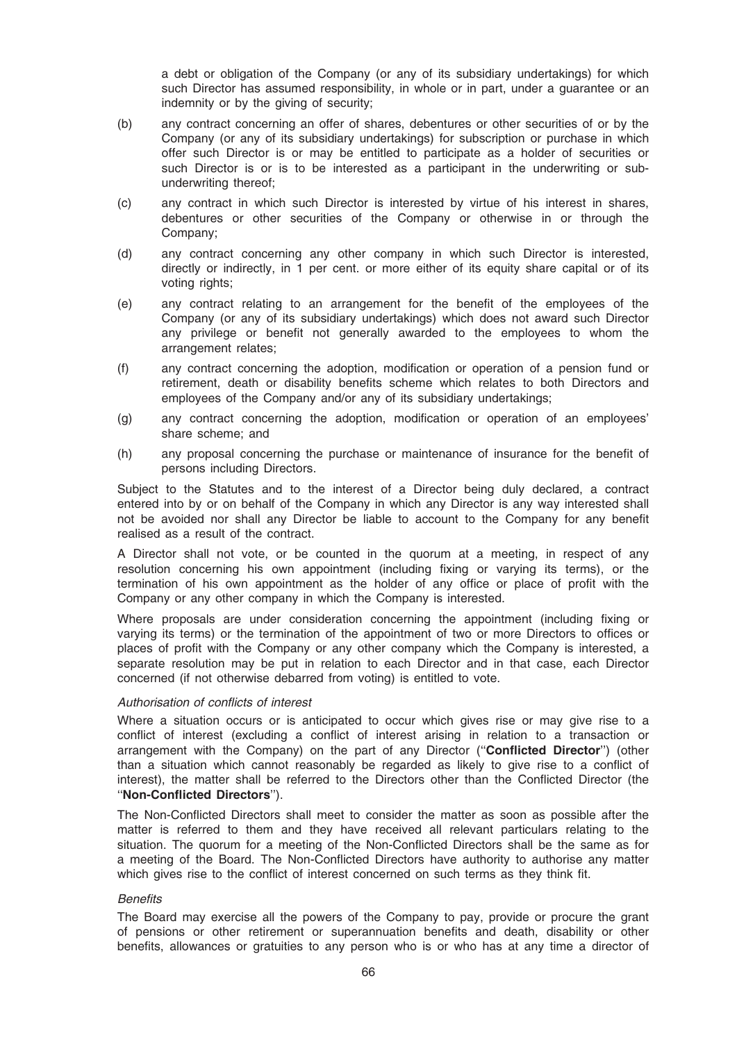a debt or obligation of the Company (or any of its subsidiary undertakings) for which such Director has assumed responsibility, in whole or in part, under a guarantee or an indemnity or by the giving of security;

(b) any contract concerning an offer of shares, debentures or other securities of or by the Company (or any of its subsidiary undertakings) for subscription or purchase in which offer such Director is or may be entitled to participate as a holder of securities or such Director is or is to be interested as a participant in the underwriting or sub-underwriting thereof;

(c) any contract in which such Director is interested by virtue of his interest in shares, debentures or other securities of the Company or otherwise in or through the Company;

(d) any contract concerning any other company in which such Director is interested, directly or indirectly, in 1 per cent. or more either of its equity share capital or of its voting rights;

(e) any contract relating to an arrangement for the benefit of the employees of the Company (or any of its subsidiary undertakings) which does not award such Director any privilege or benefit not generally awarded to the employees to whom the arrangement relates;

(f) any contract concerning the adoption, modification or operation of a pension fund or retirement, death or disability benefits scheme which relates to both Directors and employees of the Company and/or any of its subsidiary undertakings;

(g) any contract concerning the adoption, modification or operation of an employees' share scheme; and

(h) any proposal concerning the purchase or maintenance of insurance for the benefit of persons including Directors.

Subject to the Statutes and to the interest of a Director being duly declared, a contract entered into by or on behalf of the Company in which any Director is any way interested shall not be avoided nor shall any Director be liable to account to the Company for any benefit realised as a result of the contract.

A Director shall not vote, or be counted in the quorum at a meeting, in respect of any resolution concerning his own appointment (including fixing or varying its terms), or the termination of his own appointment as the holder of any office or place of profit with the Company or any other company in which the Company is interested.

Where proposals are under consideration concerning the appointment (including fixing or varying its terms) or the termination of the appointment of two or more Directors to offices or places of profit with the Company or any other company which the Company is interested, a separate resolution may be put in relation to each Director and in that case, each Director concerned (if not otherwise debarred from voting) is entitled to vote.

*Authorisation of conflicts of interest*

Where a situation occurs or is anticipated to occur which gives rise or may give rise to a conflict of interest (excluding a conflict of interest arising in relation to a transaction or arrangement with the Company) on the part of any Director (''**Conflicted Director**'') (other than a situation which cannot reasonably be regarded as likely to give rise to a conflict of interest), the matter shall be referred to the Directors other than the Conflicted Director (the ''**Non-Conflicted Directors**'').

The Non-Conflicted Directors shall meet to consider the matter as soon as possible after the matter is referred to them and they have received all relevant particulars relating to the situation. The quorum for a meeting of the Non-Conflicted Directors shall be the same as for a meeting of the Board. The Non-Conflicted Directors have authority to authorise any matter which gives rise to the conflict of interest concerned on such terms as they think fit.

*Benefits*

The Board may exercise all the powers of the Company to pay, provide or procure the grant of pensions or other retirement or superannuation benefits and death, disability or other benefits, allowances or gratuities to any person who is or who has at any time a director of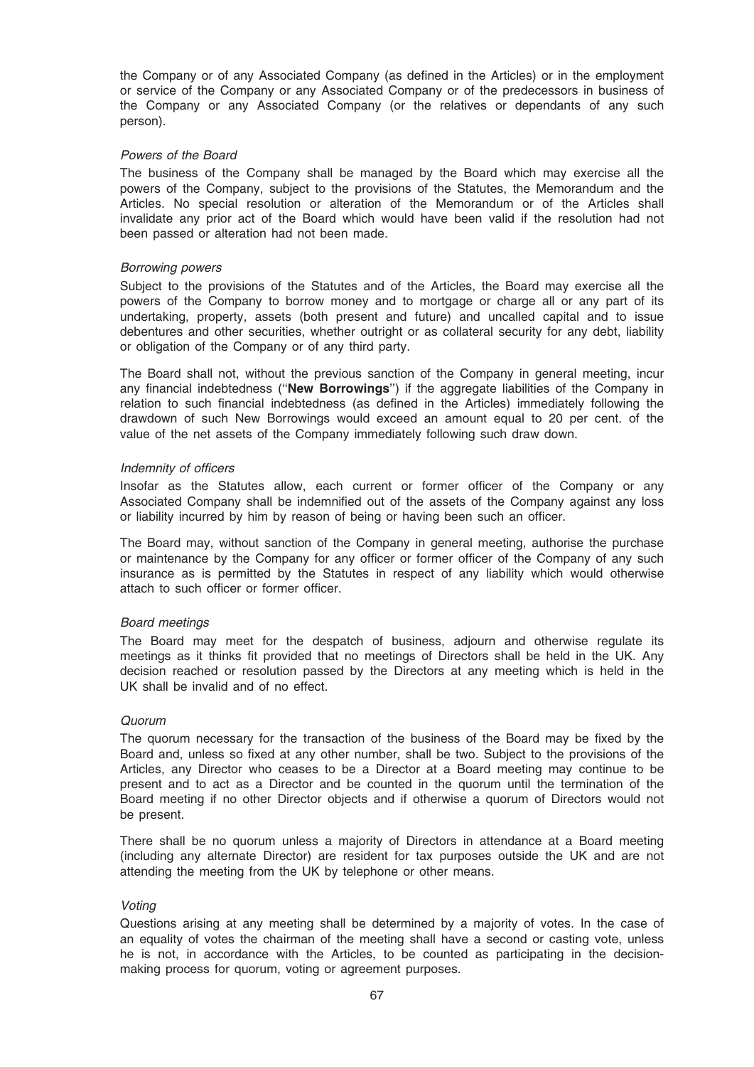the Company or of any Associated Company (as defined in the Articles) or in the employment or service of the Company or any Associated Company or of the predecessors in business of the Company or any Associated Company (or the relatives or dependants of any such person).

*Powers of the Board*

The business of the Company shall be managed by the Board which may exercise all the powers of the Company, subject to the provisions of the Statutes, the Memorandum and the Articles. No special resolution or alteration of the Memorandum or of the Articles shall invalidate any prior act of the Board which would have been valid if the resolution had not been passed or alteration had not been made.

*Borrowing powers*

Subject to the provisions of the Statutes and of the Articles, the Board may exercise all the powers of the Company to borrow money and to mortgage or charge all or any part of its undertaking, property, assets (both present and future) and uncalled capital and to issue debentures and other securities, whether outright or as collateral security for any debt, liability or obligation of the Company or of any third party.

The Board shall not, without the previous sanction of the Company in general meeting, incur any financial indebtedness (''**New Borrowings**'') if the aggregate liabilities of the Company in relation to such financial indebtedness (as defined in the Articles) immediately following the drawdown of such New Borrowings would exceed an amount equal to 20 per cent. of the value of the net assets of the Company immediately following such draw down.

*Indemnity of officers*

Insofar as the Statutes allow, each current or former officer of the Company or any Associated Company shall be indemnified out of the assets of the Company against any loss or liability incurred by him by reason of being or having been such an officer.

The Board may, without sanction of the Company in general meeting, authorise the purchase or maintenance by the Company for any officer or former officer of the Company of any such insurance as is permitted by the Statutes in respect of any liability which would otherwise attach to such officer or former officer.

*Board meetings*

The Board may meet for the despatch of business, adjourn and otherwise regulate its meetings as it thinks fit provided that no meetings of Directors shall be held in the UK. Any decision reached or resolution passed by the Directors at any meeting which is held in the UK shall be invalid and of no effect.

*Quorum*

The quorum necessary for the transaction of the business of the Board may be fixed by the Board and, unless so fixed at any other number, shall be two. Subject to the provisions of the Articles, any Director who ceases to be a Director at a Board meeting may continue to be present and to act as a Director and be counted in the quorum until the termination of the Board meeting if no other Director objects and if otherwise a quorum of Directors would not be present.

There shall be no quorum unless a majority of Directors in attendance at a Board meeting (including any alternate Director) are resident for tax purposes outside the UK and are not attending the meeting from the UK by telephone or other means.

*Voting*

Questions arising at any meeting shall be determined by a majority of votes. In the case of an equality of votes the chairman of the meeting shall have a second or casting vote, unless he is not, in accordance with the Articles, to be counted as participating in the decision-making process for quorum, voting or agreement purposes.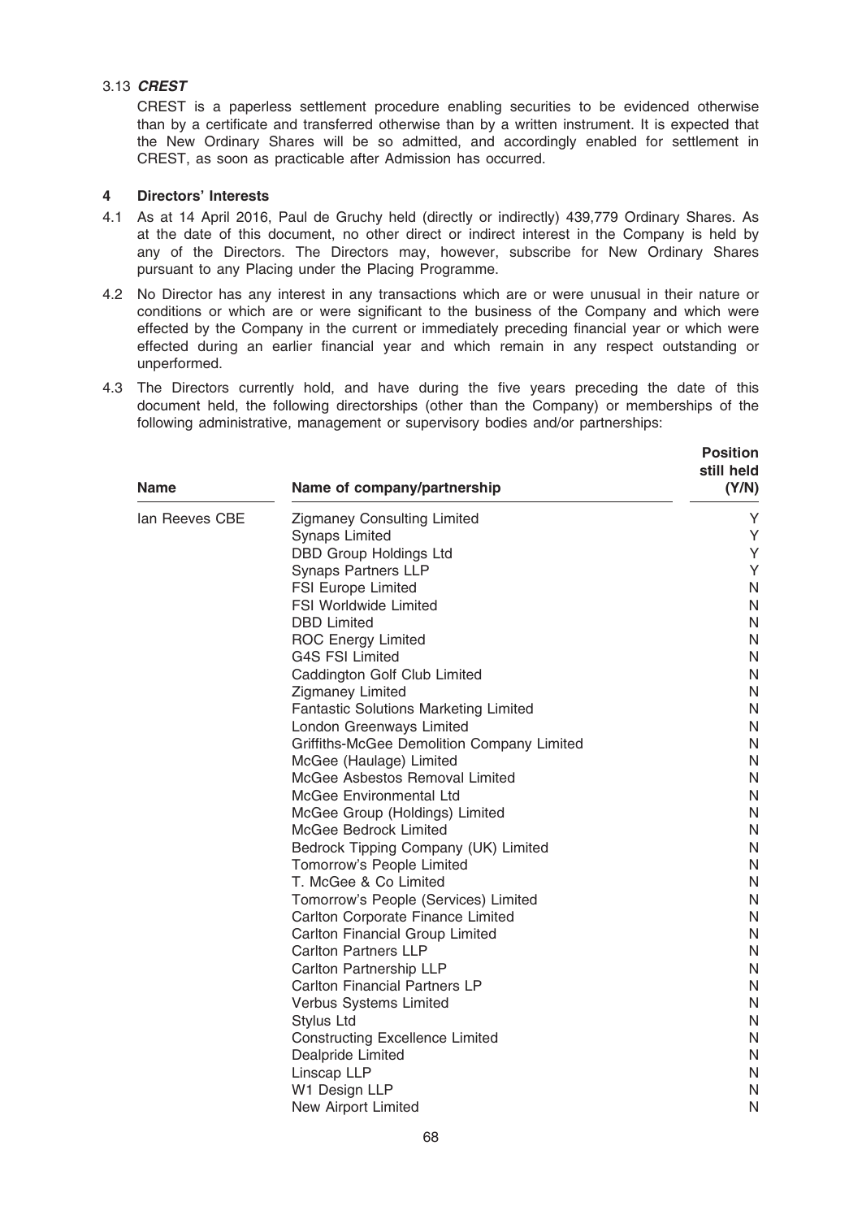### 3.13 *CREST*

CREST is a paperless settlement procedure enabling securities to be evidenced otherwise than by a certificate and transferred otherwise than by a written instrument. It is expected that the New Ordinary Shares will be so admitted, and accordingly enabled for settlement in CREST, as soon as practicable after Admission has occurred.

## 4 Directors' Interests

4.1 As at 14 April 2016, Paul de Gruchy held (directly or indirectly) 439,779 Ordinary Shares. As at the date of this document, no other direct or indirect interest in the Company is held by any of the Directors. The Directors may, however, subscribe for New Ordinary Shares pursuant to any Placing under the Placing Programme.

4.2 No Director has any interest in any transactions which are or were unusual in their nature or conditions or which are or were significant to the business of the Company and which were effected by the Company in the current or immediately preceding financial year or which were effected during an earlier financial year and which remain in any respect outstanding or unperformed.

4.3 The Directors currently hold, and have during the five years preceding the date of this document held, the following directorships (other than the Company) or memberships of the following administrative, management or supervisory bodies and/or partnerships:

| Name | Name of company/partnership | Position still held (Y/N) |
|---|---|---|
| Ian Reeves CBE | Zigmaney Consulting Limited | Y |
| | Synaps Limited | Y |
| | DBD Group Holdings Ltd | Y |
| | Synaps Partners LLP | Y |
| | FSI Europe Limited | N |
| | FSI Worldwide Limited | N |
| | DBD Limited | N |
| | ROC Energy Limited | N |
| | G4S FSI Limited | N |
| | Caddington Golf Club Limited | N |
| | Zigmaney Limited | N |
| | Fantastic Solutions Marketing Limited | N |
| | London Greenways Limited | N |
| | Griffiths-McGee Demolition Company Limited | N |
| | McGee (Haulage) Limited | N |
| | McGee Asbestos Removal Limited | N |
| | McGee Environmental Ltd | N |
| | McGee Group (Holdings) Limited | N |
| | McGee Bedrock Limited | N |
| | Bedrock Tipping Company (UK) Limited | N |
| | Tomorrow's People Limited | N |
| | T. McGee & Co Limited | N |
| | Tomorrow's People (Services) Limited | N |
| | Carlton Corporate Finance Limited | N |
| | Carlton Financial Group Limited | N |
| | Carlton Partners LLP | N |
| | Carlton Partnership LLP | N |
| | Carlton Financial Partners LP | N |
| | Verbus Systems Limited | N |
| | Stylus Ltd | N |
| | Constructing Excellence Limited | N |
| | Dealpride Limited | N |
| | Linscap LLP | N |
| | W1 Design LLP | N |
| | New Airport Limited | N |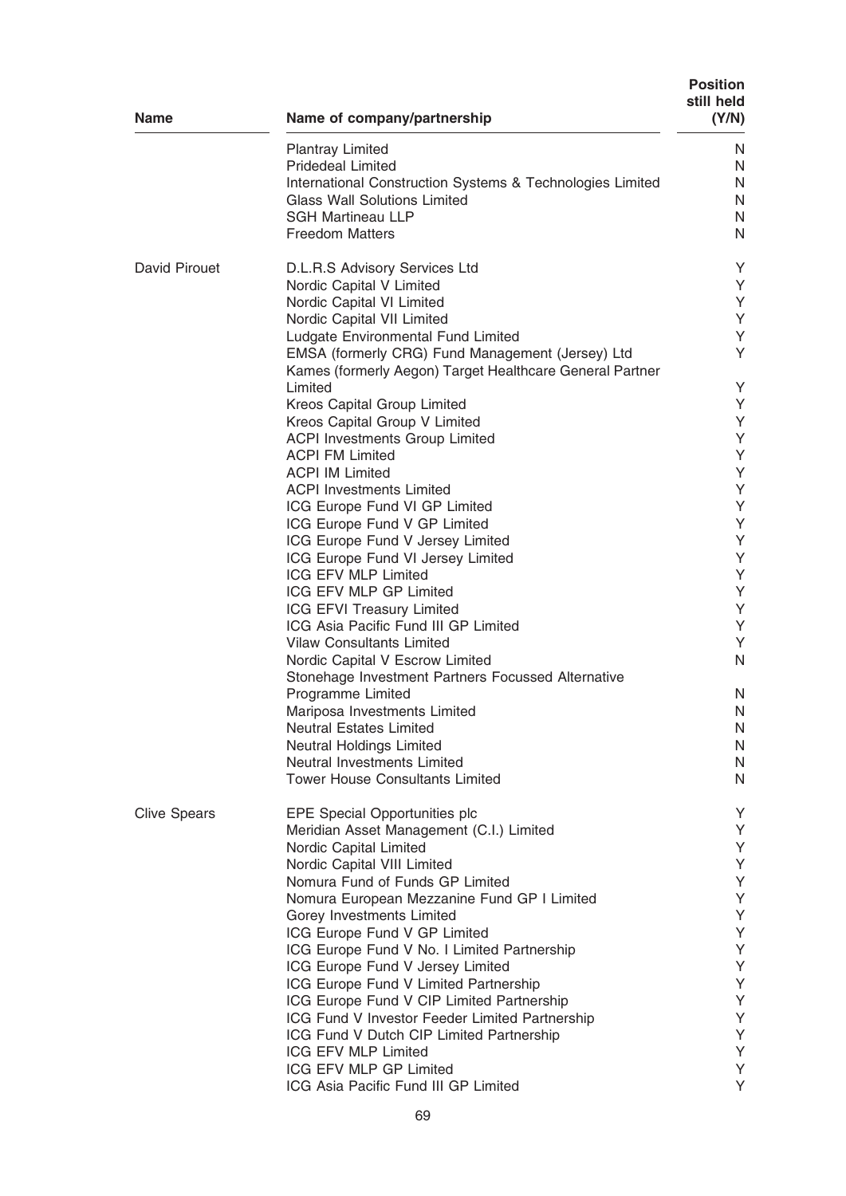| Name | Name of company/partnership | Position still held (Y/N) |
|---|---|---|
| | Plantray Limited | N |
| | Pridedeal Limited | N |
| | International Construction Systems & Technologies Limited | N |
| | Glass Wall Solutions Limited | N |
| | SGH Martineau LLP | N |
| | Freedom Matters | N |
| David Pirouet | D.L.R.S Advisory Services Ltd | Y |
| | Nordic Capital V Limited | Y |
| | Nordic Capital VI Limited | Y |
| | Nordic Capital VII Limited | Y |
| | Ludgate Environmental Fund Limited | Y |
| | EMSA (formerly CRG) Fund Management (Jersey) Ltd | Y |
| | Kames (formerly Aegon) Target Healthcare General Partner Limited | Y |
| | Kreos Capital Group Limited | Y |
| | Kreos Capital Group V Limited | Y |
| | ACPI Investments Group Limited | Y |
| | ACPI FM Limited | Y |
| | ACPI IM Limited | Y |
| | ACPI Investments Limited | Y |
| | ICG Europe Fund VI GP Limited | Y |
| | ICG Europe Fund V GP Limited | Y |
| | ICG Europe Fund V Jersey Limited | Y |
| | ICG Europe Fund VI Jersey Limited | Y |
| | ICG EFV MLP Limited | Y |
| | ICG EFV MLP GP Limited | Y |
| | ICG EFVI Treasury Limited | Y |
| | ICG Asia Pacific Fund III GP Limited | Y |
| | Vilaw Consultants Limited | Y |
| | Nordic Capital V Escrow Limited | N |
| | Stonehage Investment Partners Focussed Alternative Programme Limited | N |
| | Mariposa Investments Limited | N |
| | Neutral Estates Limited | N |
| | Neutral Holdings Limited | N |
| | Neutral Investments Limited | N |
| | Tower House Consultants Limited | N |
| Clive Spears | EPE Special Opportunities plc | Y |
| | Meridian Asset Management (C.I.) Limited | Y |
| | Nordic Capital Limited | Y |
| | Nordic Capital VIII Limited | Y |
| | Nomura Fund of Funds GP Limited | Y |
| | Nomura European Mezzanine Fund GP I Limited | Y |
| | Gorey Investments Limited | Y |
| | ICG Europe Fund V GP Limited | Y |
| | ICG Europe Fund V No. I Limited Partnership | Y |
| | ICG Europe Fund V Jersey Limited | Y |
| | ICG Europe Fund V Limited Partnership | Y |
| | ICG Europe Fund V CIP Limited Partnership | Y |
| | ICG Fund V Investor Feeder Limited Partnership | Y |
| | ICG Fund V Dutch CIP Limited Partnership | Y |
| | ICG EFV MLP Limited | Y |
| | ICG EFV MLP GP Limited | Y |
| | ICG Asia Pacific Fund III GP Limited | Y |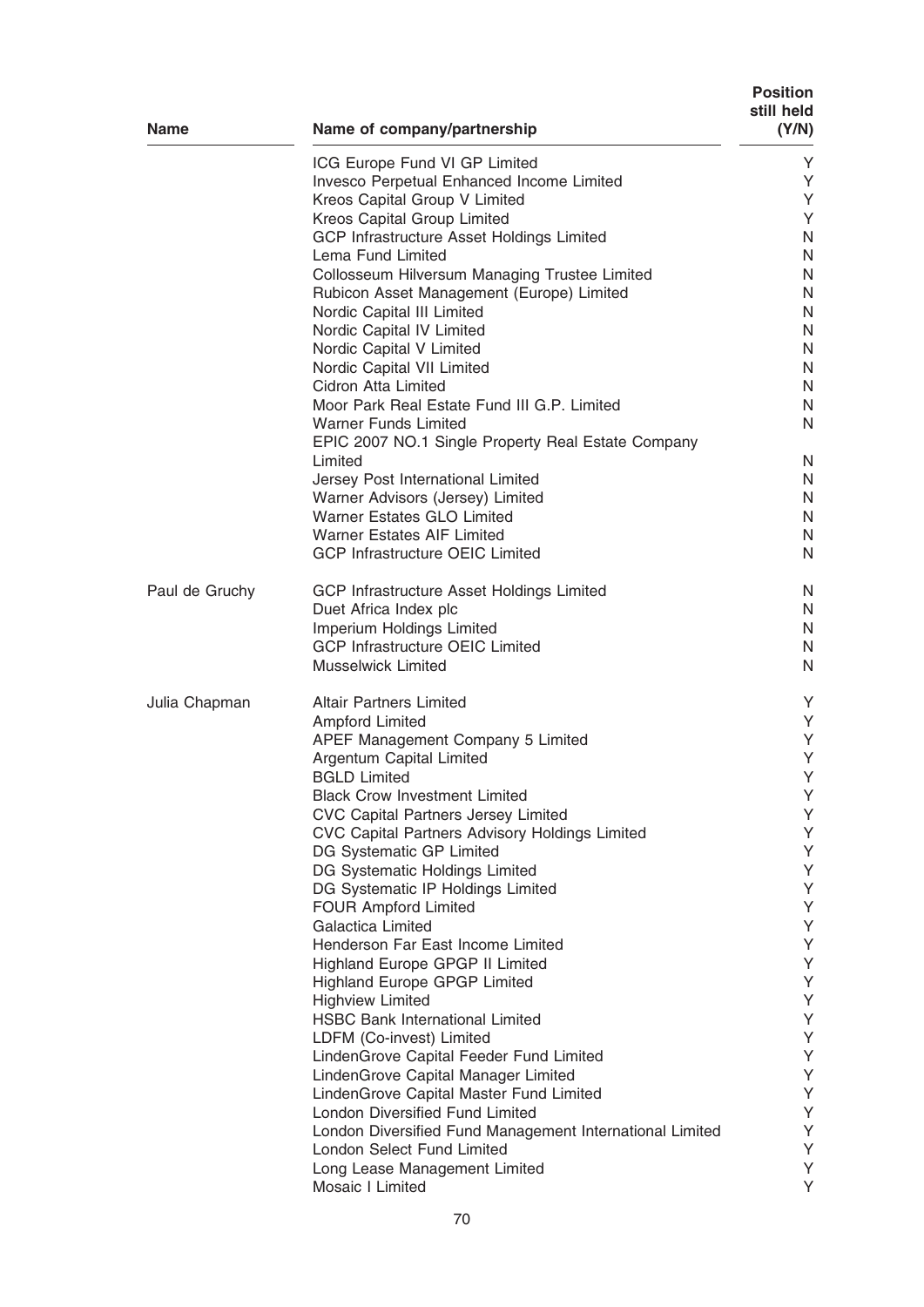| Name | Name of company/partnership | Position still held (Y/N) |
|---|---|---|
| | ICG Europe Fund VI GP Limited | Y |
| | Invesco Perpetual Enhanced Income Limited | Y |
| | Kreos Capital Group V Limited | Y |
| | Kreos Capital Group Limited | Y |
| | GCP Infrastructure Asset Holdings Limited | N |
| | Lema Fund Limited | N |
| | Collosseum Hilversum Managing Trustee Limited | N |
| | Rubicon Asset Management (Europe) Limited | N |
| | Nordic Capital III Limited | N |
| | Nordic Capital IV Limited | N |
| | Nordic Capital V Limited | N |
| | Nordic Capital VII Limited | N |
| | Cidron Atta Limited | N |
| | Moor Park Real Estate Fund III G.P. Limited | N |
| | Warner Funds Limited | N |
| | EPIC 2007 NO.1 Single Property Real Estate Company Limited | N |
| | Jersey Post International Limited | N |
| | Warner Advisors (Jersey) Limited | N |
| | Warner Estates GLO Limited | N |
| | Warner Estates AIF Limited | N |
| | GCP Infrastructure OEIC Limited | N |
| Paul de Gruchy | GCP Infrastructure Asset Holdings Limited | N |
| | Duet Africa Index plc | N |
| | Imperium Holdings Limited | N |
| | GCP Infrastructure OEIC Limited | N |
| | Musselwick Limited | N |
| Julia Chapman | Altair Partners Limited | Y |
| | Ampford Limited | Y |
| | APEF Management Company 5 Limited | Y |
| | Argentum Capital Limited | Y |
| | BGLD Limited | Y |
| | Black Crow Investment Limited | Y |
| | CVC Capital Partners Jersey Limited | Y |
| | CVC Capital Partners Advisory Holdings Limited | Y |
| | DG Systematic GP Limited | Y |
| | DG Systematic Holdings Limited | Y |
| | DG Systematic IP Holdings Limited | Y |
| | FOUR Ampford Limited | Y |
| | Galactica Limited | Y |
| | Henderson Far East Income Limited | Y |
| | Highland Europe GPGP II Limited | Y |
| | Highland Europe GPGP Limited | Y |
| | Highview Limited | Y |
| | HSBC Bank International Limited | Y |
| | LDFM (Co-invest) Limited | Y |
| | LindenGrove Capital Feeder Fund Limited | Y |
| | LindenGrove Capital Manager Limited | Y |
| | LindenGrove Capital Master Fund Limited | Y |
| | London Diversified Fund Limited | Y |
| | London Diversified Fund Management International Limited | Y |
| | London Select Fund Limited | Y |
| | Long Lease Management Limited | Y |
| | Mosaic I Limited | Y |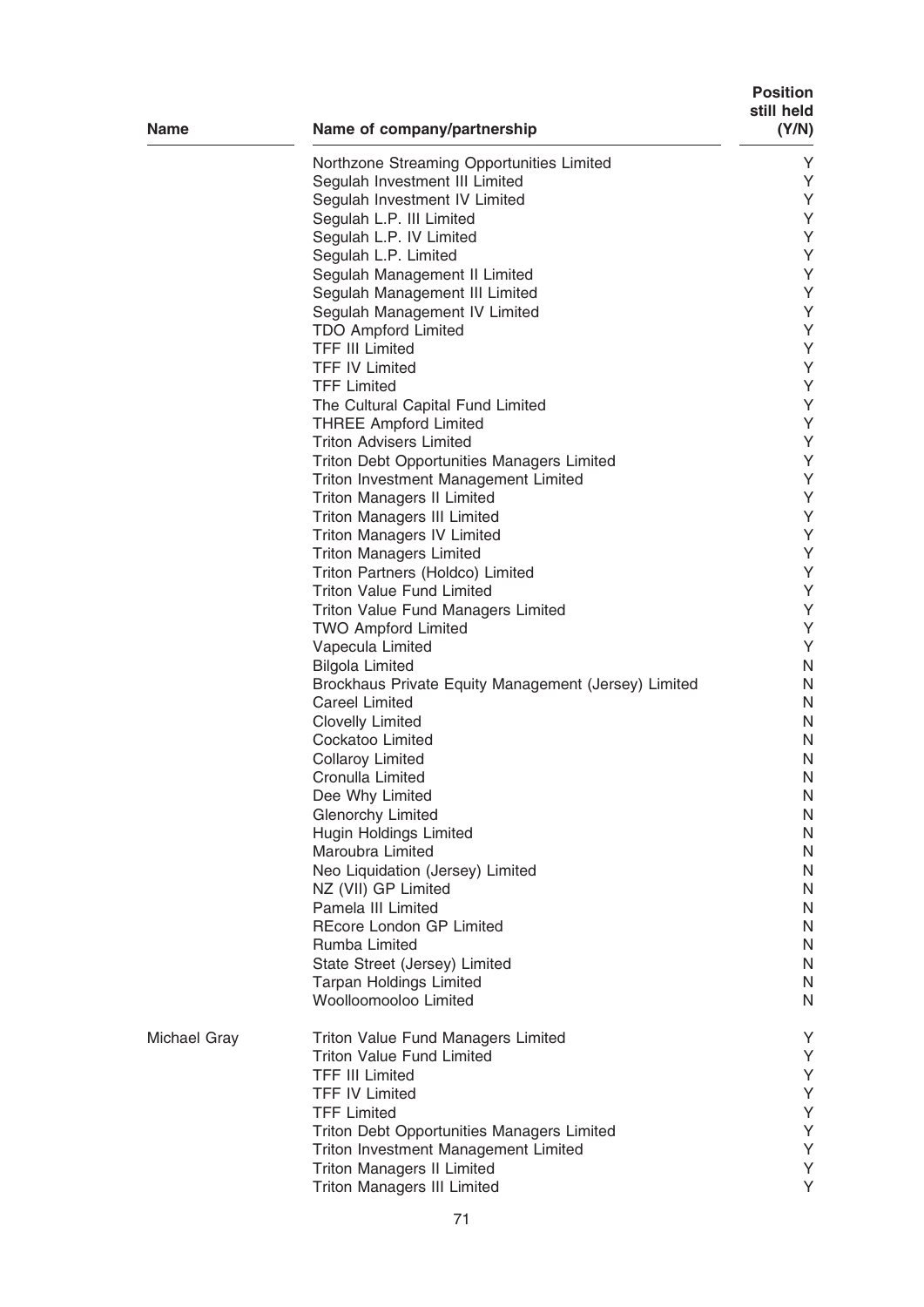| Name | Name of company/partnership | Position still held (Y/N) |
|---|---|---|
| | Northzone Streaming Opportunities Limited | Y |
| | Segulah Investment III Limited | Y |
| | Segulah Investment IV Limited | Y |
| | Segulah L.P. III Limited | Y |
| | Segulah L.P. IV Limited | Y |
| | Segulah L.P. Limited | Y |
| | Segulah Management II Limited | Y |
| | Segulah Management III Limited | Y |
| | Segulah Management IV Limited | Y |
| | TDO Ampford Limited | Y |
| | TFF III Limited | Y |
| | TFF IV Limited | Y |
| | TFF Limited | Y |
| | The Cultural Capital Fund Limited | Y |
| | THREE Ampford Limited | Y |
| | Triton Advisers Limited | Y |
| | Triton Debt Opportunities Managers Limited | Y |
| | Triton Investment Management Limited | Y |
| | Triton Managers II Limited | Y |
| | Triton Managers III Limited | Y |
| | Triton Managers IV Limited | Y |
| | Triton Managers Limited | Y |
| | Triton Partners (Holdco) Limited | Y |
| | Triton Value Fund Limited | Y |
| | Triton Value Fund Managers Limited | Y |
| | TWO Ampford Limited | Y |
| | Vapecula Limited | Y |
| | Bilgola Limited | N |
| | Brockhaus Private Equity Management (Jersey) Limited | N |
| | Careel Limited | N |
| | Clovelly Limited | N |
| | Cockatoo Limited | N |
| | Collaroy Limited | N |
| | Cronulla Limited | N |
| | Dee Why Limited | N |
| | Glenorchy Limited | N |
| | Hugin Holdings Limited | N |
| | Maroubra Limited | N |
| | Neo Liquidation (Jersey) Limited | N |
| | NZ (VII) GP Limited | N |
| | Pamela III Limited | N |
| | REcore London GP Limited | N |
| | Rumba Limited | N |
| | State Street (Jersey) Limited | N |
| | Tarpan Holdings Limited | N |
| | Woolloomooloo Limited | N |
| Michael Gray | Triton Value Fund Managers Limited | Y |
| | Triton Value Fund Limited | Y |
| | TFF III Limited | Y |
| | TFF IV Limited | Y |
| | TFF Limited | Y |
| | Triton Debt Opportunities Managers Limited | Y |
| | Triton Investment Management Limited | Y |
| | Triton Managers II Limited | Y |
| | Triton Managers III Limited | Y |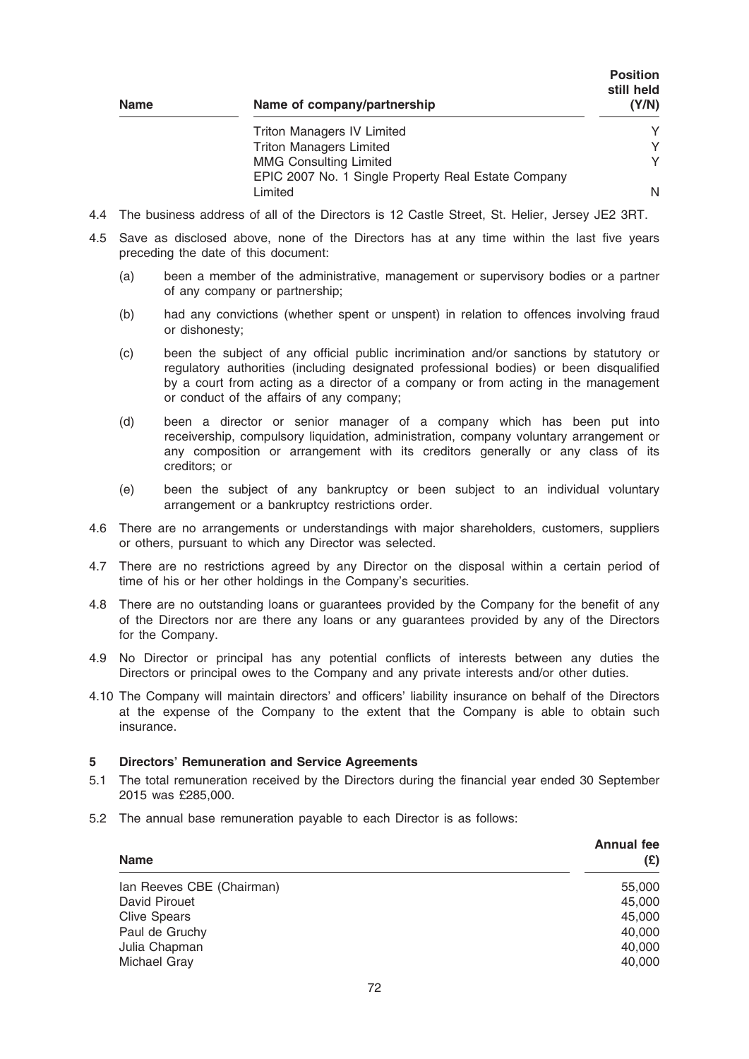| Name | Name of company/partnership | Position still held (Y/N) |
|---|---|---|
| | Triton Managers IV Limited | Y |
| | Triton Managers Limited | Y |
| | MMG Consulting Limited | Y |
| | EPIC 2007 No. 1 Single Property Real Estate Company Limited | N |

4.4 The business address of all of the Directors is 12 Castle Street, St. Helier, Jersey JE2 3RT.

4.5 Save as disclosed above, none of the Directors has at any time within the last five years preceding the date of this document:

(a) been a member of the administrative, management or supervisory bodies or a partner of any company or partnership;

(b) had any convictions (whether spent or unspent) in relation to offences involving fraud or dishonesty;

(c) been the subject of any official public incrimination and/or sanctions by statutory or regulatory authorities (including designated professional bodies) or been disqualified by a court from acting as a director of a company or from acting in the management or conduct of the affairs of any company;

(d) been a director or senior manager of a company which has been put into receivership, compulsory liquidation, administration, company voluntary arrangement or any composition or arrangement with its creditors generally or any class of its creditors; or

(e) been the subject of any bankruptcy or been subject to an individual voluntary arrangement or a bankruptcy restrictions order.

4.6 There are no arrangements or understandings with major shareholders, customers, suppliers or others, pursuant to which any Director was selected.

4.7 There are no restrictions agreed by any Director on the disposal within a certain period of time of his or her other holdings in the Company's securities.

4.8 There are no outstanding loans or guarantees provided by the Company for the benefit of any of the Directors nor are there any loans or any guarantees provided by any of the Directors for the Company.

4.9 No Director or principal has any potential conflicts of interests between any duties the Directors or principal owes to the Company and any private interests and/or other duties.

4.10 The Company will maintain directors' and officers' liability insurance on behalf of the Directors at the expense of the Company to the extent that the Company is able to obtain such insurance.

## 5 Directors' Remuneration and Service Agreements

5.1 The total remuneration received by the Directors during the financial year ended 30 September 2015 was £285,000.

5.2 The annual base remuneration payable to each Director is as follows:

| Name | Annual fee (£) |
|---|---|
| Ian Reeves CBE (Chairman) | 55,000 |
| David Pirouet | 45,000 |
| Clive Spears | 45,000 |
| Paul de Gruchy | 40,000 |
| Julia Chapman | 40,000 |
| Michael Gray | 40,000 |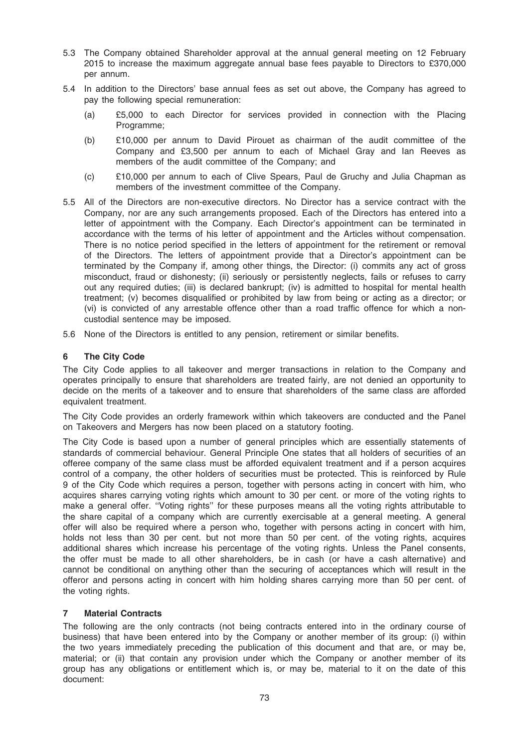5.3 The Company obtained Shareholder approval at the annual general meeting on 12 February 2015 to increase the maximum aggregate annual base fees payable to Directors to £370,000 per annum.

5.4 In addition to the Directors' base annual fees as set out above, the Company has agreed to pay the following special remuneration:

(a) £5,000 to each Director for services provided in connection with the Placing Programme;

(b) £10,000 per annum to David Pirouet as chairman of the audit committee of the Company and £3,500 per annum to each of Michael Gray and Ian Reeves as members of the audit committee of the Company; and

(c) £10,000 per annum to each of Clive Spears, Paul de Gruchy and Julia Chapman as members of the investment committee of the Company.

5.5 All of the Directors are non-executive directors. No Director has a service contract with the Company, nor are any such arrangements proposed. Each of the Directors has entered into a letter of appointment with the Company. Each Director's appointment can be terminated in accordance with the terms of his letter of appointment and the Articles without compensation. There is no notice period specified in the letters of appointment for the retirement or removal of the Directors. The letters of appointment provide that a Director's appointment can be terminated by the Company if, among other things, the Director: (i) commits any act of gross misconduct, fraud or dishonesty; (ii) seriously or persistently neglects, fails or refuses to carry out any required duties; (iii) is declared bankrupt; (iv) is admitted to hospital for mental health treatment; (v) becomes disqualified or prohibited by law from being or acting as a director; or (vi) is convicted of any arrestable offence other than a road traffic offence for which a non-custodial sentence may be imposed.

5.6 None of the Directors is entitled to any pension, retirement or similar benefits.

## 6 The City Code

The City Code applies to all takeover and merger transactions in relation to the Company and operates principally to ensure that shareholders are treated fairly, are not denied an opportunity to decide on the merits of a takeover and to ensure that shareholders of the same class are afforded equivalent treatment.

The City Code provides an orderly framework within which takeovers are conducted and the Panel on Takeovers and Mergers has now been placed on a statutory footing.

The City Code is based upon a number of general principles which are essentially statements of standards of commercial behaviour. General Principle One states that all holders of securities of an offeree company of the same class must be afforded equivalent treatment and if a person acquires control of a company, the other holders of securities must be protected. This is reinforced by Rule 9 of the City Code which requires a person, together with persons acting in concert with him, who acquires shares carrying voting rights which amount to 30 per cent. or more of the voting rights to make a general offer. ''Voting rights'' for these purposes means all the voting rights attributable to the share capital of a company which are currently exercisable at a general meeting. A general offer will also be required where a person who, together with persons acting in concert with him, holds not less than 30 per cent. but not more than 50 per cent. of the voting rights, acquires additional shares which increase his percentage of the voting rights. Unless the Panel consents, the offer must be made to all other shareholders, be in cash (or have a cash alternative) and cannot be conditional on anything other than the securing of acceptances which will result in the offeror and persons acting in concert with him holding shares carrying more than 50 per cent. of the voting rights.

## 7 Material Contracts

The following are the only contracts (not being contracts entered into in the ordinary course of business) that have been entered into by the Company or another member of its group: (i) within the two years immediately preceding the publication of this document and that are, or may be, material; or (ii) that contain any provision under which the Company or another member of its group has any obligations or entitlement which is, or may be, material to it on the date of this document: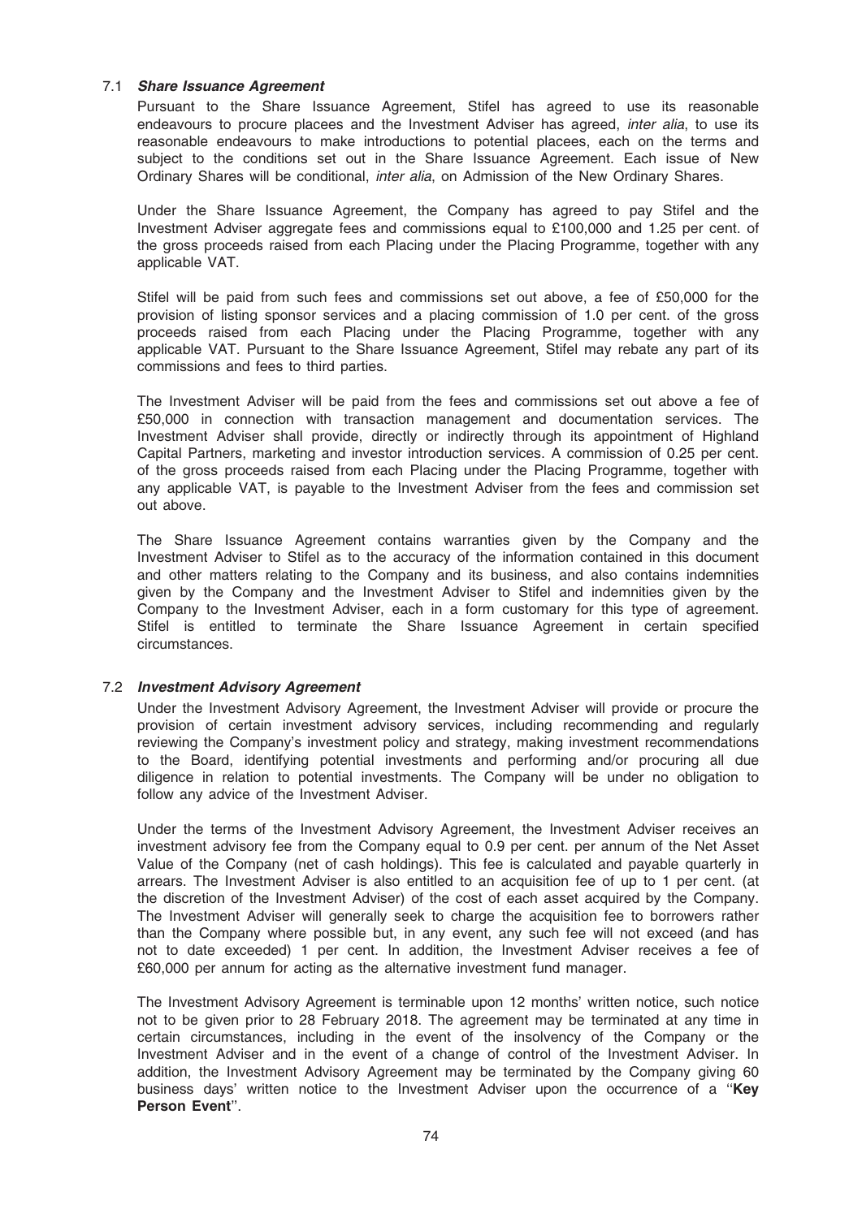### 7.1 *Share Issuance Agreement*

Pursuant to the Share Issuance Agreement, Stifel has agreed to use its reasonable endeavours to procure placees and the Investment Adviser has agreed, *inter alia*, to use its reasonable endeavours to make introductions to potential placees, each on the terms and subject to the conditions set out in the Share Issuance Agreement. Each issue of New Ordinary Shares will be conditional, *inter alia*, on Admission of the New Ordinary Shares.

Under the Share Issuance Agreement, the Company has agreed to pay Stifel and the Investment Adviser aggregate fees and commissions equal to £100,000 and 1.25 per cent. of the gross proceeds raised from each Placing under the Placing Programme, together with any applicable VAT.

Stifel will be paid from such fees and commissions set out above, a fee of £50,000 for the provision of listing sponsor services and a placing commission of 1.0 per cent. of the gross proceeds raised from each Placing under the Placing Programme, together with any applicable VAT. Pursuant to the Share Issuance Agreement, Stifel may rebate any part of its commissions and fees to third parties.

The Investment Adviser will be paid from the fees and commissions set out above a fee of £50,000 in connection with transaction management and documentation services. The Investment Adviser shall provide, directly or indirectly through its appointment of Highland Capital Partners, marketing and investor introduction services. A commission of 0.25 per cent. of the gross proceeds raised from each Placing under the Placing Programme, together with any applicable VAT, is payable to the Investment Adviser from the fees and commission set out above.

The Share Issuance Agreement contains warranties given by the Company and the Investment Adviser to Stifel as to the accuracy of the information contained in this document and other matters relating to the Company and its business, and also contains indemnities given by the Company and the Investment Adviser to Stifel and indemnities given by the Company to the Investment Adviser, each in a form customary for this type of agreement. Stifel is entitled to terminate the Share Issuance Agreement in certain specified circumstances.

### 7.2 *Investment Advisory Agreement*

Under the Investment Advisory Agreement, the Investment Adviser will provide or procure the provision of certain investment advisory services, including recommending and regularly reviewing the Company's investment policy and strategy, making investment recommendations to the Board, identifying potential investments and performing and/or procuring all due diligence in relation to potential investments. The Company will be under no obligation to follow any advice of the Investment Adviser.

Under the terms of the Investment Advisory Agreement, the Investment Adviser receives an investment advisory fee from the Company equal to 0.9 per cent. per annum of the Net Asset Value of the Company (net of cash holdings). This fee is calculated and payable quarterly in arrears. The Investment Adviser is also entitled to an acquisition fee of up to 1 per cent. (at the discretion of the Investment Adviser) of the cost of each asset acquired by the Company. The Investment Adviser will generally seek to charge the acquisition fee to borrowers rather than the Company where possible but, in any event, any such fee will not exceed (and has not to date exceeded) 1 per cent. In addition, the Investment Adviser receives a fee of £60,000 per annum for acting as the alternative investment fund manager.

The Investment Advisory Agreement is terminable upon 12 months' written notice, such notice not to be given prior to 28 February 2018. The agreement may be terminated at any time in certain circumstances, including in the event of the insolvency of the Company or the Investment Adviser and in the event of a change of control of the Investment Adviser. In addition, the Investment Advisory Agreement may be terminated by the Company giving 60 business days' written notice to the Investment Adviser upon the occurrence of a ''**Key Person Event**''.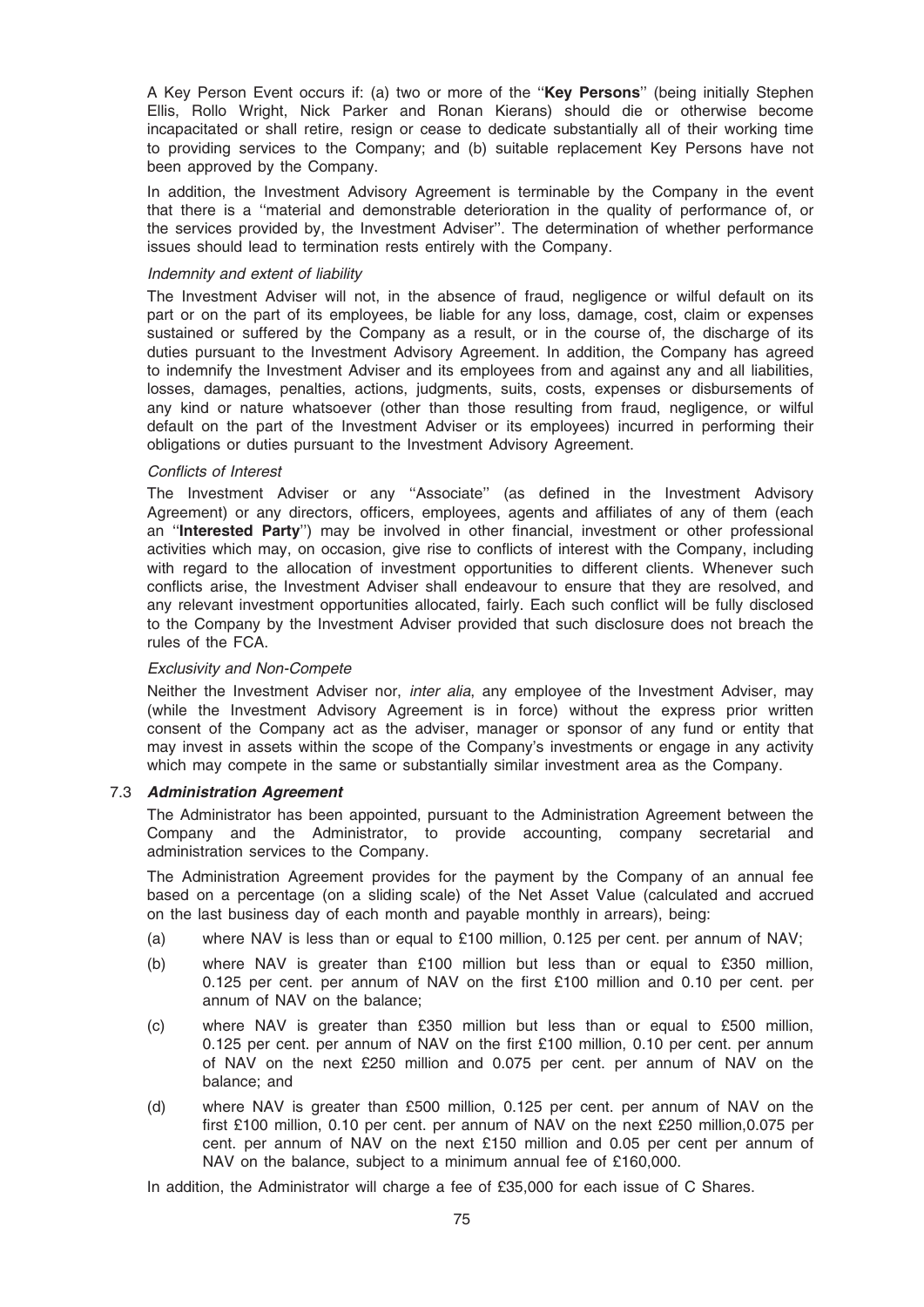A Key Person Event occurs if: (a) two or more of the "**Key Persons**" (being initially Stephen Ellis, Rollo Wright, Nick Parker and Ronan Kierans) should die or otherwise become incapacitated or shall retire, resign or cease to dedicate substantially all of their working time to providing services to the Company; and (b) suitable replacement Key Persons have not been approved by the Company.

In addition, the Investment Advisory Agreement is terminable by the Company in the event that there is a "material and demonstrable deterioration in the quality of performance of, or the services provided by, the Investment Adviser". The determination of whether performance issues should lead to termination rests entirely with the Company.

*Indemnity and extent of liability*

The Investment Adviser will not, in the absence of fraud, negligence or wilful default on its part or on the part of its employees, be liable for any loss, damage, cost, claim or expenses sustained or suffered by the Company as a result, or in the course of, the discharge of its duties pursuant to the Investment Advisory Agreement. In addition, the Company has agreed to indemnify the Investment Adviser and its employees from and against any and all liabilities, losses, damages, penalties, actions, judgments, suits, costs, expenses or disbursements of any kind or nature whatsoever (other than those resulting from fraud, negligence, or wilful default on the part of the Investment Adviser or its employees) incurred in performing their obligations or duties pursuant to the Investment Advisory Agreement.

*Conflicts of Interest*

The Investment Adviser or any "Associate" (as defined in the Investment Advisory Agreement) or any directors, officers, employees, agents and affiliates of any of them (each an "**Interested Party**") may be involved in other financial, investment or other professional activities which may, on occasion, give rise to conflicts of interest with the Company, including with regard to the allocation of investment opportunities to different clients. Whenever such conflicts arise, the Investment Adviser shall endeavour to ensure that they are resolved, and any relevant investment opportunities allocated, fairly. Each such conflict will be fully disclosed to the Company by the Investment Adviser provided that such disclosure does not breach the rules of the FCA.

*Exclusivity and Non-Compete*

Neither the Investment Adviser nor, *inter alia*, any employee of the Investment Adviser, may (while the Investment Advisory Agreement is in force) without the express prior written consent of the Company act as the adviser, manager or sponsor of any fund or entity that may invest in assets within the scope of the Company's investments or engage in any activity which may compete in the same or substantially similar investment area as the Company.

### 7.3 *Administration Agreement*

The Administrator has been appointed, pursuant to the Administration Agreement between the Company and the Administrator, to provide accounting, company secretarial and administration services to the Company.

The Administration Agreement provides for the payment by the Company of an annual fee based on a percentage (on a sliding scale) of the Net Asset Value (calculated and accrued on the last business day of each month and payable monthly in arrears), being:

(a) where NAV is less than or equal to £100 million, 0.125 per cent. per annum of NAV;

(b) where NAV is greater than £100 million but less than or equal to £350 million, 0.125 per cent. per annum of NAV on the first £100 million and 0.10 per cent. per annum of NAV on the balance;

(c) where NAV is greater than £350 million but less than or equal to £500 million, 0.125 per cent. per annum of NAV on the first £100 million, 0.10 per cent. per annum of NAV on the next £250 million and 0.075 per cent. per annum of NAV on the balance; and

(d) where NAV is greater than £500 million, 0.125 per cent. per annum of NAV on the first £100 million, 0.10 per cent. per annum of NAV on the next £250 million,0.075 per cent. per annum of NAV on the next £150 million and 0.05 per cent per annum of NAV on the balance, subject to a minimum annual fee of £160,000.

In addition, the Administrator will charge a fee of £35,000 for each issue of C Shares.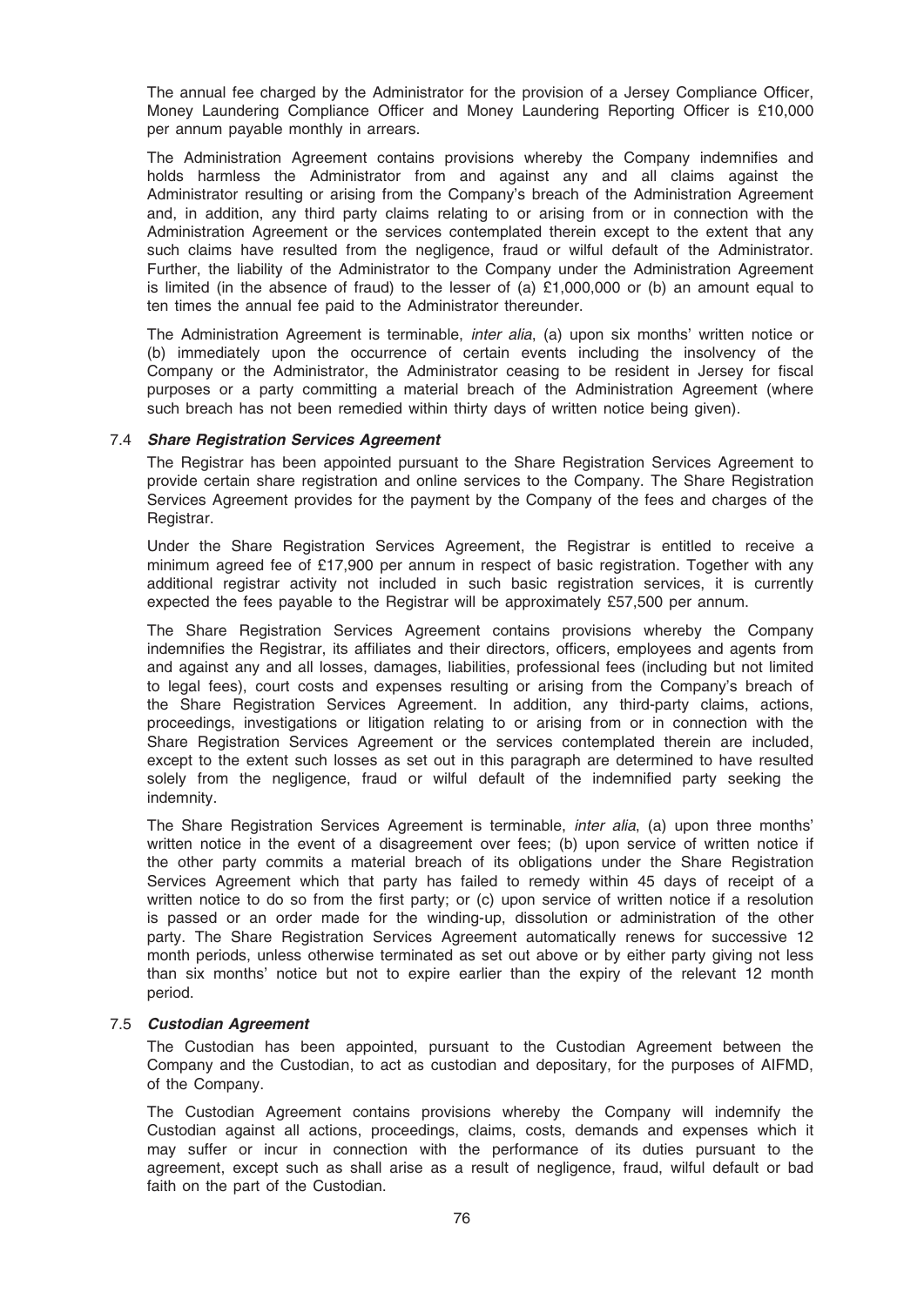The annual fee charged by the Administrator for the provision of a Jersey Compliance Officer, Money Laundering Compliance Officer and Money Laundering Reporting Officer is £10,000 per annum payable monthly in arrears.

The Administration Agreement contains provisions whereby the Company indemnifies and holds harmless the Administrator from and against any and all claims against the Administrator resulting or arising from the Company's breach of the Administration Agreement and, in addition, any third party claims relating to or arising from or in connection with the Administration Agreement or the services contemplated therein except to the extent that any such claims have resulted from the negligence, fraud or wilful default of the Administrator. Further, the liability of the Administrator to the Company under the Administration Agreement is limited (in the absence of fraud) to the lesser of (a) £1,000,000 or (b) an amount equal to ten times the annual fee paid to the Administrator thereunder.

The Administration Agreement is terminable, *inter alia*, (a) upon six months' written notice or (b) immediately upon the occurrence of certain events including the insolvency of the Company or the Administrator, the Administrator ceasing to be resident in Jersey for fiscal purposes or a party committing a material breach of the Administration Agreement (where such breach has not been remedied within thirty days of written notice being given).

### 7.4 *Share Registration Services Agreement*

The Registrar has been appointed pursuant to the Share Registration Services Agreement to provide certain share registration and online services to the Company. The Share Registration Services Agreement provides for the payment by the Company of the fees and charges of the Registrar.

Under the Share Registration Services Agreement, the Registrar is entitled to receive a minimum agreed fee of £17,900 per annum in respect of basic registration. Together with any additional registrar activity not included in such basic registration services, it is currently expected the fees payable to the Registrar will be approximately £57,500 per annum.

The Share Registration Services Agreement contains provisions whereby the Company indemnifies the Registrar, its affiliates and their directors, officers, employees and agents from and against any and all losses, damages, liabilities, professional fees (including but not limited to legal fees), court costs and expenses resulting or arising from the Company's breach of the Share Registration Services Agreement. In addition, any third-party claims, actions, proceedings, investigations or litigation relating to or arising from or in connection with the Share Registration Services Agreement or the services contemplated therein are included, except to the extent such losses as set out in this paragraph are determined to have resulted solely from the negligence, fraud or wilful default of the indemnified party seeking the indemnity.

The Share Registration Services Agreement is terminable, *inter alia*, (a) upon three months' written notice in the event of a disagreement over fees; (b) upon service of written notice if the other party commits a material breach of its obligations under the Share Registration Services Agreement which that party has failed to remedy within 45 days of receipt of a written notice to do so from the first party; or (c) upon service of written notice if a resolution is passed or an order made for the winding-up, dissolution or administration of the other party. The Share Registration Services Agreement automatically renews for successive 12 month periods, unless otherwise terminated as set out above or by either party giving not less than six months' notice but not to expire earlier than the expiry of the relevant 12 month period.

### 7.5 *Custodian Agreement*

The Custodian has been appointed, pursuant to the Custodian Agreement between the Company and the Custodian, to act as custodian and depositary, for the purposes of AIFMD, of the Company.

The Custodian Agreement contains provisions whereby the Company will indemnify the Custodian against all actions, proceedings, claims, costs, demands and expenses which it may suffer or incur in connection with the performance of its duties pursuant to the agreement, except such as shall arise as a result of negligence, fraud, wilful default or bad faith on the part of the Custodian.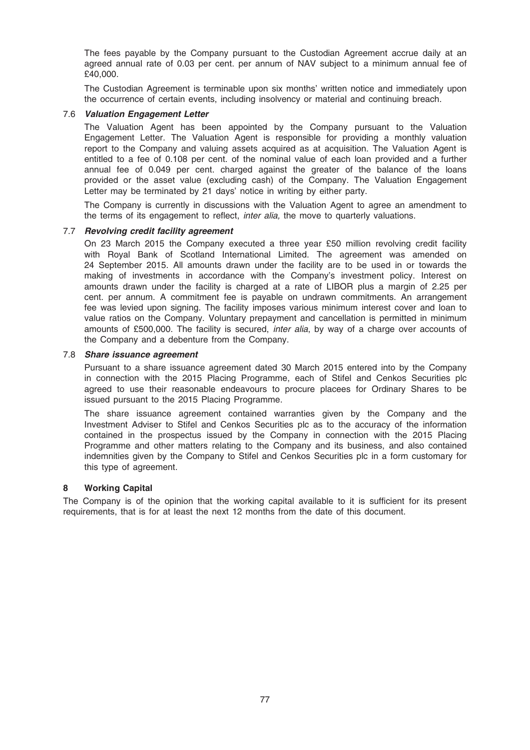The fees payable by the Company pursuant to the Custodian Agreement accrue daily at an agreed annual rate of 0.03 per cent. per annum of NAV subject to a minimum annual fee of £40,000.

The Custodian Agreement is terminable upon six months' written notice and immediately upon the occurrence of certain events, including insolvency or material and continuing breach.

### 7.6 *Valuation Engagement Letter*

The Valuation Agent has been appointed by the Company pursuant to the Valuation Engagement Letter. The Valuation Agent is responsible for providing a monthly valuation report to the Company and valuing assets acquired as at acquisition. The Valuation Agent is entitled to a fee of 0.108 per cent. of the nominal value of each loan provided and a further annual fee of 0.049 per cent. charged against the greater of the balance of the loans provided or the asset value (excluding cash) of the Company. The Valuation Engagement Letter may be terminated by 21 days' notice in writing by either party.

The Company is currently in discussions with the Valuation Agent to agree an amendment to the terms of its engagement to reflect, *inter alia,* the move to quarterly valuations.

### 7.7 *Revolving credit facility agreement*

On 23 March 2015 the Company executed a three year £50 million revolving credit facility with Royal Bank of Scotland International Limited. The agreement was amended on 24 September 2015. All amounts drawn under the facility are to be used in or towards the making of investments in accordance with the Company's investment policy. Interest on amounts drawn under the facility is charged at a rate of LIBOR plus a margin of 2.25 per cent. per annum. A commitment fee is payable on undrawn commitments. An arrangement fee was levied upon signing. The facility imposes various minimum interest cover and loan to value ratios on the Company. Voluntary prepayment and cancellation is permitted in minimum amounts of £500,000. The facility is secured, *inter alia*, by way of a charge over accounts of the Company and a debenture from the Company.

### 7.8 *Share issuance agreement*

Pursuant to a share issuance agreement dated 30 March 2015 entered into by the Company in connection with the 2015 Placing Programme, each of Stifel and Cenkos Securities plc agreed to use their reasonable endeavours to procure placees for Ordinary Shares to be issued pursuant to the 2015 Placing Programme.

The share issuance agreement contained warranties given by the Company and the Investment Adviser to Stifel and Cenkos Securities plc as to the accuracy of the information contained in the prospectus issued by the Company in connection with the 2015 Placing Programme and other matters relating to the Company and its business, and also contained indemnities given by the Company to Stifel and Cenkos Securities plc in a form customary for this type of agreement.

## 8 Working Capital

The Company is of the opinion that the working capital available to it is sufficient for its present requirements, that is for at least the next 12 months from the date of this document.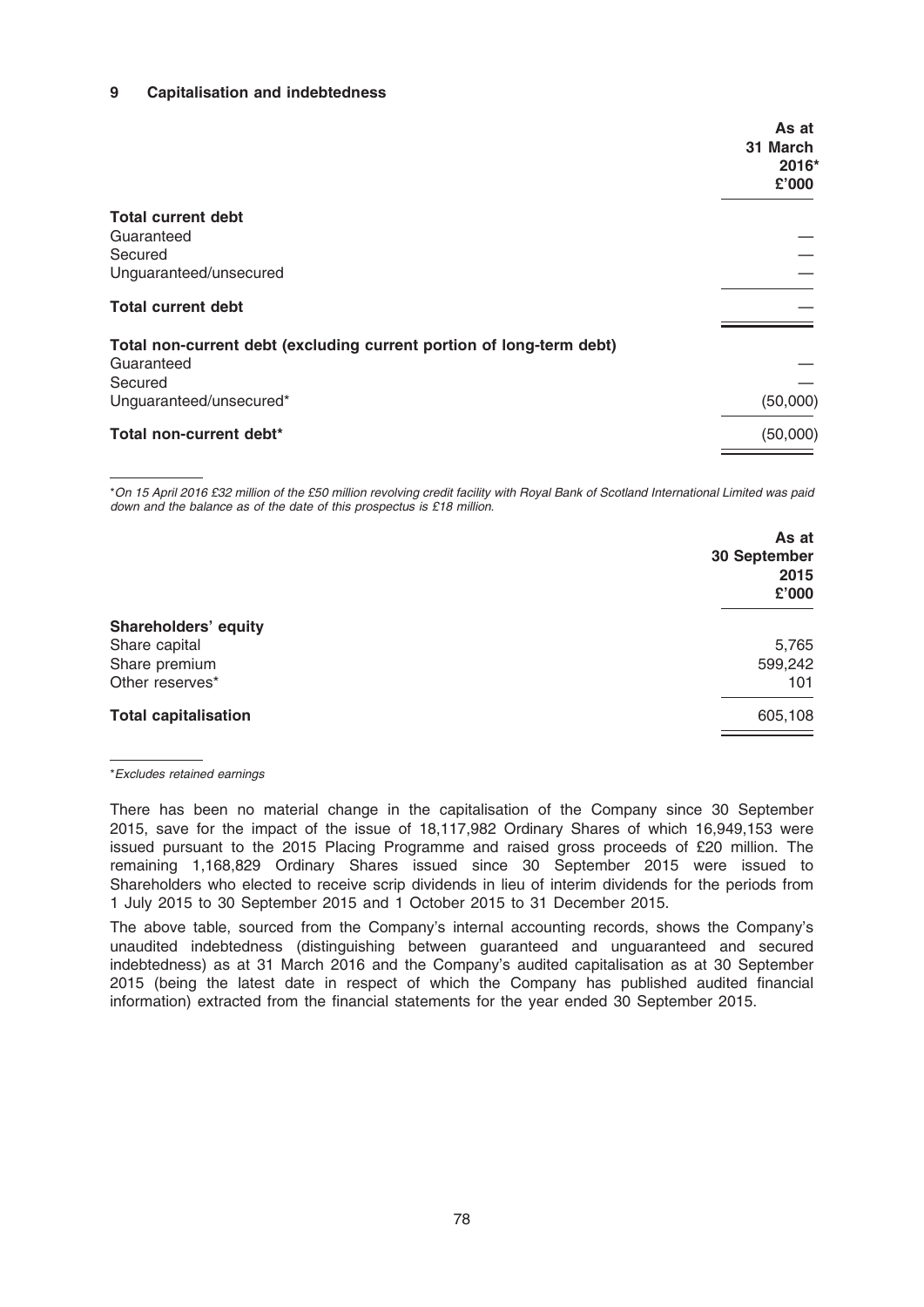## 9 Capitalisation and indebtedness

| | As at 31 March 2016* £'000 |
|---|---|
| **Total current debt** | |
| Guaranteed | — |
| Secured | — |
| Unguaranteed/unsecured | — |
| **Total current debt** | — |
| **Total non-current debt (excluding current portion of long-term debt)** | |
| Guaranteed | — |
| Secured | — |
| Unguaranteed/unsecured* | (50,000) |
| **Total non-current debt*** | (50,000) |

*\*On 15 April 2016 £32 million of the £50 million revolving credit facility with Royal Bank of Scotland International Limited was paid down and the balance as of the date of this prospectus is £18 million.*

| | As at 30 September 2015 £'000 |
|---|---|
| **Shareholders' equity** | |
| Share capital | 5,765 |
| Share premium | 599,242 |
| Other reserves* | 101 |
| **Total capitalisation** | 605,108 |

*\*Excludes retained earnings*

There has been no material change in the capitalisation of the Company since 30 September 2015, save for the impact of the issue of 18,117,982 Ordinary Shares of which 16,949,153 were issued pursuant to the 2015 Placing Programme and raised gross proceeds of £20 million. The remaining 1,168,829 Ordinary Shares issued since 30 September 2015 were issued to Shareholders who elected to receive scrip dividends in lieu of interim dividends for the periods from 1 July 2015 to 30 September 2015 and 1 October 2015 to 31 December 2015.

The above table, sourced from the Company's internal accounting records, shows the Company's unaudited indebtedness (distinguishing between guaranteed and unguaranteed and secured indebtedness) as at 31 March 2016 and the Company's audited capitalisation as at 30 September 2015 (being the latest date in respect of which the Company has published audited financial information) extracted from the financial statements for the year ended 30 September 2015.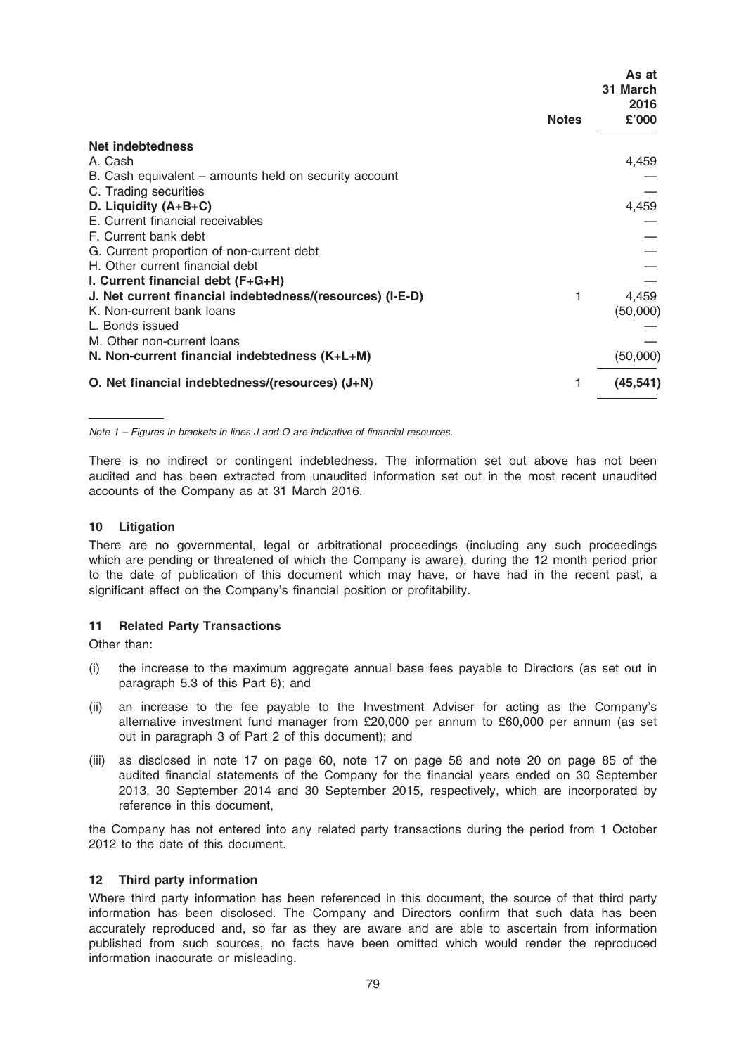| | Notes | As at 31 March 2016 £'000 |
|---|---|---|
| **Net indebtedness** | | |
| A. Cash | | 4,459 |
| B. Cash equivalent – amounts held on security account | | — |
| C. Trading securities | | — |
| **D. Liquidity (A+B+C)** | | 4,459 |
| E. Current financial receivables | | — |
| F. Current bank debt | | — |
| G. Current proportion of non-current debt | | — |
| H. Other current financial debt | | — |
| **I. Current financial debt (F+G+H)** | | — |
| **J. Net current financial indebtedness/(resources) (I-E-D)** | 1 | 4,459 |
| K. Non-current bank loans | | (50,000) |
| L. Bonds issued | | — |
| M. Other non-current loans | | — |
| **N. Non-current financial indebtedness (K+L+M)** | | (50,000) |
| **O. Net financial indebtedness/(resources) (J+N)** | 1 | **(45,541)** |

*Note 1 – Figures in brackets in lines J and O are indicative of financial resources.*

There is no indirect or contingent indebtedness. The information set out above has not been audited and has been extracted from unaudited information set out in the most recent unaudited accounts of the Company as at 31 March 2016.

### 10 Litigation

There are no governmental, legal or arbitrational proceedings (including any such proceedings which are pending or threatened of which the Company is aware), during the 12 month period prior to the date of publication of this document which may have, or have had in the recent past, a significant effect on the Company's financial position or profitability.

### 11 Related Party Transactions

Other than:

(i) the increase to the maximum aggregate annual base fees payable to Directors (as set out in paragraph 5.3 of this Part 6); and

(ii) an increase to the fee payable to the Investment Adviser for acting as the Company's alternative investment fund manager from £20,000 per annum to £60,000 per annum (as set out in paragraph 3 of Part 2 of this document); and

(iii) as disclosed in note 17 on page 60, note 17 on page 58 and note 20 on page 85 of the audited financial statements of the Company for the financial years ended on 30 September 2013, 30 September 2014 and 30 September 2015, respectively, which are incorporated by reference in this document,

the Company has not entered into any related party transactions during the period from 1 October 2012 to the date of this document.

### 12 Third party information

Where third party information has been referenced in this document, the source of that third party information has been disclosed. The Company and Directors confirm that such data has been accurately reproduced and, so far as they are aware and are able to ascertain from information published from such sources, no facts have been omitted which would render the reproduced information inaccurate or misleading.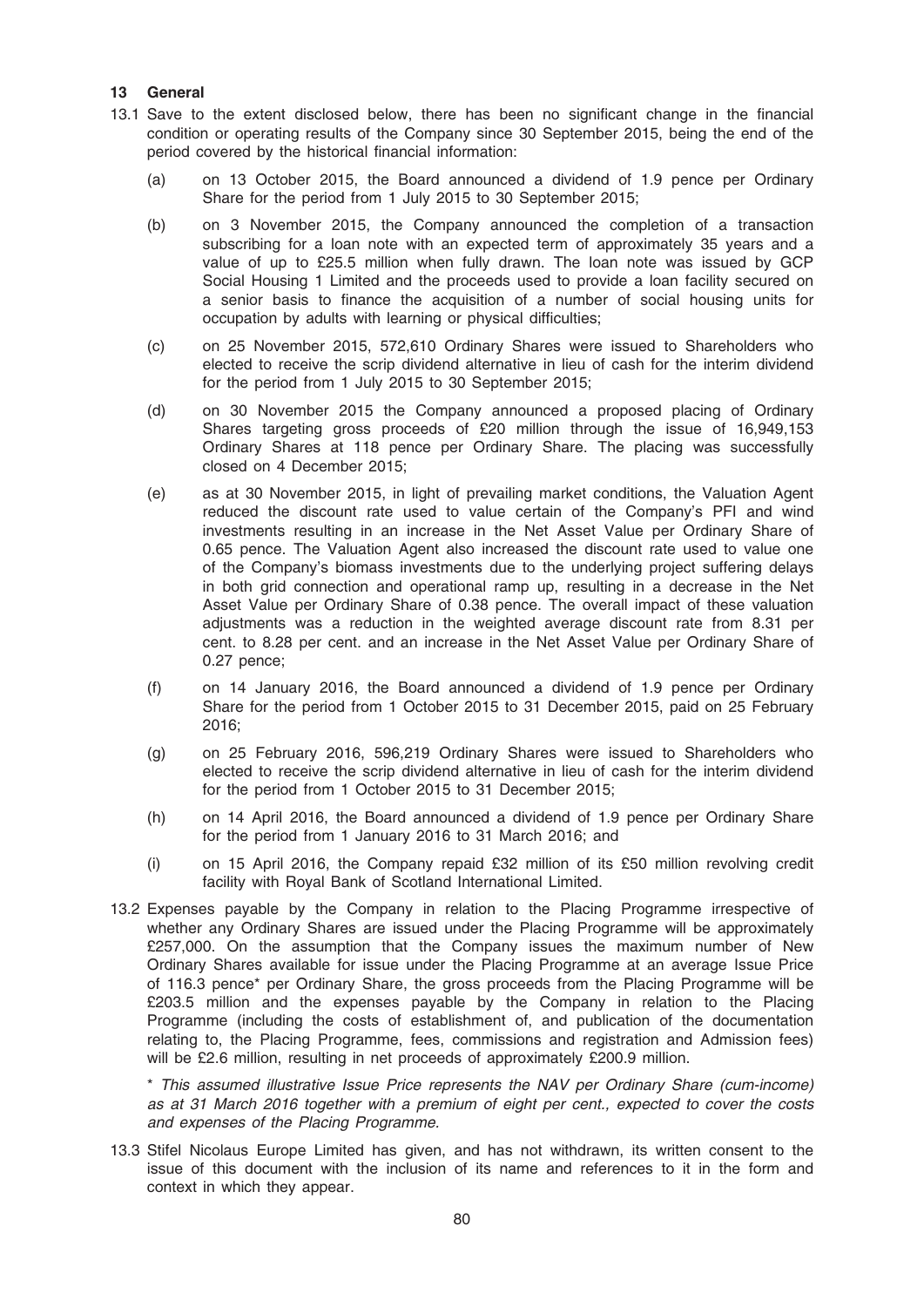## 13 General

13.1 Save to the extent disclosed below, there has been no significant change in the financial condition or operating results of the Company since 30 September 2015, being the end of the period covered by the historical financial information:

(a) on 13 October 2015, the Board announced a dividend of 1.9 pence per Ordinary Share for the period from 1 July 2015 to 30 September 2015;

(b) on 3 November 2015, the Company announced the completion of a transaction subscribing for a loan note with an expected term of approximately 35 years and a value of up to £25.5 million when fully drawn. The loan note was issued by GCP Social Housing 1 Limited and the proceeds used to provide a loan facility secured on a senior basis to finance the acquisition of a number of social housing units for occupation by adults with learning or physical difficulties;

(c) on 25 November 2015, 572,610 Ordinary Shares were issued to Shareholders who elected to receive the scrip dividend alternative in lieu of cash for the interim dividend for the period from 1 July 2015 to 30 September 2015;

(d) on 30 November 2015 the Company announced a proposed placing of Ordinary Shares targeting gross proceeds of £20 million through the issue of 16,949,153 Ordinary Shares at 118 pence per Ordinary Share. The placing was successfully closed on 4 December 2015;

(e) as at 30 November 2015, in light of prevailing market conditions, the Valuation Agent reduced the discount rate used to value certain of the Company's PFI and wind investments resulting in an increase in the Net Asset Value per Ordinary Share of 0.65 pence. The Valuation Agent also increased the discount rate used to value one of the Company's biomass investments due to the underlying project suffering delays in both grid connection and operational ramp up, resulting in a decrease in the Net Asset Value per Ordinary Share of 0.38 pence. The overall impact of these valuation adjustments was a reduction in the weighted average discount rate from 8.31 per cent. to 8.28 per cent. and an increase in the Net Asset Value per Ordinary Share of 0.27 pence;

(f) on 14 January 2016, the Board announced a dividend of 1.9 pence per Ordinary Share for the period from 1 October 2015 to 31 December 2015, paid on 25 February 2016;

(g) on 25 February 2016, 596,219 Ordinary Shares were issued to Shareholders who elected to receive the scrip dividend alternative in lieu of cash for the interim dividend for the period from 1 October 2015 to 31 December 2015;

(h) on 14 April 2016, the Board announced a dividend of 1.9 pence per Ordinary Share for the period from 1 January 2016 to 31 March 2016; and

(i) on 15 April 2016, the Company repaid £32 million of its £50 million revolving credit facility with Royal Bank of Scotland International Limited.

13.2 Expenses payable by the Company in relation to the Placing Programme irrespective of whether any Ordinary Shares are issued under the Placing Programme will be approximately £257,000. On the assumption that the Company issues the maximum number of New Ordinary Shares available for issue under the Placing Programme at an average Issue Price of 116.3 pence* per Ordinary Share, the gross proceeds from the Placing Programme will be £203.5 million and the expenses payable by the Company in relation to the Placing Programme (including the costs of establishment of, and publication of the documentation relating to, the Placing Programme, fees, commissions and registration and Admission fees) will be £2.6 million, resulting in net proceeds of approximately £200.9 million.

*\* This assumed illustrative Issue Price represents the NAV per Ordinary Share (cum-income) as at 31 March 2016 together with a premium of eight per cent., expected to cover the costs and expenses of the Placing Programme.*

13.3 Stifel Nicolaus Europe Limited has given, and has not withdrawn, its written consent to the issue of this document with the inclusion of its name and references to it in the form and context in which they appear.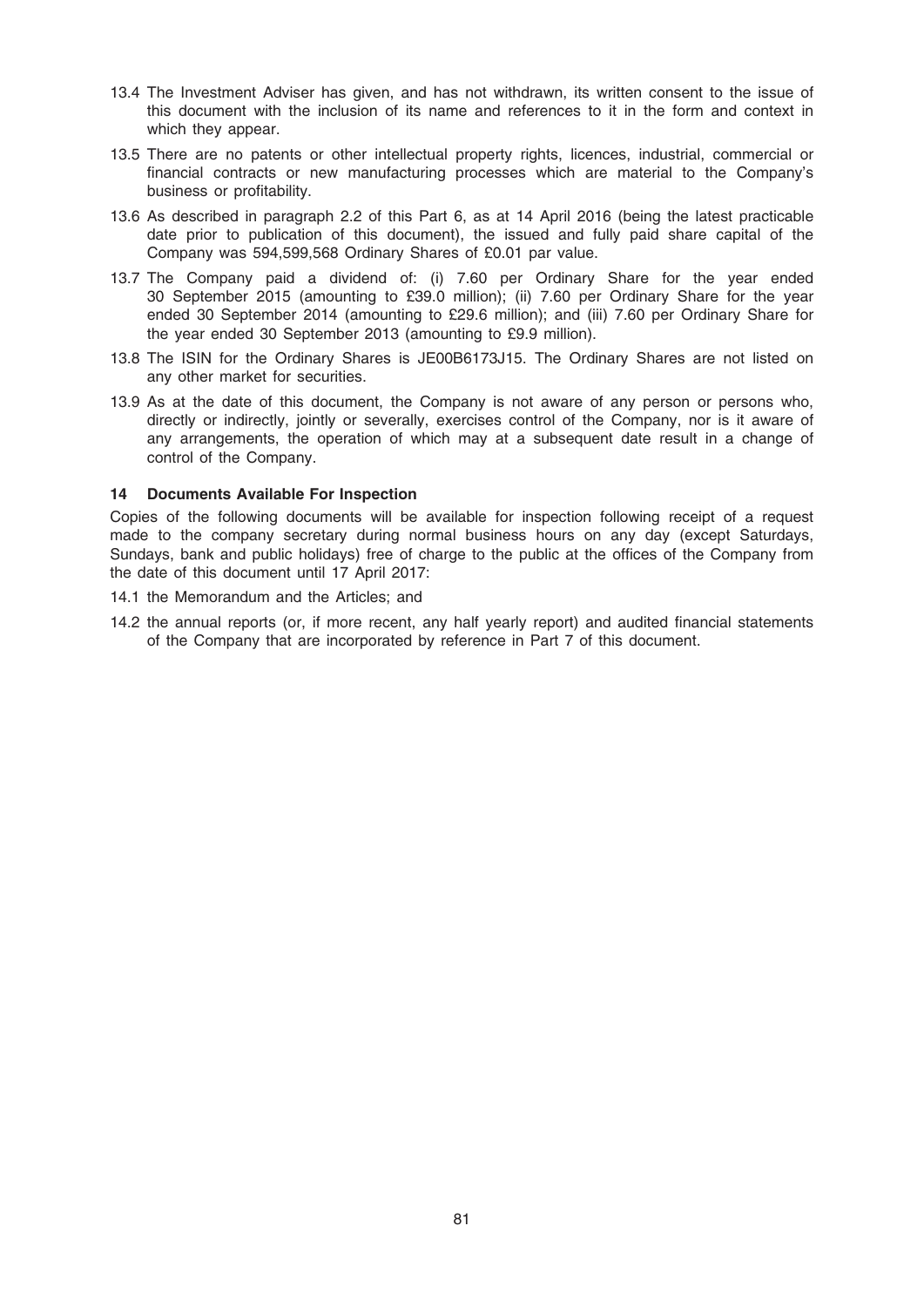13.4 The Investment Adviser has given, and has not withdrawn, its written consent to the issue of this document with the inclusion of its name and references to it in the form and context in which they appear.

13.5 There are no patents or other intellectual property rights, licences, industrial, commercial or financial contracts or new manufacturing processes which are material to the Company's business or profitability.

13.6 As described in paragraph 2.2 of this Part 6, as at 14 April 2016 (being the latest practicable date prior to publication of this document), the issued and fully paid share capital of the Company was 594,599,568 Ordinary Shares of £0.01 par value.

13.7 The Company paid a dividend of: (i) 7.60 per Ordinary Share for the year ended 30 September 2015 (amounting to £39.0 million); (ii) 7.60 per Ordinary Share for the year ended 30 September 2014 (amounting to £29.6 million); and (iii) 7.60 per Ordinary Share for the year ended 30 September 2013 (amounting to £9.9 million).

13.8 The ISIN for the Ordinary Shares is JE00B6173J15. The Ordinary Shares are not listed on any other market for securities.

13.9 As at the date of this document, the Company is not aware of any person or persons who, directly or indirectly, jointly or severally, exercises control of the Company, nor is it aware of any arrangements, the operation of which may at a subsequent date result in a change of control of the Company.

## 14 Documents Available For Inspection

Copies of the following documents will be available for inspection following receipt of a request made to the company secretary during normal business hours on any day (except Saturdays, Sundays, bank and public holidays) free of charge to the public at the offices of the Company from the date of this document until 17 April 2017:

14.1 the Memorandum and the Articles; and

14.2 the annual reports (or, if more recent, any half yearly report) and audited financial statements of the Company that are incorporated by reference in Part 7 of this document.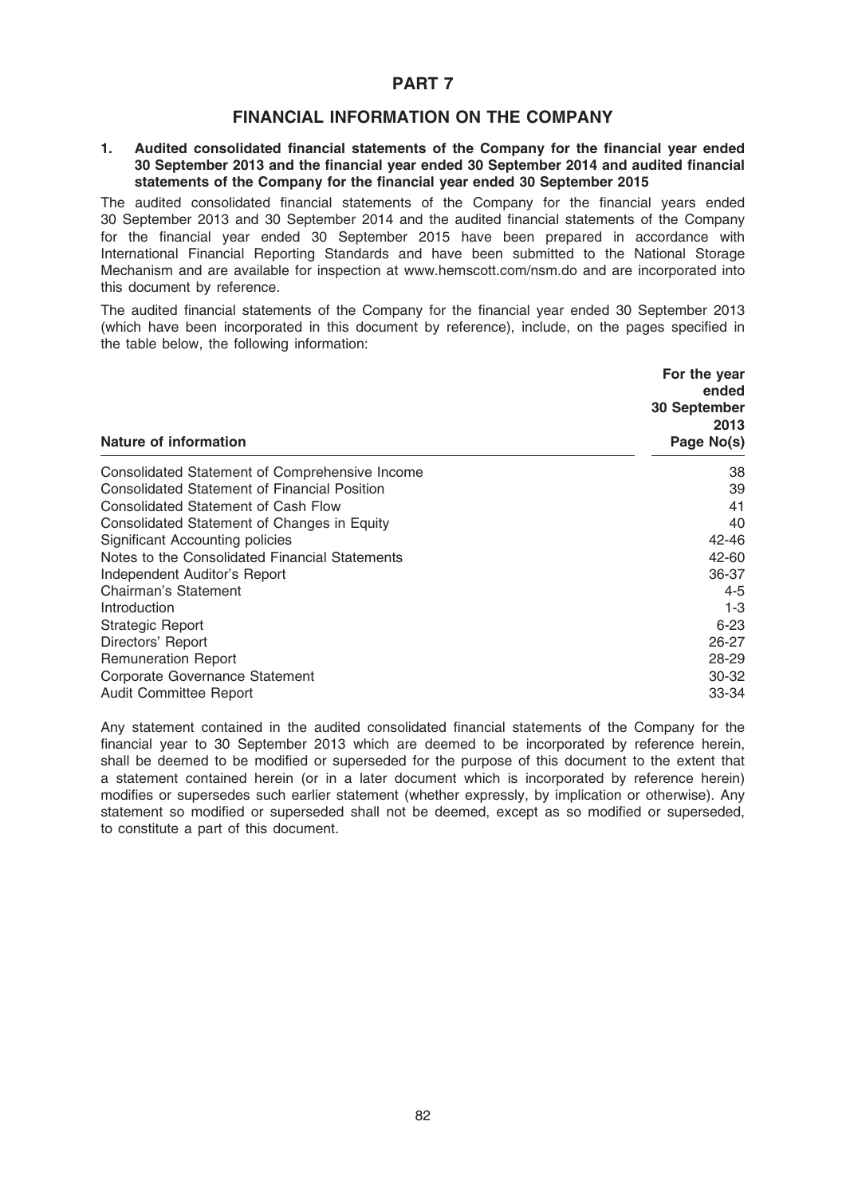# PART 7

## FINANCIAL INFORMATION ON THE COMPANY

### 1. Audited consolidated financial statements of the Company for the financial year ended 30 September 2013 and the financial year ended 30 September 2014 and audited financial statements of the Company for the financial year ended 30 September 2015

The audited consolidated financial statements of the Company for the financial years ended 30 September 2013 and 30 September 2014 and the audited financial statements of the Company for the financial year ended 30 September 2015 have been prepared in accordance with International Financial Reporting Standards and have been submitted to the National Storage Mechanism and are available for inspection at www.hemscott.com/nsm.do and are incorporated into this document by reference.

The audited financial statements of the Company for the financial year ended 30 September 2013 (which have been incorporated in this document by reference), include, on the pages specified in the table below, the following information:

| Nature of information | For the year ended 30 September 2013 Page No(s) |
|---|---|
| Consolidated Statement of Comprehensive Income | 38 |
| Consolidated Statement of Financial Position | 39 |
| Consolidated Statement of Cash Flow | 41 |
| Consolidated Statement of Changes in Equity | 40 |
| Significant Accounting policies | 42-46 |
| Notes to the Consolidated Financial Statements | 42-60 |
| Independent Auditor's Report | 36-37 |
| Chairman's Statement | 4-5 |
| Introduction | 1-3 |
| Strategic Report | 6-23 |
| Directors' Report | 26-27 |
| Remuneration Report | 28-29 |
| Corporate Governance Statement | 30-32 |
| Audit Committee Report | 33-34 |

Any statement contained in the audited consolidated financial statements of the Company for the financial year to 30 September 2013 which are deemed to be incorporated by reference herein, shall be deemed to be modified or superseded for the purpose of this document to the extent that a statement contained herein (or in a later document which is incorporated by reference herein) modifies or supersedes such earlier statement (whether expressly, by implication or otherwise). Any statement so modified or superseded shall not be deemed, except as so modified or superseded, to constitute a part of this document.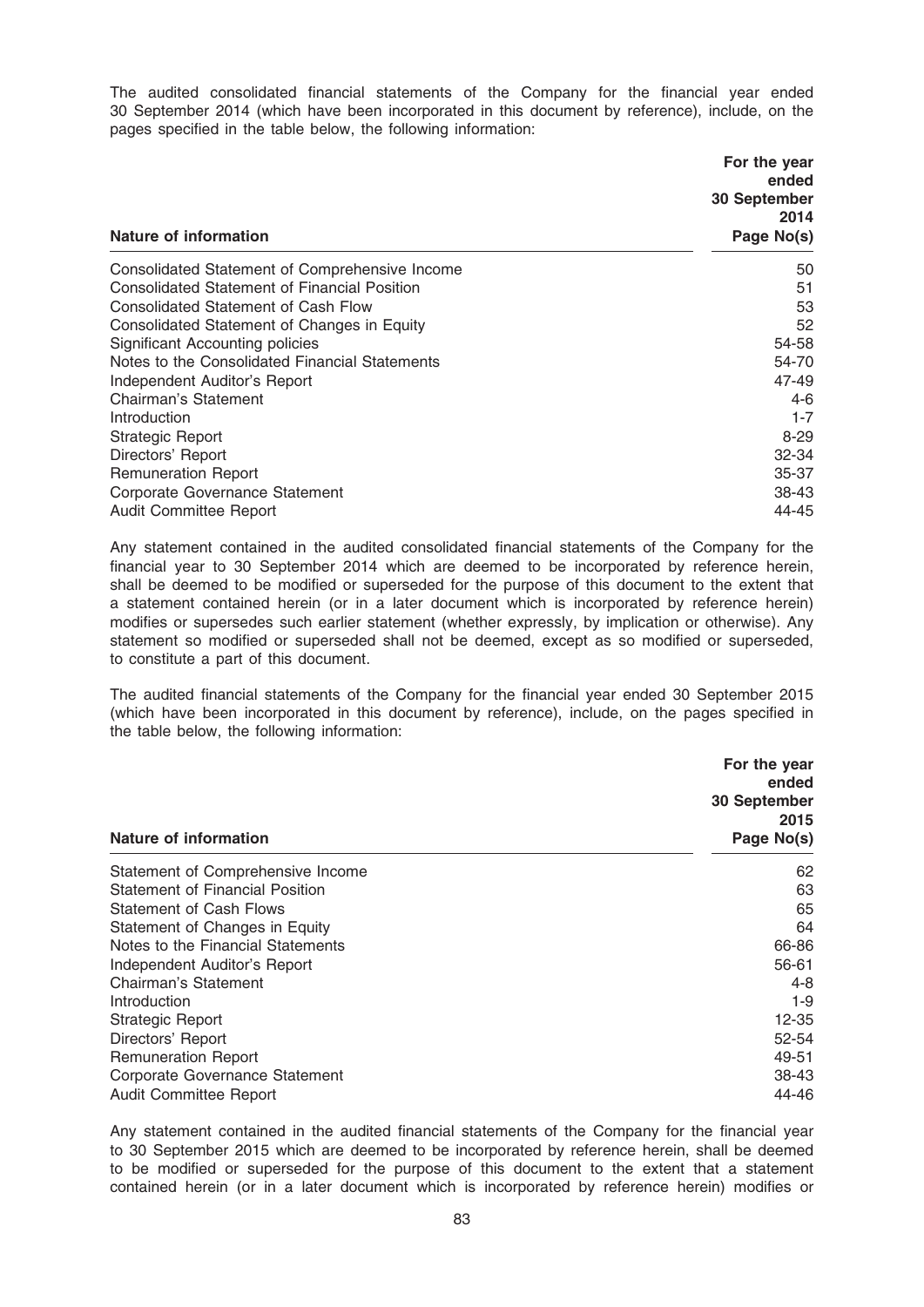The audited consolidated financial statements of the Company for the financial year ended 30 September 2014 (which have been incorporated in this document by reference), include, on the pages specified in the table below, the following information:

| Nature of information | For the year ended 30 September 2014 Page No(s) |
|---|---|
| Consolidated Statement of Comprehensive Income | 50 |
| Consolidated Statement of Financial Position | 51 |
| Consolidated Statement of Cash Flow | 53 |
| Consolidated Statement of Changes in Equity | 52 |
| Significant Accounting policies | 54-58 |
| Notes to the Consolidated Financial Statements | 54-70 |
| Independent Auditor's Report | 47-49 |
| Chairman's Statement | 4-6 |
| Introduction | 1-7 |
| Strategic Report | 8-29 |
| Directors' Report | 32-34 |
| Remuneration Report | 35-37 |
| Corporate Governance Statement | 38-43 |
| Audit Committee Report | 44-45 |

Any statement contained in the audited consolidated financial statements of the Company for the financial year to 30 September 2014 which are deemed to be incorporated by reference herein, shall be deemed to be modified or superseded for the purpose of this document to the extent that a statement contained herein (or in a later document which is incorporated by reference herein) modifies or supersedes such earlier statement (whether expressly, by implication or otherwise). Any statement so modified or superseded shall not be deemed, except as so modified or superseded, to constitute a part of this document.

The audited financial statements of the Company for the financial year ended 30 September 2015 (which have been incorporated in this document by reference), include, on the pages specified in the table below, the following information:

| Nature of information | For the year ended 30 September 2015 Page No(s) |
|---|---|
| Statement of Comprehensive Income | 62 |
| Statement of Financial Position | 63 |
| Statement of Cash Flows | 65 |
| Statement of Changes in Equity | 64 |
| Notes to the Financial Statements | 66-86 |
| Independent Auditor's Report | 56-61 |
| Chairman's Statement | 4-8 |
| Introduction | 1-9 |
| Strategic Report | 12-35 |
| Directors' Report | 52-54 |
| Remuneration Report | 49-51 |
| Corporate Governance Statement | 38-43 |
| Audit Committee Report | 44-46 |

Any statement contained in the audited financial statements of the Company for the financial year to 30 September 2015 which are deemed to be incorporated by reference herein, shall be deemed to be modified or superseded for the purpose of this document to the extent that a statement contained herein (or in a later document which is incorporated by reference herein) modifies or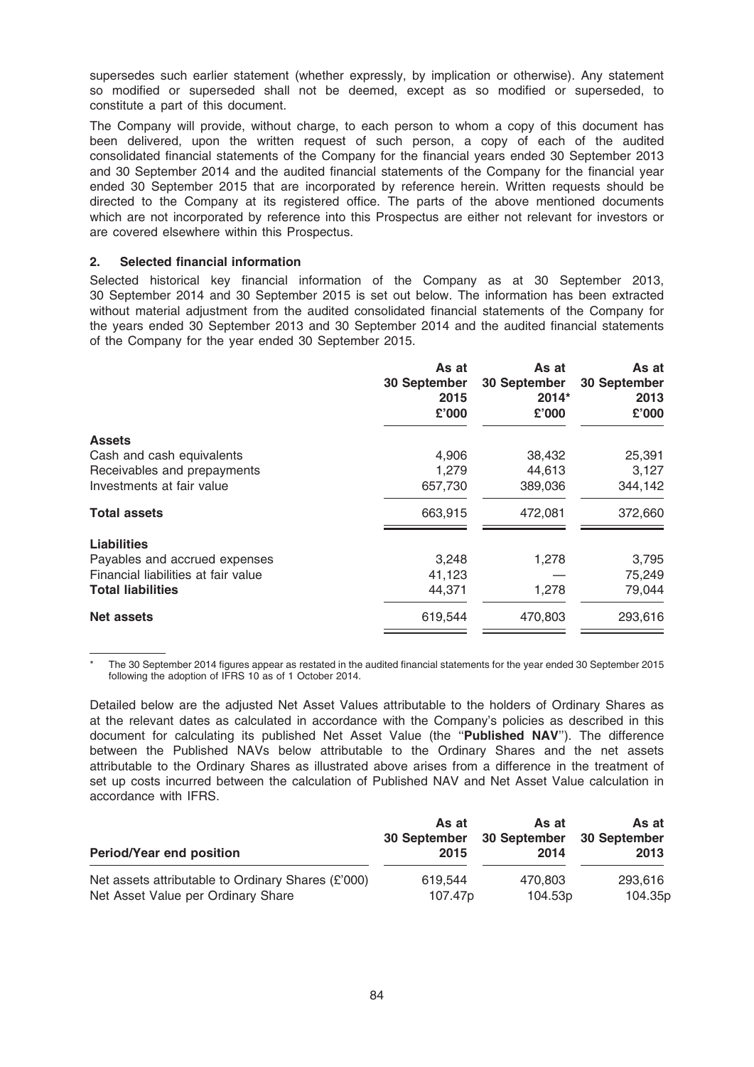supersedes such earlier statement (whether expressly, by implication or otherwise). Any statement so modified or superseded shall not be deemed, except as so modified or superseded, to constitute a part of this document.

The Company will provide, without charge, to each person to whom a copy of this document has been delivered, upon the written request of such person, a copy of each of the audited consolidated financial statements of the Company for the financial years ended 30 September 2013 and 30 September 2014 and the audited financial statements of the Company for the financial year ended 30 September 2015 that are incorporated by reference herein. Written requests should be directed to the Company at its registered office. The parts of the above mentioned documents which are not incorporated by reference into this Prospectus are either not relevant for investors or are covered elsewhere within this Prospectus.

## 2. Selected financial information

Selected historical key financial information of the Company as at 30 September 2013, 30 September 2014 and 30 September 2015 is set out below. The information has been extracted without material adjustment from the audited consolidated financial statements of the Company for the years ended 30 September 2013 and 30 September 2014 and the audited financial statements of the Company for the year ended 30 September 2015.

| | As at 30 September 2015 £'000 | As at 30 September 2014* £'000 | As at 30 September 2013 £'000 |
|---|---|---|---|
| **Assets** | | | |
| Cash and cash equivalents | 4,906 | 38,432 | 25,391 |
| Receivables and prepayments | 1,279 | 44,613 | 3,127 |
| Investments at fair value | 657,730 | 389,036 | 344,142 |
| **Total assets** | 663,915 | 472,081 | 372,660 |
| **Liabilities** | | | |
| Payables and accrued expenses | 3,248 | 1,278 | 3,795 |
| Financial liabilities at fair value | 41,123 | — | 75,249 |
| **Total liabilities** | 44,371 | 1,278 | 79,044 |
| **Net assets** | 619,544 | 470,803 | 293,616 |

\* The 30 September 2014 figures appear as restated in the audited financial statements for the year ended 30 September 2015 following the adoption of IFRS 10 as of 1 October 2014.

Detailed below are the adjusted Net Asset Values attributable to the holders of Ordinary Shares as at the relevant dates as calculated in accordance with the Company's policies as described in this document for calculating its published Net Asset Value (the "**Published NAV**"). The difference between the Published NAVs below attributable to the Ordinary Shares and the net assets attributable to the Ordinary Shares as illustrated above arises from a difference in the treatment of set up costs incurred between the calculation of Published NAV and Net Asset Value calculation in accordance with IFRS.

| Period/Year end position | As at 30 September 2015 | As at 30 September 2014 | As at 30 September 2013 |
|---|---|---|---|
| Net assets attributable to Ordinary Shares (£'000) | 619,544 | 470,803 | 293,616 |
| Net Asset Value per Ordinary Share | 107.47p | 104.53p | 104.35p |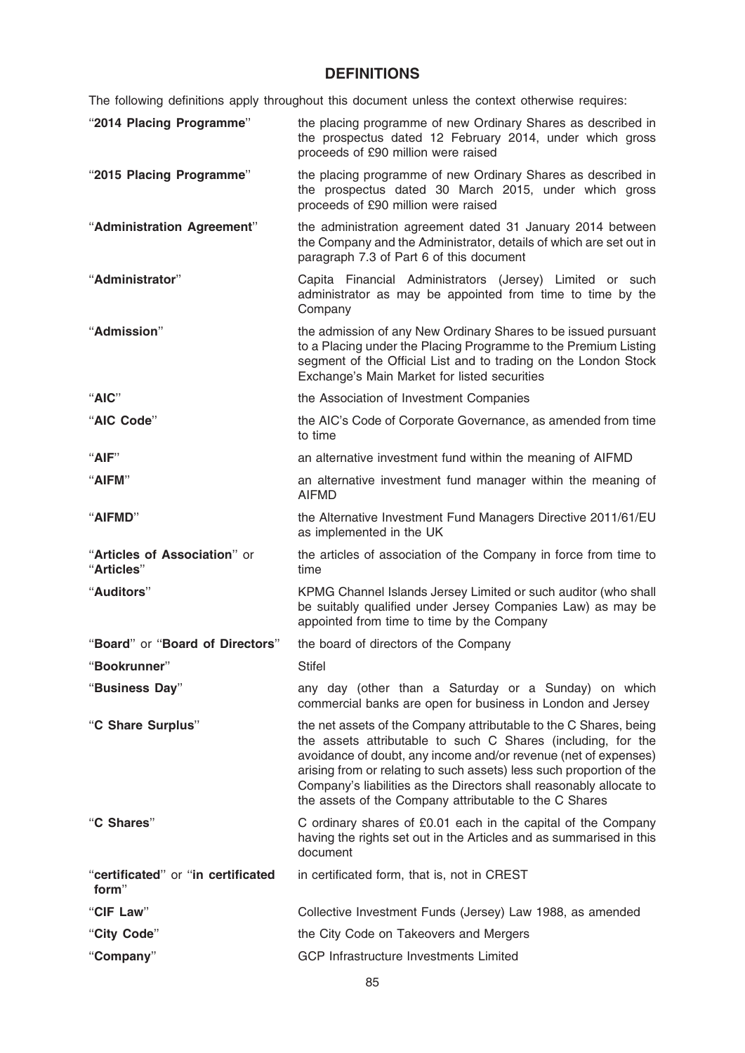# DEFINITIONS

The following definitions apply throughout this document unless the context otherwise requires:

| | |
|---|---|
| "**2014 Placing Programme**" | the placing programme of new Ordinary Shares as described in the prospectus dated 12 February 2014, under which gross proceeds of £90 million were raised |
| "**2015 Placing Programme**" | the placing programme of new Ordinary Shares as described in the prospectus dated 30 March 2015, under which gross proceeds of £90 million were raised |
| "**Administration Agreement**" | the administration agreement dated 31 January 2014 between the Company and the Administrator, details of which are set out in paragraph 7.3 of Part 6 of this document |
| "**Administrator**" | Capita Financial Administrators (Jersey) Limited or such administrator as may be appointed from time to time by the Company |
| "**Admission**" | the admission of any New Ordinary Shares to be issued pursuant to a Placing under the Placing Programme to the Premium Listing segment of the Official List and to trading on the London Stock Exchange's Main Market for listed securities |
| "**AIC**" | the Association of Investment Companies |
| "**AIC Code**" | the AIC's Code of Corporate Governance, as amended from time to time |
| "**AIF**" | an alternative investment fund within the meaning of AIFMD |
| "**AIFM**" | an alternative investment fund manager within the meaning of AIFMD |
| "**AIFMD**" | the Alternative Investment Fund Managers Directive 2011/61/EU as implemented in the UK |
| "**Articles of Association**" or "**Articles**" | the articles of association of the Company in force from time to time |
| "**Auditors**" | KPMG Channel Islands Jersey Limited or such auditor (who shall be suitably qualified under Jersey Companies Law) as may be appointed from time to time by the Company |
| "**Board**" or "**Board of Directors**" | the board of directors of the Company |
| "**Bookrunner**" | Stifel |
| "**Business Day**" | any day (other than a Saturday or a Sunday) on which commercial banks are open for business in London and Jersey |
| "**C Share Surplus**" | the net assets of the Company attributable to the C Shares, being the assets attributable to such C Shares (including, for the avoidance of doubt, any income and/or revenue (net of expenses) arising from or relating to such assets) less such proportion of the Company's liabilities as the Directors shall reasonably allocate to the assets of the Company attributable to the C Shares |
| "**C Shares**" | C ordinary shares of £0.01 each in the capital of the Company having the rights set out in the Articles and as summarised in this document |
| "**certificated**" or "**in certificated form**" | in certificated form, that is, not in CREST |
| "**CIF Law**" | Collective Investment Funds (Jersey) Law 1988, as amended |
| "**City Code**" | the City Code on Takeovers and Mergers |
| "**Company**" | GCP Infrastructure Investments Limited |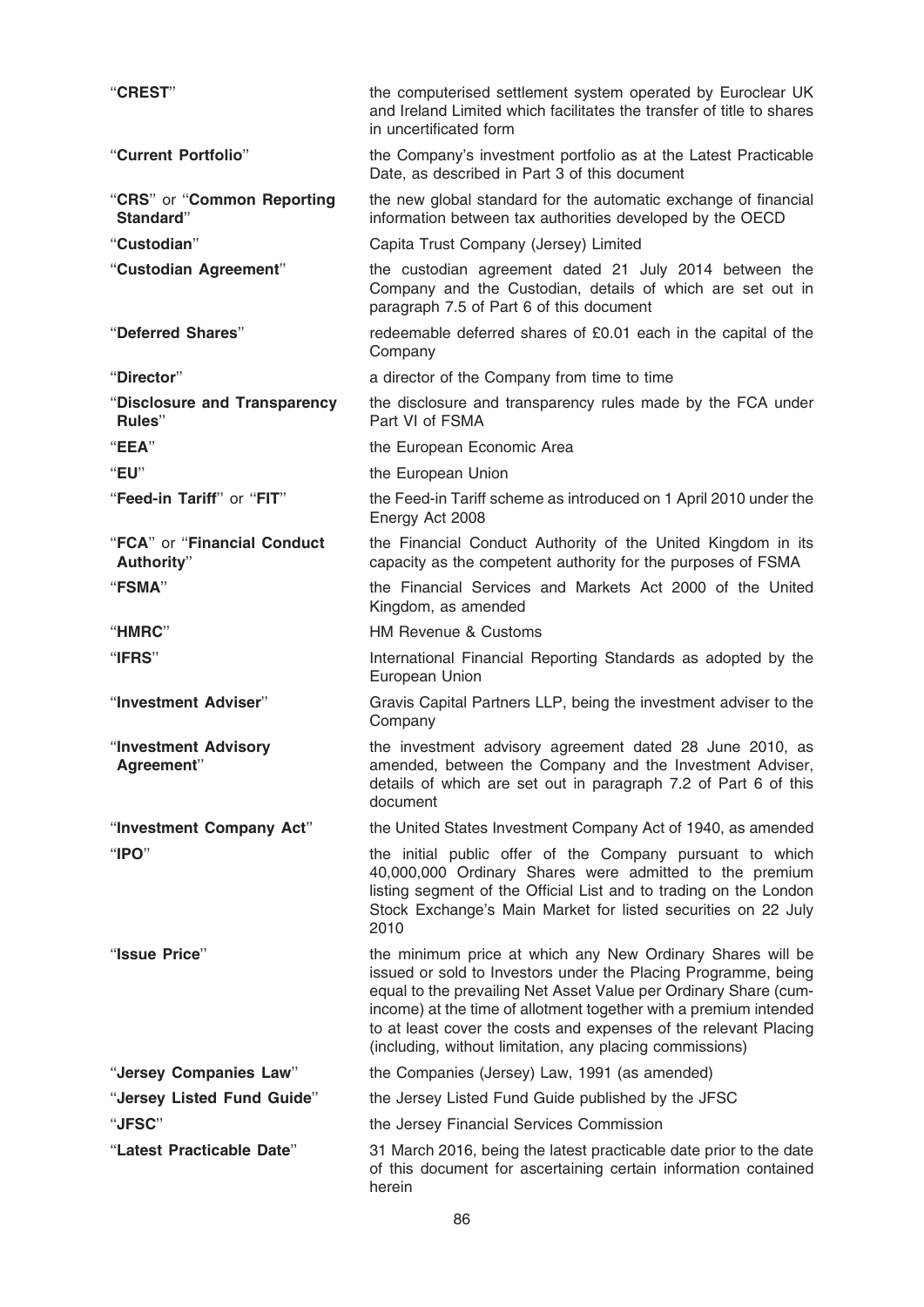| | |
|---|---|
| "**CREST**" | the computerised settlement system operated by Euroclear UK and Ireland Limited which facilitates the transfer of title to shares in uncertificated form |
| "**Current Portfolio**" | the Company's investment portfolio as at the Latest Practicable Date, as described in Part 3 of this document |
| "**CRS**" or "**Common Reporting Standard**" | the new global standard for the automatic exchange of financial information between tax authorities developed by the OECD |
| "**Custodian**" | Capita Trust Company (Jersey) Limited |
| "**Custodian Agreement**" | the custodian agreement dated 21 July 2014 between the Company and the Custodian, details of which are set out in paragraph 7.5 of Part 6 of this document |
| "**Deferred Shares**" | redeemable deferred shares of £0.01 each in the capital of the Company |
| "**Director**" | a director of the Company from time to time |
| "**Disclosure and Transparency Rules**" | the disclosure and transparency rules made by the FCA under Part VI of FSMA |
| "**EEA**" | the European Economic Area |
| "**EU**" | the European Union |
| "**Feed-in Tariff**" or "**FIT**" | the Feed-in Tariff scheme as introduced on 1 April 2010 under the Energy Act 2008 |
| "**FCA**" or "**Financial Conduct Authority**" | the Financial Conduct Authority of the United Kingdom in its capacity as the competent authority for the purposes of FSMA |
| "**FSMA**" | the Financial Services and Markets Act 2000 of the United Kingdom, as amended |
| "**HMRC**" | HM Revenue & Customs |
| "**IFRS**" | International Financial Reporting Standards as adopted by the European Union |
| "**Investment Adviser**" | Gravis Capital Partners LLP, being the investment adviser to the Company |
| "**Investment Advisory Agreement**" | the investment advisory agreement dated 28 June 2010, as amended, between the Company and the Investment Adviser, details of which are set out in paragraph 7.2 of Part 6 of this document |
| "**Investment Company Act**" | the United States Investment Company Act of 1940, as amended |
| "**IPO**" | the initial public offer of the Company pursuant to which 40,000,000 Ordinary Shares were admitted to the premium listing segment of the Official List and to trading on the London Stock Exchange's Main Market for listed securities on 22 July 2010 |
| "**Issue Price**" | the minimum price at which any New Ordinary Shares will be issued or sold to Investors under the Placing Programme, being equal to the prevailing Net Asset Value per Ordinary Share (cum-income) at the time of allotment together with a premium intended to at least cover the costs and expenses of the relevant Placing (including, without limitation, any placing commissions) |
| "**Jersey Companies Law**" | the Companies (Jersey) Law, 1991 (as amended) |
| "**Jersey Listed Fund Guide**" | the Jersey Listed Fund Guide published by the JFSC |
| "**JFSC**" | the Jersey Financial Services Commission |
| "**Latest Practicable Date**" | 31 March 2016, being the latest practicable date prior to the date of this document for ascertaining certain information contained herein |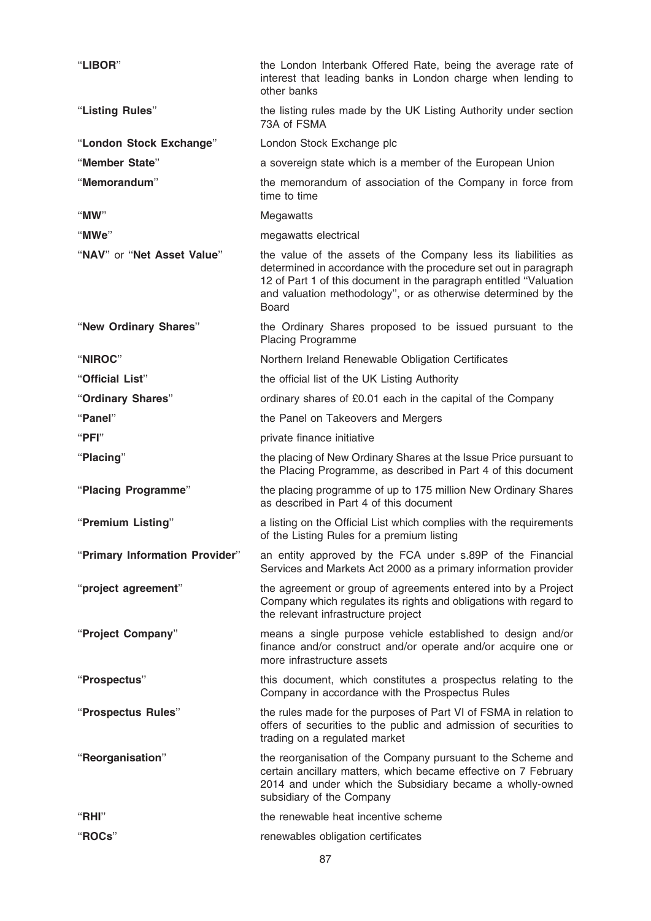| | |
|---|---|
| "**LIBOR**" | the London Interbank Offered Rate, being the average rate of interest that leading banks in London charge when lending to other banks |
| "**Listing Rules**" | the listing rules made by the UK Listing Authority under section 73A of FSMA |
| "**London Stock Exchange**" | London Stock Exchange plc |
| "**Member State**" | a sovereign state which is a member of the European Union |
| "**Memorandum**" | the memorandum of association of the Company in force from time to time |
| "**MW**" | Megawatts |
| "**MWe**" | megawatts electrical |
| "**NAV**" or "**Net Asset Value**" | the value of the assets of the Company less its liabilities as determined in accordance with the procedure set out in paragraph 12 of Part 1 of this document in the paragraph entitled "Valuation and valuation methodology", or as otherwise determined by the Board |
| "**New Ordinary Shares**" | the Ordinary Shares proposed to be issued pursuant to the Placing Programme |
| "**NIROC**" | Northern Ireland Renewable Obligation Certificates |
| "**Official List**" | the official list of the UK Listing Authority |
| "**Ordinary Shares**" | ordinary shares of £0.01 each in the capital of the Company |
| "**Panel**" | the Panel on Takeovers and Mergers |
| "**PFI**" | private finance initiative |
| "**Placing**" | the placing of New Ordinary Shares at the Issue Price pursuant to the Placing Programme, as described in Part 4 of this document |
| "**Placing Programme**" | the placing programme of up to 175 million New Ordinary Shares as described in Part 4 of this document |
| "**Premium Listing**" | a listing on the Official List which complies with the requirements of the Listing Rules for a premium listing |
| "**Primary Information Provider**" | an entity approved by the FCA under s.89P of the Financial Services and Markets Act 2000 as a primary information provider |
| "**project agreement**" | the agreement or group of agreements entered into by a Project Company which regulates its rights and obligations with regard to the relevant infrastructure project |
| "**Project Company**" | means a single purpose vehicle established to design and/or finance and/or construct and/or operate and/or acquire one or more infrastructure assets |
| "**Prospectus**" | this document, which constitutes a prospectus relating to the Company in accordance with the Prospectus Rules |
| "**Prospectus Rules**" | the rules made for the purposes of Part VI of FSMA in relation to offers of securities to the public and admission of securities to trading on a regulated market |
| "**Reorganisation**" | the reorganisation of the Company pursuant to the Scheme and certain ancillary matters, which became effective on 7 February 2014 and under which the Subsidiary became a wholly-owned subsidiary of the Company |
| "**RHI**" | the renewable heat incentive scheme |
| "**ROCs**" | renewables obligation certificates |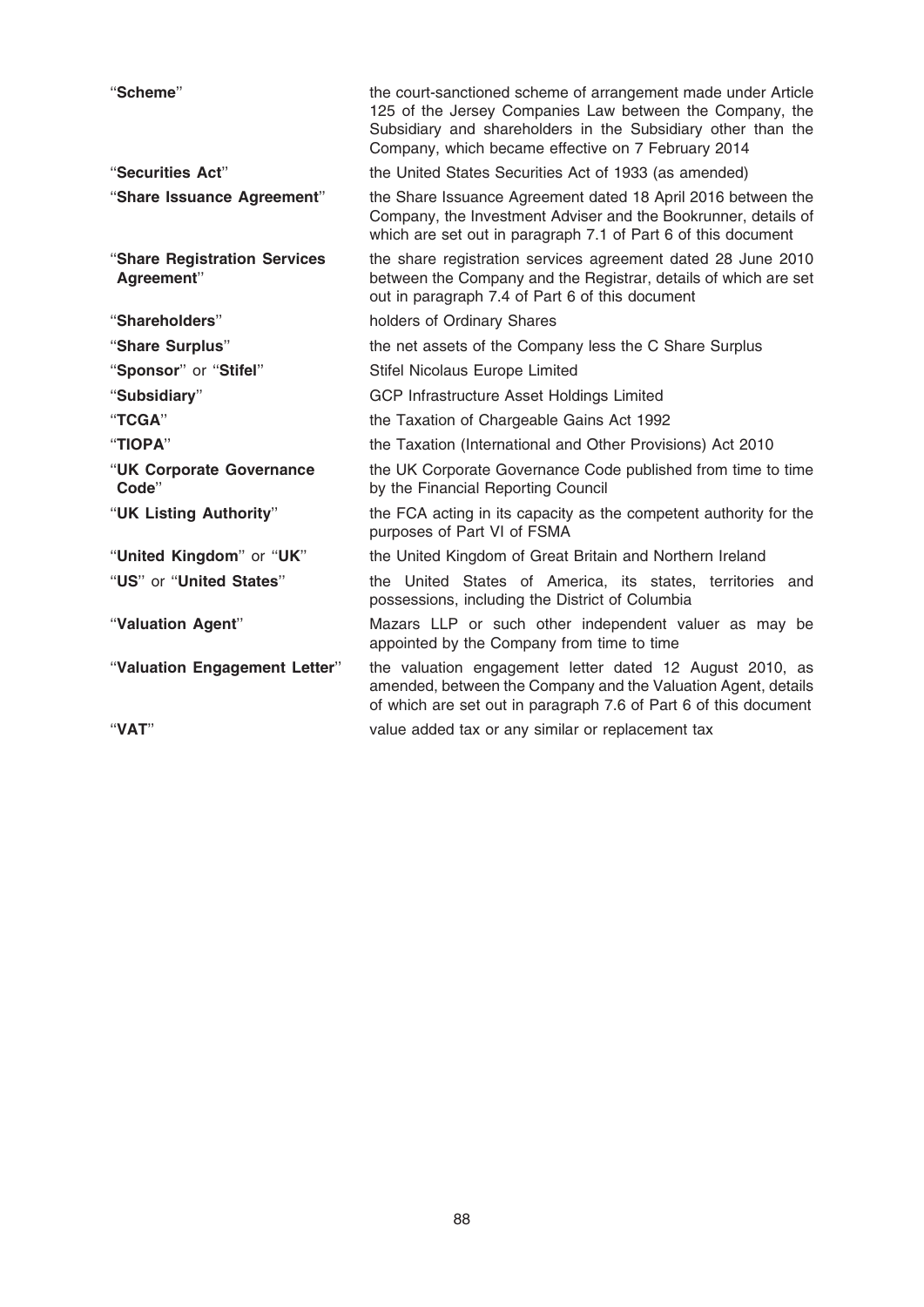| | |
|---|---|
| "**Scheme**" | the court-sanctioned scheme of arrangement made under Article 125 of the Jersey Companies Law between the Company, the Subsidiary and shareholders in the Subsidiary other than the Company, which became effective on 7 February 2014 |
| "**Securities Act**" | the United States Securities Act of 1933 (as amended) |
| "**Share Issuance Agreement**" | the Share Issuance Agreement dated 18 April 2016 between the Company, the Investment Adviser and the Bookrunner, details of which are set out in paragraph 7.1 of Part 6 of this document |
| "**Share Registration Services Agreement**" | the share registration services agreement dated 28 June 2010 between the Company and the Registrar, details of which are set out in paragraph 7.4 of Part 6 of this document |
| "**Shareholders**" | holders of Ordinary Shares |
| "**Share Surplus**" | the net assets of the Company less the C Share Surplus |
| "**Sponsor**" or "**Stifel**" | Stifel Nicolaus Europe Limited |
| "**Subsidiary**" | GCP Infrastructure Asset Holdings Limited |
| "**TCGA**" | the Taxation of Chargeable Gains Act 1992 |
| "**TIOPA**" | the Taxation (International and Other Provisions) Act 2010 |
| "**UK Corporate Governance Code**" | the UK Corporate Governance Code published from time to time by the Financial Reporting Council |
| "**UK Listing Authority**" | the FCA acting in its capacity as the competent authority for the purposes of Part VI of FSMA |
| "**United Kingdom**" or "**UK**" | the United Kingdom of Great Britain and Northern Ireland |
| "**US**" or "**United States**" | the United States of America, its states, territories and possessions, including the District of Columbia |
| "**Valuation Agent**" | Mazars LLP or such other independent valuer as may be appointed by the Company from time to time |
| "**Valuation Engagement Letter**" | the valuation engagement letter dated 12 August 2010, as amended, between the Company and the Valuation Agent, details of which are set out in paragraph 7.6 of Part 6 of this document |
| "**VAT**" | value added tax or any similar or replacement tax |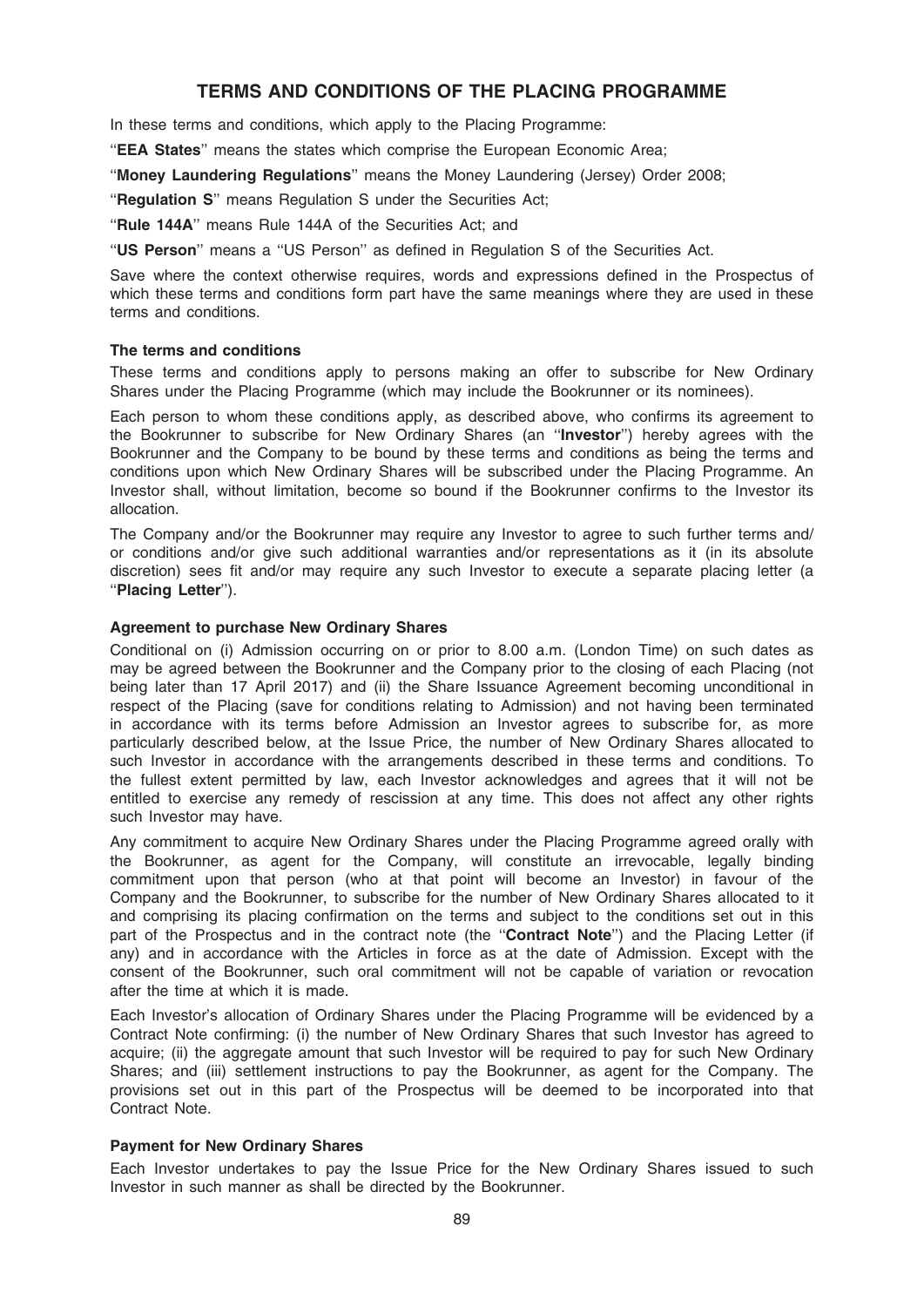# TERMS AND CONDITIONS OF THE PLACING PROGRAMME

In these terms and conditions, which apply to the Placing Programme:

''**EEA States**'' means the states which comprise the European Economic Area;

''**Money Laundering Regulations**'' means the Money Laundering (Jersey) Order 2008;

''**Regulation S**'' means Regulation S under the Securities Act;

''**Rule 144A**'' means Rule 144A of the Securities Act; and

''**US Person**'' means a ''US Person'' as defined in Regulation S of the Securities Act.

Save where the context otherwise requires, words and expressions defined in the Prospectus of which these terms and conditions form part have the same meanings where they are used in these terms and conditions.

### The terms and conditions

These terms and conditions apply to persons making an offer to subscribe for New Ordinary Shares under the Placing Programme (which may include the Bookrunner or its nominees).

Each person to whom these conditions apply, as described above, who confirms its agreement to the Bookrunner to subscribe for New Ordinary Shares (an ''**Investor**'') hereby agrees with the Bookrunner and the Company to be bound by these terms and conditions as being the terms and conditions upon which New Ordinary Shares will be subscribed under the Placing Programme. An Investor shall, without limitation, become so bound if the Bookrunner confirms to the Investor its allocation.

The Company and/or the Bookrunner may require any Investor to agree to such further terms and/or conditions and/or give such additional warranties and/or representations as it (in its absolute discretion) sees fit and/or may require any such Investor to execute a separate placing letter (a ''**Placing Letter**'').

### Agreement to purchase New Ordinary Shares

Conditional on (i) Admission occurring on or prior to 8.00 a.m. (London Time) on such dates as may be agreed between the Bookrunner and the Company prior to the closing of each Placing (not being later than 17 April 2017) and (ii) the Share Issuance Agreement becoming unconditional in respect of the Placing (save for conditions relating to Admission) and not having been terminated in accordance with its terms before Admission an Investor agrees to subscribe for, as more particularly described below, at the Issue Price, the number of New Ordinary Shares allocated to such Investor in accordance with the arrangements described in these terms and conditions. To the fullest extent permitted by law, each Investor acknowledges and agrees that it will not be entitled to exercise any remedy of rescission at any time. This does not affect any other rights such Investor may have.

Any commitment to acquire New Ordinary Shares under the Placing Programme agreed orally with the Bookrunner, as agent for the Company, will constitute an irrevocable, legally binding commitment upon that person (who at that point will become an Investor) in favour of the Company and the Bookrunner, to subscribe for the number of New Ordinary Shares allocated to it and comprising its placing confirmation on the terms and subject to the conditions set out in this part of the Prospectus and in the contract note (the ''**Contract Note**'') and the Placing Letter (if any) and in accordance with the Articles in force as at the date of Admission. Except with the consent of the Bookrunner, such oral commitment will not be capable of variation or revocation after the time at which it is made.

Each Investor's allocation of Ordinary Shares under the Placing Programme will be evidenced by a Contract Note confirming: (i) the number of New Ordinary Shares that such Investor has agreed to acquire; (ii) the aggregate amount that such Investor will be required to pay for such New Ordinary Shares; and (iii) settlement instructions to pay the Bookrunner, as agent for the Company. The provisions set out in this part of the Prospectus will be deemed to be incorporated into that Contract Note.

### Payment for New Ordinary Shares

Each Investor undertakes to pay the Issue Price for the New Ordinary Shares issued to such Investor in such manner as shall be directed by the Bookrunner.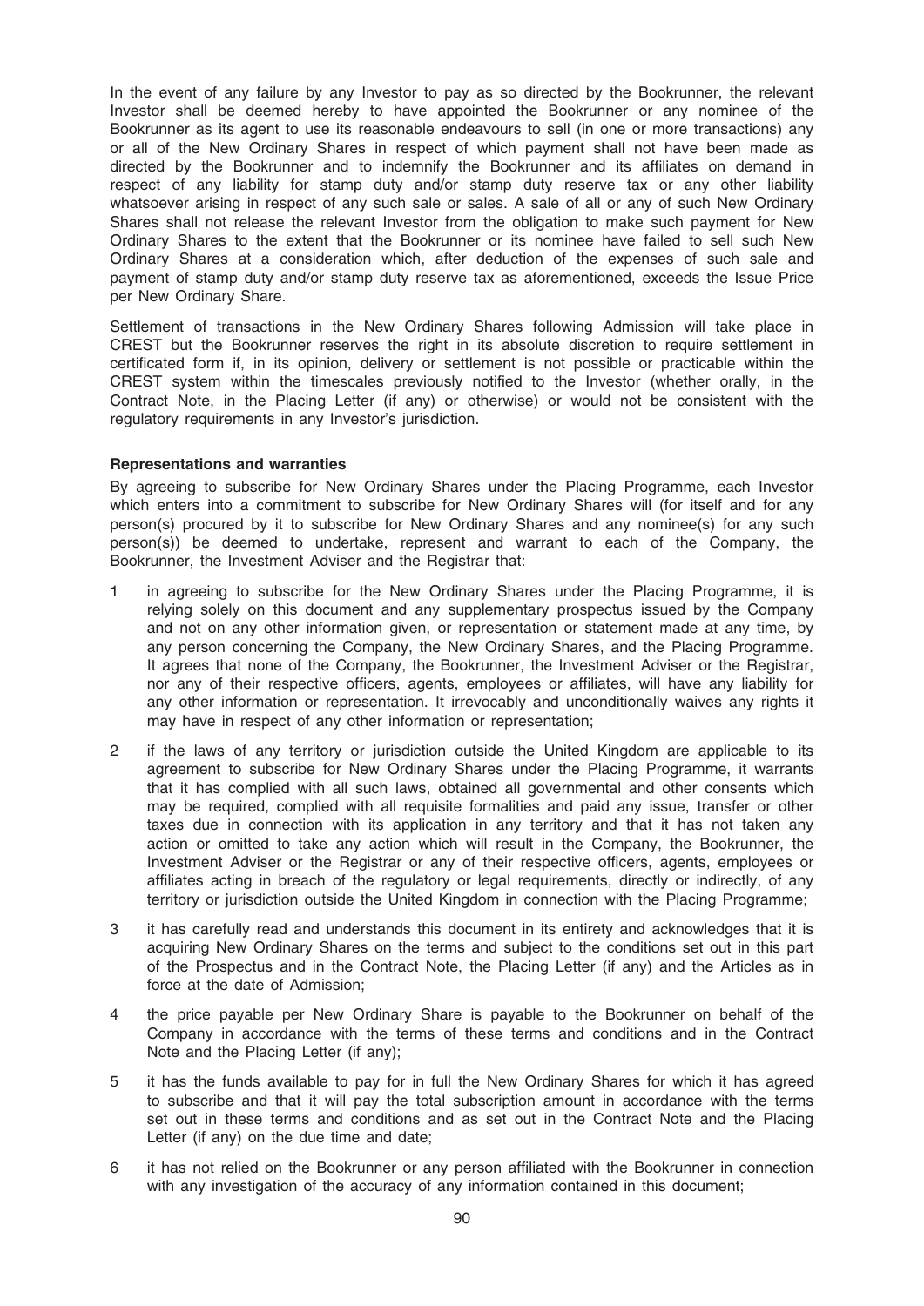In the event of any failure by any Investor to pay as so directed by the Bookrunner, the relevant Investor shall be deemed hereby to have appointed the Bookrunner or any nominee of the Bookrunner as its agent to use its reasonable endeavours to sell (in one or more transactions) any or all of the New Ordinary Shares in respect of which payment shall not have been made as directed by the Bookrunner and to indemnify the Bookrunner and its affiliates on demand in respect of any liability for stamp duty and/or stamp duty reserve tax or any other liability whatsoever arising in respect of any such sale or sales. A sale of all or any of such New Ordinary Shares shall not release the relevant Investor from the obligation to make such payment for New Ordinary Shares to the extent that the Bookrunner or its nominee have failed to sell such New Ordinary Shares at a consideration which, after deduction of the expenses of such sale and payment of stamp duty and/or stamp duty reserve tax as aforementioned, exceeds the Issue Price per New Ordinary Share.

Settlement of transactions in the New Ordinary Shares following Admission will take place in CREST but the Bookrunner reserves the right in its absolute discretion to require settlement in certificated form if, in its opinion, delivery or settlement is not possible or practicable within the CREST system within the timescales previously notified to the Investor (whether orally, in the Contract Note, in the Placing Letter (if any) or otherwise) or would not be consistent with the regulatory requirements in any Investor's jurisdiction.

**Representations and warranties**

By agreeing to subscribe for New Ordinary Shares under the Placing Programme, each Investor which enters into a commitment to subscribe for New Ordinary Shares will (for itself and for any person(s) procured by it to subscribe for New Ordinary Shares and any nominee(s) for any such person(s)) be deemed to undertake, represent and warrant to each of the Company, the Bookrunner, the Investment Adviser and the Registrar that:

1 in agreeing to subscribe for the New Ordinary Shares under the Placing Programme, it is relying solely on this document and any supplementary prospectus issued by the Company and not on any other information given, or representation or statement made at any time, by any person concerning the Company, the New Ordinary Shares, and the Placing Programme. It agrees that none of the Company, the Bookrunner, the Investment Adviser or the Registrar, nor any of their respective officers, agents, employees or affiliates, will have any liability for any other information or representation. It irrevocably and unconditionally waives any rights it may have in respect of any other information or representation;

2 if the laws of any territory or jurisdiction outside the United Kingdom are applicable to its agreement to subscribe for New Ordinary Shares under the Placing Programme, it warrants that it has complied with all such laws, obtained all governmental and other consents which may be required, complied with all requisite formalities and paid any issue, transfer or other taxes due in connection with its application in any territory and that it has not taken any action or omitted to take any action which will result in the Company, the Bookrunner, the Investment Adviser or the Registrar or any of their respective officers, agents, employees or affiliates acting in breach of the regulatory or legal requirements, directly or indirectly, of any territory or jurisdiction outside the United Kingdom in connection with the Placing Programme;

3 it has carefully read and understands this document in its entirety and acknowledges that it is acquiring New Ordinary Shares on the terms and subject to the conditions set out in this part of the Prospectus and in the Contract Note, the Placing Letter (if any) and the Articles as in force at the date of Admission;

4 the price payable per New Ordinary Share is payable to the Bookrunner on behalf of the Company in accordance with the terms of these terms and conditions and in the Contract Note and the Placing Letter (if any);

5 it has the funds available to pay for in full the New Ordinary Shares for which it has agreed to subscribe and that it will pay the total subscription amount in accordance with the terms set out in these terms and conditions and as set out in the Contract Note and the Placing Letter (if any) on the due time and date;

6 it has not relied on the Bookrunner or any person affiliated with the Bookrunner in connection with any investigation of the accuracy of any information contained in this document;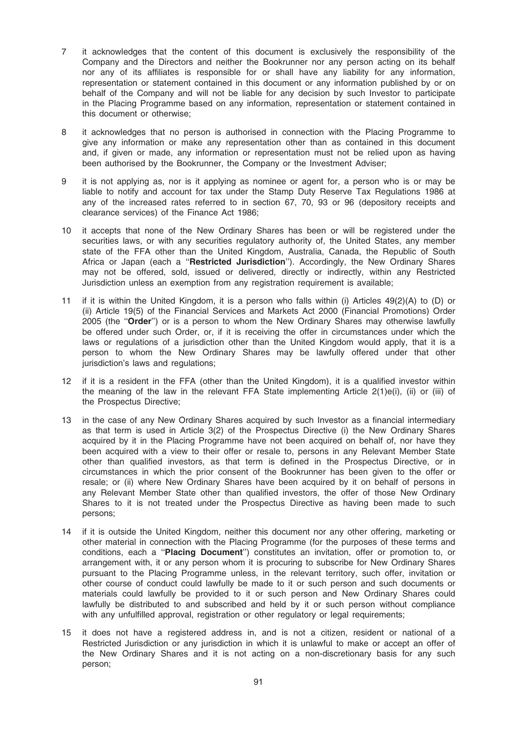7 it acknowledges that the content of this document is exclusively the responsibility of the Company and the Directors and neither the Bookrunner nor any person acting on its behalf nor any of its affiliates is responsible for or shall have any liability for any information, representation or statement contained in this document or any information published by or on behalf of the Company and will not be liable for any decision by such Investor to participate in the Placing Programme based on any information, representation or statement contained in this document or otherwise;

8 it acknowledges that no person is authorised in connection with the Placing Programme to give any information or make any representation other than as contained in this document and, if given or made, any information or representation must not be relied upon as having been authorised by the Bookrunner, the Company or the Investment Adviser;

9 it is not applying as, nor is it applying as nominee or agent for, a person who is or may be liable to notify and account for tax under the Stamp Duty Reserve Tax Regulations 1986 at any of the increased rates referred to in section 67, 70, 93 or 96 (depository receipts and clearance services) of the Finance Act 1986;

10 it accepts that none of the New Ordinary Shares has been or will be registered under the securities laws, or with any securities regulatory authority of, the United States, any member state of the FFA other than the United Kingdom, Australia, Canada, the Republic of South Africa or Japan (each a "**Restricted Jurisdiction**"). Accordingly, the New Ordinary Shares may not be offered, sold, issued or delivered, directly or indirectly, within any Restricted Jurisdiction unless an exemption from any registration requirement is available;

11 if it is within the United Kingdom, it is a person who falls within (i) Articles 49(2)(A) to (D) or (ii) Article 19(5) of the Financial Services and Markets Act 2000 (Financial Promotions) Order 2005 (the "**Order**") or is a person to whom the New Ordinary Shares may otherwise lawfully be offered under such Order, or, if it is receiving the offer in circumstances under which the laws or regulations of a jurisdiction other than the United Kingdom would apply, that it is a person to whom the New Ordinary Shares may be lawfully offered under that other jurisdiction's laws and regulations;

12 if it is a resident in the FFA (other than the United Kingdom), it is a qualified investor within the meaning of the law in the relevant FFA State implementing Article 2(1)e(i), (ii) or (iii) of the Prospectus Directive;

13 in the case of any New Ordinary Shares acquired by such Investor as a financial intermediary as that term is used in Article 3(2) of the Prospectus Directive (i) the New Ordinary Shares acquired by it in the Placing Programme have not been acquired on behalf of, nor have they been acquired with a view to their offer or resale to, persons in any Relevant Member State other than qualified investors, as that term is defined in the Prospectus Directive, or in circumstances in which the prior consent of the Bookrunner has been given to the offer or resale; or (ii) where New Ordinary Shares have been acquired by it on behalf of persons in any Relevant Member State other than qualified investors, the offer of those New Ordinary Shares to it is not treated under the Prospectus Directive as having been made to such persons;

14 if it is outside the United Kingdom, neither this document nor any other offering, marketing or other material in connection with the Placing Programme (for the purposes of these terms and conditions, each a "**Placing Document**") constitutes an invitation, offer or promotion to, or arrangement with, it or any person whom it is procuring to subscribe for New Ordinary Shares pursuant to the Placing Programme unless, in the relevant territory, such offer, invitation or other course of conduct could lawfully be made to it or such person and such documents or materials could lawfully be provided to it or such person and New Ordinary Shares could lawfully be distributed to and subscribed and held by it or such person without compliance with any unfulfilled approval, registration or other regulatory or legal requirements;

15 it does not have a registered address in, and is not a citizen, resident or national of a Restricted Jurisdiction or any jurisdiction in which it is unlawful to make or accept an offer of the New Ordinary Shares and it is not acting on a non-discretionary basis for any such person;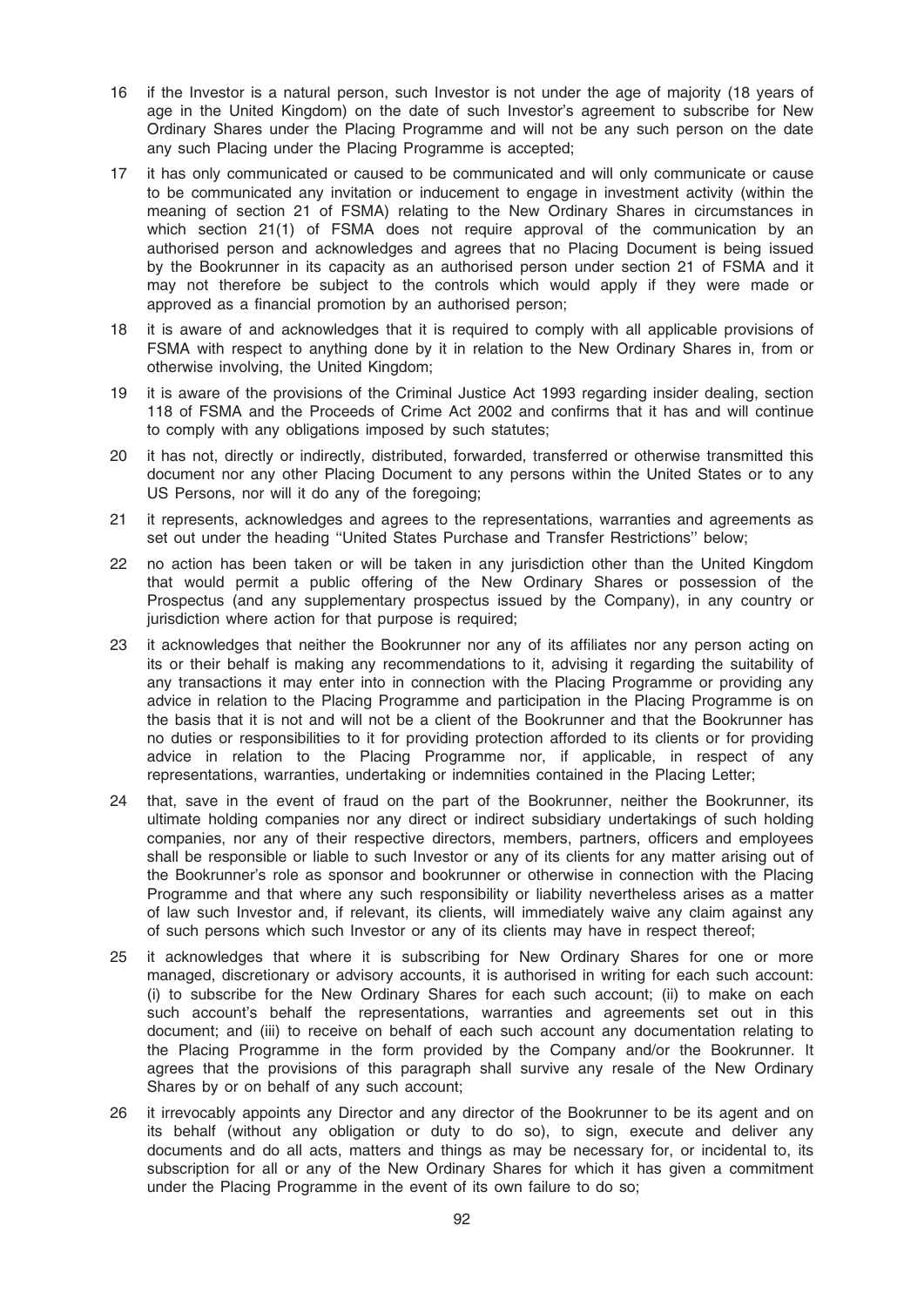16 if the Investor is a natural person, such Investor is not under the age of majority (18 years of age in the United Kingdom) on the date of such Investor's agreement to subscribe for New Ordinary Shares under the Placing Programme and will not be any such person on the date any such Placing under the Placing Programme is accepted;

17 it has only communicated or caused to be communicated and will only communicate or cause to be communicated any invitation or inducement to engage in investment activity (within the meaning of section 21 of FSMA) relating to the New Ordinary Shares in circumstances in which section 21(1) of FSMA does not require approval of the communication by an authorised person and acknowledges and agrees that no Placing Document is being issued by the Bookrunner in its capacity as an authorised person under section 21 of FSMA and it may not therefore be subject to the controls which would apply if they were made or approved as a financial promotion by an authorised person;

18 it is aware of and acknowledges that it is required to comply with all applicable provisions of FSMA with respect to anything done by it in relation to the New Ordinary Shares in, from or otherwise involving, the United Kingdom;

19 it is aware of the provisions of the Criminal Justice Act 1993 regarding insider dealing, section 118 of FSMA and the Proceeds of Crime Act 2002 and confirms that it has and will continue to comply with any obligations imposed by such statutes;

20 it has not, directly or indirectly, distributed, forwarded, transferred or otherwise transmitted this document nor any other Placing Document to any persons within the United States or to any US Persons, nor will it do any of the foregoing;

21 it represents, acknowledges and agrees to the representations, warranties and agreements as set out under the heading ''United States Purchase and Transfer Restrictions'' below;

22 no action has been taken or will be taken in any jurisdiction other than the United Kingdom that would permit a public offering of the New Ordinary Shares or possession of the Prospectus (and any supplementary prospectus issued by the Company), in any country or jurisdiction where action for that purpose is required;

23 it acknowledges that neither the Bookrunner nor any of its affiliates nor any person acting on its or their behalf is making any recommendations to it, advising it regarding the suitability of any transactions it may enter into in connection with the Placing Programme or providing any advice in relation to the Placing Programme and participation in the Placing Programme is on the basis that it is not and will not be a client of the Bookrunner and that the Bookrunner has no duties or responsibilities to it for providing protection afforded to its clients or for providing advice in relation to the Placing Programme nor, if applicable, in respect of any representations, warranties, undertaking or indemnities contained in the Placing Letter;

24 that, save in the event of fraud on the part of the Bookrunner, neither the Bookrunner, its ultimate holding companies nor any direct or indirect subsidiary undertakings of such holding companies, nor any of their respective directors, members, partners, officers and employees shall be responsible or liable to such Investor or any of its clients for any matter arising out of the Bookrunner's role as sponsor and bookrunner or otherwise in connection with the Placing Programme and that where any such responsibility or liability nevertheless arises as a matter of law such Investor and, if relevant, its clients, will immediately waive any claim against any of such persons which such Investor or any of its clients may have in respect thereof;

25 it acknowledges that where it is subscribing for New Ordinary Shares for one or more managed, discretionary or advisory accounts, it is authorised in writing for each such account: (i) to subscribe for the New Ordinary Shares for each such account; (ii) to make on each such account's behalf the representations, warranties and agreements set out in this document; and (iii) to receive on behalf of each such account any documentation relating to the Placing Programme in the form provided by the Company and/or the Bookrunner. It agrees that the provisions of this paragraph shall survive any resale of the New Ordinary Shares by or on behalf of any such account;

26 it irrevocably appoints any Director and any director of the Bookrunner to be its agent and on its behalf (without any obligation or duty to do so), to sign, execute and deliver any documents and do all acts, matters and things as may be necessary for, or incidental to, its subscription for all or any of the New Ordinary Shares for which it has given a commitment under the Placing Programme in the event of its own failure to do so;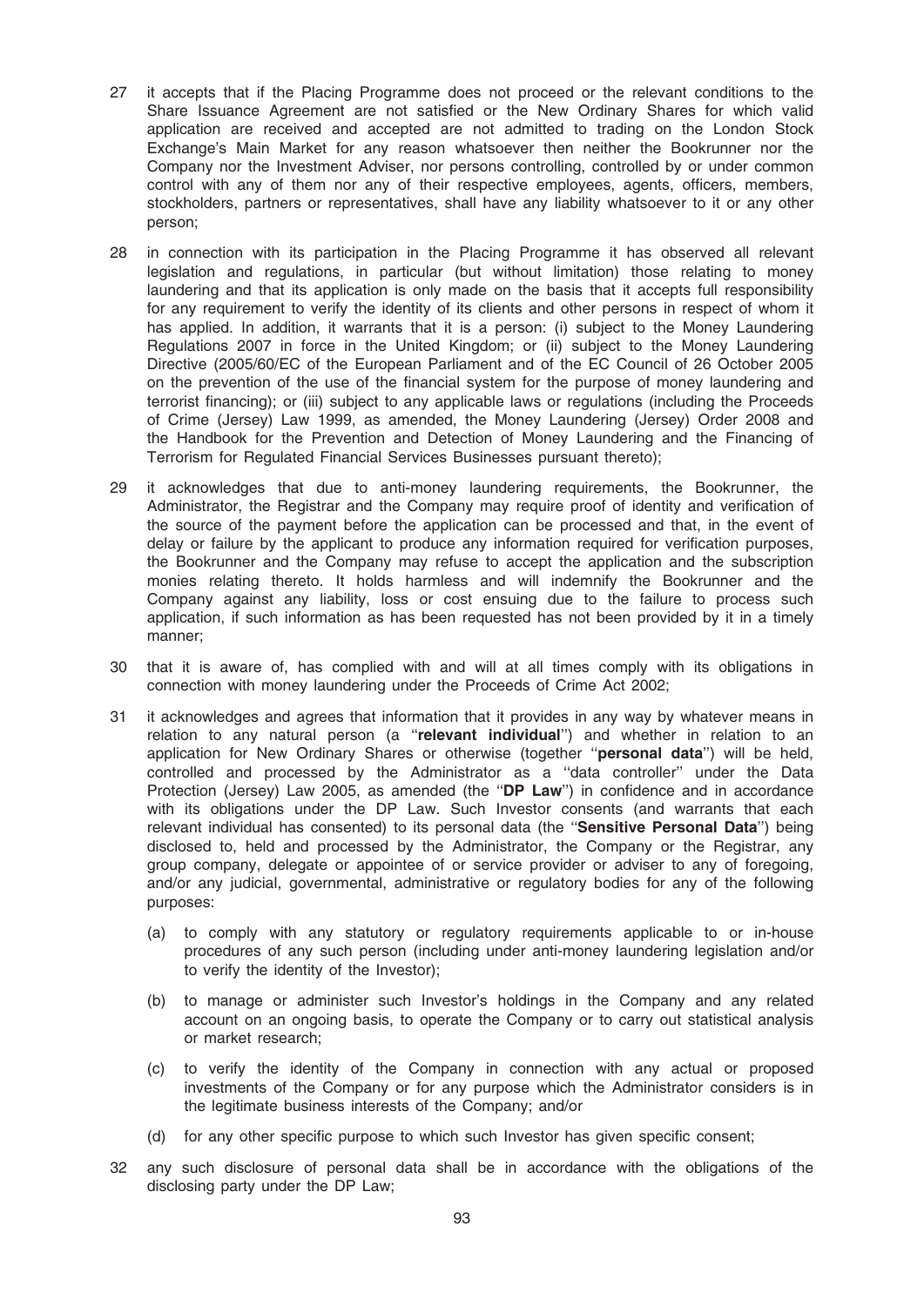27 it accepts that if the Placing Programme does not proceed or the relevant conditions to the Share Issuance Agreement are not satisfied or the New Ordinary Shares for which valid application are received and accepted are not admitted to trading on the London Stock Exchange's Main Market for any reason whatsoever then neither the Bookrunner nor the Company nor the Investment Adviser, nor persons controlling, controlled by or under common control with any of them nor any of their respective employees, agents, officers, members, stockholders, partners or representatives, shall have any liability whatsoever to it or any other person;

28 in connection with its participation in the Placing Programme it has observed all relevant legislation and regulations, in particular (but without limitation) those relating to money laundering and that its application is only made on the basis that it accepts full responsibility for any requirement to verify the identity of its clients and other persons in respect of whom it has applied. In addition, it warrants that it is a person: (i) subject to the Money Laundering Regulations 2007 in force in the United Kingdom; or (ii) subject to the Money Laundering Directive (2005/60/EC of the European Parliament and of the EC Council of 26 October 2005 on the prevention of the use of the financial system for the purpose of money laundering and terrorist financing); or (iii) subject to any applicable laws or regulations (including the Proceeds of Crime (Jersey) Law 1999, as amended, the Money Laundering (Jersey) Order 2008 and the Handbook for the Prevention and Detection of Money Laundering and the Financing of Terrorism for Regulated Financial Services Businesses pursuant thereto);

29 it acknowledges that due to anti-money laundering requirements, the Bookrunner, the Administrator, the Registrar and the Company may require proof of identity and verification of the source of the payment before the application can be processed and that, in the event of delay or failure by the applicant to produce any information required for verification purposes, the Bookrunner and the Company may refuse to accept the application and the subscription monies relating thereto. It holds harmless and will indemnify the Bookrunner and the Company against any liability, loss or cost ensuing due to the failure to process such application, if such information as has been requested has not been provided by it in a timely manner;

30 that it is aware of, has complied with and will at all times comply with its obligations in connection with money laundering under the Proceeds of Crime Act 2002;

31 it acknowledges and agrees that information that it provides in any way by whatever means in relation to any natural person (a "**relevant individual**") and whether in relation to an application for New Ordinary Shares or otherwise (together "**personal data**") will be held, controlled and processed by the Administrator as a "data controller" under the Data Protection (Jersey) Law 2005, as amended (the "**DP Law**") in confidence and in accordance with its obligations under the DP Law. Such Investor consents (and warrants that each relevant individual has consented) to its personal data (the "**Sensitive Personal Data**") being disclosed to, held and processed by the Administrator, the Company or the Registrar, any group company, delegate or appointee of or service provider or adviser to any of foregoing, and/or any judicial, governmental, administrative or regulatory bodies for any of the following purposes:

   (a) to comply with any statutory or regulatory requirements applicable to or in-house procedures of any such person (including under anti-money laundering legislation and/or to verify the identity of the Investor);

   (b) to manage or administer such Investor's holdings in the Company and any related account on an ongoing basis, to operate the Company or to carry out statistical analysis or market research;

   (c) to verify the identity of the Company in connection with any actual or proposed investments of the Company or for any purpose which the Administrator considers is in the legitimate business interests of the Company; and/or

   (d) for any other specific purpose to which such Investor has given specific consent;

32 any such disclosure of personal data shall be in accordance with the obligations of the disclosing party under the DP Law;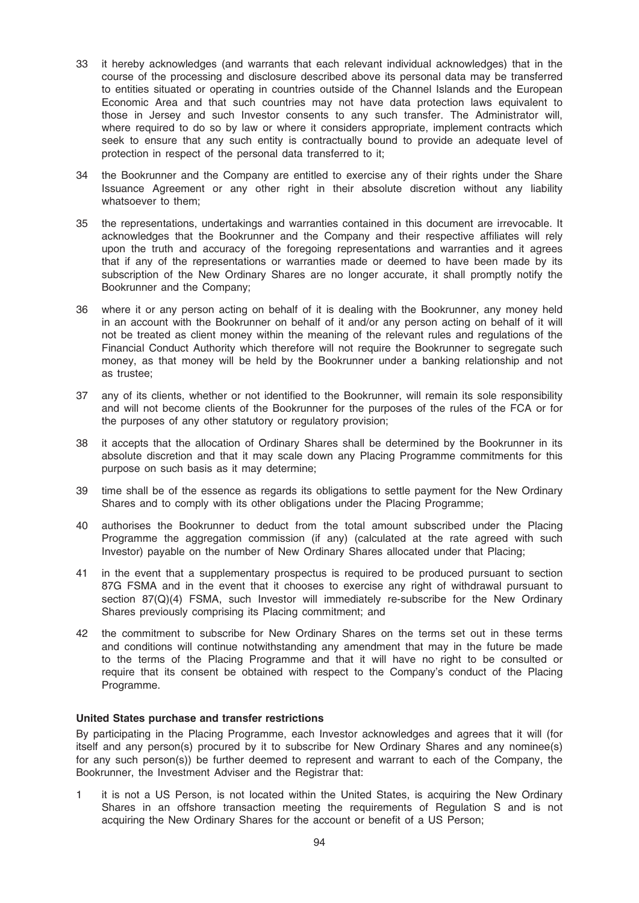33 it hereby acknowledges (and warrants that each relevant individual acknowledges) that in the course of the processing and disclosure described above its personal data may be transferred to entities situated or operating in countries outside of the Channel Islands and the European Economic Area and that such countries may not have data protection laws equivalent to those in Jersey and such Investor consents to any such transfer. The Administrator will, where required to do so by law or where it considers appropriate, implement contracts which seek to ensure that any such entity is contractually bound to provide an adequate level of protection in respect of the personal data transferred to it;

34 the Bookrunner and the Company are entitled to exercise any of their rights under the Share Issuance Agreement or any other right in their absolute discretion without any liability whatsoever to them;

35 the representations, undertakings and warranties contained in this document are irrevocable. It acknowledges that the Bookrunner and the Company and their respective affiliates will rely upon the truth and accuracy of the foregoing representations and warranties and it agrees that if any of the representations or warranties made or deemed to have been made by its subscription of the New Ordinary Shares are no longer accurate, it shall promptly notify the Bookrunner and the Company;

36 where it or any person acting on behalf of it is dealing with the Bookrunner, any money held in an account with the Bookrunner on behalf of it and/or any person acting on behalf of it will not be treated as client money within the meaning of the relevant rules and regulations of the Financial Conduct Authority which therefore will not require the Bookrunner to segregate such money, as that money will be held by the Bookrunner under a banking relationship and not as trustee;

37 any of its clients, whether or not identified to the Bookrunner, will remain its sole responsibility and will not become clients of the Bookrunner for the purposes of the rules of the FCA or for the purposes of any other statutory or regulatory provision;

38 it accepts that the allocation of Ordinary Shares shall be determined by the Bookrunner in its absolute discretion and that it may scale down any Placing Programme commitments for this purpose on such basis as it may determine;

39 time shall be of the essence as regards its obligations to settle payment for the New Ordinary Shares and to comply with its other obligations under the Placing Programme;

40 authorises the Bookrunner to deduct from the total amount subscribed under the Placing Programme the aggregation commission (if any) (calculated at the rate agreed with such Investor) payable on the number of New Ordinary Shares allocated under that Placing;

41 in the event that a supplementary prospectus is required to be produced pursuant to section 87G FSMA and in the event that it chooses to exercise any right of withdrawal pursuant to section 87(Q)(4) FSMA, such Investor will immediately re-subscribe for the New Ordinary Shares previously comprising its Placing commitment; and

42 the commitment to subscribe for New Ordinary Shares on the terms set out in these terms and conditions will continue notwithstanding any amendment that may in the future be made to the terms of the Placing Programme and that it will have no right to be consulted or require that its consent be obtained with respect to the Company's conduct of the Placing Programme.

**United States purchase and transfer restrictions**

By participating in the Placing Programme, each Investor acknowledges and agrees that it will (for itself and any person(s) procured by it to subscribe for New Ordinary Shares and any nominee(s) for any such person(s)) be further deemed to represent and warrant to each of the Company, the Bookrunner, the Investment Adviser and the Registrar that:

1 it is not a US Person, is not located within the United States, is acquiring the New Ordinary Shares in an offshore transaction meeting the requirements of Regulation S and is not acquiring the New Ordinary Shares for the account or benefit of a US Person;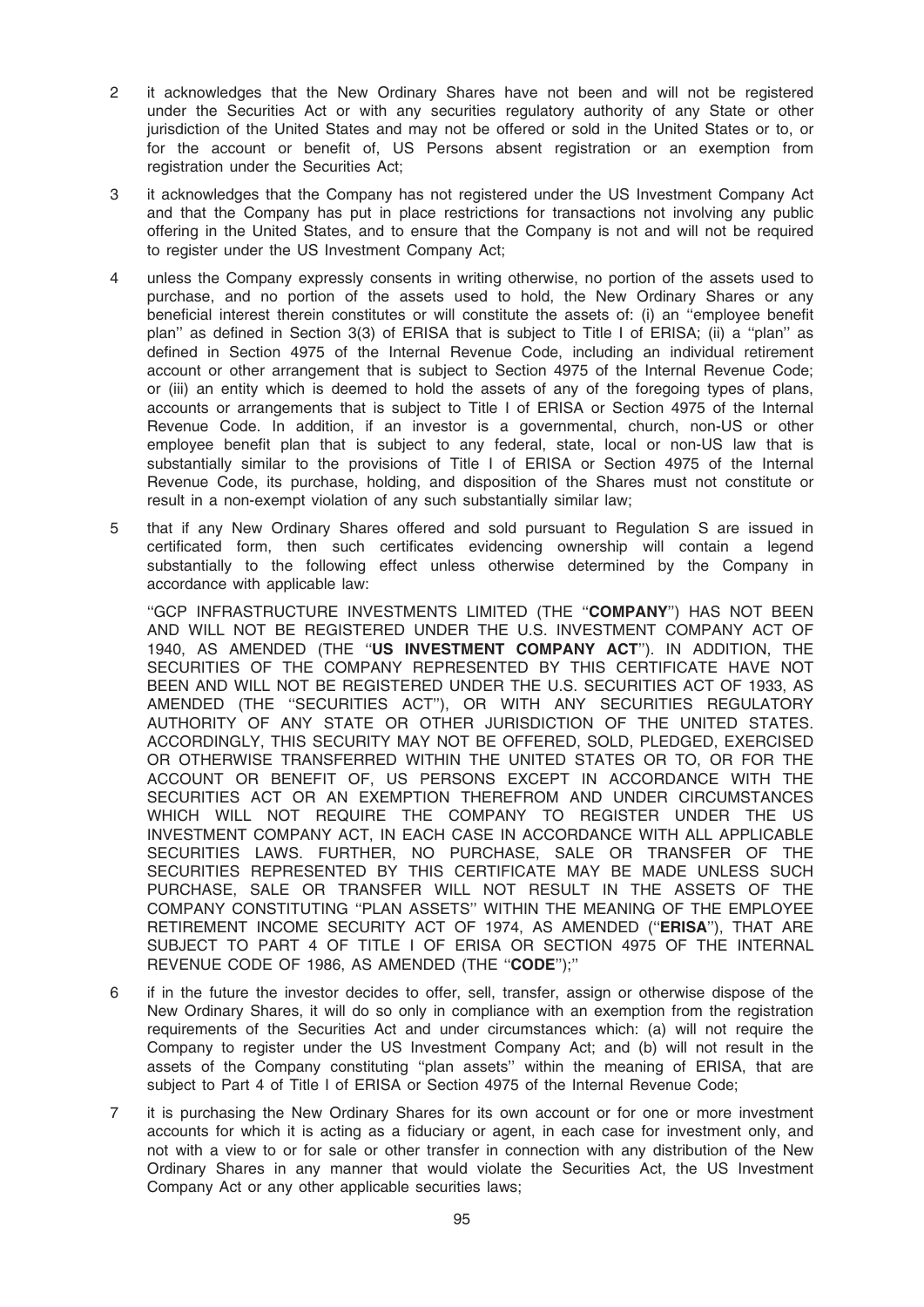2 it acknowledges that the New Ordinary Shares have not been and will not be registered under the Securities Act or with any securities regulatory authority of any State or other jurisdiction of the United States and may not be offered or sold in the United States or to, or for the account or benefit of, US Persons absent registration or an exemption from registration under the Securities Act;

3 it acknowledges that the Company has not registered under the US Investment Company Act and that the Company has put in place restrictions for transactions not involving any public offering in the United States, and to ensure that the Company is not and will not be required to register under the US Investment Company Act;

4 unless the Company expressly consents in writing otherwise, no portion of the assets used to purchase, and no portion of the assets used to hold, the New Ordinary Shares or any beneficial interest therein constitutes or will constitute the assets of: (i) an ''employee benefit plan'' as defined in Section 3(3) of ERISA that is subject to Title I of ERISA; (ii) a ''plan'' as defined in Section 4975 of the Internal Revenue Code, including an individual retirement account or other arrangement that is subject to Section 4975 of the Internal Revenue Code; or (iii) an entity which is deemed to hold the assets of any of the foregoing types of plans, accounts or arrangements that is subject to Title I of ERISA or Section 4975 of the Internal Revenue Code. In addition, if an investor is a governmental, church, non-US or other employee benefit plan that is subject to any federal, state, local or non-US law that is substantially similar to the provisions of Title I of ERISA or Section 4975 of the Internal Revenue Code, its purchase, holding, and disposition of the Shares must not constitute or result in a non-exempt violation of any such substantially similar law;

5 that if any New Ordinary Shares offered and sold pursuant to Regulation S are issued in certificated form, then such certificates evidencing ownership will contain a legend substantially to the following effect unless otherwise determined by the Company in accordance with applicable law:

''GCP INFRASTRUCTURE INVESTMENTS LIMITED (THE ''**COMPANY**'') HAS NOT BEEN AND WILL NOT BE REGISTERED UNDER THE U.S. INVESTMENT COMPANY ACT OF 1940, AS AMENDED (THE ''**US INVESTMENT COMPANY ACT**''). IN ADDITION, THE SECURITIES OF THE COMPANY REPRESENTED BY THIS CERTIFICATE HAVE NOT BEEN AND WILL NOT BE REGISTERED UNDER THE U.S. SECURITIES ACT OF 1933, AS AMENDED (THE ''SECURITIES ACT''), OR WITH ANY SECURITIES REGULATORY AUTHORITY OF ANY STATE OR OTHER JURISDICTION OF THE UNITED STATES. ACCORDINGLY, THIS SECURITY MAY NOT BE OFFERED, SOLD, PLEDGED, EXERCISED OR OTHERWISE TRANSFERRED WITHIN THE UNITED STATES OR TO, OR FOR THE ACCOUNT OR BENEFIT OF, US PERSONS EXCEPT IN ACCORDANCE WITH THE SECURITIES ACT OR AN EXEMPTION THEREFROM AND UNDER CIRCUMSTANCES WHICH WILL NOT REQUIRE THE COMPANY TO REGISTER UNDER THE US INVESTMENT COMPANY ACT, IN EACH CASE IN ACCORDANCE WITH ALL APPLICABLE SECURITIES LAWS. FURTHER, NO PURCHASE, SALE OR TRANSFER OF THE SECURITIES REPRESENTED BY THIS CERTIFICATE MAY BE MADE UNLESS SUCH PURCHASE, SALE OR TRANSFER WILL NOT RESULT IN THE ASSETS OF THE COMPANY CONSTITUTING ''PLAN ASSETS'' WITHIN THE MEANING OF THE EMPLOYEE RETIREMENT INCOME SECURITY ACT OF 1974, AS AMENDED (''**ERISA**''), THAT ARE SUBJECT TO PART 4 OF TITLE I OF ERISA OR SECTION 4975 OF THE INTERNAL REVENUE CODE OF 1986, AS AMENDED (THE ''**CODE**'');''

6 if in the future the investor decides to offer, sell, transfer, assign or otherwise dispose of the New Ordinary Shares, it will do so only in compliance with an exemption from the registration requirements of the Securities Act and under circumstances which: (a) will not require the Company to register under the US Investment Company Act; and (b) will not result in the assets of the Company constituting ''plan assets'' within the meaning of ERISA, that are subject to Part 4 of Title I of ERISA or Section 4975 of the Internal Revenue Code;

7 it is purchasing the New Ordinary Shares for its own account or for one or more investment accounts for which it is acting as a fiduciary or agent, in each case for investment only, and not with a view to or for sale or other transfer in connection with any distribution of the New Ordinary Shares in any manner that would violate the Securities Act, the US Investment Company Act or any other applicable securities laws;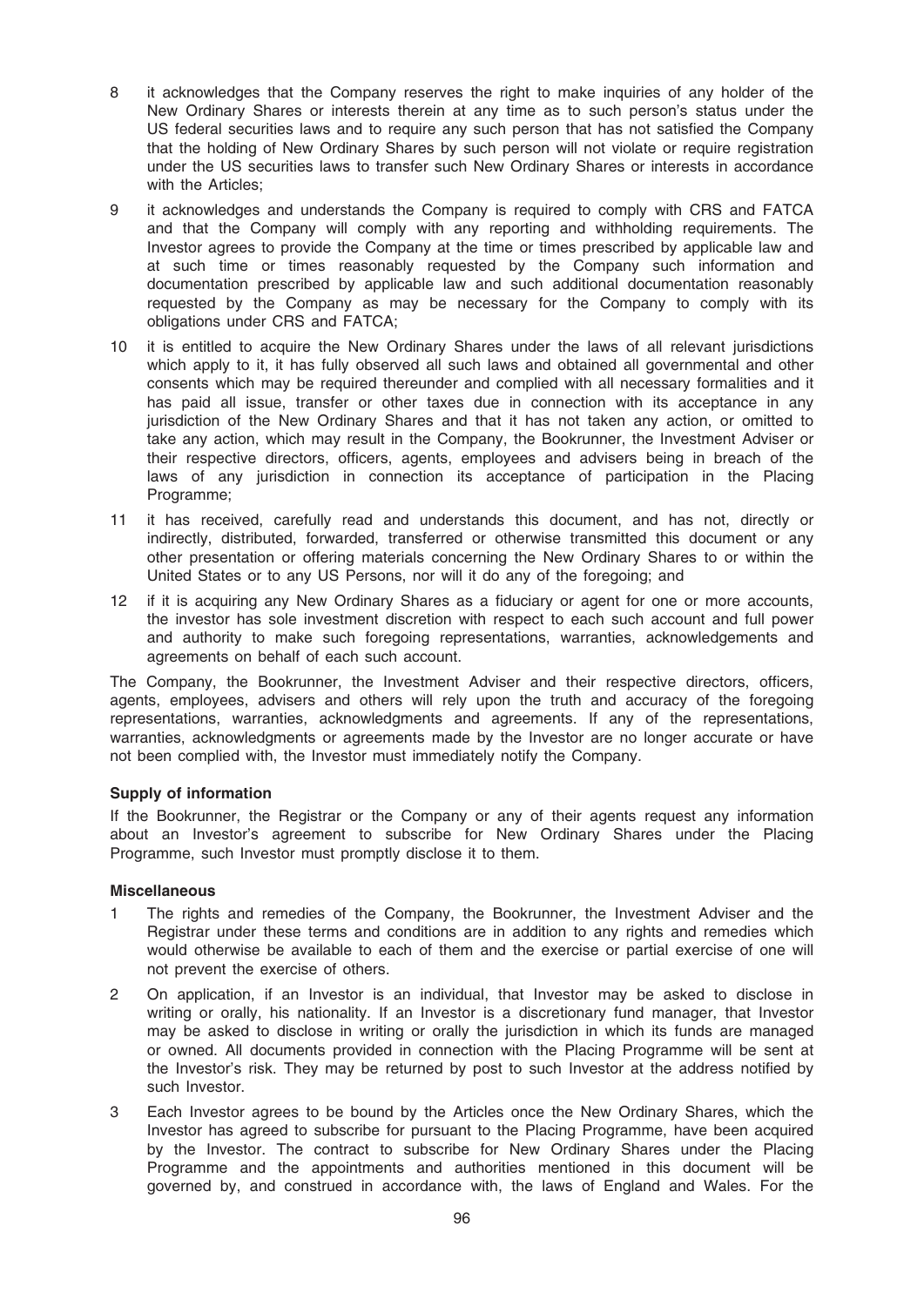8 it acknowledges that the Company reserves the right to make inquiries of any holder of the New Ordinary Shares or interests therein at any time as to such person's status under the US federal securities laws and to require any such person that has not satisfied the Company that the holding of New Ordinary Shares by such person will not violate or require registration under the US securities laws to transfer such New Ordinary Shares or interests in accordance with the Articles;

9 it acknowledges and understands the Company is required to comply with CRS and FATCA and that the Company will comply with any reporting and withholding requirements. The Investor agrees to provide the Company at the time or times prescribed by applicable law and at such time or times reasonably requested by the Company such information and documentation prescribed by applicable law and such additional documentation reasonably requested by the Company as may be necessary for the Company to comply with its obligations under CRS and FATCA;

10 it is entitled to acquire the New Ordinary Shares under the laws of all relevant jurisdictions which apply to it, it has fully observed all such laws and obtained all governmental and other consents which may be required thereunder and complied with all necessary formalities and it has paid all issue, transfer or other taxes due in connection with its acceptance in any jurisdiction of the New Ordinary Shares and that it has not taken any action, or omitted to take any action, which may result in the Company, the Bookrunner, the Investment Adviser or their respective directors, officers, agents, employees and advisers being in breach of the laws of any jurisdiction in connection its acceptance of participation in the Placing Programme;

11 it has received, carefully read and understands this document, and has not, directly or indirectly, distributed, forwarded, transferred or otherwise transmitted this document or any other presentation or offering materials concerning the New Ordinary Shares to or within the United States or to any US Persons, nor will it do any of the foregoing; and

12 if it is acquiring any New Ordinary Shares as a fiduciary or agent for one or more accounts, the investor has sole investment discretion with respect to each such account and full power and authority to make such foregoing representations, warranties, acknowledgements and agreements on behalf of each such account.

The Company, the Bookrunner, the Investment Adviser and their respective directors, officers, agents, employees, advisers and others will rely upon the truth and accuracy of the foregoing representations, warranties, acknowledgments and agreements. If any of the representations, warranties, acknowledgments or agreements made by the Investor are no longer accurate or have not been complied with, the Investor must immediately notify the Company.

**Supply of information**

If the Bookrunner, the Registrar or the Company or any of their agents request any information about an Investor's agreement to subscribe for New Ordinary Shares under the Placing Programme, such Investor must promptly disclose it to them.

**Miscellaneous**

1 The rights and remedies of the Company, the Bookrunner, the Investment Adviser and the Registrar under these terms and conditions are in addition to any rights and remedies which would otherwise be available to each of them and the exercise or partial exercise of one will not prevent the exercise of others.

2 On application, if an Investor is an individual, that Investor may be asked to disclose in writing or orally, his nationality. If an Investor is a discretionary fund manager, that Investor may be asked to disclose in writing or orally the jurisdiction in which its funds are managed or owned. All documents provided in connection with the Placing Programme will be sent at the Investor's risk. They may be returned by post to such Investor at the address notified by such Investor.

3 Each Investor agrees to be bound by the Articles once the New Ordinary Shares, which the Investor has agreed to subscribe for pursuant to the Placing Programme, have been acquired by the Investor. The contract to subscribe for New Ordinary Shares under the Placing Programme and the appointments and authorities mentioned in this document will be governed by, and construed in accordance with, the laws of England and Wales. For the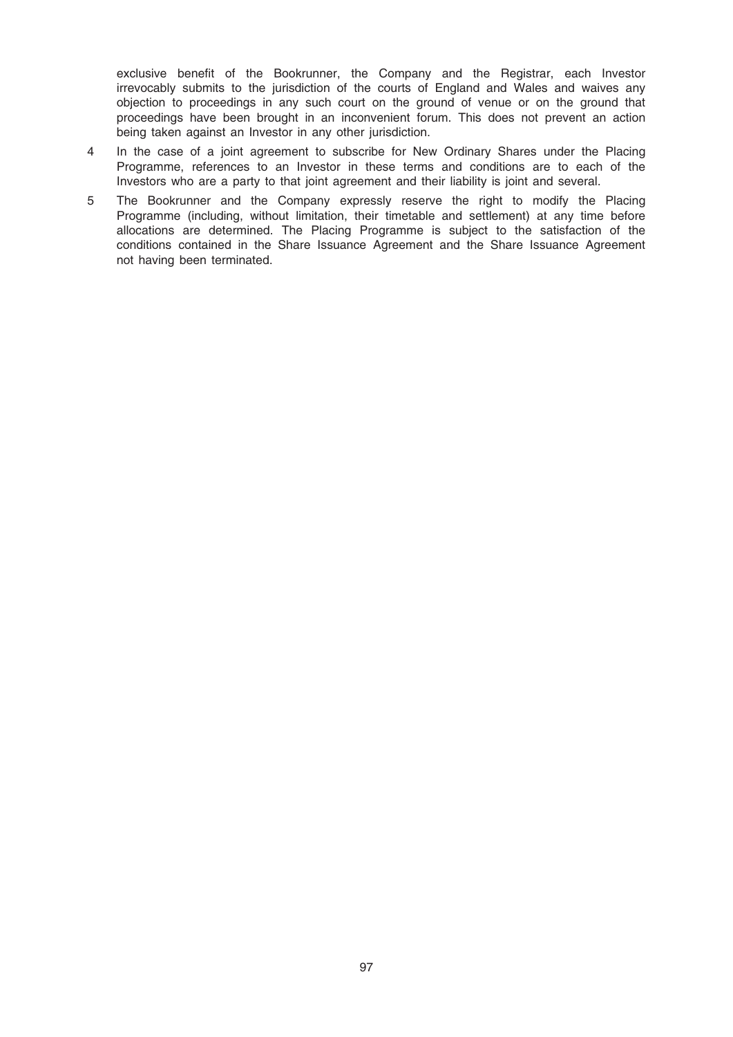exclusive benefit of the Bookrunner, the Company and the Registrar, each Investor irrevocably submits to the jurisdiction of the courts of England and Wales and waives any objection to proceedings in any such court on the ground of venue or on the ground that proceedings have been brought in an inconvenient forum. This does not prevent an action being taken against an Investor in any other jurisdiction.

4 In the case of a joint agreement to subscribe for New Ordinary Shares under the Placing Programme, references to an Investor in these terms and conditions are to each of the Investors who are a party to that joint agreement and their liability is joint and several.

5 The Bookrunner and the Company expressly reserve the right to modify the Placing Programme (including, without limitation, their timetable and settlement) at any time before allocations are determined. The Placing Programme is subject to the satisfaction of the conditions contained in the Share Issuance Agreement and the Share Issuance Agreement not having been terminated.